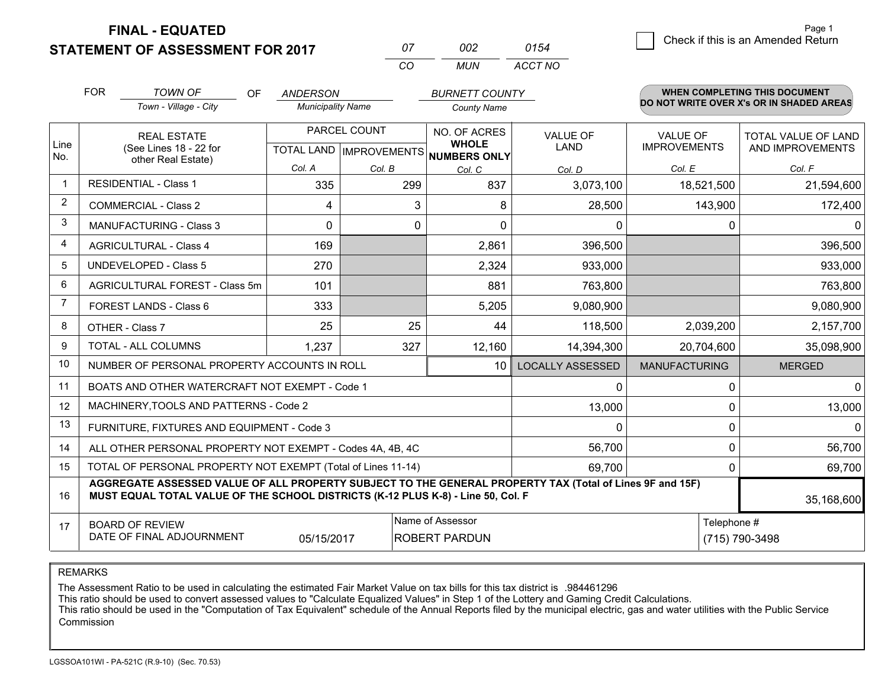# FINAL - EQUATED
## STATEMENT OF ASSESSMENT FOR 2017

| 07 | 002 | 0154 |
|---|---|---|
| CO | MUN | ACCT NO |

Page 1

☐ Check if this is an Amended Return

FOR *TOWN OF* (Town - Village - City) OF *ANDERSON* (Municipality Name) *BURNETT COUNTY* (County Name)

**WHEN COMPLETING THIS DOCUMENT DO NOT WRITE OVER X's OR IN SHADED AREAS**

| Line No. | REAL ESTATE (See Lines 18 - 22 for other Real Estate) | PARCEL COUNT TOTAL LAND Col. A | PARCEL COUNT IMPROVEMENTS Col. B | NO. OF ACRES WHOLE NUMBERS ONLY Col. C | VALUE OF LAND Col. D | VALUE OF IMPROVEMENTS Col. E | TOTAL VALUE OF LAND AND IMPROVEMENTS Col. F |
|---|---|---|---|---|---|---|---|
| 1 | RESIDENTIAL - Class 1 | 335 | 299 | 837 | 3,073,100 | 18,521,500 | 21,594,600 |
| 2 | COMMERCIAL - Class 2 | 4 | 3 | 8 | 28,500 | 143,900 | 172,400 |
| 3 | MANUFACTURING - Class 3 | 0 | 0 | 0 | 0 | 0 | 0 |
| 4 | AGRICULTURAL - Class 4 | 169 | | 2,861 | 396,500 | | 396,500 |
| 5 | UNDEVELOPED - Class 5 | 270 | | 2,324 | 933,000 | | 933,000 |
| 6 | AGRICULTURAL FOREST - Class 5m | 101 | | 881 | 763,800 | | 763,800 |
| 7 | FOREST LANDS - Class 6 | 333 | | 5,205 | 9,080,900 | | 9,080,900 |
| 8 | OTHER - Class 7 | 25 | 25 | 44 | 118,500 | 2,039,200 | 2,157,700 |
| 9 | TOTAL - ALL COLUMNS | 1,237 | 327 | 12,160 | 14,394,300 | 20,704,600 | 35,098,900 |
| 10 | NUMBER OF PERSONAL PROPERTY ACCOUNTS IN ROLL | | | 10 | LOCALLY ASSESSED | MANUFACTURING | MERGED |
| 11 | BOATS AND OTHER WATERCRAFT NOT EXEMPT - Code 1 | | | | 0 | 0 | 0 |
| 12 | MACHINERY,TOOLS AND PATTERNS - Code 2 | | | | 13,000 | 0 | 13,000 |
| 13 | FURNITURE, FIXTURES AND EQUIPMENT - Code 3 | | | | 0 | 0 | 0 |
| 14 | ALL OTHER PERSONAL PROPERTY NOT EXEMPT - Codes 4A, 4B, 4C | | | | 56,700 | 0 | 56,700 |
| 15 | TOTAL OF PERSONAL PROPERTY NOT EXEMPT (Total of Lines 11-14) | | | | 69,700 | 0 | 69,700 |
| 16 | **AGGREGATE ASSESSED VALUE OF ALL PROPERTY SUBJECT TO THE GENERAL PROPERTY TAX (Total of Lines 9F and 15F) MUST EQUAL TOTAL VALUE OF THE SCHOOL DISTRICTS (K-12 PLUS K-8) - Line 50, Col. F** | | | | | | 35,168,600 |
| 17 | BOARD OF REVIEW DATE OF FINAL ADJOURNMENT | 05/15/2017 | | Name of Assessor: ROBERT PARDUN | | Telephone #: (715) 790-3498 | |

REMARKS

The Assessment Ratio to be used in calculating the estimated Fair Market Value on tax bills for this tax district is .984461296
This ratio should be used to convert assessed values to "Calculate Equalized Values" in Step 1 of the Lottery and Gaming Credit Calculations.
This ratio should be used in the "Computation of Tax Equivalent" schedule of the Annual Reports filed by the municipal electric, gas and water utilities with the Public Service Commission

LGSSOA101WI - PA-521C (R.9-10) (Sec. 70.53)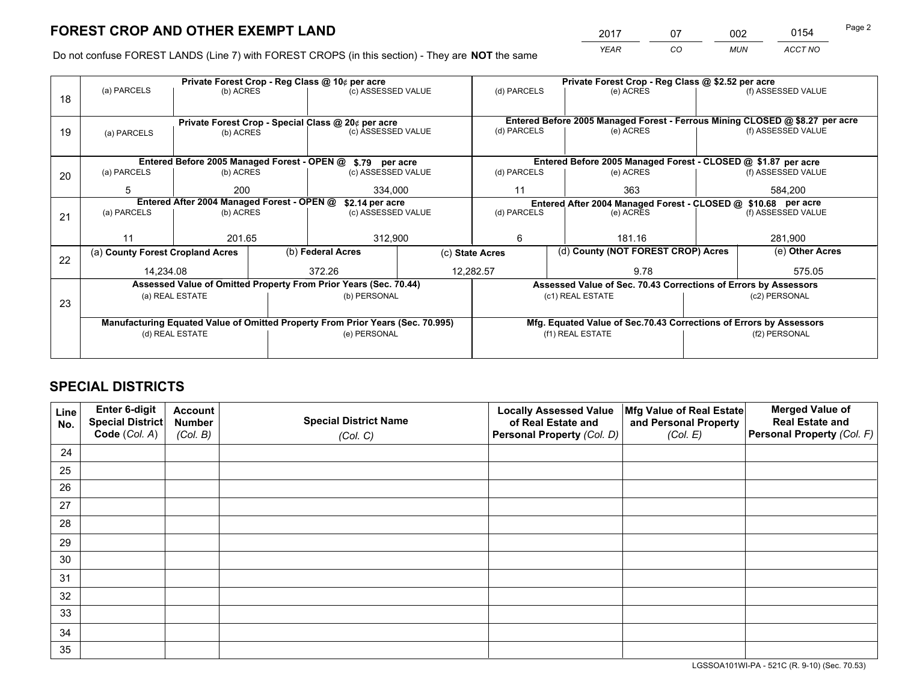# FOREST CROP AND OTHER EXEMPT LAND

| 2017 | 07 | 002 | 0154 |
|---|---|---|---|
| YEAR | CO | MUN | ACCT NO |

Do not confuse FOREST LANDS (Line 7) with FOREST CROPS (in this section) - They are **NOT** the same

| | Private Forest Crop - Reg Class @ 10¢ per acre | | | Private Forest Crop - Reg Class @ $2.52 per acre | | |
|---|---|---|---|---|---|---|
| 18 | (a) PARCELS | (b) ACRES | (c) ASSESSED VALUE | (d) PARCELS | (e) ACRES | (f) ASSESSED VALUE |
| | | | | | | |
| | **Private Forest Crop - Special Class @ 20¢ per acre** | | | **Entered Before 2005 Managed Forest - Ferrous Mining CLOSED @ $8.27 per acre** | | |
| 19 | (a) PARCELS | (b) ACRES | (c) ASSESSED VALUE | (d) PARCELS | (e) ACRES | (f) ASSESSED VALUE |
| | | | | | | |
| | **Entered Before 2005 Managed Forest - OPEN @ $.79 per acre** | | | **Entered Before 2005 Managed Forest - CLOSED @ $1.87 per acre** | | |
| 20 | (a) PARCELS | (b) ACRES | (c) ASSESSED VALUE | (d) PARCELS | (e) ACRES | (f) ASSESSED VALUE |
| | 5 | 200 | 334,000 | 11 | 363 | 584,200 |
| | **Entered After 2004 Managed Forest - OPEN @ $2.14 per acre** | | | **Entered After 2004 Managed Forest - CLOSED @ $10.68 per acre** | | |
| 21 | (a) PARCELS | (b) ACRES | (c) ASSESSED VALUE | (d) PARCELS | (e) ACRES | (f) ASSESSED VALUE |
| | 11 | 201.65 | 312,900 | 6 | 181.16 | 281,900 |

| | (a) County Forest Cropland Acres | (b) Federal Acres | (c) State Acres | (d) County (NOT FOREST CROP) Acres | (e) Other Acres |
|---|---|---|---|---|---|
| 22 | 14,234.08 | 372.26 | 12,282.57 | 9.78 | 575.05 |

| | Assessed Value of Omitted Property From Prior Years (Sec. 70.44) | | Assessed Value of Sec. 70.43 Corrections of Errors by Assessors | |
|---|---|---|---|---|
| 23 | (a) REAL ESTATE | (b) PERSONAL | (c1) REAL ESTATE | (c2) PERSONAL |
| | | | | |
| | **Manufacturing Equated Value of Omitted Property From Prior Years (Sec. 70.995)** | | **Mfg. Equated Value of Sec.70.43 Corrections of Errors by Assessors** | |
| | (d) REAL ESTATE | (e) PERSONAL | (f1) REAL ESTATE | (f2) PERSONAL |
| | | | | |

# SPECIAL DISTRICTS

| Line No. | Enter 6-digit Special District Code (Col. A) | Account Number (Col. B) | Special District Name (Col. C) | Locally Assessed Value of Real Estate and Personal Property (Col. D) | Mfg Value of Real Estate and Personal Property (Col. E) | Merged Value of Real Estate and Personal Property (Col. F) |
|---|---|---|---|---|---|---|
| 24 | | | | | | |
| 25 | | | | | | |
| 26 | | | | | | |
| 27 | | | | | | |
| 28 | | | | | | |
| 29 | | | | | | |
| 30 | | | | | | |
| 31 | | | | | | |
| 32 | | | | | | |
| 33 | | | | | | |
| 34 | | | | | | |
| 35 | | | | | | |

LGSSOA101WI-PA - 521C (R. 9-10) (Sec. 70.53)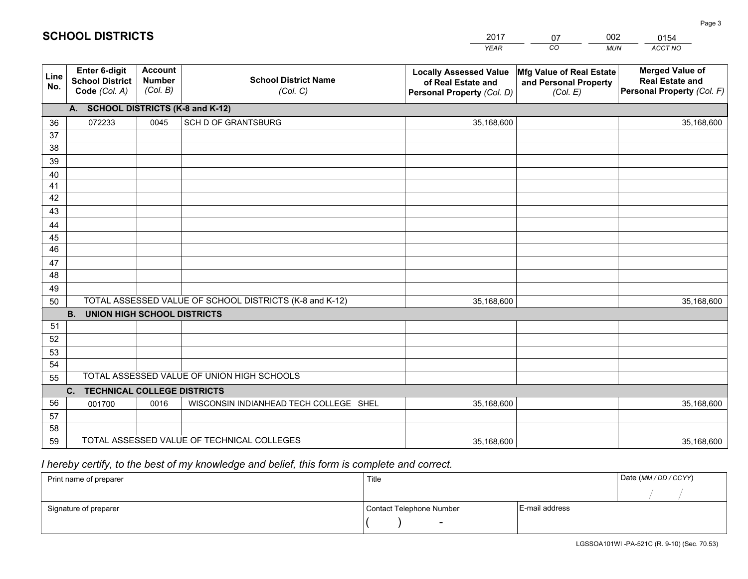# SCHOOL DISTRICTS

| 2017 | 07 | 002 | 0154 |
|---|---|---|---|
| *YEAR* | *CO* | *MUN* | *ACCT NO* |

| Line No. | Enter 6-digit School District Code *(Col. A)* | Account Number *(Col. B)* | School District Name *(Col. C)* | Locally Assessed Value of Real Estate and Personal Property *(Col. D)* | Mfg Value of Real Estate and Personal Property *(Col. E)* | Merged Value of Real Estate and Personal Property *(Col. F)* |
|---|---|---|---|---|---|---|
| **A. SCHOOL DISTRICTS (K-8 and K-12)** | | | | | | |
| 36 | 072233 | 0045 | SCH D OF GRANTSBURG | 35,168,600 | | 35,168,600 |
| 37 | | | | | | |
| 38 | | | | | | |
| 39 | | | | | | |
| 40 | | | | | | |
| 41 | | | | | | |
| 42 | | | | | | |
| 43 | | | | | | |
| 44 | | | | | | |
| 45 | | | | | | |
| 46 | | | | | | |
| 47 | | | | | | |
| 48 | | | | | | |
| 49 | | | | | | |
| 50 | TOTAL ASSESSED VALUE OF SCHOOL DISTRICTS (K-8 and K-12) | | | 35,168,600 | | 35,168,600 |
| **B. UNION HIGH SCHOOL DISTRICTS** | | | | | | |
| 51 | | | | | | |
| 52 | | | | | | |
| 53 | | | | | | |
| 54 | | | | | | |
| 55 | TOTAL ASSESSED VALUE OF UNION HIGH SCHOOLS | | | | | |
| **C. TECHNICAL COLLEGE DISTRICTS** | | | | | | |
| 56 | 001700 | 0016 | WISCONSIN INDIANHEAD TECH COLLEGE SHEL | 35,168,600 | | 35,168,600 |
| 57 | | | | | | |
| 58 | | | | | | |
| 59 | TOTAL ASSESSED VALUE OF TECHNICAL COLLEGES | | | 35,168,600 | | 35,168,600 |

*I hereby certify, to the best of my knowledge and belief, this form is complete and correct.*

| Print name of preparer | Title | | Date *(MM / DD / CCYY)* |
|---|---|---|---|
| | | | / / |
| Signature of preparer | Contact Telephone Number | E-mail address | |
| | ( ) - | | |

LGSSOA101WI -PA-521C (R. 9-10) (Sec. 70.53)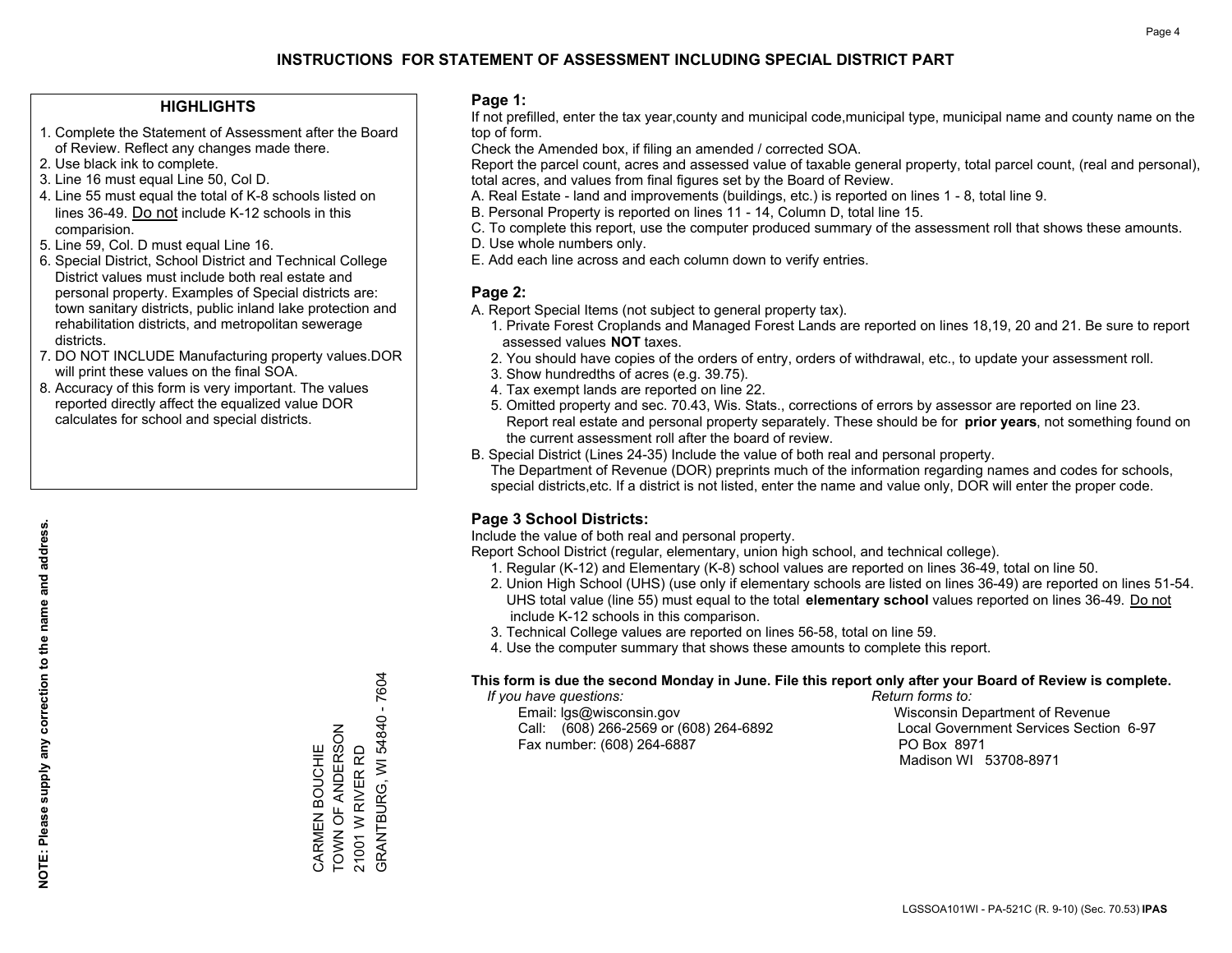# INSTRUCTIONS FOR STATEMENT OF ASSESSMENT INCLUDING SPECIAL DISTRICT PART

## HIGHLIGHTS

1. Complete the Statement of Assessment after the Board of Review. Reflect any changes made there.
2. Use black ink to complete.
3. Line 16 must equal Line 50, Col D.
4. Line 55 must equal the total of K-8 schools listed on lines 36-49. Do not include K-12 schools in this comparision.
5. Line 59, Col. D must equal Line 16.
6. Special District, School District and Technical College District values must include both real estate and personal property. Examples of Special districts are: town sanitary districts, public inland lake protection and rehabilitation districts, and metropolitan sewerage districts.
7. DO NOT INCLUDE Manufacturing property values.DOR will print these values on the final SOA.
8. Accuracy of this form is very important. The values reported directly affect the equalized value DOR calculates for school and special districts.

**NOTE: Please supply any correction to the name and address.**

CARMEN BOUCHIE
TOWN OF ANDERSON
21001 W RIVER RD
GRANTBURG, WI 54840 - 7604

## Page 1:

If not prefilled, enter the tax year,county and municipal code,municipal type, municipal name and county name on the top of form.

Check the Amended box, if filing an amended / corrected SOA.

Report the parcel count, acres and assessed value of taxable general property, total parcel count, (real and personal), total acres, and values from final figures set by the Board of Review.

A. Real Estate - land and improvements (buildings, etc.) is reported on lines 1 - 8, total line 9.
B. Personal Property is reported on lines 11 - 14, Column D, total line 15.
C. To complete this report, use the computer produced summary of the assessment roll that shows these amounts.
D. Use whole numbers only.
E. Add each line across and each column down to verify entries.

## Page 2:

A. Report Special Items (not subject to general property tax).
   1. Private Forest Croplands and Managed Forest Lands are reported on lines 18,19, 20 and 21. Be sure to report assessed values **NOT** taxes.
   2. You should have copies of the orders of entry, orders of withdrawal, etc., to update your assessment roll.
   3. Show hundredths of acres (e.g. 39.75).
   4. Tax exempt lands are reported on line 22.
   5. Omitted property and sec. 70.43, Wis. Stats., corrections of errors by assessor are reported on line 23. Report real estate and personal property separately. These should be for **prior years**, not something found on the current assessment roll after the board of review.
B. Special District (Lines 24-35) Include the value of both real and personal property.
   The Department of Revenue (DOR) preprints much of the information regarding names and codes for schools, special districts,etc. If a district is not listed, enter the name and value only, DOR will enter the proper code.

## Page 3 School Districts:

Include the value of both real and personal property.

Report School District (regular, elementary, union high school, and technical college).

1. Regular (K-12) and Elementary (K-8) school values are reported on lines 36-49, total on line 50.
2. Union High School (UHS) (use only if elementary schools are listed on lines 36-49) are reported on lines 51-54. UHS total value (line 55) must equal to the total **elementary school** values reported on lines 36-49. Do not include K-12 schools in this comparison.
3. Technical College values are reported on lines 56-58, total on line 59.
4. Use the computer summary that shows these amounts to complete this report.

**This form is due the second Monday in June. File this report only after your Board of Review is complete.**

*If you have questions:*
Email: lgs@wisconsin.gov
Call: (608) 266-2569 or (608) 264-6892
Fax number: (608) 264-6887

*Return forms to:*
Wisconsin Department of Revenue
Local Government Services Section 6-97
PO Box 8971
Madison WI 53708-8971

LGSSOA101WI - PA-521C (R. 9-10) (Sec. 70.53) **IPAS**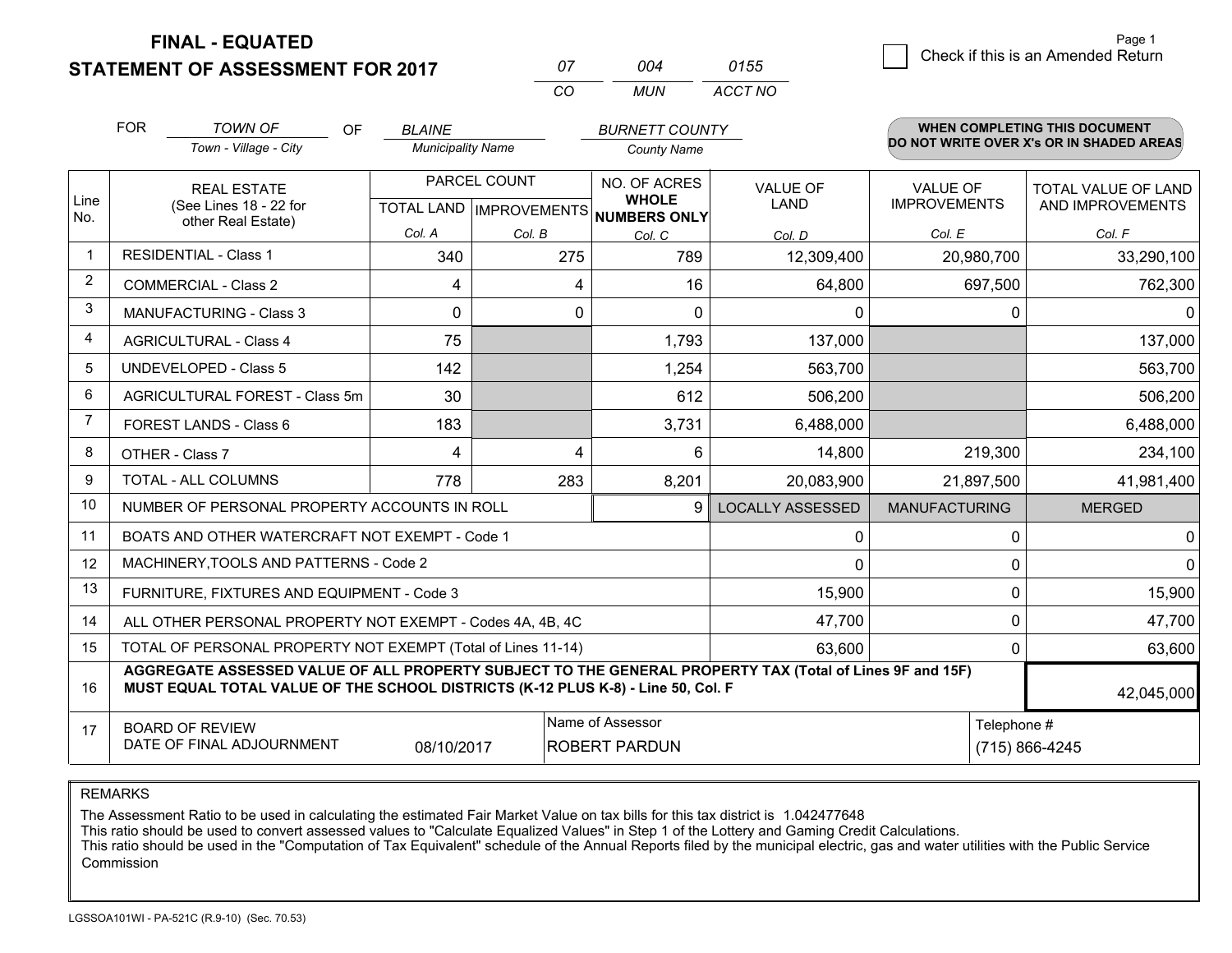# FINAL - EQUATED
## STATEMENT OF ASSESSMENT FOR 2017

| 07 | 004 | 0155 |
|---|---|---|
| CO | MUN | ACCT NO |

Check if this is an Amended Return

FOR *TOWN OF* (Town - Village - City) OF *BLAINE* (Municipality Name) *BURNETT COUNTY* (County Name)

**WHEN COMPLETING THIS DOCUMENT DO NOT WRITE OVER X's OR IN SHADED AREAS**

| Line No. | REAL ESTATE (See Lines 18 - 22 for other Real Estate) | PARCEL COUNT TOTAL LAND Col. A | PARCEL COUNT IMPROVEMENTS Col. B | NO. OF ACRES WHOLE NUMBERS ONLY Col. C | VALUE OF LAND Col. D | VALUE OF IMPROVEMENTS Col. E | TOTAL VALUE OF LAND AND IMPROVEMENTS Col. F |
|---|---|---|---|---|---|---|---|
| 1 | RESIDENTIAL - Class 1 | 340 | 275 | 789 | 12,309,400 | 20,980,700 | 33,290,100 |
| 2 | COMMERCIAL - Class 2 | 4 | 4 | 16 | 64,800 | 697,500 | 762,300 |
| 3 | MANUFACTURING - Class 3 | 0 | 0 | 0 | 0 | 0 | 0 |
| 4 | AGRICULTURAL - Class 4 | 75 | | 1,793 | 137,000 | | 137,000 |
| 5 | UNDEVELOPED - Class 5 | 142 | | 1,254 | 563,700 | | 563,700 |
| 6 | AGRICULTURAL FOREST - Class 5m | 30 | | 612 | 506,200 | | 506,200 |
| 7 | FOREST LANDS - Class 6 | 183 | | 3,731 | 6,488,000 | | 6,488,000 |
| 8 | OTHER - Class 7 | 4 | 4 | 6 | 14,800 | 219,300 | 234,100 |
| 9 | TOTAL - ALL COLUMNS | 778 | 283 | 8,201 | 20,083,900 | 21,897,500 | 41,981,400 |

| Line No. | | | LOCALLY ASSESSED | MANUFACTURING | MERGED |
|---|---|---|---|---|---|
| 10 | NUMBER OF PERSONAL PROPERTY ACCOUNTS IN ROLL | 9 | | | |
| 11 | BOATS AND OTHER WATERCRAFT NOT EXEMPT - Code 1 | | 0 | 0 | 0 |
| 12 | MACHINERY,TOOLS AND PATTERNS - Code 2 | | 0 | 0 | 0 |
| 13 | FURNITURE, FIXTURES AND EQUIPMENT - Code 3 | | 15,900 | 0 | 15,900 |
| 14 | ALL OTHER PERSONAL PROPERTY NOT EXEMPT - Codes 4A, 4B, 4C | | 47,700 | 0 | 47,700 |
| 15 | TOTAL OF PERSONAL PROPERTY NOT EXEMPT (Total of Lines 11-14) | | 63,600 | 0 | 63,600 |
| 16 | **AGGREGATE ASSESSED VALUE OF ALL PROPERTY SUBJECT TO THE GENERAL PROPERTY TAX (Total of Lines 9F and 15F) MUST EQUAL TOTAL VALUE OF THE SCHOOL DISTRICTS (K-12 PLUS K-8) - Line 50, Col. F** | | | | 42,045,000 |

| 17 | BOARD OF REVIEW DATE OF FINAL ADJOURNMENT | 08/10/2017 | Name of Assessor: ROBERT PARDUN | Telephone #: (715) 866-4245 |
|---|---|---|---|---|

REMARKS

The Assessment Ratio to be used in calculating the estimated Fair Market Value on tax bills for this tax district is 1.042477648
This ratio should be used to convert assessed values to "Calculate Equalized Values" in Step 1 of the Lottery and Gaming Credit Calculations.
This ratio should be used in the "Computation of Tax Equivalent" schedule of the Annual Reports filed by the municipal electric, gas and water utilities with the Public Service Commission

LGSSOA101WI - PA-521C (R.9-10) (Sec. 70.53)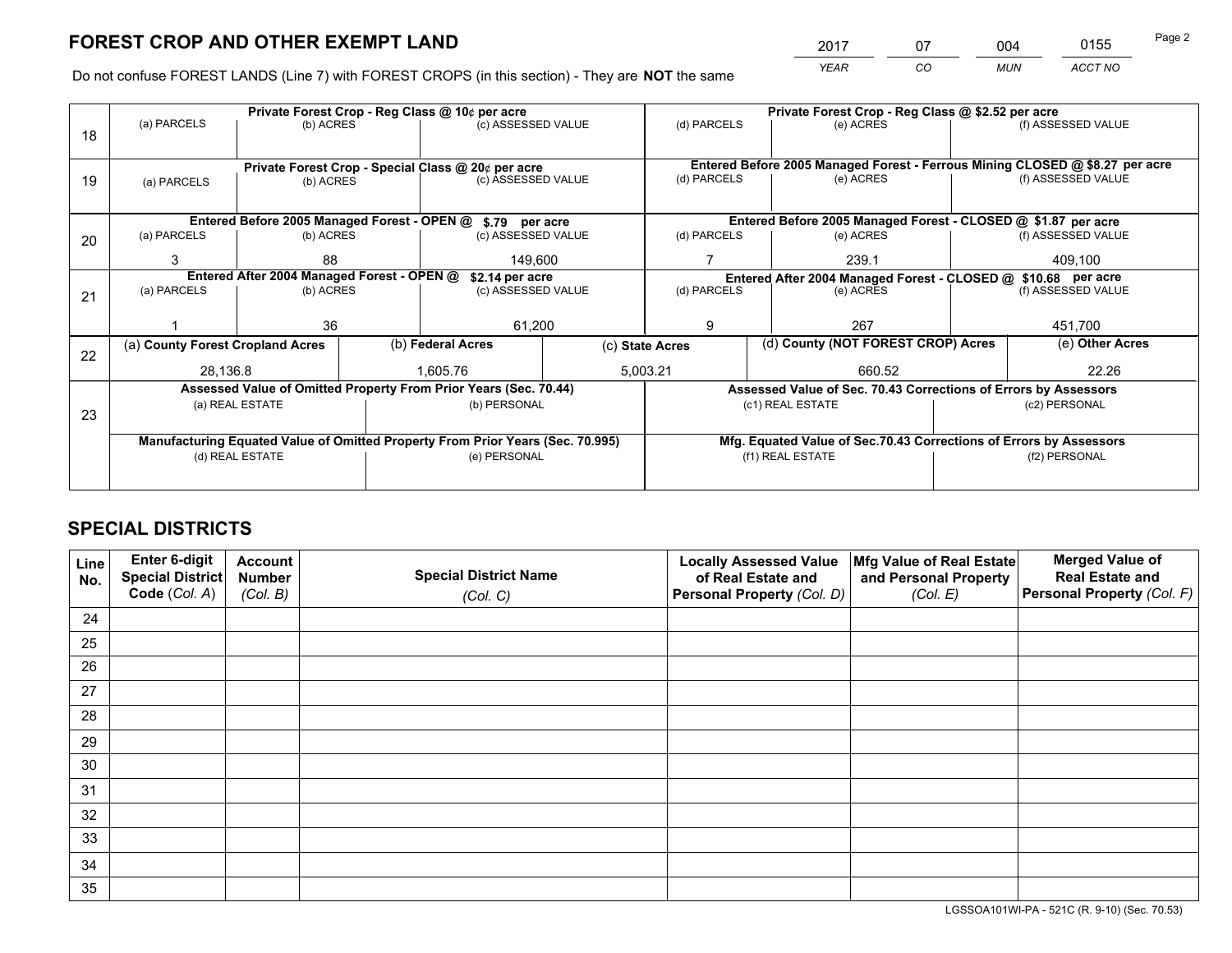# FOREST CROP AND OTHER EXEMPT LAND

| 2017 | 07 | 004 | 0155 |
|---|---|---|---|
| *YEAR* | *CO* | *MUN* | *ACCT NO* |

Do not confuse FOREST LANDS (Line 7) with FOREST CROPS (in this section) - They are **NOT** the same

| Line | Private Forest Crop - Reg Class @ 10¢ per acre | | | Private Forest Crop - Reg Class @ $2.52 per acre | | |
|---|---|---|---|---|---|---|
| | (a) PARCELS | (b) ACRES | (c) ASSESSED VALUE | (d) PARCELS | (e) ACRES | (f) ASSESSED VALUE |
| 18 | | | | | | |
| | **Private Forest Crop - Special Class @ 20¢ per acre** | | | **Entered Before 2005 Managed Forest - Ferrous Mining CLOSED @ $8.27 per acre** | | |
| 19 | (a) PARCELS | (b) ACRES | (c) ASSESSED VALUE | (d) PARCELS | (e) ACRES | (f) ASSESSED VALUE |
| | | | | | | |
| | **Entered Before 2005 Managed Forest - OPEN @ $.79 per acre** | | | **Entered Before 2005 Managed Forest - CLOSED @ $1.87 per acre** | | |
| 20 | (a) PARCELS | (b) ACRES | (c) ASSESSED VALUE | (d) PARCELS | (e) ACRES | (f) ASSESSED VALUE |
| | 3 | 88 | 149,600 | 7 | 239.1 | 409,100 |
| | **Entered After 2004 Managed Forest - OPEN @ $2.14 per acre** | | | **Entered After 2004 Managed Forest - CLOSED @ $10.68 per acre** | | |
| 21 | (a) PARCELS | (b) ACRES | (c) ASSESSED VALUE | (d) PARCELS | (e) ACRES | (f) ASSESSED VALUE |
| | 1 | 36 | 61,200 | 9 | 267 | 451,700 |

| Line | (a) County Forest Cropland Acres | (b) Federal Acres | (c) State Acres | (d) County (NOT FOREST CROP) Acres | (e) Other Acres |
|---|---|---|---|---|---|
| 22 | 28,136.8 | 1,605.76 | 5,003.21 | 660.52 | 22.26 |

| Line | Assessed Value of Omitted Property From Prior Years (Sec. 70.44) | | Assessed Value of Sec. 70.43 Corrections of Errors by Assessors | |
|---|---|---|---|---|
| 23 | (a) REAL ESTATE | (b) PERSONAL | (c1) REAL ESTATE | (c2) PERSONAL |
| | | | | |
| | **Manufacturing Equated Value of Omitted Property From Prior Years (Sec. 70.995)** | | **Mfg. Equated Value of Sec.70.43 Corrections of Errors by Assessors** | |
| | (d) REAL ESTATE | (e) PERSONAL | (f1) REAL ESTATE | (f2) PERSONAL |
| | | | | |

# SPECIAL DISTRICTS

| Line No. | Enter 6-digit Special District Code (Col. A) | Account Number (Col. B) | Special District Name (Col. C) | Locally Assessed Value of Real Estate and Personal Property (Col. D) | Mfg Value of Real Estate and Personal Property (Col. E) | Merged Value of Real Estate and Personal Property (Col. F) |
|---|---|---|---|---|---|---|
| 24 | | | | | | |
| 25 | | | | | | |
| 26 | | | | | | |
| 27 | | | | | | |
| 28 | | | | | | |
| 29 | | | | | | |
| 30 | | | | | | |
| 31 | | | | | | |
| 32 | | | | | | |
| 33 | | | | | | |
| 34 | | | | | | |
| 35 | | | | | | |

LGSSOA101WI-PA - 521C (R. 9-10) (Sec. 70.53)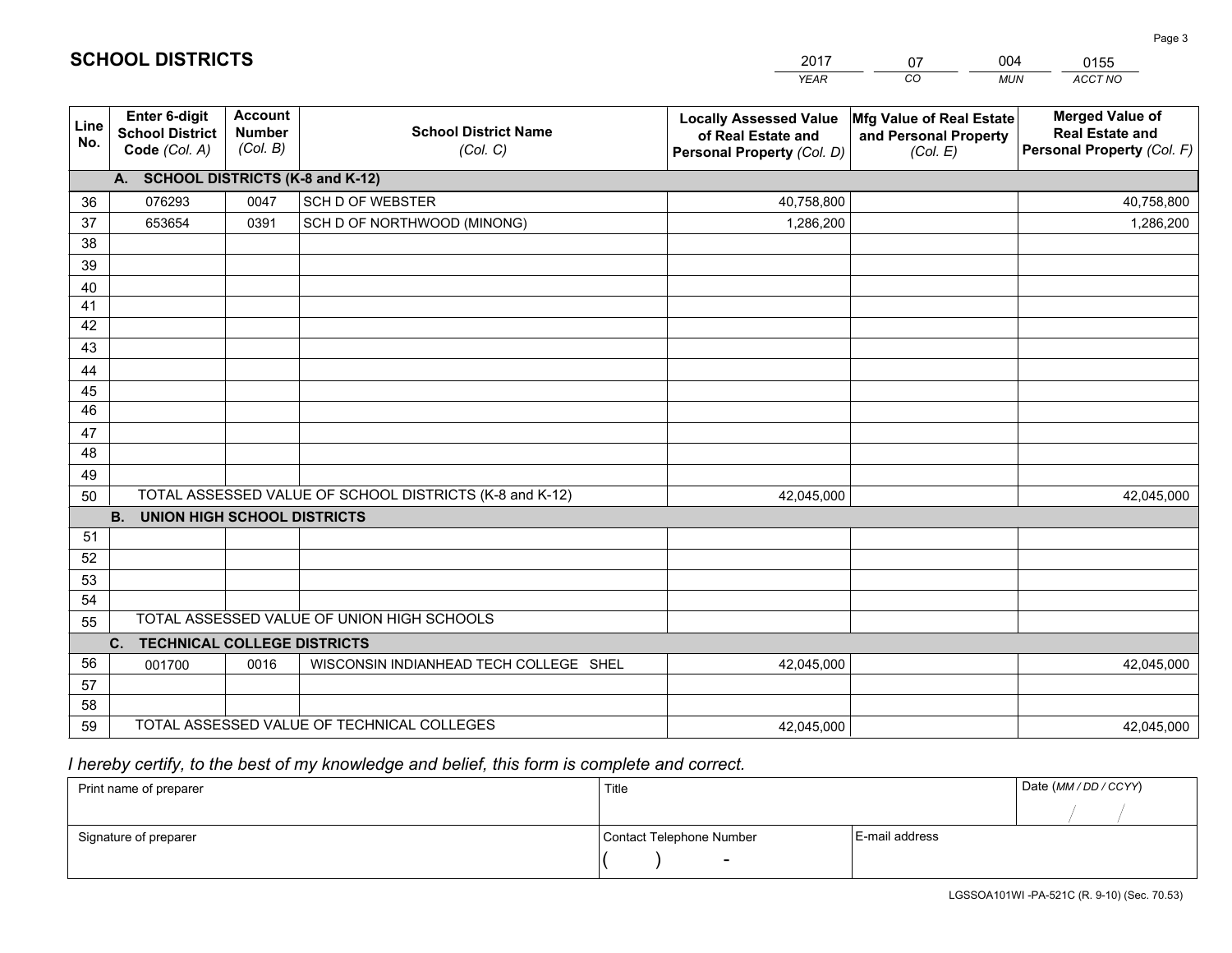# SCHOOL DISTRICTS

| 2017 | 07 | 004 | 0155 |
|---|---|---|---|
| *YEAR* | *CO* | *MUN* | *ACCT NO* |

| Line No. | Enter 6-digit School District Code *(Col. A)* | Account Number *(Col. B)* | School District Name *(Col. C)* | Locally Assessed Value of Real Estate and Personal Property *(Col. D)* | Mfg Value of Real Estate and Personal Property *(Col. E)* | Merged Value of Real Estate and Personal Property *(Col. F)* |
|---|---|---|---|---|---|---|
| | **A. SCHOOL DISTRICTS (K-8 and K-12)** | | | | | |
| 36 | 076293 | 0047 | SCH D OF WEBSTER | 40,758,800 | | 40,758,800 |
| 37 | 653654 | 0391 | SCH D OF NORTHWOOD (MINONG) | 1,286,200 | | 1,286,200 |
| 38 | | | | | | |
| 39 | | | | | | |
| 40 | | | | | | |
| 41 | | | | | | |
| 42 | | | | | | |
| 43 | | | | | | |
| 44 | | | | | | |
| 45 | | | | | | |
| 46 | | | | | | |
| 47 | | | | | | |
| 48 | | | | | | |
| 49 | | | | | | |
| 50 | TOTAL ASSESSED VALUE OF SCHOOL DISTRICTS (K-8 and K-12) | | | 42,045,000 | | 42,045,000 |
| | **B. UNION HIGH SCHOOL DISTRICTS** | | | | | |
| 51 | | | | | | |
| 52 | | | | | | |
| 53 | | | | | | |
| 54 | | | | | | |
| 55 | TOTAL ASSESSED VALUE OF UNION HIGH SCHOOLS | | | | | |
| | **C. TECHNICAL COLLEGE DISTRICTS** | | | | | |
| 56 | 001700 | 0016 | WISCONSIN INDIANHEAD TECH COLLEGE SHEL | 42,045,000 | | 42,045,000 |
| 57 | | | | | | |
| 58 | | | | | | |
| 59 | TOTAL ASSESSED VALUE OF TECHNICAL COLLEGES | | | 42,045,000 | | 42,045,000 |

*I hereby certify, to the best of my knowledge and belief, this form is complete and correct.*

| Print name of preparer | Title | | Date *(MM / DD / CCYY)* |
|---|---|---|---|
| | | | / / |
| Signature of preparer | Contact Telephone Number | E-mail address | |
| | ( ) - | | |

LGSSOA101WI -PA-521C (R. 9-10) (Sec. 70.53)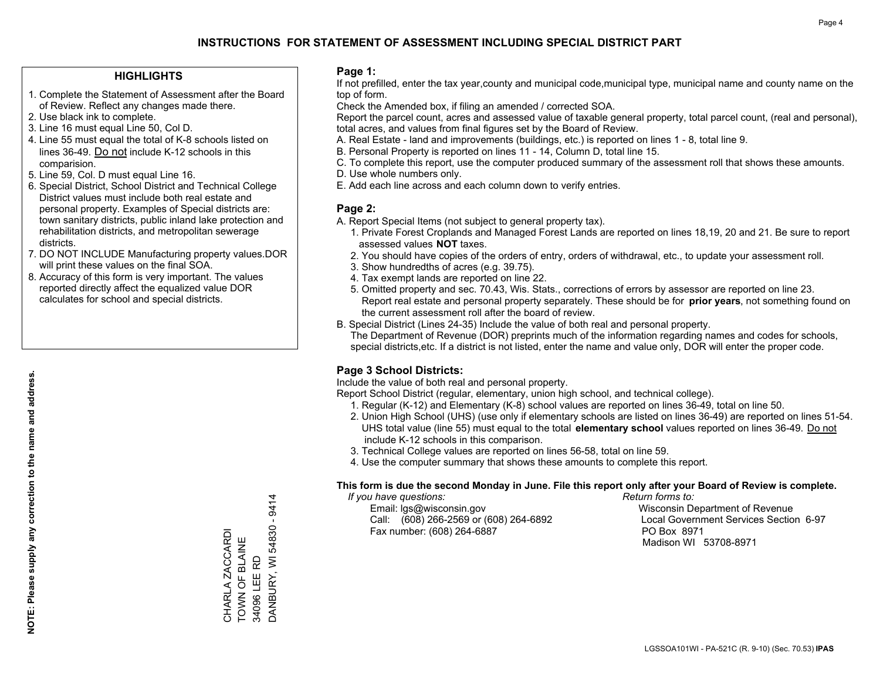# INSTRUCTIONS FOR STATEMENT OF ASSESSMENT INCLUDING SPECIAL DISTRICT PART

## HIGHLIGHTS

1. Complete the Statement of Assessment after the Board of Review. Reflect any changes made there.
2. Use black ink to complete.
3. Line 16 must equal Line 50, Col D.
4. Line 55 must equal the total of K-8 schools listed on lines 36-49. Do not include K-12 schools in this comparision.
5. Line 59, Col. D must equal Line 16.
6. Special District, School District and Technical College District values must include both real estate and personal property. Examples of Special districts are: town sanitary districts, public inland lake protection and rehabilitation districts, and metropolitan sewerage districts.
7. DO NOT INCLUDE Manufacturing property values.DOR will print these values on the final SOA.
8. Accuracy of this form is very important. The values reported directly affect the equalized value DOR calculates for school and special districts.

**NOTE: Please supply any correction to the name and address.**

CHARLA ZACCARDI
TOWN OF BLAINE
34096 LEE RD
DANBURY, WI 54830 - 9414

## Page 1:

If not prefilled, enter the tax year,county and municipal code,municipal type, municipal name and county name on the top of form.

Check the Amended box, if filing an amended / corrected SOA.

Report the parcel count, acres and assessed value of taxable general property, total parcel count, (real and personal), total acres, and values from final figures set by the Board of Review.

A. Real Estate - land and improvements (buildings, etc.) is reported on lines 1 - 8, total line 9.
B. Personal Property is reported on lines 11 - 14, Column D, total line 15.
C. To complete this report, use the computer produced summary of the assessment roll that shows these amounts.
D. Use whole numbers only.
E. Add each line across and each column down to verify entries.

## Page 2:

A. Report Special Items (not subject to general property tax).
   1. Private Forest Croplands and Managed Forest Lands are reported on lines 18,19, 20 and 21. Be sure to report assessed values **NOT** taxes.
   2. You should have copies of the orders of entry, orders of withdrawal, etc., to update your assessment roll.
   3. Show hundredths of acres (e.g. 39.75).
   4. Tax exempt lands are reported on line 22.
   5. Omitted property and sec. 70.43, Wis. Stats., corrections of errors by assessor are reported on line 23. Report real estate and personal property separately. These should be for **prior years**, not something found on the current assessment roll after the board of review.
B. Special District (Lines 24-35) Include the value of both real and personal property.
   The Department of Revenue (DOR) preprints much of the information regarding names and codes for schools, special districts,etc. If a district is not listed, enter the name and value only, DOR will enter the proper code.

## Page 3 School Districts:

Include the value of both real and personal property.

Report School District (regular, elementary, union high school, and technical college).

1. Regular (K-12) and Elementary (K-8) school values are reported on lines 36-49, total on line 50.
2. Union High School (UHS) (use only if elementary schools are listed on lines 36-49) are reported on lines 51-54. UHS total value (line 55) must equal to the total **elementary school** values reported on lines 36-49. Do not include K-12 schools in this comparison.
3. Technical College values are reported on lines 56-58, total on line 59.
4. Use the computer summary that shows these amounts to complete this report.

**This form is due the second Monday in June. File this report only after your Board of Review is complete.**

*If you have questions:*
Email: lgs@wisconsin.gov
Call: (608) 266-2569 or (608) 264-6892
Fax number: (608) 264-6887

*Return forms to:*
Wisconsin Department of Revenue
Local Government Services Section 6-97
PO Box 8971
Madison WI 53708-8971

LGSSOA101WI - PA-521C (R. 9-10) (Sec. 70.53) **IPAS**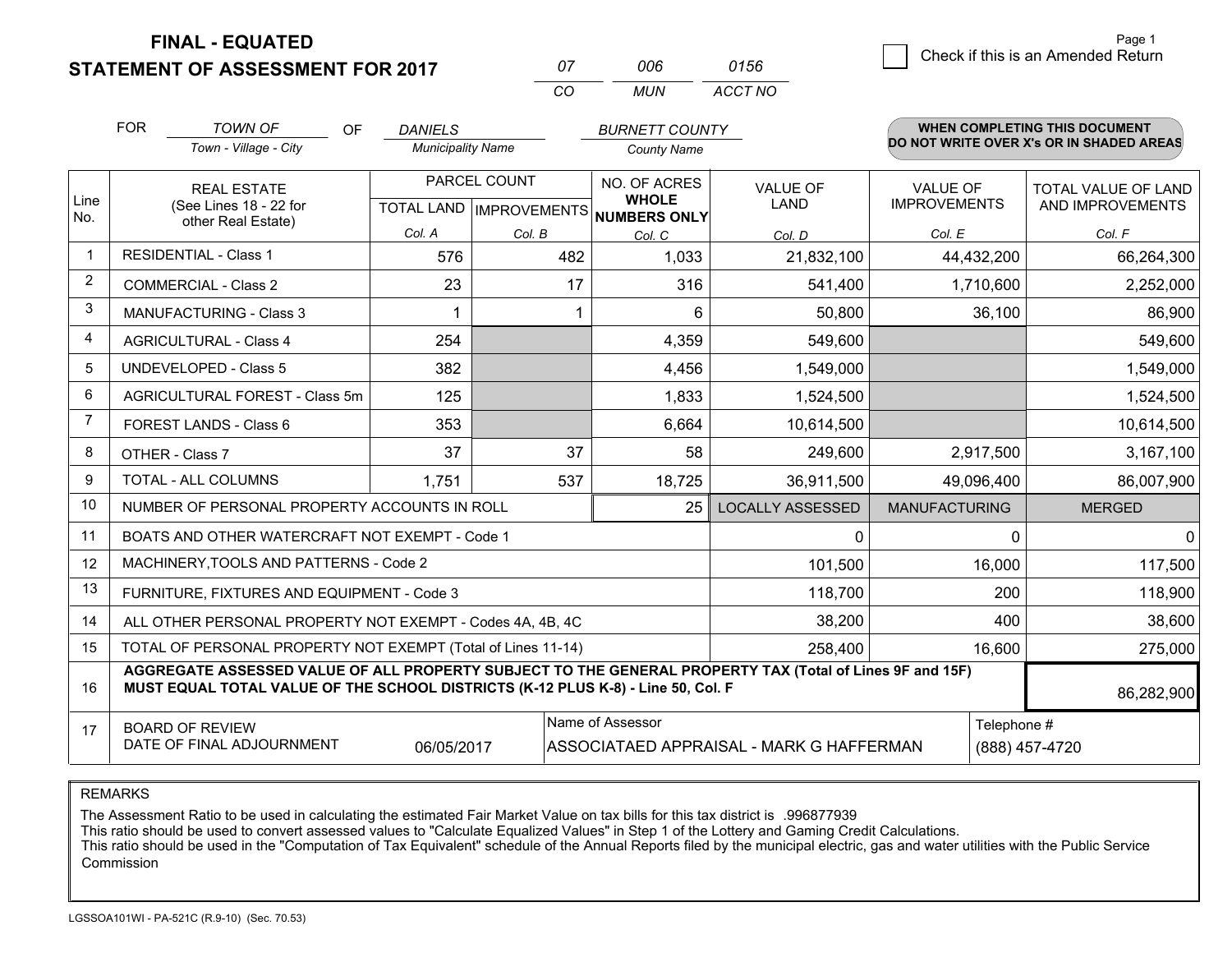# FINAL - EQUATED
## STATEMENT OF ASSESSMENT FOR 2017

| 07 | 006 | 0156 |
|---|---|---|
| CO | MUN | ACCT NO |

Check if this is an Amended Return

FOR *TOWN OF* (Town - Village - City) OF *DANIELS* (Municipality Name) *BURNETT COUNTY* (County Name)

**WHEN COMPLETING THIS DOCUMENT DO NOT WRITE OVER X's OR IN SHADED AREAS**

| Line No. | REAL ESTATE (See Lines 18 - 22 for other Real Estate) | PARCEL COUNT TOTAL LAND Col. A | PARCEL COUNT IMPROVEMENTS Col. B | NO. OF ACRES WHOLE NUMBERS ONLY Col. C | VALUE OF LAND Col. D | VALUE OF IMPROVEMENTS Col. E | TOTAL VALUE OF LAND AND IMPROVEMENTS Col. F |
|---|---|---|---|---|---|---|---|
| 1 | RESIDENTIAL - Class 1 | 576 | 482 | 1,033 | 21,832,100 | 44,432,200 | 66,264,300 |
| 2 | COMMERCIAL - Class 2 | 23 | 17 | 316 | 541,400 | 1,710,600 | 2,252,000 |
| 3 | MANUFACTURING - Class 3 | 1 | 1 | 6 | 50,800 | 36,100 | 86,900 |
| 4 | AGRICULTURAL - Class 4 | 254 | | 4,359 | 549,600 | | 549,600 |
| 5 | UNDEVELOPED - Class 5 | 382 | | 4,456 | 1,549,000 | | 1,549,000 |
| 6 | AGRICULTURAL FOREST - Class 5m | 125 | | 1,833 | 1,524,500 | | 1,524,500 |
| 7 | FOREST LANDS - Class 6 | 353 | | 6,664 | 10,614,500 | | 10,614,500 |
| 8 | OTHER - Class 7 | 37 | 37 | 58 | 249,600 | 2,917,500 | 3,167,100 |
| 9 | TOTAL - ALL COLUMNS | 1,751 | 537 | 18,725 | 36,911,500 | 49,096,400 | 86,007,900 |
| 10 | NUMBER OF PERSONAL PROPERTY ACCOUNTS IN ROLL | | | 25 | LOCALLY ASSESSED | MANUFACTURING | MERGED |
| 11 | BOATS AND OTHER WATERCRAFT NOT EXEMPT - Code 1 | | | | 0 | 0 | 0 |
| 12 | MACHINERY,TOOLS AND PATTERNS - Code 2 | | | | 101,500 | 16,000 | 117,500 |
| 13 | FURNITURE, FIXTURES AND EQUIPMENT - Code 3 | | | | 118,700 | 200 | 118,900 |
| 14 | ALL OTHER PERSONAL PROPERTY NOT EXEMPT - Codes 4A, 4B, 4C | | | | 38,200 | 400 | 38,600 |
| 15 | TOTAL OF PERSONAL PROPERTY NOT EXEMPT (Total of Lines 11-14) | | | | 258,400 | 16,600 | 275,000 |
| 16 | **AGGREGATE ASSESSED VALUE OF ALL PROPERTY SUBJECT TO THE GENERAL PROPERTY TAX (Total of Lines 9F and 15F) MUST EQUAL TOTAL VALUE OF THE SCHOOL DISTRICTS (K-12 PLUS K-8) - Line 50, Col. F** | | | | | | 86,282,900 |
| 17 | BOARD OF REVIEW DATE OF FINAL ADJOURNMENT | 06/05/2017 | | Name of Assessor: ASSOCIATAED APPRAISAL - MARK G HAFFERMAN | | | Telephone #: (888) 457-4720 |

REMARKS

The Assessment Ratio to be used in calculating the estimated Fair Market Value on tax bills for this tax district is .996877939
This ratio should be used to convert assessed values to "Calculate Equalized Values" in Step 1 of the Lottery and Gaming Credit Calculations.
This ratio should be used in the "Computation of Tax Equivalent" schedule of the Annual Reports filed by the municipal electric, gas and water utilities with the Public Service Commission

LGSSOA101WI - PA-521C (R.9-10) (Sec. 70.53)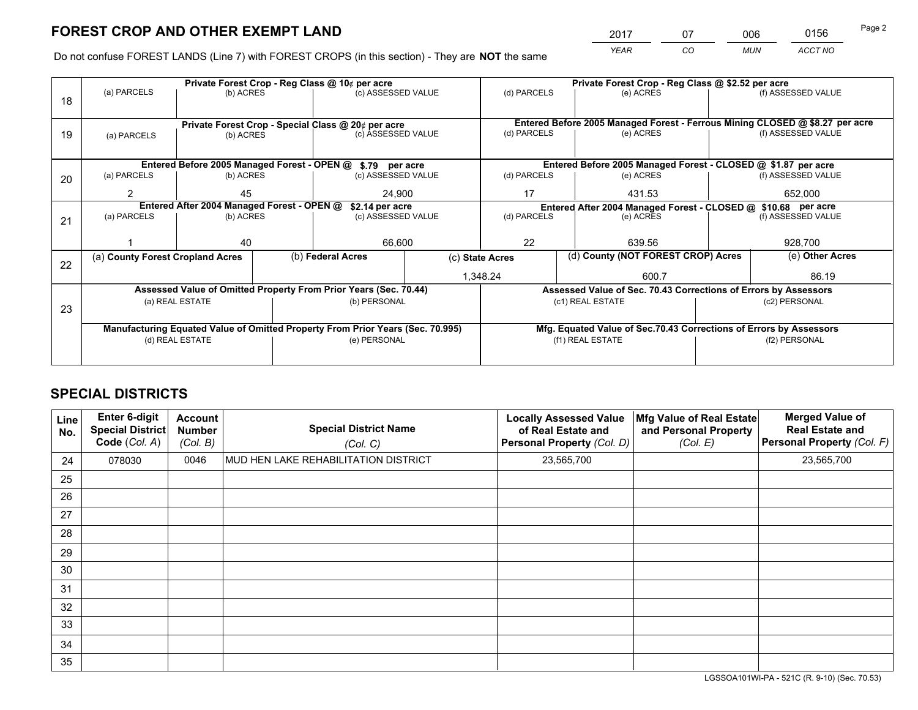# FOREST CROP AND OTHER EXEMPT LAND

| 2017 | 07 | 006 | 0156 |
|---|---|---|---|
| YEAR | CO | MUN | ACCT NO |

Do not confuse FOREST LANDS (Line 7) with FOREST CROPS (in this section) - They are **NOT** the same

| Line | Private Forest Crop - Reg Class @ 10¢ per acre | | | Private Forest Crop - Reg Class @ $2.52 per acre | | |
|---|---|---|---|---|---|---|
| 18 | (a) PARCELS | (b) ACRES | (c) ASSESSED VALUE | (d) PARCELS | (e) ACRES | (f) ASSESSED VALUE |
| | | | | | | |
| | **Private Forest Crop - Special Class @ 20¢ per acre** | | | **Entered Before 2005 Managed Forest - Ferrous Mining CLOSED @ $8.27 per acre** | | |
| 19 | (a) PARCELS | (b) ACRES | (c) ASSESSED VALUE | (d) PARCELS | (e) ACRES | (f) ASSESSED VALUE |
| | | | | | | |
| | **Entered Before 2005 Managed Forest - OPEN @ $.79 per acre** | | | **Entered Before 2005 Managed Forest - CLOSED @ $1.87 per acre** | | |
| 20 | (a) PARCELS | (b) ACRES | (c) ASSESSED VALUE | (d) PARCELS | (e) ACRES | (f) ASSESSED VALUE |
| | 2 | 45 | 24,900 | 17 | 431.53 | 652,000 |
| | **Entered After 2004 Managed Forest - OPEN @ $2.14 per acre** | | | **Entered After 2004 Managed Forest - CLOSED @ $10.68 per acre** | | |
| 21 | (a) PARCELS | (b) ACRES | (c) ASSESSED VALUE | (d) PARCELS | (e) ACRES | (f) ASSESSED VALUE |
| | 1 | 40 | 66,600 | 22 | 639.56 | 928,700 |

| Line | (a) County Forest Cropland Acres | (b) Federal Acres | (c) State Acres | (d) County (NOT FOREST CROP) Acres | (e) Other Acres |
|---|---|---|---|---|---|
| 22 | | | 1,348.24 | 600.7 | 86.19 |

| Line | Assessed Value of Omitted Property From Prior Years (Sec. 70.44) | | Assessed Value of Sec. 70.43 Corrections of Errors by Assessors | |
|---|---|---|---|---|
| 23 | (a) REAL ESTATE | (b) PERSONAL | (c1) REAL ESTATE | (c2) PERSONAL |
| | | | | |
| | **Manufacturing Equated Value of Omitted Property From Prior Years (Sec. 70.995)** | | **Mfg. Equated Value of Sec.70.43 Corrections of Errors by Assessors** | |
| | (d) REAL ESTATE | (e) PERSONAL | (f1) REAL ESTATE | (f2) PERSONAL |
| | | | | |

# SPECIAL DISTRICTS

| Line No. | Enter 6-digit Special District Code (Col. A) | Account Number (Col. B) | Special District Name (Col. C) | Locally Assessed Value of Real Estate and Personal Property (Col. D) | Mfg Value of Real Estate and Personal Property (Col. E) | Merged Value of Real Estate and Personal Property (Col. F) |
|---|---|---|---|---|---|---|
| 24 | 078030 | 0046 | MUD HEN LAKE REHABILITATION DISTRICT | 23,565,700 | | 23,565,700 |
| 25 | | | | | | |
| 26 | | | | | | |
| 27 | | | | | | |
| 28 | | | | | | |
| 29 | | | | | | |
| 30 | | | | | | |
| 31 | | | | | | |
| 32 | | | | | | |
| 33 | | | | | | |
| 34 | | | | | | |
| 35 | | | | | | |

LGSSOA101WI-PA - 521C (R. 9-10) (Sec. 70.53)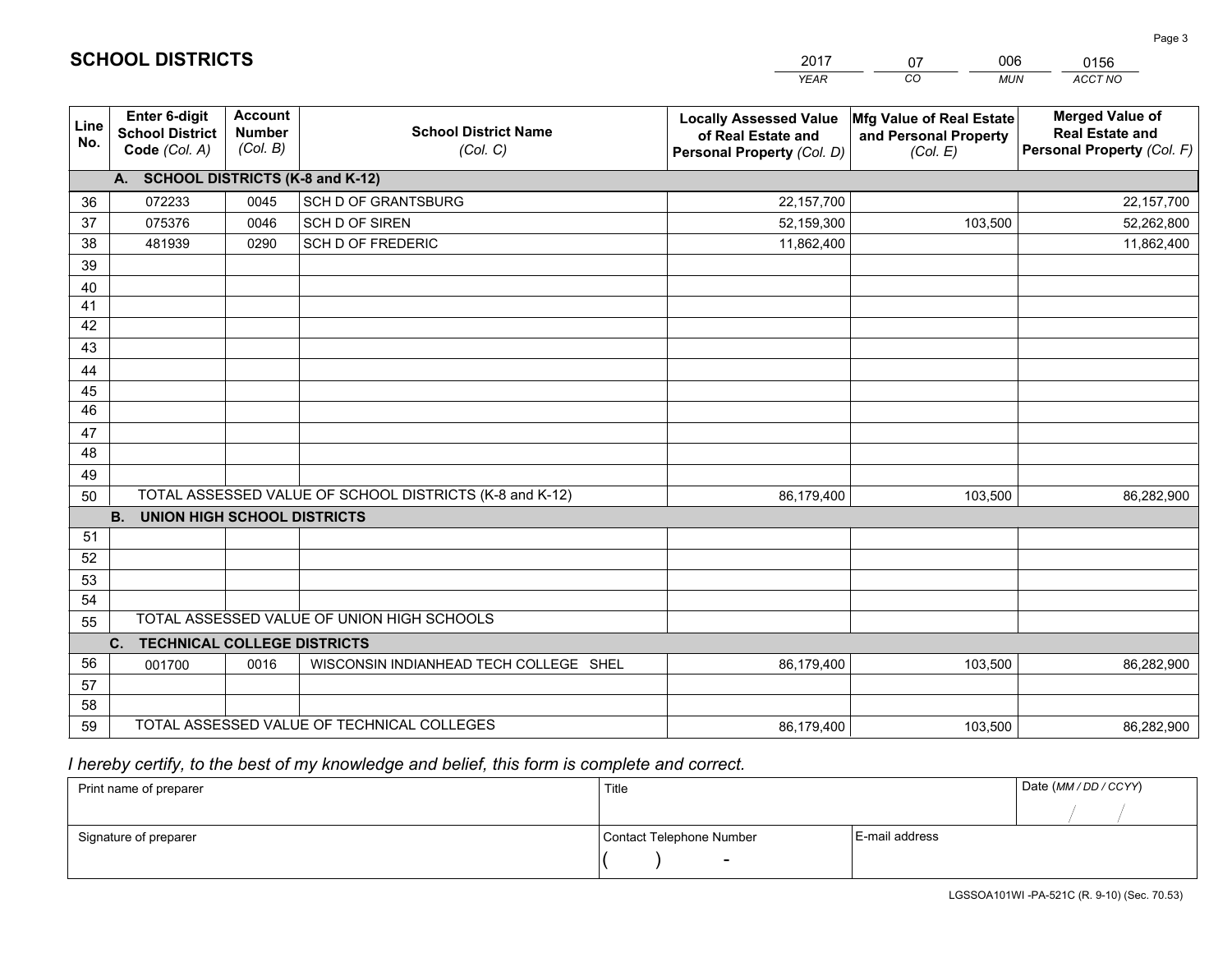# SCHOOL DISTRICTS

| 2017 | 07 | 006 | 0156 |
|---|---|---|---|
| *YEAR* | *CO* | *MUN* | *ACCT NO* |

| Line No. | Enter 6-digit School District Code *(Col. A)* | Account Number *(Col. B)* | School District Name *(Col. C)* | Locally Assessed Value of Real Estate and Personal Property *(Col. D)* | Mfg Value of Real Estate and Personal Property *(Col. E)* | Merged Value of Real Estate and Personal Property *(Col. F)* |
|---|---|---|---|---|---|---|
| | **A. SCHOOL DISTRICTS (K-8 and K-12)** | | | | | |
| 36 | 072233 | 0045 | SCH D OF GRANTSBURG | 22,157,700 | | 22,157,700 |
| 37 | 075376 | 0046 | SCH D OF SIREN | 52,159,300 | 103,500 | 52,262,800 |
| 38 | 481939 | 0290 | SCH D OF FREDERIC | 11,862,400 | | 11,862,400 |
| 39 | | | | | | |
| 40 | | | | | | |
| 41 | | | | | | |
| 42 | | | | | | |
| 43 | | | | | | |
| 44 | | | | | | |
| 45 | | | | | | |
| 46 | | | | | | |
| 47 | | | | | | |
| 48 | | | | | | |
| 49 | | | | | | |
| 50 | TOTAL ASSESSED VALUE OF SCHOOL DISTRICTS (K-8 and K-12) | | | 86,179,400 | 103,500 | 86,282,900 |
| | **B. UNION HIGH SCHOOL DISTRICTS** | | | | | |
| 51 | | | | | | |
| 52 | | | | | | |
| 53 | | | | | | |
| 54 | | | | | | |
| 55 | TOTAL ASSESSED VALUE OF UNION HIGH SCHOOLS | | | | | |
| | **C. TECHNICAL COLLEGE DISTRICTS** | | | | | |
| 56 | 001700 | 0016 | WISCONSIN INDIANHEAD TECH COLLEGE SHEL | 86,179,400 | 103,500 | 86,282,900 |
| 57 | | | | | | |
| 58 | | | | | | |
| 59 | TOTAL ASSESSED VALUE OF TECHNICAL COLLEGES | | | 86,179,400 | 103,500 | 86,282,900 |

*I hereby certify, to the best of my knowledge and belief, this form is complete and correct.*

| Print name of preparer | Title | | Date *(MM / DD / CCYY)* |
|---|---|---|---|
| | | | / / |
| Signature of preparer | Contact Telephone Number | E-mail address | |
| | ( ) - | | |

LGSSOA101WI -PA-521C (R. 9-10) (Sec. 70.53)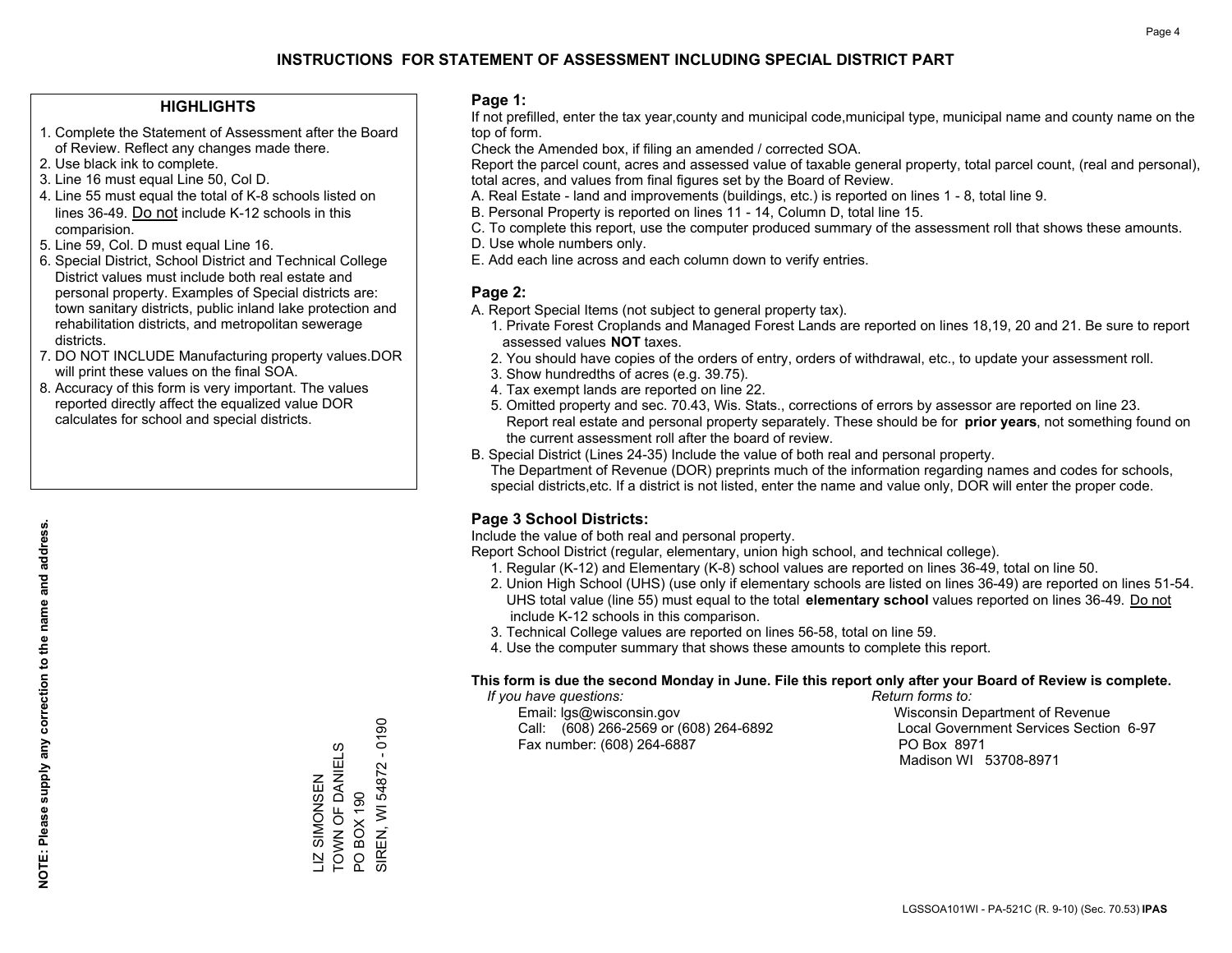## INSTRUCTIONS FOR STATEMENT OF ASSESSMENT INCLUDING SPECIAL DISTRICT PART

### HIGHLIGHTS

1. Complete the Statement of Assessment after the Board of Review. Reflect any changes made there.
2. Use black ink to complete.
3. Line 16 must equal Line 50, Col D.
4. Line 55 must equal the total of K-8 schools listed on lines 36-49. Do not include K-12 schools in this comparision.
5. Line 59, Col. D must equal Line 16.
6. Special District, School District and Technical College District values must include both real estate and personal property. Examples of Special districts are: town sanitary districts, public inland lake protection and rehabilitation districts, and metropolitan sewerage districts.
7. DO NOT INCLUDE Manufacturing property values.DOR will print these values on the final SOA.
8. Accuracy of this form is very important. The values reported directly affect the equalized value DOR calculates for school and special districts.

**NOTE: Please supply any correction to the name and address.**

LIZ SIMONSEN
TOWN OF DANIELS
PO BOX 190
SIREN, WI 54872 - 0190

### Page 1:

If not prefilled, enter the tax year,county and municipal code,municipal type, municipal name and county name on the top of form.

Check the Amended box, if filing an amended / corrected SOA.

Report the parcel count, acres and assessed value of taxable general property, total parcel count, (real and personal), total acres, and values from final figures set by the Board of Review.

A. Real Estate - land and improvements (buildings, etc.) is reported on lines 1 - 8, total line 9.
B. Personal Property is reported on lines 11 - 14, Column D, total line 15.
C. To complete this report, use the computer produced summary of the assessment roll that shows these amounts.
D. Use whole numbers only.
E. Add each line across and each column down to verify entries.

### Page 2:

A. Report Special Items (not subject to general property tax).
   1. Private Forest Croplands and Managed Forest Lands are reported on lines 18,19, 20 and 21. Be sure to report assessed values **NOT** taxes.
   2. You should have copies of the orders of entry, orders of withdrawal, etc., to update your assessment roll.
   3. Show hundredths of acres (e.g. 39.75).
   4. Tax exempt lands are reported on line 22.
   5. Omitted property and sec. 70.43, Wis. Stats., corrections of errors by assessor are reported on line 23. Report real estate and personal property separately. These should be for **prior years**, not something found on the current assessment roll after the board of review.
B. Special District (Lines 24-35) Include the value of both real and personal property.
   The Department of Revenue (DOR) preprints much of the information regarding names and codes for schools, special districts,etc. If a district is not listed, enter the name and value only, DOR will enter the proper code.

### Page 3 School Districts:

Include the value of both real and personal property.

Report School District (regular, elementary, union high school, and technical college).

1. Regular (K-12) and Elementary (K-8) school values are reported on lines 36-49, total on line 50.
2. Union High School (UHS) (use only if elementary schools are listed on lines 36-49) are reported on lines 51-54. UHS total value (line 55) must equal to the total **elementary school** values reported on lines 36-49. Do not include K-12 schools in this comparison.
3. Technical College values are reported on lines 56-58, total on line 59.
4. Use the computer summary that shows these amounts to complete this report.

**This form is due the second Monday in June. File this report only after your Board of Review is complete.**

*If you have questions:*
Email: lgs@wisconsin.gov
Call: (608) 266-2569 or (608) 264-6892
Fax number: (608) 264-6887

*Return forms to:*
Wisconsin Department of Revenue
Local Government Services Section 6-97
PO Box 8971
Madison WI 53708-8971

LGSSOA101WI - PA-521C (R. 9-10) (Sec. 70.53) **IPAS**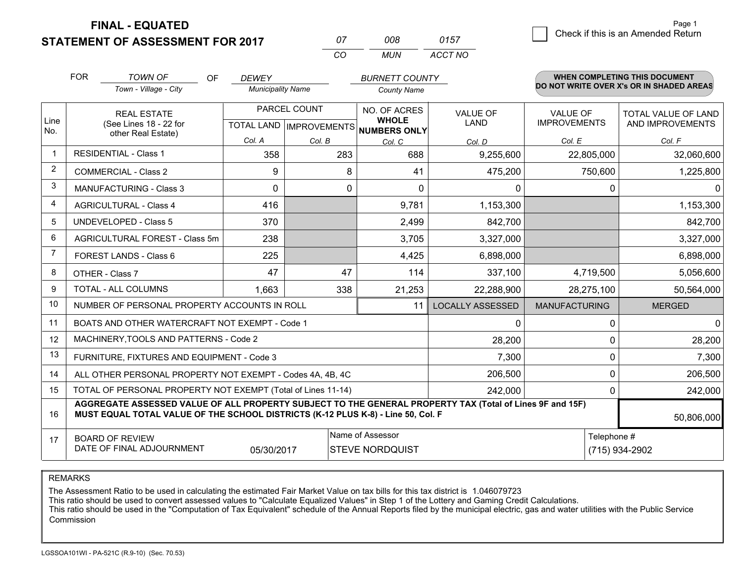# FINAL - EQUATED
## STATEMENT OF ASSESSMENT FOR 2017

| 07 | 008 | 0157 |
|---|---|---|
| CO | MUN | ACCT NO |

Check if this is an Amended Return

FOR *TOWN OF* (Town - Village - City) OF *DEWEY* (Municipality Name) *BURNETT COUNTY* (County Name)

**WHEN COMPLETING THIS DOCUMENT DO NOT WRITE OVER X's OR IN SHADED AREAS**

| Line No. | REAL ESTATE (See Lines 18 - 22 for other Real Estate) | PARCEL COUNT TOTAL LAND Col. A | PARCEL COUNT IMPROVEMENTS Col. B | NO. OF ACRES WHOLE NUMBERS ONLY Col. C | VALUE OF LAND Col. D | VALUE OF IMPROVEMENTS Col. E | TOTAL VALUE OF LAND AND IMPROVEMENTS Col. F |
|---|---|---|---|---|---|---|---|
| 1 | RESIDENTIAL - Class 1 | 358 | 283 | 688 | 9,255,600 | 22,805,000 | 32,060,600 |
| 2 | COMMERCIAL - Class 2 | 9 | 8 | 41 | 475,200 | 750,600 | 1,225,800 |
| 3 | MANUFACTURING - Class 3 | 0 | 0 | 0 | 0 | 0 | 0 |
| 4 | AGRICULTURAL - Class 4 | 416 | | 9,781 | 1,153,300 | | 1,153,300 |
| 5 | UNDEVELOPED - Class 5 | 370 | | 2,499 | 842,700 | | 842,700 |
| 6 | AGRICULTURAL FOREST - Class 5m | 238 | | 3,705 | 3,327,000 | | 3,327,000 |
| 7 | FOREST LANDS - Class 6 | 225 | | 4,425 | 6,898,000 | | 6,898,000 |
| 8 | OTHER - Class 7 | 47 | 47 | 114 | 337,100 | 4,719,500 | 5,056,600 |
| 9 | TOTAL - ALL COLUMNS | 1,663 | 338 | 21,253 | 22,288,900 | 28,275,100 | 50,564,000 |
| 10 | NUMBER OF PERSONAL PROPERTY ACCOUNTS IN ROLL | | | 11 | LOCALLY ASSESSED | MANUFACTURING | MERGED |
| 11 | BOATS AND OTHER WATERCRAFT NOT EXEMPT - Code 1 | | | | 0 | 0 | 0 |
| 12 | MACHINERY,TOOLS AND PATTERNS - Code 2 | | | | 28,200 | 0 | 28,200 |
| 13 | FURNITURE, FIXTURES AND EQUIPMENT - Code 3 | | | | 7,300 | 0 | 7,300 |
| 14 | ALL OTHER PERSONAL PROPERTY NOT EXEMPT - Codes 4A, 4B, 4C | | | | 206,500 | 0 | 206,500 |
| 15 | TOTAL OF PERSONAL PROPERTY NOT EXEMPT (Total of Lines 11-14) | | | | 242,000 | 0 | 242,000 |
| 16 | **AGGREGATE ASSESSED VALUE OF ALL PROPERTY SUBJECT TO THE GENERAL PROPERTY TAX (Total of Lines 9F and 15F) MUST EQUAL TOTAL VALUE OF THE SCHOOL DISTRICTS (K-12 PLUS K-8) - Line 50, Col. F** | | | | | | 50,806,000 |
| 17 | BOARD OF REVIEW DATE OF FINAL ADJOURNMENT | 05/30/2017 | Name of Assessor: STEVE NORDQUIST | | | Telephone #: (715) 934-2902 | |

REMARKS

The Assessment Ratio to be used in calculating the estimated Fair Market Value on tax bills for this tax district is 1.046079723
This ratio should be used to convert assessed values to "Calculate Equalized Values" in Step 1 of the Lottery and Gaming Credit Calculations.
This ratio should be used in the "Computation of Tax Equivalent" schedule of the Annual Reports filed by the municipal electric, gas and water utilities with the Public Service Commission

LGSSOA101WI - PA-521C (R.9-10) (Sec. 70.53)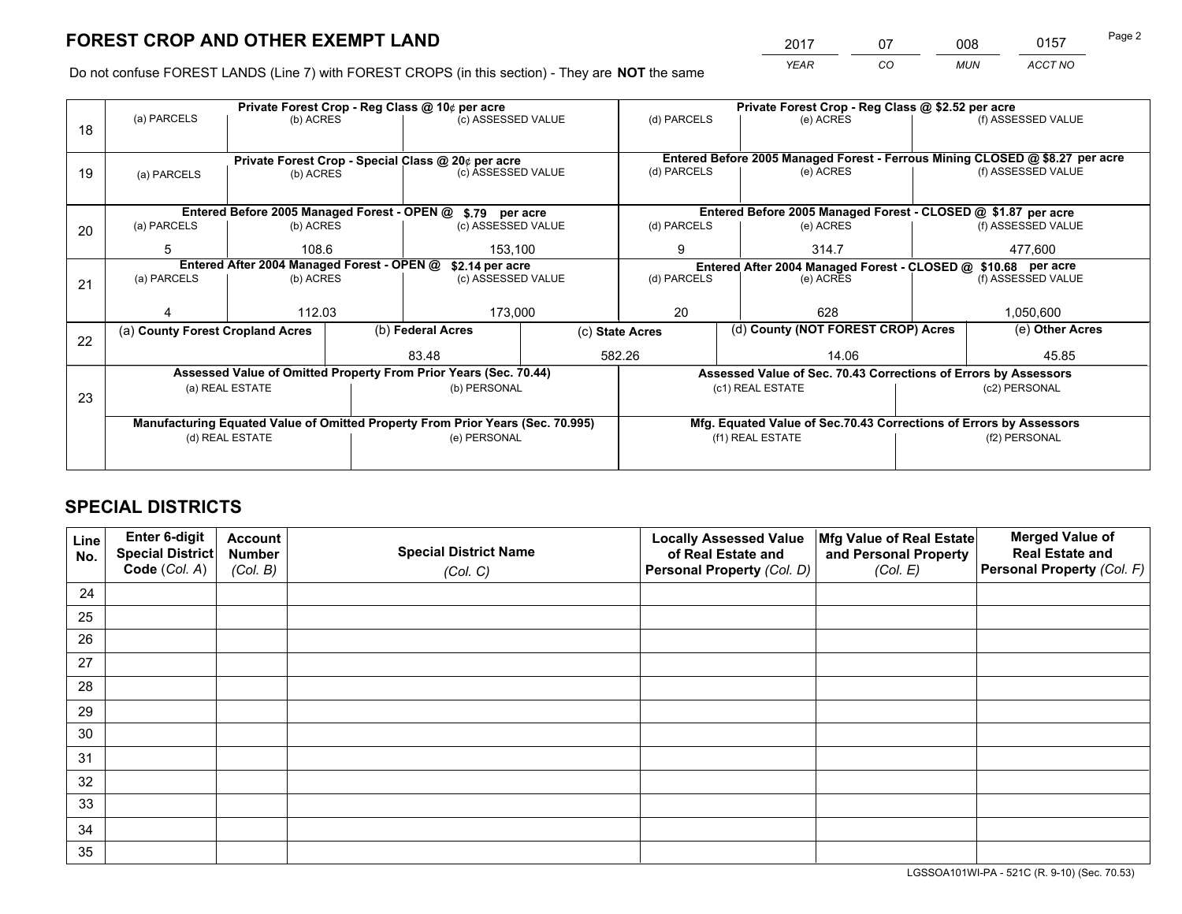# FOREST CROP AND OTHER EXEMPT LAND

| 2017 | 07 | 008 | 0157 |
|---|---|---|---|
| YEAR | CO | MUN | ACCT NO |

Do not confuse FOREST LANDS (Line 7) with FOREST CROPS (in this section) - They are **NOT** the same

| Line | Private Forest Crop - Reg Class @ 10¢ per acre | | | Private Forest Crop - Reg Class @ $2.52 per acre | | |
|---|---|---|---|---|---|---|
| 18 | (a) PARCELS | (b) ACRES | (c) ASSESSED VALUE | (d) PARCELS | (e) ACRES | (f) ASSESSED VALUE |
| | | | | | | |
| | **Private Forest Crop - Special Class @ 20¢ per acre** | | | **Entered Before 2005 Managed Forest - Ferrous Mining CLOSED @ $8.27 per acre** | | |
| 19 | (a) PARCELS | (b) ACRES | (c) ASSESSED VALUE | (d) PARCELS | (e) ACRES | (f) ASSESSED VALUE |
| | | | | | | |
| | **Entered Before 2005 Managed Forest - OPEN @ $.79 per acre** | | | **Entered Before 2005 Managed Forest - CLOSED @ $1.87 per acre** | | |
| 20 | (a) PARCELS | (b) ACRES | (c) ASSESSED VALUE | (d) PARCELS | (e) ACRES | (f) ASSESSED VALUE |
| | 5 | 108.6 | 153,100 | 9 | 314.7 | 477,600 |
| | **Entered After 2004 Managed Forest - OPEN @ $2.14 per acre** | | | **Entered After 2004 Managed Forest - CLOSED @ $10.68 per acre** | | |
| 21 | (a) PARCELS | (b) ACRES | (c) ASSESSED VALUE | (d) PARCELS | (e) ACRES | (f) ASSESSED VALUE |
| | 4 | 112.03 | 173,000 | 20 | 628 | 1,050,600 |

| Line | (a) County Forest Cropland Acres | (b) Federal Acres | (c) State Acres | (d) County (NOT FOREST CROP) Acres | (e) Other Acres |
|---|---|---|---|---|---|
| 22 | | 83.48 | 582.26 | 14.06 | 45.85 |

| Line | Assessed Value of Omitted Property From Prior Years (Sec. 70.44) | | Assessed Value of Sec. 70.43 Corrections of Errors by Assessors | |
|---|---|---|---|---|
| 23 | (a) REAL ESTATE | (b) PERSONAL | (c1) REAL ESTATE | (c2) PERSONAL |
| | | | | |
| | **Manufacturing Equated Value of Omitted Property From Prior Years (Sec. 70.995)** | | **Mfg. Equated Value of Sec.70.43 Corrections of Errors by Assessors** | |
| | (d) REAL ESTATE | (e) PERSONAL | (f1) REAL ESTATE | (f2) PERSONAL |
| | | | | |

# SPECIAL DISTRICTS

| Line No. | Enter 6-digit Special District Code (Col. A) | Account Number (Col. B) | Special District Name (Col. C) | Locally Assessed Value of Real Estate and Personal Property (Col. D) | Mfg Value of Real Estate and Personal Property (Col. E) | Merged Value of Real Estate and Personal Property (Col. F) |
|---|---|---|---|---|---|---|
| 24 | | | | | | |
| 25 | | | | | | |
| 26 | | | | | | |
| 27 | | | | | | |
| 28 | | | | | | |
| 29 | | | | | | |
| 30 | | | | | | |
| 31 | | | | | | |
| 32 | | | | | | |
| 33 | | | | | | |
| 34 | | | | | | |
| 35 | | | | | | |

LGSSOA101WI-PA - 521C (R. 9-10) (Sec. 70.53)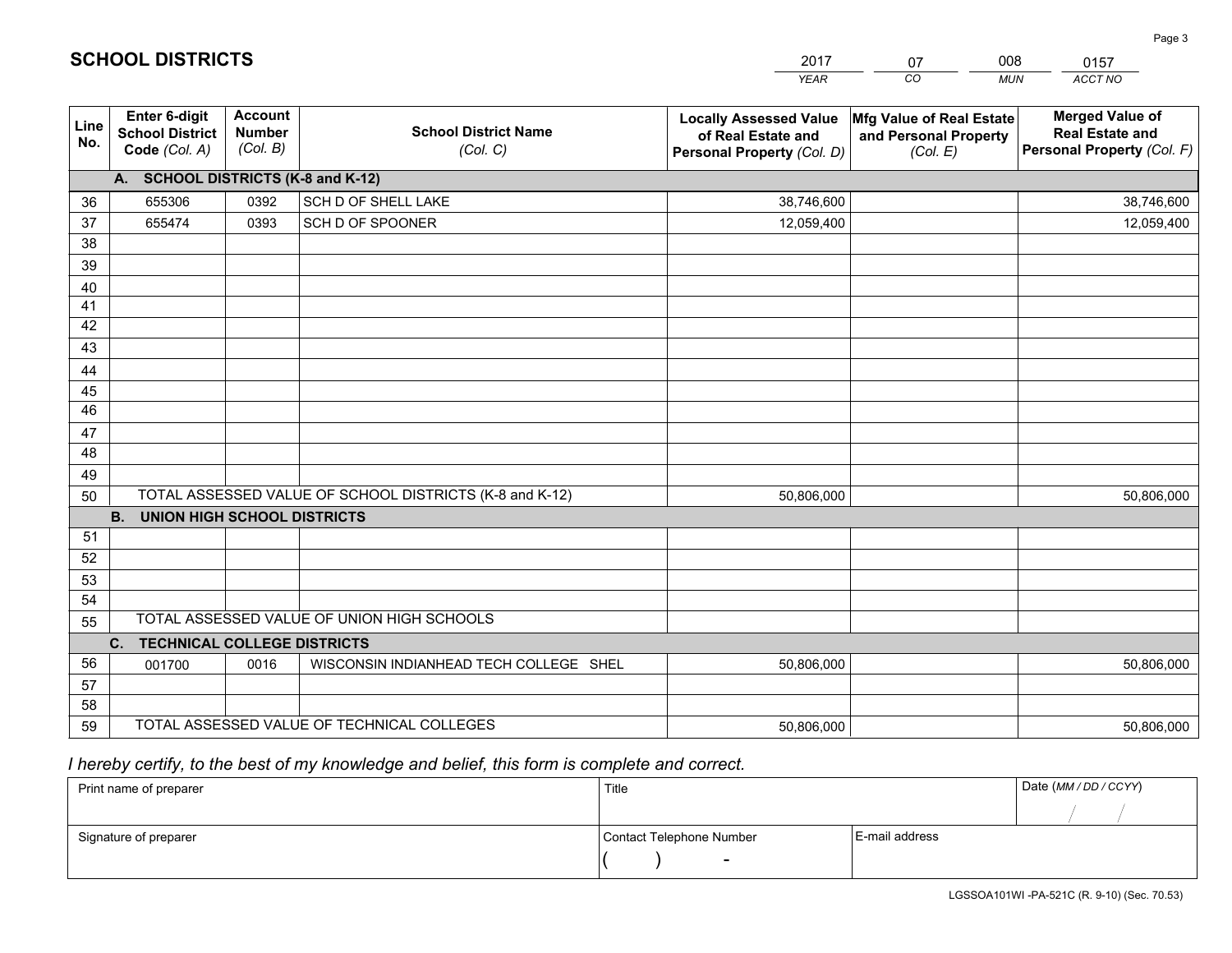# SCHOOL DISTRICTS

| 2017 | 07 | 008 | 0157 |
|---|---|---|---|
| *YEAR* | *CO* | *MUN* | *ACCT NO* |

| Line No. | Enter 6-digit School District Code *(Col. A)* | Account Number *(Col. B)* | School District Name *(Col. C)* | Locally Assessed Value of Real Estate and Personal Property *(Col. D)* | Mfg Value of Real Estate and Personal Property *(Col. E)* | Merged Value of Real Estate and Personal Property *(Col. F)* |
|---|---|---|---|---|---|---|
| | **A. SCHOOL DISTRICTS (K-8 and K-12)** | | | | | |
| 36 | 655306 | 0392 | SCH D OF SHELL LAKE | 38,746,600 | | 38,746,600 |
| 37 | 655474 | 0393 | SCH D OF SPOONER | 12,059,400 | | 12,059,400 |
| 38 | | | | | | |
| 39 | | | | | | |
| 40 | | | | | | |
| 41 | | | | | | |
| 42 | | | | | | |
| 43 | | | | | | |
| 44 | | | | | | |
| 45 | | | | | | |
| 46 | | | | | | |
| 47 | | | | | | |
| 48 | | | | | | |
| 49 | | | | | | |
| 50 | TOTAL ASSESSED VALUE OF SCHOOL DISTRICTS (K-8 and K-12) | | | 50,806,000 | | 50,806,000 |
| | **B. UNION HIGH SCHOOL DISTRICTS** | | | | | |
| 51 | | | | | | |
| 52 | | | | | | |
| 53 | | | | | | |
| 54 | | | | | | |
| 55 | TOTAL ASSESSED VALUE OF UNION HIGH SCHOOLS | | | | | |
| | **C. TECHNICAL COLLEGE DISTRICTS** | | | | | |
| 56 | 001700 | 0016 | WISCONSIN INDIANHEAD TECH COLLEGE SHEL | 50,806,000 | | 50,806,000 |
| 57 | | | | | | |
| 58 | | | | | | |
| 59 | TOTAL ASSESSED VALUE OF TECHNICAL COLLEGES | | | 50,806,000 | | 50,806,000 |

*I hereby certify, to the best of my knowledge and belief, this form is complete and correct.*

| Print name of preparer | Title | | Date *(MM / DD / CCYY)* |
|---|---|---|---|
| | | | / / |
| Signature of preparer | Contact Telephone Number | E-mail address | |
| | ( ) - | | |

LGSSOA101WI -PA-521C (R. 9-10) (Sec. 70.53)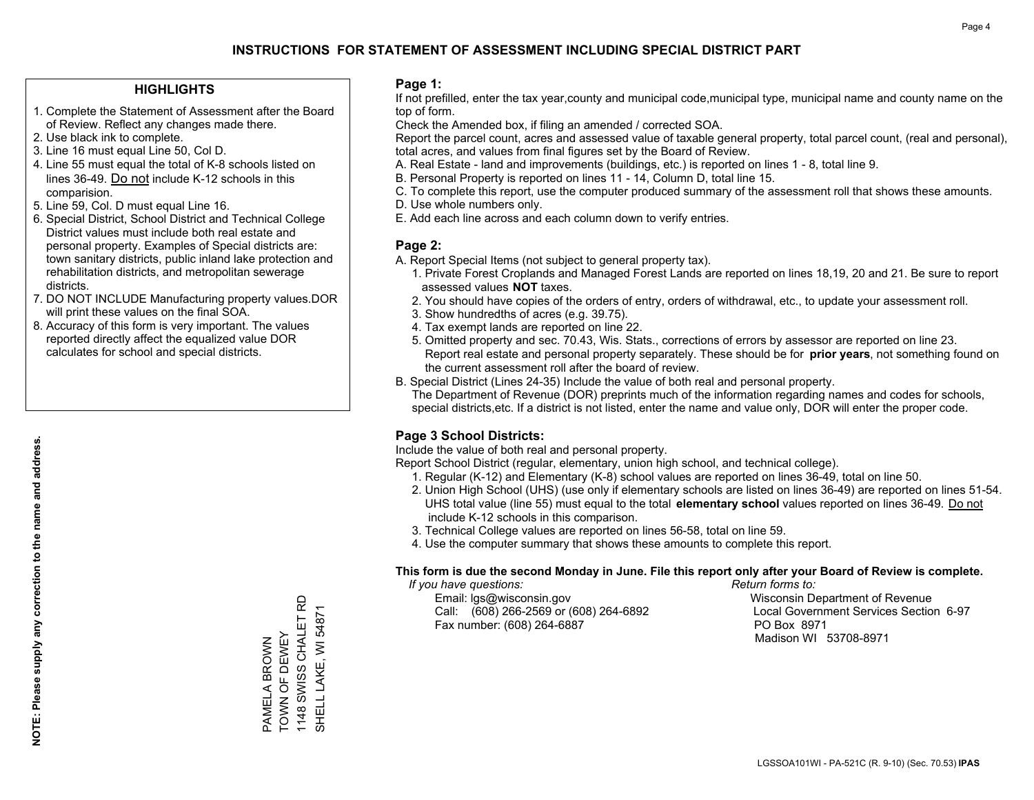# INSTRUCTIONS FOR STATEMENT OF ASSESSMENT INCLUDING SPECIAL DISTRICT PART

### HIGHLIGHTS

1. Complete the Statement of Assessment after the Board of Review. Reflect any changes made there.
2. Use black ink to complete.
3. Line 16 must equal Line 50, Col D.
4. Line 55 must equal the total of K-8 schools listed on lines 36-49. Do not include K-12 schools in this comparision.
5. Line 59, Col. D must equal Line 16.
6. Special District, School District and Technical College District values must include both real estate and personal property. Examples of Special districts are: town sanitary districts, public inland lake protection and rehabilitation districts, and metropolitan sewerage districts.
7. DO NOT INCLUDE Manufacturing property values.DOR will print these values on the final SOA.
8. Accuracy of this form is very important. The values reported directly affect the equalized value DOR calculates for school and special districts.

**NOTE: Please supply any correction to the name and address.**

PAMELA BROWN
TOWN OF DEWEY
1148 SWISS CHALET RD
SHELL LAKE, WI 54871

### Page 1:

If not prefilled, enter the tax year,county and municipal code,municipal type, municipal name and county name on the top of form.

Check the Amended box, if filing an amended / corrected SOA.

Report the parcel count, acres and assessed value of taxable general property, total parcel count, (real and personal), total acres, and values from final figures set by the Board of Review.

A. Real Estate - land and improvements (buildings, etc.) is reported on lines 1 - 8, total line 9.
B. Personal Property is reported on lines 11 - 14, Column D, total line 15.
C. To complete this report, use the computer produced summary of the assessment roll that shows these amounts.
D. Use whole numbers only.
E. Add each line across and each column down to verify entries.

### Page 2:

A. Report Special Items (not subject to general property tax).
   1. Private Forest Croplands and Managed Forest Lands are reported on lines 18,19, 20 and 21. Be sure to report assessed values **NOT** taxes.
   2. You should have copies of the orders of entry, orders of withdrawal, etc., to update your assessment roll.
   3. Show hundredths of acres (e.g. 39.75).
   4. Tax exempt lands are reported on line 22.
   5. Omitted property and sec. 70.43, Wis. Stats., corrections of errors by assessor are reported on line 23. Report real estate and personal property separately. These should be for **prior years**, not something found on the current assessment roll after the board of review.
B. Special District (Lines 24-35) Include the value of both real and personal property.
   The Department of Revenue (DOR) preprints much of the information regarding names and codes for schools, special districts,etc. If a district is not listed, enter the name and value only, DOR will enter the proper code.

### Page 3 School Districts:

Include the value of both real and personal property.

Report School District (regular, elementary, union high school, and technical college).

1. Regular (K-12) and Elementary (K-8) school values are reported on lines 36-49, total on line 50.
2. Union High School (UHS) (use only if elementary schools are listed on lines 36-49) are reported on lines 51-54. UHS total value (line 55) must equal to the total **elementary school** values reported on lines 36-49. Do not include K-12 schools in this comparison.
3. Technical College values are reported on lines 56-58, total on line 59.
4. Use the computer summary that shows these amounts to complete this report.

**This form is due the second Monday in June. File this report only after your Board of Review is complete.**

*If you have questions:*
Email: lgs@wisconsin.gov
Call: (608) 266-2569 or (608) 264-6892
Fax number: (608) 264-6887

*Return forms to:*
Wisconsin Department of Revenue
Local Government Services Section 6-97
PO Box 8971
Madison WI 53708-8971

LGSSOA101WI - PA-521C (R. 9-10) (Sec. 70.53) **IPAS**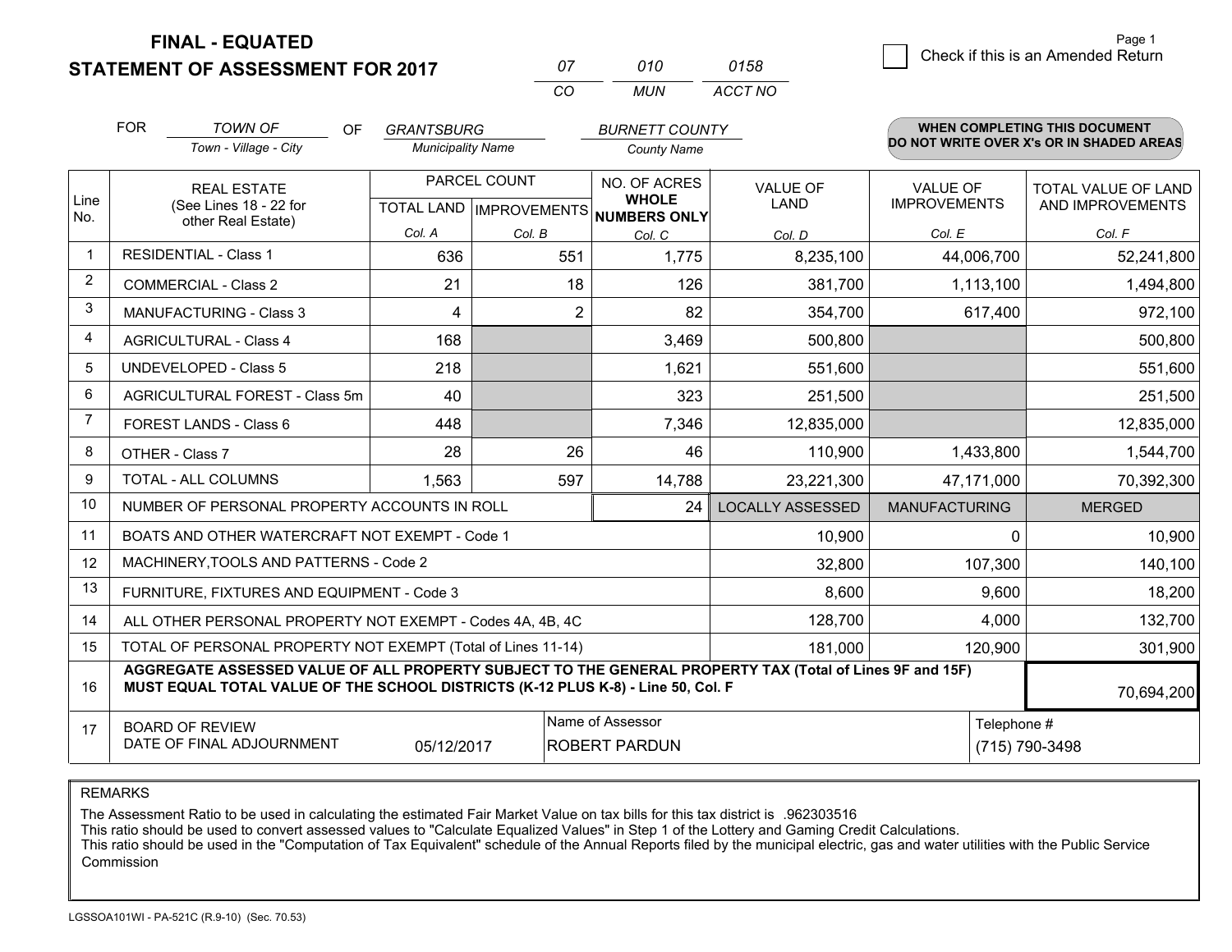# FINAL - EQUATED
## STATEMENT OF ASSESSMENT FOR 2017

| 07 | 010 | 0158 |
|---|---|---|
| CO | MUN | ACCT NO |

Check if this is an Amended Return

FOR *TOWN OF* (Town - Village - City) OF *GRANTSBURG* (Municipality Name) *BURNETT COUNTY* (County Name)

**WHEN COMPLETING THIS DOCUMENT DO NOT WRITE OVER X's OR IN SHADED AREAS**

| Line No. | REAL ESTATE (See Lines 18 - 22 for other Real Estate) | PARCEL COUNT | | NO. OF ACRES WHOLE NUMBERS ONLY | VALUE OF LAND | VALUE OF IMPROVEMENTS | TOTAL VALUE OF LAND AND IMPROVEMENTS |
|---|---|---|---|---|---|---|---|
| | | TOTAL LAND | IMPROVEMENTS | | | | |
| | | Col. A | Col. B | Col. C | Col. D | Col. E | Col. F |
| 1 | RESIDENTIAL - Class 1 | 636 | 551 | 1,775 | 8,235,100 | 44,006,700 | 52,241,800 |
| 2 | COMMERCIAL - Class 2 | 21 | 18 | 126 | 381,700 | 1,113,100 | 1,494,800 |
| 3 | MANUFACTURING - Class 3 | 4 | 2 | 82 | 354,700 | 617,400 | 972,100 |
| 4 | AGRICULTURAL - Class 4 | 168 | | 3,469 | 500,800 | | 500,800 |
| 5 | UNDEVELOPED - Class 5 | 218 | | 1,621 | 551,600 | | 551,600 |
| 6 | AGRICULTURAL FOREST - Class 5m | 40 | | 323 | 251,500 | | 251,500 |
| 7 | FOREST LANDS - Class 6 | 448 | | 7,346 | 12,835,000 | | 12,835,000 |
| 8 | OTHER - Class 7 | 28 | 26 | 46 | 110,900 | 1,433,800 | 1,544,700 |
| 9 | TOTAL - ALL COLUMNS | 1,563 | 597 | 14,788 | 23,221,300 | 47,171,000 | 70,392,300 |
| 10 | NUMBER OF PERSONAL PROPERTY ACCOUNTS IN ROLL | | | 24 | LOCALLY ASSESSED | MANUFACTURING | MERGED |
| 11 | BOATS AND OTHER WATERCRAFT NOT EXEMPT - Code 1 | | | | 10,900 | 0 | 10,900 |
| 12 | MACHINERY,TOOLS AND PATTERNS - Code 2 | | | | 32,800 | 107,300 | 140,100 |
| 13 | FURNITURE, FIXTURES AND EQUIPMENT - Code 3 | | | | 8,600 | 9,600 | 18,200 |
| 14 | ALL OTHER PERSONAL PROPERTY NOT EXEMPT - Codes 4A, 4B, 4C | | | | 128,700 | 4,000 | 132,700 |
| 15 | TOTAL OF PERSONAL PROPERTY NOT EXEMPT (Total of Lines 11-14) | | | | 181,000 | 120,900 | 301,900 |
| 16 | **AGGREGATE ASSESSED VALUE OF ALL PROPERTY SUBJECT TO THE GENERAL PROPERTY TAX (Total of Lines 9F and 15F) MUST EQUAL TOTAL VALUE OF THE SCHOOL DISTRICTS (K-12 PLUS K-8) - Line 50, Col. F** | | | | | | 70,694,200 |
| 17 | BOARD OF REVIEW DATE OF FINAL ADJOURNMENT | 05/12/2017 | | Name of Assessor: ROBERT PARDUN | | Telephone #: (715) 790-3498 | |

REMARKS

The Assessment Ratio to be used in calculating the estimated Fair Market Value on tax bills for this tax district is .962303516
This ratio should be used to convert assessed values to "Calculate Equalized Values" in Step 1 of the Lottery and Gaming Credit Calculations.
This ratio should be used in the "Computation of Tax Equivalent" schedule of the Annual Reports filed by the municipal electric, gas and water utilities with the Public Service Commission

LGSSOA101WI - PA-521C (R.9-10) (Sec. 70.53)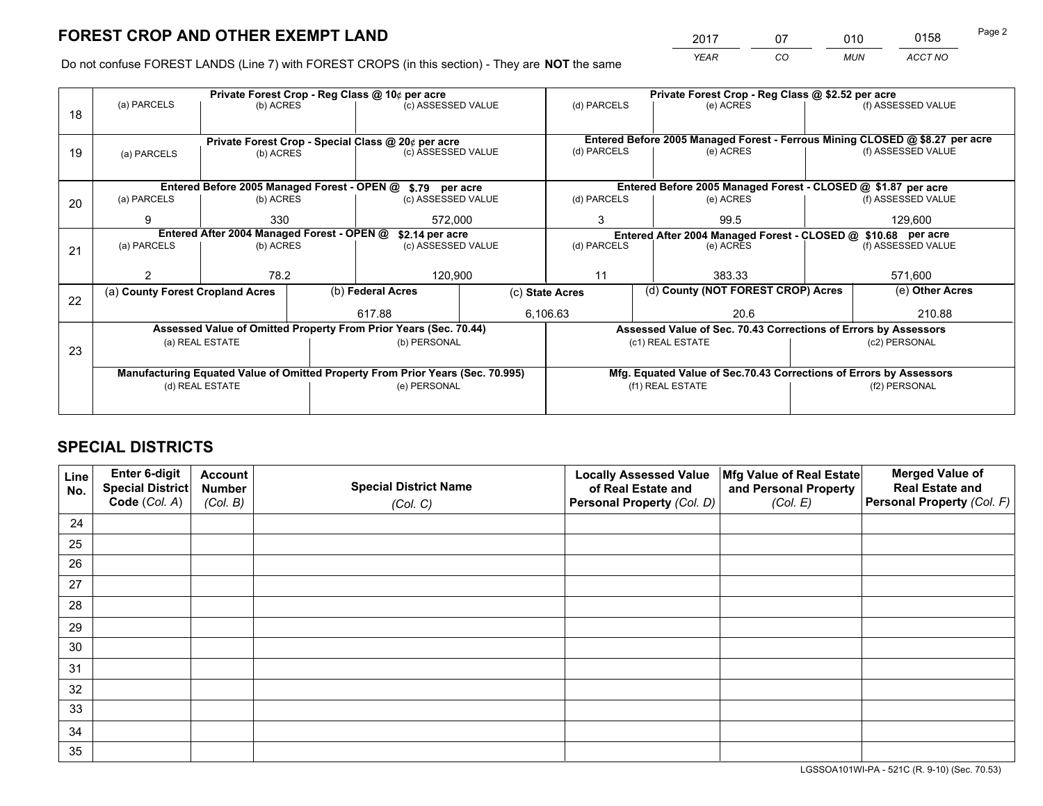# FOREST CROP AND OTHER EXEMPT LAND

| 2017 | 07 | 010 | 0158 |
|---|---|---|---|
| *YEAR* | *CO* | *MUN* | *ACCT NO* |

Do not confuse FOREST LANDS (Line 7) with FOREST CROPS (in this section) - They are **NOT** the same

| Line | Private Forest Crop - Reg Class @ 10¢ per acre | | | Private Forest Crop - Reg Class @ $2.52 per acre | | |
|---|---|---|---|---|---|---|
| 18 | (a) PARCELS | (b) ACRES | (c) ASSESSED VALUE | (d) PARCELS | (e) ACRES | (f) ASSESSED VALUE |
| | | | | | | |
| | **Private Forest Crop - Special Class @ 20¢ per acre** | | | **Entered Before 2005 Managed Forest - Ferrous Mining CLOSED @ $8.27 per acre** | | |
| 19 | (a) PARCELS | (b) ACRES | (c) ASSESSED VALUE | (d) PARCELS | (e) ACRES | (f) ASSESSED VALUE |
| | | | | | | |
| | **Entered Before 2005 Managed Forest - OPEN @ $.79 per acre** | | | **Entered Before 2005 Managed Forest - CLOSED @ $1.87 per acre** | | |
| 20 | (a) PARCELS | (b) ACRES | (c) ASSESSED VALUE | (d) PARCELS | (e) ACRES | (f) ASSESSED VALUE |
| | 9 | 330 | 572,000 | 3 | 99.5 | 129,600 |
| | **Entered After 2004 Managed Forest - OPEN @ $2.14 per acre** | | | **Entered After 2004 Managed Forest - CLOSED @ $10.68 per acre** | | |
| 21 | (a) PARCELS | (b) ACRES | (c) ASSESSED VALUE | (d) PARCELS | (e) ACRES | (f) ASSESSED VALUE |
| | 2 | 78.2 | 120,900 | 11 | 383.33 | 571,600 |

| Line | (a) County Forest Cropland Acres | (b) Federal Acres | (c) State Acres | (d) County (NOT FOREST CROP) Acres | (e) Other Acres |
|---|---|---|---|---|---|
| 22 | | 617.88 | 6,106.63 | 20.6 | 210.88 |

| Line | Assessed Value of Omitted Property From Prior Years (Sec. 70.44) | | Assessed Value of Sec. 70.43 Corrections of Errors by Assessors | |
|---|---|---|---|---|
| 23 | (a) REAL ESTATE | (b) PERSONAL | (c1) REAL ESTATE | (c2) PERSONAL |
| | | | | |
| | **Manufacturing Equated Value of Omitted Property From Prior Years (Sec. 70.995)** | | **Mfg. Equated Value of Sec.70.43 Corrections of Errors by Assessors** | |
| | (d) REAL ESTATE | (e) PERSONAL | (f1) REAL ESTATE | (f2) PERSONAL |
| | | | | |

# SPECIAL DISTRICTS

| Line No. | Enter 6-digit Special District Code (*Col. A*) | Account Number (*Col. B*) | Special District Name (*Col. C*) | Locally Assessed Value of Real Estate and Personal Property (*Col. D*) | Mfg Value of Real Estate and Personal Property (*Col. E*) | Merged Value of Real Estate and Personal Property (*Col. F*) |
|---|---|---|---|---|---|---|
| 24 | | | | | | |
| 25 | | | | | | |
| 26 | | | | | | |
| 27 | | | | | | |
| 28 | | | | | | |
| 29 | | | | | | |
| 30 | | | | | | |
| 31 | | | | | | |
| 32 | | | | | | |
| 33 | | | | | | |
| 34 | | | | | | |
| 35 | | | | | | |

LGSSOA101WI-PA - 521C (R. 9-10) (Sec. 70.53)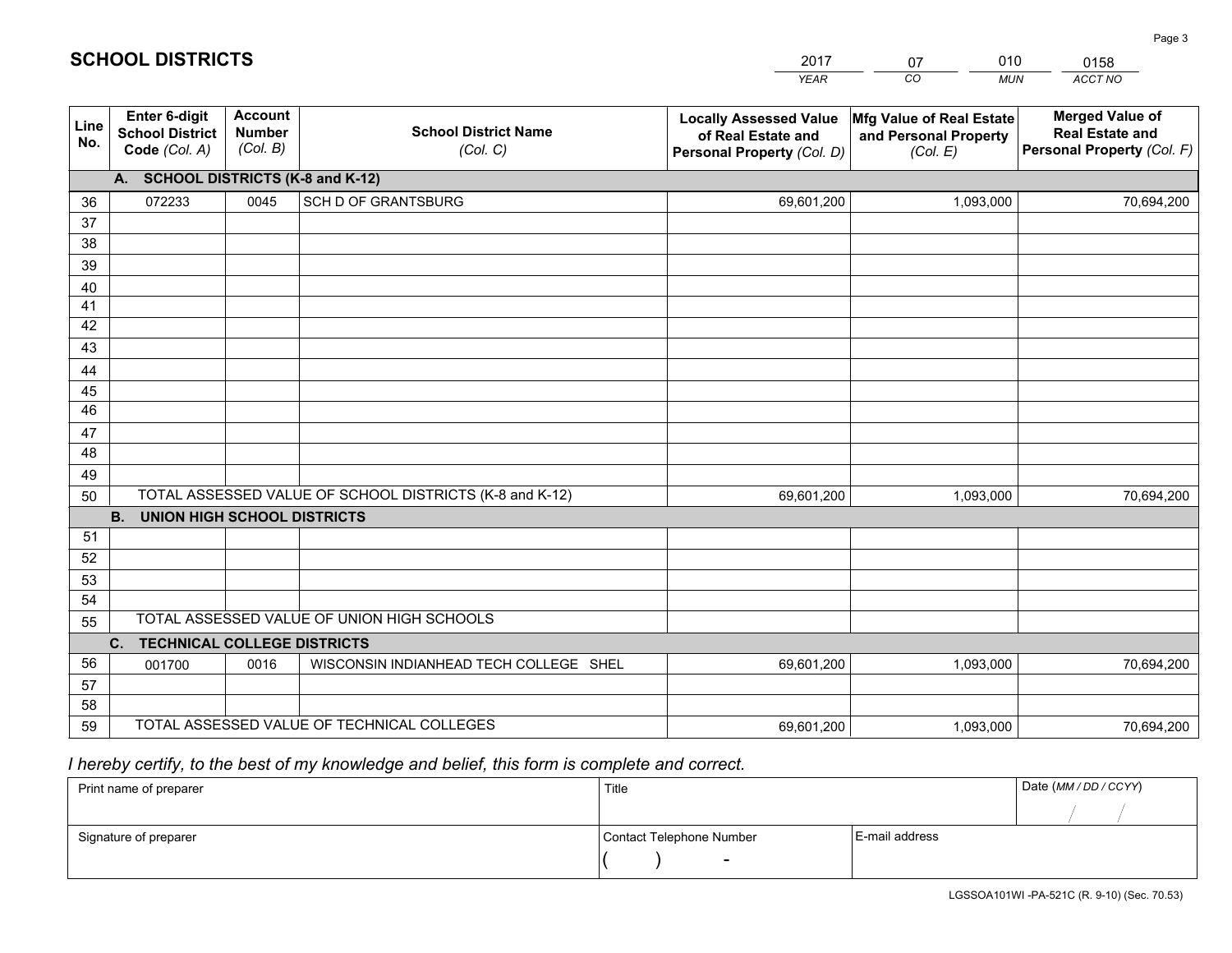# SCHOOL DISTRICTS

| 2017 | 07 | 010 | 0158 |
|---|---|---|---|
| *YEAR* | *CO* | *MUN* | *ACCT NO* |

| Line No. | Enter 6-digit School District Code (Col. A) | Account Number (Col. B) | School District Name (Col. C) | Locally Assessed Value of Real Estate and Personal Property (Col. D) | Mfg Value of Real Estate and Personal Property (Col. E) | Merged Value of Real Estate and Personal Property (Col. F) |
|---|---|---|---|---|---|---|
| | **A. SCHOOL DISTRICTS (K-8 and K-12)** | | | | | |
| 36 | 072233 | 0045 | SCH D OF GRANTSBURG | 69,601,200 | 1,093,000 | 70,694,200 |
| 37 | | | | | | |
| 38 | | | | | | |
| 39 | | | | | | |
| 40 | | | | | | |
| 41 | | | | | | |
| 42 | | | | | | |
| 43 | | | | | | |
| 44 | | | | | | |
| 45 | | | | | | |
| 46 | | | | | | |
| 47 | | | | | | |
| 48 | | | | | | |
| 49 | | | | | | |
| 50 | TOTAL ASSESSED VALUE OF SCHOOL DISTRICTS (K-8 and K-12) | | | 69,601,200 | 1,093,000 | 70,694,200 |
| | **B. UNION HIGH SCHOOL DISTRICTS** | | | | | |
| 51 | | | | | | |
| 52 | | | | | | |
| 53 | | | | | | |
| 54 | | | | | | |
| 55 | TOTAL ASSESSED VALUE OF UNION HIGH SCHOOLS | | | | | |
| | **C. TECHNICAL COLLEGE DISTRICTS** | | | | | |
| 56 | 001700 | 0016 | WISCONSIN INDIANHEAD TECH COLLEGE SHEL | 69,601,200 | 1,093,000 | 70,694,200 |
| 57 | | | | | | |
| 58 | | | | | | |
| 59 | TOTAL ASSESSED VALUE OF TECHNICAL COLLEGES | | | 69,601,200 | 1,093,000 | 70,694,200 |

*I hereby certify, to the best of my knowledge and belief, this form is complete and correct.*

| Print name of preparer | Title | | Date (MM / DD / CCYY) |
|---|---|---|---|
| | | | / / |
| Signature of preparer | Contact Telephone Number | E-mail address | |
| | ( ) - | | |

LGSSOA101WI -PA-521C (R. 9-10) (Sec. 70.53)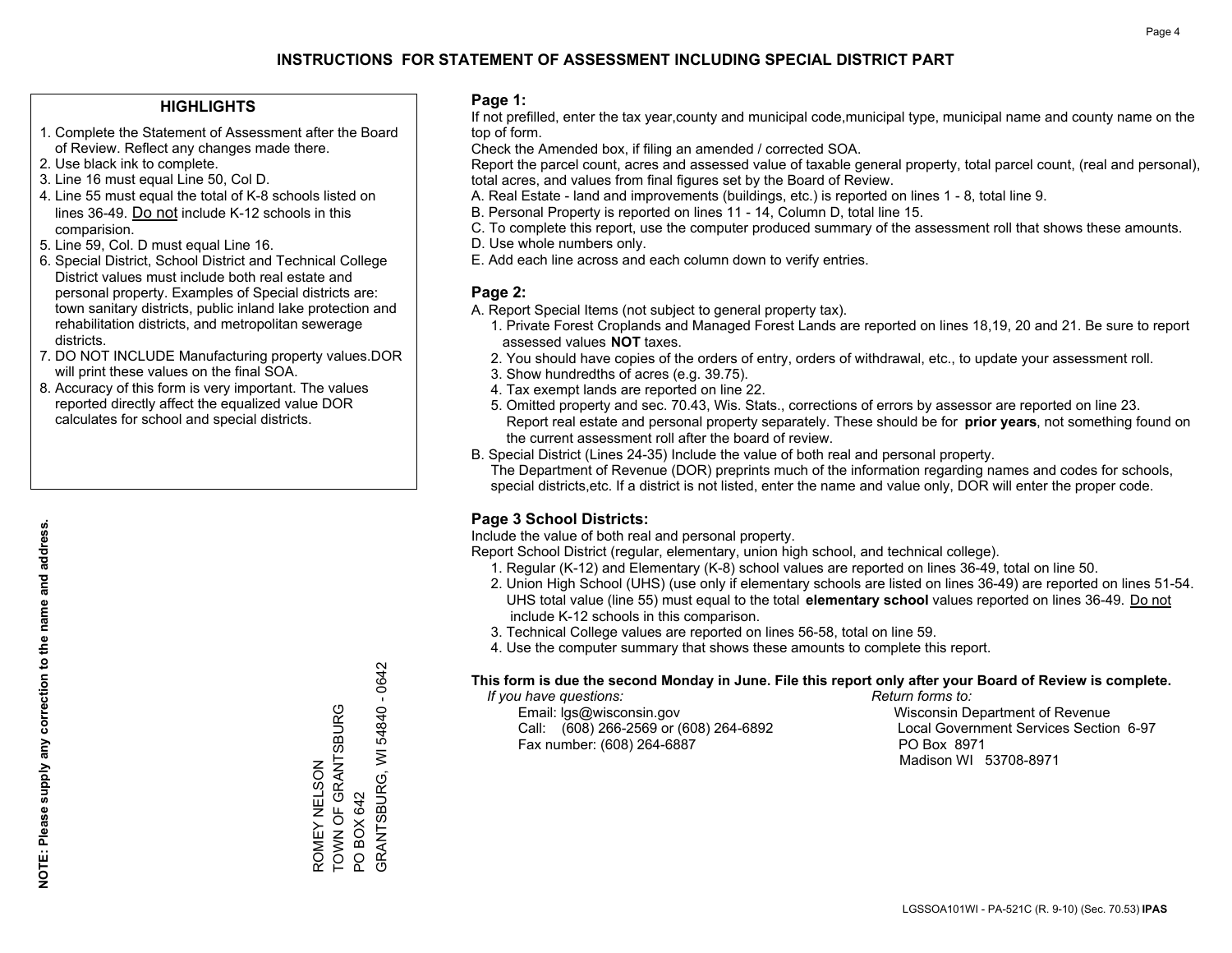# INSTRUCTIONS FOR STATEMENT OF ASSESSMENT INCLUDING SPECIAL DISTRICT PART

## HIGHLIGHTS

1. Complete the Statement of Assessment after the Board of Review. Reflect any changes made there.
2. Use black ink to complete.
3. Line 16 must equal Line 50, Col D.
4. Line 55 must equal the total of K-8 schools listed on lines 36-49. Do not include K-12 schools in this comparision.
5. Line 59, Col. D must equal Line 16.
6. Special District, School District and Technical College District values must include both real estate and personal property. Examples of Special districts are: town sanitary districts, public inland lake protection and rehabilitation districts, and metropolitan sewerage districts.
7. DO NOT INCLUDE Manufacturing property values.DOR will print these values on the final SOA.
8. Accuracy of this form is very important. The values reported directly affect the equalized value DOR calculates for school and special districts.

**NOTE: Please supply any correction to the name and address.**

ROMEY NELSON
TOWN OF GRANTSBURG
PO BOX 642
GRANTSBURG, WI 54840 - 0642

## Page 1:

If not prefilled, enter the tax year,county and municipal code,municipal type, municipal name and county name on the top of form.

Check the Amended box, if filing an amended / corrected SOA.

Report the parcel count, acres and assessed value of taxable general property, total parcel count, (real and personal), total acres, and values from final figures set by the Board of Review.

A. Real Estate - land and improvements (buildings, etc.) is reported on lines 1 - 8, total line 9.
B. Personal Property is reported on lines 11 - 14, Column D, total line 15.
C. To complete this report, use the computer produced summary of the assessment roll that shows these amounts.
D. Use whole numbers only.
E. Add each line across and each column down to verify entries.

## Page 2:

A. Report Special Items (not subject to general property tax).
   1. Private Forest Croplands and Managed Forest Lands are reported on lines 18,19, 20 and 21. Be sure to report assessed values **NOT** taxes.
   2. You should have copies of the orders of entry, orders of withdrawal, etc., to update your assessment roll.
   3. Show hundredths of acres (e.g. 39.75).
   4. Tax exempt lands are reported on line 22.
   5. Omitted property and sec. 70.43, Wis. Stats., corrections of errors by assessor are reported on line 23. Report real estate and personal property separately. These should be for **prior years**, not something found on the current assessment roll after the board of review.

B. Special District (Lines 24-35) Include the value of both real and personal property.
   The Department of Revenue (DOR) preprints much of the information regarding names and codes for schools, special districts,etc. If a district is not listed, enter the name and value only, DOR will enter the proper code.

## Page 3 School Districts:

Include the value of both real and personal property.

Report School District (regular, elementary, union high school, and technical college).

1. Regular (K-12) and Elementary (K-8) school values are reported on lines 36-49, total on line 50.
2. Union High School (UHS) (use only if elementary schools are listed on lines 36-49) are reported on lines 51-54. UHS total value (line 55) must equal to the total **elementary school** values reported on lines 36-49. Do not include K-12 schools in this comparison.
3. Technical College values are reported on lines 56-58, total on line 59.
4. Use the computer summary that shows these amounts to complete this report.

**This form is due the second Monday in June. File this report only after your Board of Review is complete.**

*If you have questions:*
Email: lgs@wisconsin.gov
Call: (608) 266-2569 or (608) 264-6892
Fax number: (608) 264-6887

*Return forms to:*
Wisconsin Department of Revenue
Local Government Services Section 6-97
PO Box 8971
Madison WI 53708-8971

LGSSOA101WI - PA-521C (R. 9-10) (Sec. 70.53) **IPAS**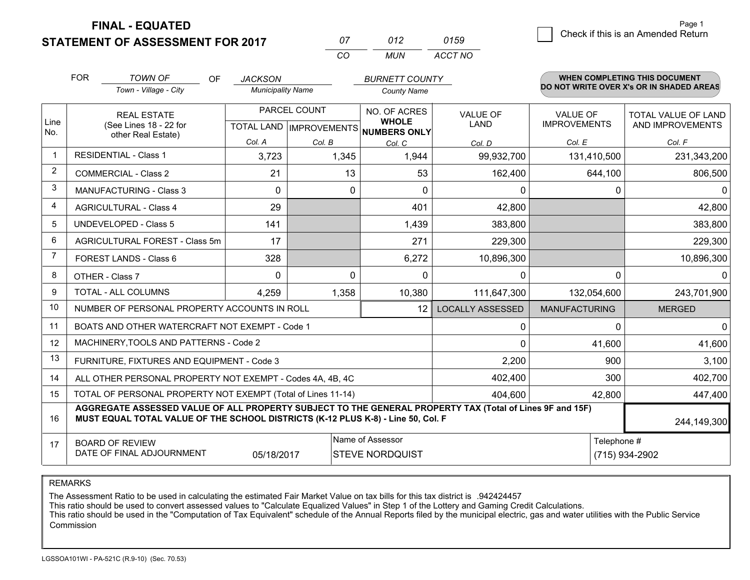# FINAL - EQUATED
## STATEMENT OF ASSESSMENT FOR 2017

| 07 | 012 | 0159 |
|---|---|---|
| CO | MUN | ACCT NO |

Check if this is an Amended Return

FOR *TOWN OF* (Town - Village - City) OF *JACKSON* (Municipality Name) *BURNETT COUNTY* (County Name)

**WHEN COMPLETING THIS DOCUMENT DO NOT WRITE OVER X's OR IN SHADED AREAS**

| Line No. | REAL ESTATE (See Lines 18 - 22 for other Real Estate) | PARCEL COUNT TOTAL LAND Col. A | PARCEL COUNT IMPROVEMENTS Col. B | NO. OF ACRES WHOLE NUMBERS ONLY Col. C | VALUE OF LAND Col. D | VALUE OF IMPROVEMENTS Col. E | TOTAL VALUE OF LAND AND IMPROVEMENTS Col. F |
|---|---|---|---|---|---|---|---|
| 1 | RESIDENTIAL - Class 1 | 3,723 | 1,345 | 1,944 | 99,932,700 | 131,410,500 | 231,343,200 |
| 2 | COMMERCIAL - Class 2 | 21 | 13 | 53 | 162,400 | 644,100 | 806,500 |
| 3 | MANUFACTURING - Class 3 | 0 | 0 | 0 | 0 | 0 | 0 |
| 4 | AGRICULTURAL - Class 4 | 29 | | 401 | 42,800 | | 42,800 |
| 5 | UNDEVELOPED - Class 5 | 141 | | 1,439 | 383,800 | | 383,800 |
| 6 | AGRICULTURAL FOREST - Class 5m | 17 | | 271 | 229,300 | | 229,300 |
| 7 | FOREST LANDS - Class 6 | 328 | | 6,272 | 10,896,300 | | 10,896,300 |
| 8 | OTHER - Class 7 | 0 | 0 | 0 | 0 | 0 | 0 |
| 9 | TOTAL - ALL COLUMNS | 4,259 | 1,358 | 10,380 | 111,647,300 | 132,054,600 | 243,701,900 |
| 10 | NUMBER OF PERSONAL PROPERTY ACCOUNTS IN ROLL | | | 12 | LOCALLY ASSESSED | MANUFACTURING | MERGED |
| 11 | BOATS AND OTHER WATERCRAFT NOT EXEMPT - Code 1 | | | | 0 | 0 | 0 |
| 12 | MACHINERY,TOOLS AND PATTERNS - Code 2 | | | | 0 | 41,600 | 41,600 |
| 13 | FURNITURE, FIXTURES AND EQUIPMENT - Code 3 | | | | 2,200 | 900 | 3,100 |
| 14 | ALL OTHER PERSONAL PROPERTY NOT EXEMPT - Codes 4A, 4B, 4C | | | | 402,400 | 300 | 402,700 |
| 15 | TOTAL OF PERSONAL PROPERTY NOT EXEMPT (Total of Lines 11-14) | | | | 404,600 | 42,800 | 447,400 |
| 16 | **AGGREGATE ASSESSED VALUE OF ALL PROPERTY SUBJECT TO THE GENERAL PROPERTY TAX (Total of Lines 9F and 15F) MUST EQUAL TOTAL VALUE OF THE SCHOOL DISTRICTS (K-12 PLUS K-8) - Line 50, Col. F** | | | | | | 244,149,300 |
| 17 | BOARD OF REVIEW DATE OF FINAL ADJOURNMENT | 05/18/2017 | Name of Assessor | STEVE NORDQUIST | | Telephone # | (715) 934-2902 |

REMARKS

The Assessment Ratio to be used in calculating the estimated Fair Market Value on tax bills for this tax district is .942424457
This ratio should be used to convert assessed values to "Calculate Equalized Values" in Step 1 of the Lottery and Gaming Credit Calculations.
This ratio should be used in the "Computation of Tax Equivalent" schedule of the Annual Reports filed by the municipal electric, gas and water utilities with the Public Service Commission

LGSSOA101WI - PA-521C (R.9-10) (Sec. 70.53)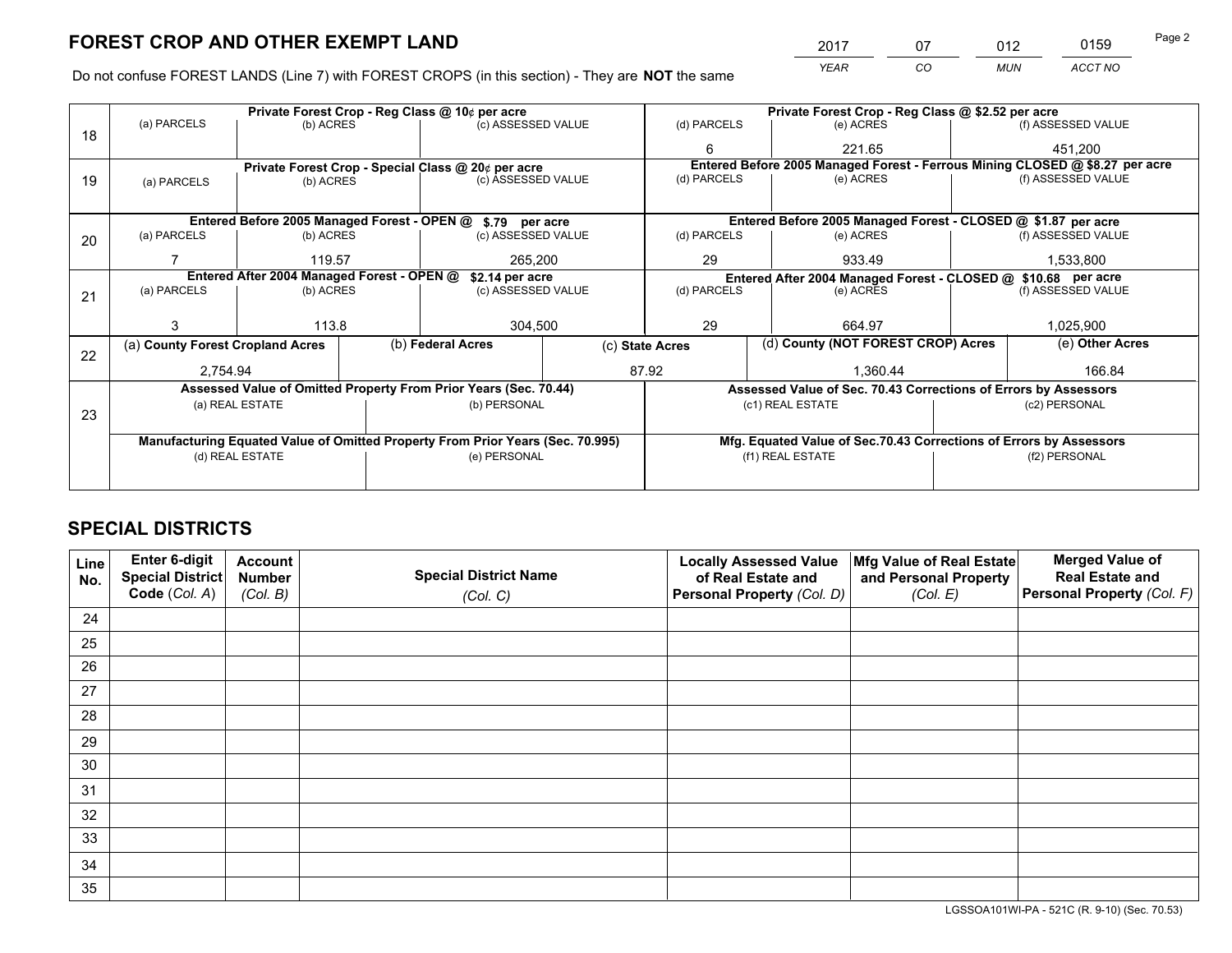# FOREST CROP AND OTHER EXEMPT LAND

| 2017 | 07 | 012 | 0159 |
|---|---|---|---|
| *YEAR* | *CO* | *MUN* | *ACCT NO* |

Do not confuse FOREST LANDS (Line 7) with FOREST CROPS (in this section) - They are **NOT** the same

| Line | | | | | | |
|---|---|---|---|---|---|---|
| 18 | Private Forest Crop - Reg Class @ 10¢ per acre | | | Private Forest Crop - Reg Class @ $2.52 per acre | | |
| | (a) PARCELS | (b) ACRES | (c) ASSESSED VALUE | (d) PARCELS | (e) ACRES | (f) ASSESSED VALUE |
| | | | | 6 | 221.65 | 451,200 |
| 19 | Private Forest Crop - Special Class @ 20¢ per acre | | | Entered Before 2005 Managed Forest - Ferrous Mining CLOSED @ $8.27 per acre | | |
| | (a) PARCELS | (b) ACRES | (c) ASSESSED VALUE | (d) PARCELS | (e) ACRES | (f) ASSESSED VALUE |
| | | | | | | |
| 20 | Entered Before 2005 Managed Forest - OPEN @ $.79 per acre | | | Entered Before 2005 Managed Forest - CLOSED @ $1.87 per acre | | |
| | (a) PARCELS | (b) ACRES | (c) ASSESSED VALUE | (d) PARCELS | (e) ACRES | (f) ASSESSED VALUE |
| | 7 | 119.57 | 265,200 | 29 | 933.49 | 1,533,800 |
| 21 | Entered After 2004 Managed Forest - OPEN @ $2.14 per acre | | | Entered After 2004 Managed Forest - CLOSED @ $10.68 per acre | | |
| | (a) PARCELS | (b) ACRES | (c) ASSESSED VALUE | (d) PARCELS | (e) ACRES | (f) ASSESSED VALUE |
| | 3 | 113.8 | 304,500 | 29 | 664.97 | 1,025,900 |

| Line | (a) County Forest Cropland Acres | (b) Federal Acres | (c) State Acres | (d) County (NOT FOREST CROP) Acres | (e) Other Acres |
|---|---|---|---|---|---|
| 22 | 2,754.94 | | 87.92 | 1,360.44 | 166.84 |

| Line | Assessed Value of Omitted Property From Prior Years (Sec. 70.44) | | Assessed Value of Sec. 70.43 Corrections of Errors by Assessors | |
|---|---|---|---|---|
| 23 | (a) REAL ESTATE | (b) PERSONAL | (c1) REAL ESTATE | (c2) PERSONAL |
| | | | | |
| | Manufacturing Equated Value of Omitted Property From Prior Years (Sec. 70.995) | | Mfg. Equated Value of Sec.70.43 Corrections of Errors by Assessors | |
| | (d) REAL ESTATE | (e) PERSONAL | (f1) REAL ESTATE | (f2) PERSONAL |
| | | | | |

# SPECIAL DISTRICTS

| Line No. | Enter 6-digit Special District Code (*Col. A*) | Account Number (*Col. B*) | Special District Name (*Col. C*) | Locally Assessed Value of Real Estate and Personal Property (*Col. D*) | Mfg Value of Real Estate and Personal Property (*Col. E*) | Merged Value of Real Estate and Personal Property (*Col. F*) |
|---|---|---|---|---|---|---|
| 24 | | | | | | |
| 25 | | | | | | |
| 26 | | | | | | |
| 27 | | | | | | |
| 28 | | | | | | |
| 29 | | | | | | |
| 30 | | | | | | |
| 31 | | | | | | |
| 32 | | | | | | |
| 33 | | | | | | |
| 34 | | | | | | |
| 35 | | | | | | |

LGSSOA101WI-PA - 521C (R. 9-10) (Sec. 70.53)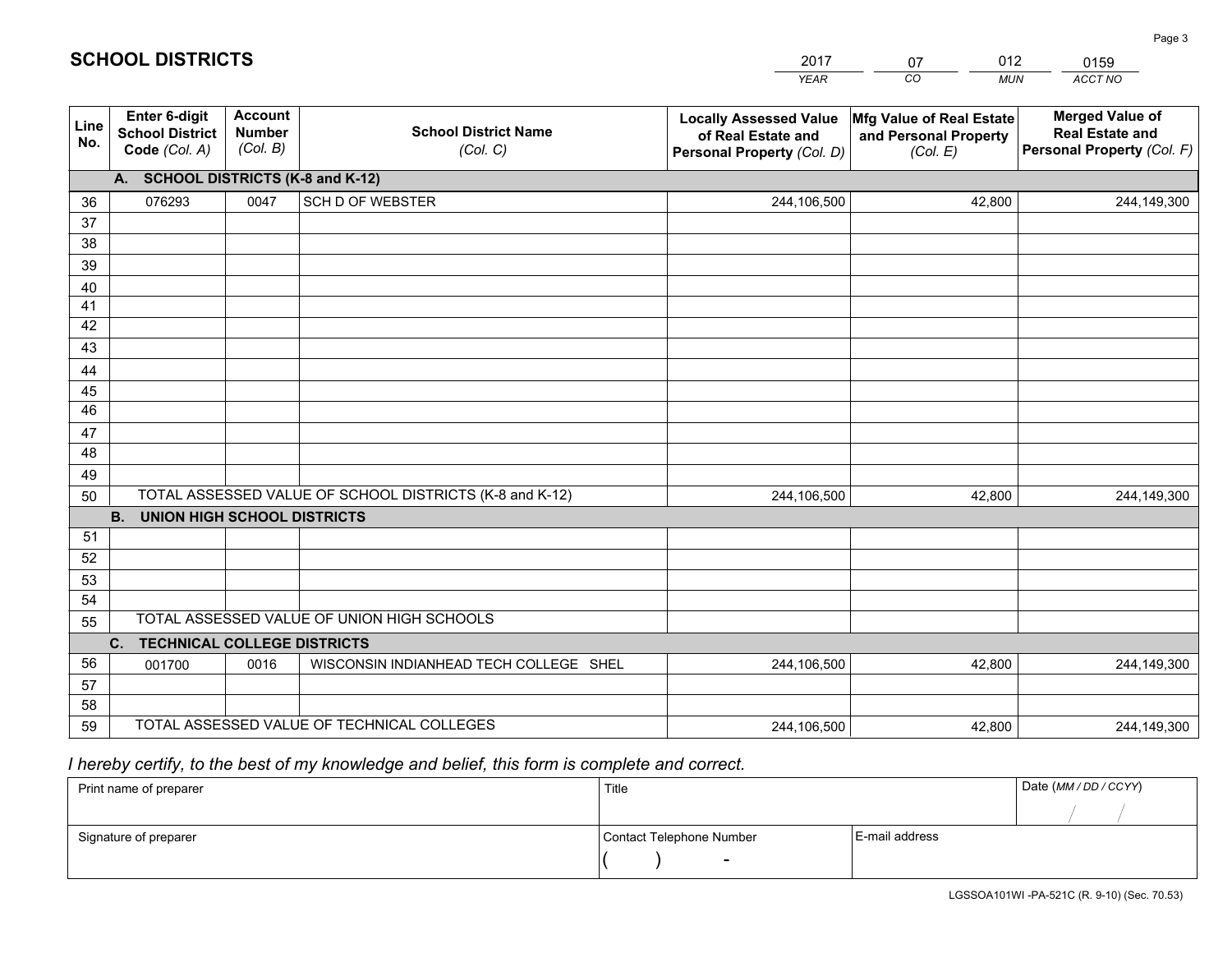# SCHOOL DISTRICTS

| 2017 | 07 | 012 | 0159 |
|---|---|---|---|
| *YEAR* | *CO* | *MUN* | *ACCT NO* |

| Line No. | Enter 6-digit School District Code *(Col. A)* | Account Number *(Col. B)* | School District Name *(Col. C)* | Locally Assessed Value of Real Estate and Personal Property *(Col. D)* | Mfg Value of Real Estate and Personal Property *(Col. E)* | Merged Value of Real Estate and Personal Property *(Col. F)* |
|---|---|---|---|---|---|---|
| | **A. SCHOOL DISTRICTS (K-8 and K-12)** | | | | | |
| 36 | 076293 | 0047 | SCH D OF WEBSTER | 244,106,500 | 42,800 | 244,149,300 |
| 37 | | | | | | |
| 38 | | | | | | |
| 39 | | | | | | |
| 40 | | | | | | |
| 41 | | | | | | |
| 42 | | | | | | |
| 43 | | | | | | |
| 44 | | | | | | |
| 45 | | | | | | |
| 46 | | | | | | |
| 47 | | | | | | |
| 48 | | | | | | |
| 49 | | | | | | |
| 50 | TOTAL ASSESSED VALUE OF SCHOOL DISTRICTS (K-8 and K-12) | | | 244,106,500 | 42,800 | 244,149,300 |
| | **B. UNION HIGH SCHOOL DISTRICTS** | | | | | |
| 51 | | | | | | |
| 52 | | | | | | |
| 53 | | | | | | |
| 54 | | | | | | |
| 55 | TOTAL ASSESSED VALUE OF UNION HIGH SCHOOLS | | | | | |
| | **C. TECHNICAL COLLEGE DISTRICTS** | | | | | |
| 56 | 001700 | 0016 | WISCONSIN INDIANHEAD TECH COLLEGE SHEL | 244,106,500 | 42,800 | 244,149,300 |
| 57 | | | | | | |
| 58 | | | | | | |
| 59 | TOTAL ASSESSED VALUE OF TECHNICAL COLLEGES | | | 244,106,500 | 42,800 | 244,149,300 |

*I hereby certify, to the best of my knowledge and belief, this form is complete and correct.*

| Print name of preparer | Title | | Date *(MM / DD / CCYY)* |
|---|---|---|---|
| | | | / / |
| Signature of preparer | Contact Telephone Number | E-mail address | |
| | ( ) - | | |

LGSSOA101WI -PA-521C (R. 9-10) (Sec. 70.53)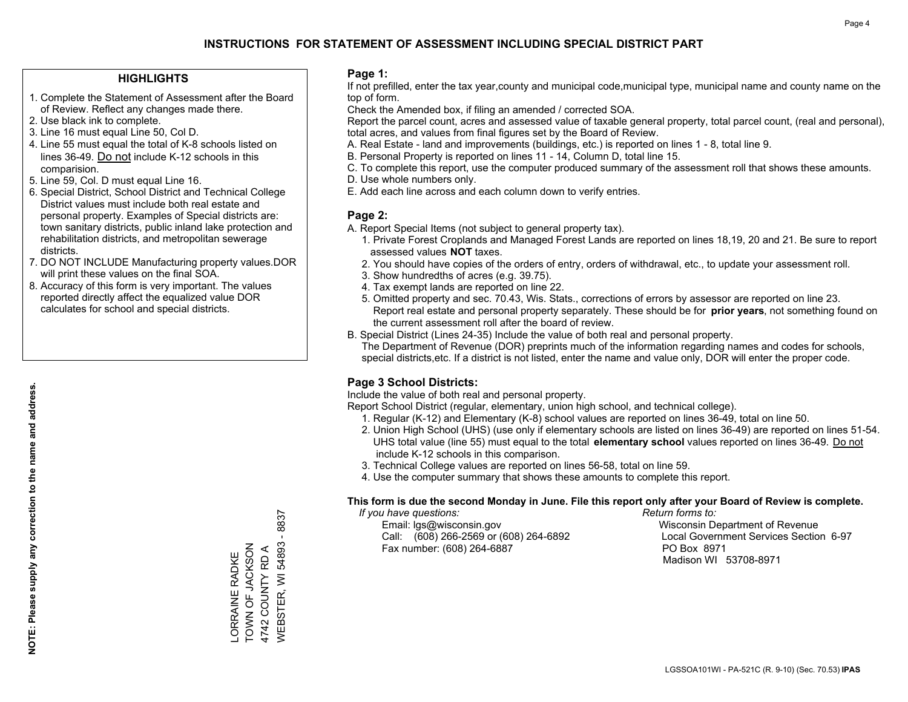# INSTRUCTIONS FOR STATEMENT OF ASSESSMENT INCLUDING SPECIAL DISTRICT PART

## HIGHLIGHTS

1. Complete the Statement of Assessment after the Board of Review. Reflect any changes made there.
2. Use black ink to complete.
3. Line 16 must equal Line 50, Col D.
4. Line 55 must equal the total of K-8 schools listed on lines 36-49. Do not include K-12 schools in this comparision.
5. Line 59, Col. D must equal Line 16.
6. Special District, School District and Technical College District values must include both real estate and personal property. Examples of Special districts are: town sanitary districts, public inland lake protection and rehabilitation districts, and metropolitan sewerage districts.
7. DO NOT INCLUDE Manufacturing property values.DOR will print these values on the final SOA.
8. Accuracy of this form is very important. The values reported directly affect the equalized value DOR calculates for school and special districts.

**NOTE: Please supply any correction to the name and address.**

LORRAINE RADKE
TOWN OF JACKSON
4742 COUNTY RD A
WEBSTER, WI 54893 - 8837

## Page 1:

If not prefilled, enter the tax year,county and municipal code,municipal type, municipal name and county name on the top of form.

Check the Amended box, if filing an amended / corrected SOA.

Report the parcel count, acres and assessed value of taxable general property, total parcel count, (real and personal), total acres, and values from final figures set by the Board of Review.

A. Real Estate - land and improvements (buildings, etc.) is reported on lines 1 - 8, total line 9.
B. Personal Property is reported on lines 11 - 14, Column D, total line 15.
C. To complete this report, use the computer produced summary of the assessment roll that shows these amounts.
D. Use whole numbers only.
E. Add each line across and each column down to verify entries.

## Page 2:

A. Report Special Items (not subject to general property tax).
   1. Private Forest Croplands and Managed Forest Lands are reported on lines 18,19, 20 and 21. Be sure to report assessed values **NOT** taxes.
   2. You should have copies of the orders of entry, orders of withdrawal, etc., to update your assessment roll.
   3. Show hundredths of acres (e.g. 39.75).
   4. Tax exempt lands are reported on line 22.
   5. Omitted property and sec. 70.43, Wis. Stats., corrections of errors by assessor are reported on line 23. Report real estate and personal property separately. These should be for **prior years**, not something found on the current assessment roll after the board of review.
B. Special District (Lines 24-35) Include the value of both real and personal property.
   The Department of Revenue (DOR) preprints much of the information regarding names and codes for schools, special districts,etc. If a district is not listed, enter the name and value only, DOR will enter the proper code.

## Page 3 School Districts:

Include the value of both real and personal property.

Report School District (regular, elementary, union high school, and technical college).

1. Regular (K-12) and Elementary (K-8) school values are reported on lines 36-49, total on line 50.
2. Union High School (UHS) (use only if elementary schools are listed on lines 36-49) are reported on lines 51-54. UHS total value (line 55) must equal to the total **elementary school** values reported on lines 36-49. Do not include K-12 schools in this comparison.
3. Technical College values are reported on lines 56-58, total on line 59.
4. Use the computer summary that shows these amounts to complete this report.

**This form is due the second Monday in June. File this report only after your Board of Review is complete.**

*If you have questions:*
Email: lgs@wisconsin.gov
Call: (608) 266-2569 or (608) 264-6892
Fax number: (608) 264-6887

*Return forms to:*
Wisconsin Department of Revenue
Local Government Services Section 6-97
PO Box 8971
Madison WI 53708-8971

LGSSOA101WI - PA-521C (R. 9-10) (Sec. 70.53) **IPAS**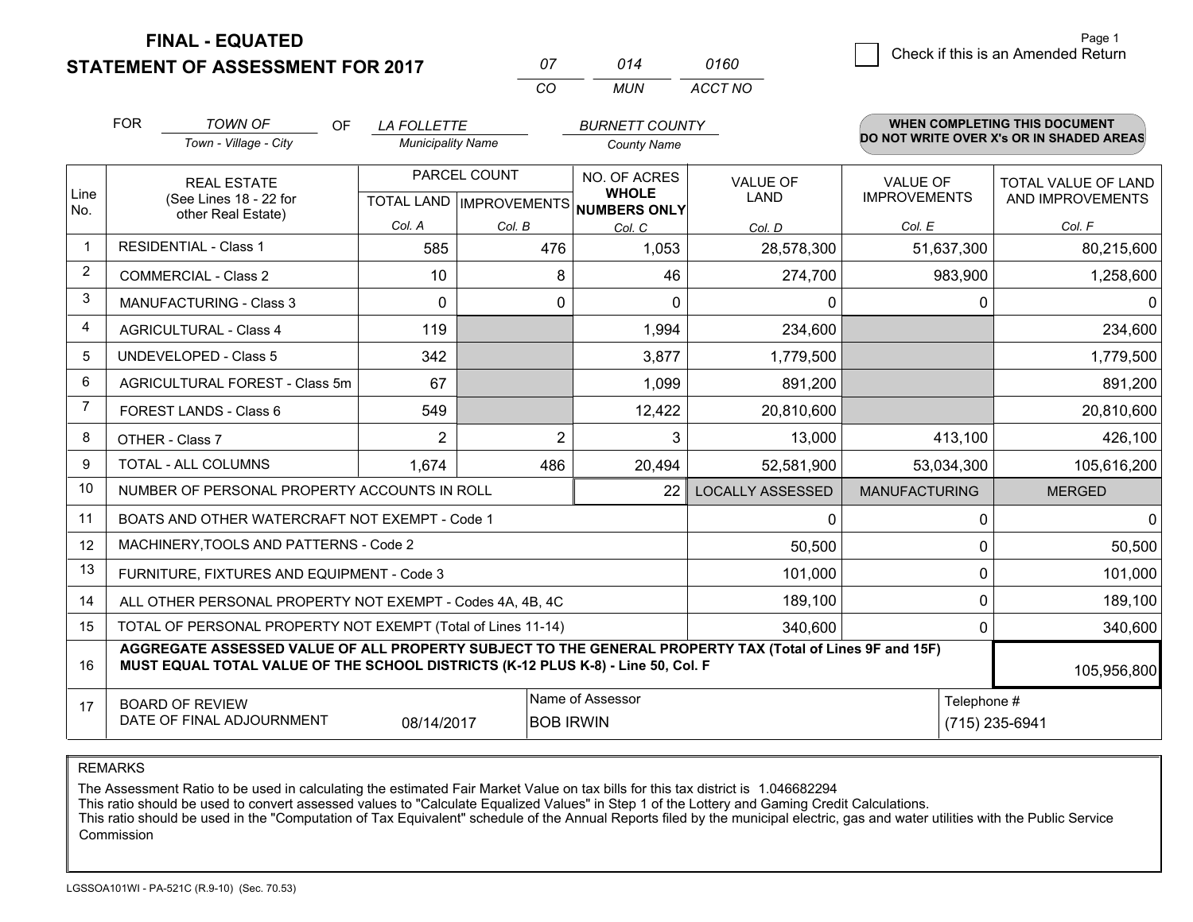# FINAL - EQUATED
# STATEMENT OF ASSESSMENT FOR 2017

| 07 | 014 | 0160 |
|---|---|---|
| CO | MUN | ACCT NO |

Page 1

☐ Check if this is an Amended Return

FOR *TOWN OF* (Town - Village - City) OF *LA FOLLETTE* (Municipality Name) *BURNETT COUNTY* (County Name)

**WHEN COMPLETING THIS DOCUMENT DO NOT WRITE OVER X's OR IN SHADED AREAS**

| Line No. | REAL ESTATE (See Lines 18 - 22 for other Real Estate) | PARCEL COUNT TOTAL LAND Col. A | PARCEL COUNT IMPROVEMENTS Col. B | NO. OF ACRES WHOLE NUMBERS ONLY Col. C | VALUE OF LAND Col. D | VALUE OF IMPROVEMENTS Col. E | TOTAL VALUE OF LAND AND IMPROVEMENTS Col. F |
|---|---|---|---|---|---|---|---|
| 1 | RESIDENTIAL - Class 1 | 585 | 476 | 1,053 | 28,578,300 | 51,637,300 | 80,215,600 |
| 2 | COMMERCIAL - Class 2 | 10 | 8 | 46 | 274,700 | 983,900 | 1,258,600 |
| 3 | MANUFACTURING - Class 3 | 0 | 0 | 0 | 0 | 0 | 0 |
| 4 | AGRICULTURAL - Class 4 | 119 | | 1,994 | 234,600 | | 234,600 |
| 5 | UNDEVELOPED - Class 5 | 342 | | 3,877 | 1,779,500 | | 1,779,500 |
| 6 | AGRICULTURAL FOREST - Class 5m | 67 | | 1,099 | 891,200 | | 891,200 |
| 7 | FOREST LANDS - Class 6 | 549 | | 12,422 | 20,810,600 | | 20,810,600 |
| 8 | OTHER - Class 7 | 2 | 2 | 3 | 13,000 | 413,100 | 426,100 |
| 9 | TOTAL - ALL COLUMNS | 1,674 | 486 | 20,494 | 52,581,900 | 53,034,300 | 105,616,200 |
| 10 | NUMBER OF PERSONAL PROPERTY ACCOUNTS IN ROLL | | | 22 | LOCALLY ASSESSED | MANUFACTURING | MERGED |
| 11 | BOATS AND OTHER WATERCRAFT NOT EXEMPT - Code 1 | | | | 0 | 0 | 0 |
| 12 | MACHINERY,TOOLS AND PATTERNS - Code 2 | | | | 50,500 | 0 | 50,500 |
| 13 | FURNITURE, FIXTURES AND EQUIPMENT - Code 3 | | | | 101,000 | 0 | 101,000 |
| 14 | ALL OTHER PERSONAL PROPERTY NOT EXEMPT - Codes 4A, 4B, 4C | | | | 189,100 | 0 | 189,100 |
| 15 | TOTAL OF PERSONAL PROPERTY NOT EXEMPT (Total of Lines 11-14) | | | | 340,600 | 0 | 340,600 |
| 16 | **AGGREGATE ASSESSED VALUE OF ALL PROPERTY SUBJECT TO THE GENERAL PROPERTY TAX (Total of Lines 9F and 15F) MUST EQUAL TOTAL VALUE OF THE SCHOOL DISTRICTS (K-12 PLUS K-8) - Line 50, Col. F** | | | | | | 105,956,800 |
| 17 | BOARD OF REVIEW DATE OF FINAL ADJOURNMENT | 08/14/2017 | | Name of Assessor: BOB IRWIN | | Telephone #: (715) 235-6941 | |

REMARKS

The Assessment Ratio to be used in calculating the estimated Fair Market Value on tax bills for this tax district is 1.046682294
This ratio should be used to convert assessed values to "Calculate Equalized Values" in Step 1 of the Lottery and Gaming Credit Calculations.
This ratio should be used in the "Computation of Tax Equivalent" schedule of the Annual Reports filed by the municipal electric, gas and water utilities with the Public Service Commission

LGSSOA101WI - PA-521C (R.9-10) (Sec. 70.53)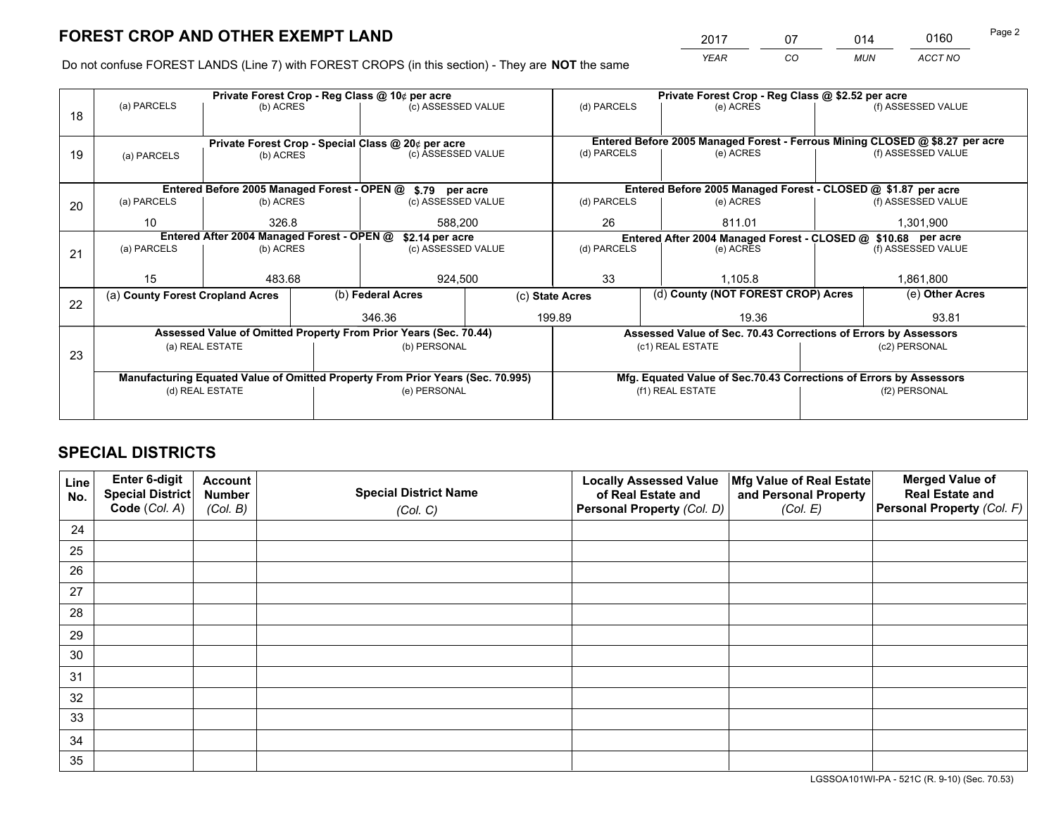# FOREST CROP AND OTHER EXEMPT LAND

| 2017 | 07 | 014 | 0160 |
|---|---|---|---|
| YEAR | CO | MUN | ACCT NO |

Do not confuse FOREST LANDS (Line 7) with FOREST CROPS (in this section) - They are **NOT** the same

| Line | Private Forest Crop - Reg Class @ 10¢ per acre | | | Private Forest Crop - Reg Class @ $2.52 per acre | | |
|---|---|---|---|---|---|---|
| 18 | (a) PARCELS | (b) ACRES | (c) ASSESSED VALUE | (d) PARCELS | (e) ACRES | (f) ASSESSED VALUE |
| | | | | | | |
| | **Private Forest Crop - Special Class @ 20¢ per acre** | | | **Entered Before 2005 Managed Forest - Ferrous Mining CLOSED @ $8.27 per acre** | | |
| 19 | (a) PARCELS | (b) ACRES | (c) ASSESSED VALUE | (d) PARCELS | (e) ACRES | (f) ASSESSED VALUE |
| | | | | | | |
| | **Entered Before 2005 Managed Forest - OPEN @ $.79 per acre** | | | **Entered Before 2005 Managed Forest - CLOSED @ $1.87 per acre** | | |
| 20 | (a) PARCELS | (b) ACRES | (c) ASSESSED VALUE | (d) PARCELS | (e) ACRES | (f) ASSESSED VALUE |
| | 10 | 326.8 | 588,200 | 26 | 811.01 | 1,301,900 |
| | **Entered After 2004 Managed Forest - OPEN @ $2.14 per acre** | | | **Entered After 2004 Managed Forest - CLOSED @ $10.68 per acre** | | |
| 21 | (a) PARCELS | (b) ACRES | (c) ASSESSED VALUE | (d) PARCELS | (e) ACRES | (f) ASSESSED VALUE |
| | 15 | 483.68 | 924,500 | 33 | 1,105.8 | 1,861,800 |

| Line | (a) County Forest Cropland Acres | (b) Federal Acres | (c) State Acres | (d) County (NOT FOREST CROP) Acres | (e) Other Acres |
|---|---|---|---|---|---|
| 22 | | 346.36 | 199.89 | 19.36 | 93.81 |

| Line | Assessed Value of Omitted Property From Prior Years (Sec. 70.44) | | Assessed Value of Sec. 70.43 Corrections of Errors by Assessors | |
|---|---|---|---|---|
| 23 | (a) REAL ESTATE | (b) PERSONAL | (c1) REAL ESTATE | (c2) PERSONAL |
| | | | | |
| | **Manufacturing Equated Value of Omitted Property From Prior Years (Sec. 70.995)** | | **Mfg. Equated Value of Sec.70.43 Corrections of Errors by Assessors** | |
| | (d) REAL ESTATE | (e) PERSONAL | (f1) REAL ESTATE | (f2) PERSONAL |
| | | | | |

# SPECIAL DISTRICTS

| Line No. | Enter 6-digit Special District Code (Col. A) | Account Number (Col. B) | Special District Name (Col. C) | Locally Assessed Value of Real Estate and Personal Property (Col. D) | Mfg Value of Real Estate and Personal Property (Col. E) | Merged Value of Real Estate and Personal Property (Col. F) |
|---|---|---|---|---|---|---|
| 24 | | | | | | |
| 25 | | | | | | |
| 26 | | | | | | |
| 27 | | | | | | |
| 28 | | | | | | |
| 29 | | | | | | |
| 30 | | | | | | |
| 31 | | | | | | |
| 32 | | | | | | |
| 33 | | | | | | |
| 34 | | | | | | |
| 35 | | | | | | |

LGSSOA101WI-PA - 521C (R. 9-10) (Sec. 70.53)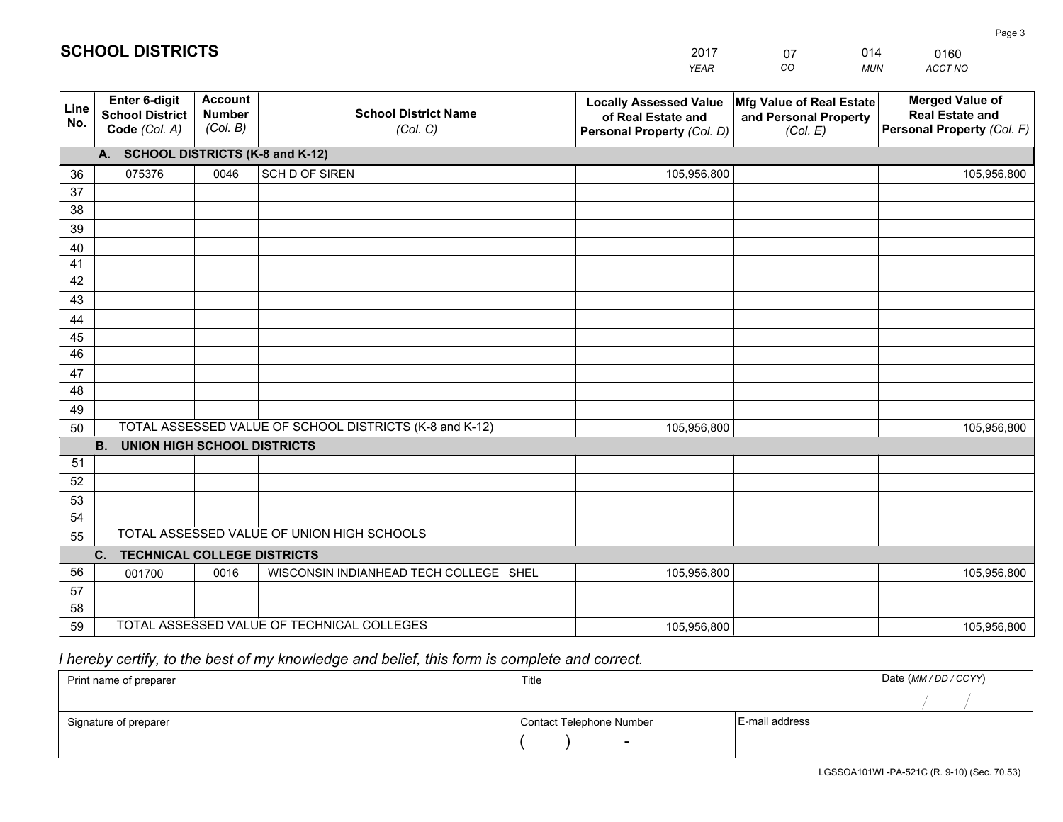# SCHOOL DISTRICTS

| 2017 | 07 | 014 | 0160 |
|---|---|---|---|
| *YEAR* | *CO* | *MUN* | *ACCT NO* |

| Line No. | Enter 6-digit School District Code *(Col. A)* | Account Number *(Col. B)* | School District Name *(Col. C)* | Locally Assessed Value of Real Estate and Personal Property *(Col. D)* | Mfg Value of Real Estate and Personal Property *(Col. E)* | Merged Value of Real Estate and Personal Property *(Col. F)* |
|---|---|---|---|---|---|---|
| **A. SCHOOL DISTRICTS (K-8 and K-12)** | | | | | | |
| 36 | 075376 | 0046 | SCH D OF SIREN | 105,956,800 | | 105,956,800 |
| 37 | | | | | | |
| 38 | | | | | | |
| 39 | | | | | | |
| 40 | | | | | | |
| 41 | | | | | | |
| 42 | | | | | | |
| 43 | | | | | | |
| 44 | | | | | | |
| 45 | | | | | | |
| 46 | | | | | | |
| 47 | | | | | | |
| 48 | | | | | | |
| 49 | | | | | | |
| 50 | TOTAL ASSESSED VALUE OF SCHOOL DISTRICTS (K-8 and K-12) | | | 105,956,800 | | 105,956,800 |
| **B. UNION HIGH SCHOOL DISTRICTS** | | | | | | |
| 51 | | | | | | |
| 52 | | | | | | |
| 53 | | | | | | |
| 54 | | | | | | |
| 55 | TOTAL ASSESSED VALUE OF UNION HIGH SCHOOLS | | | | | |
| **C. TECHNICAL COLLEGE DISTRICTS** | | | | | | |
| 56 | 001700 | 0016 | WISCONSIN INDIANHEAD TECH COLLEGE SHEL | 105,956,800 | | 105,956,800 |
| 57 | | | | | | |
| 58 | | | | | | |
| 59 | TOTAL ASSESSED VALUE OF TECHNICAL COLLEGES | | | 105,956,800 | | 105,956,800 |

*I hereby certify, to the best of my knowledge and belief, this form is complete and correct.*

| Print name of preparer | Title | | Date *(MM / DD / CCYY)* |
|---|---|---|---|
| | | | / / |
| Signature of preparer | Contact Telephone Number | E-mail address | |
| | ( ) - | | |

LGSSOA101WI -PA-521C (R. 9-10) (Sec. 70.53)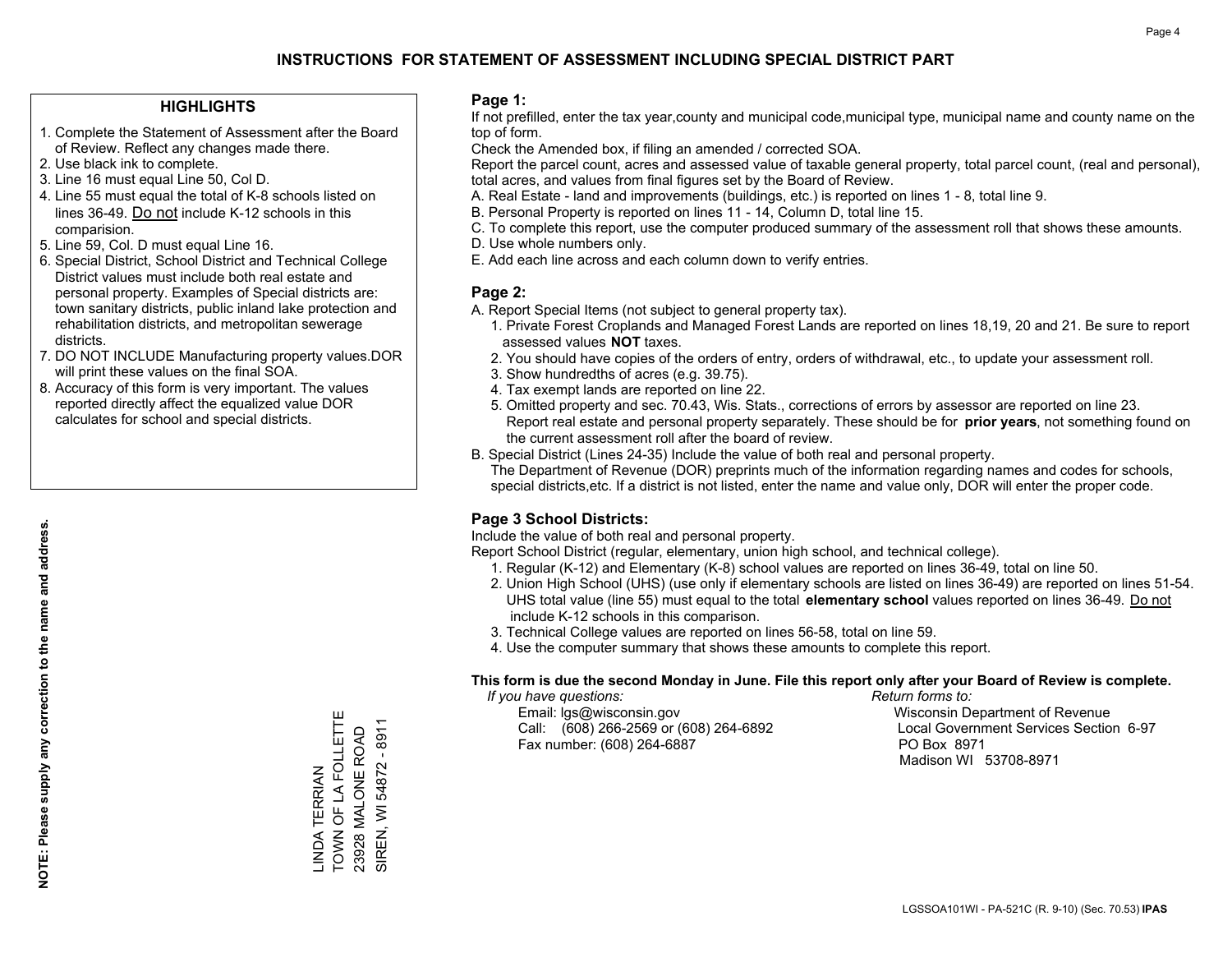# INSTRUCTIONS FOR STATEMENT OF ASSESSMENT INCLUDING SPECIAL DISTRICT PART

## HIGHLIGHTS

1. Complete the Statement of Assessment after the Board of Review. Reflect any changes made there.
2. Use black ink to complete.
3. Line 16 must equal Line 50, Col D.
4. Line 55 must equal the total of K-8 schools listed on lines 36-49. Do not include K-12 schools in this comparision.
5. Line 59, Col. D must equal Line 16.
6. Special District, School District and Technical College District values must include both real estate and personal property. Examples of Special districts are: town sanitary districts, public inland lake protection and rehabilitation districts, and metropolitan sewerage districts.
7. DO NOT INCLUDE Manufacturing property values.DOR will print these values on the final SOA.
8. Accuracy of this form is very important. The values reported directly affect the equalized value DOR calculates for school and special districts.

**NOTE: Please supply any correction to the name and address.**

LINDA TERRIAN
TOWN OF LA FOLLETTE
23928 MALONE ROAD
SIREN, WI 54872 - 8911

## Page 1:

If not prefilled, enter the tax year,county and municipal code,municipal type, municipal name and county name on the top of form.

Check the Amended box, if filing an amended / corrected SOA.

Report the parcel count, acres and assessed value of taxable general property, total parcel count, (real and personal), total acres, and values from final figures set by the Board of Review.

A. Real Estate - land and improvements (buildings, etc.) is reported on lines 1 - 8, total line 9.
B. Personal Property is reported on lines 11 - 14, Column D, total line 15.
C. To complete this report, use the computer produced summary of the assessment roll that shows these amounts.
D. Use whole numbers only.
E. Add each line across and each column down to verify entries.

## Page 2:

A. Report Special Items (not subject to general property tax).
   1. Private Forest Croplands and Managed Forest Lands are reported on lines 18,19, 20 and 21. Be sure to report assessed values **NOT** taxes.
   2. You should have copies of the orders of entry, orders of withdrawal, etc., to update your assessment roll.
   3. Show hundredths of acres (e.g. 39.75).
   4. Tax exempt lands are reported on line 22.
   5. Omitted property and sec. 70.43, Wis. Stats., corrections of errors by assessor are reported on line 23. Report real estate and personal property separately. These should be for **prior years**, not something found on the current assessment roll after the board of review.
B. Special District (Lines 24-35) Include the value of both real and personal property.
   The Department of Revenue (DOR) preprints much of the information regarding names and codes for schools, special districts,etc. If a district is not listed, enter the name and value only, DOR will enter the proper code.

## Page 3 School Districts:

Include the value of both real and personal property.

Report School District (regular, elementary, union high school, and technical college).

1. Regular (K-12) and Elementary (K-8) school values are reported on lines 36-49, total on line 50.
2. Union High School (UHS) (use only if elementary schools are listed on lines 36-49) are reported on lines 51-54. UHS total value (line 55) must equal to the total **elementary school** values reported on lines 36-49. Do not include K-12 schools in this comparison.
3. Technical College values are reported on lines 56-58, total on line 59.
4. Use the computer summary that shows these amounts to complete this report.

**This form is due the second Monday in June. File this report only after your Board of Review is complete.**

*If you have questions:*
Email: lgs@wisconsin.gov
Call: (608) 266-2569 or (608) 264-6892
Fax number: (608) 264-6887

*Return forms to:*
Wisconsin Department of Revenue
Local Government Services Section 6-97
PO Box 8971
Madison WI 53708-8971

LGSSOA101WI - PA-521C (R. 9-10) (Sec. 70.53) **IPAS**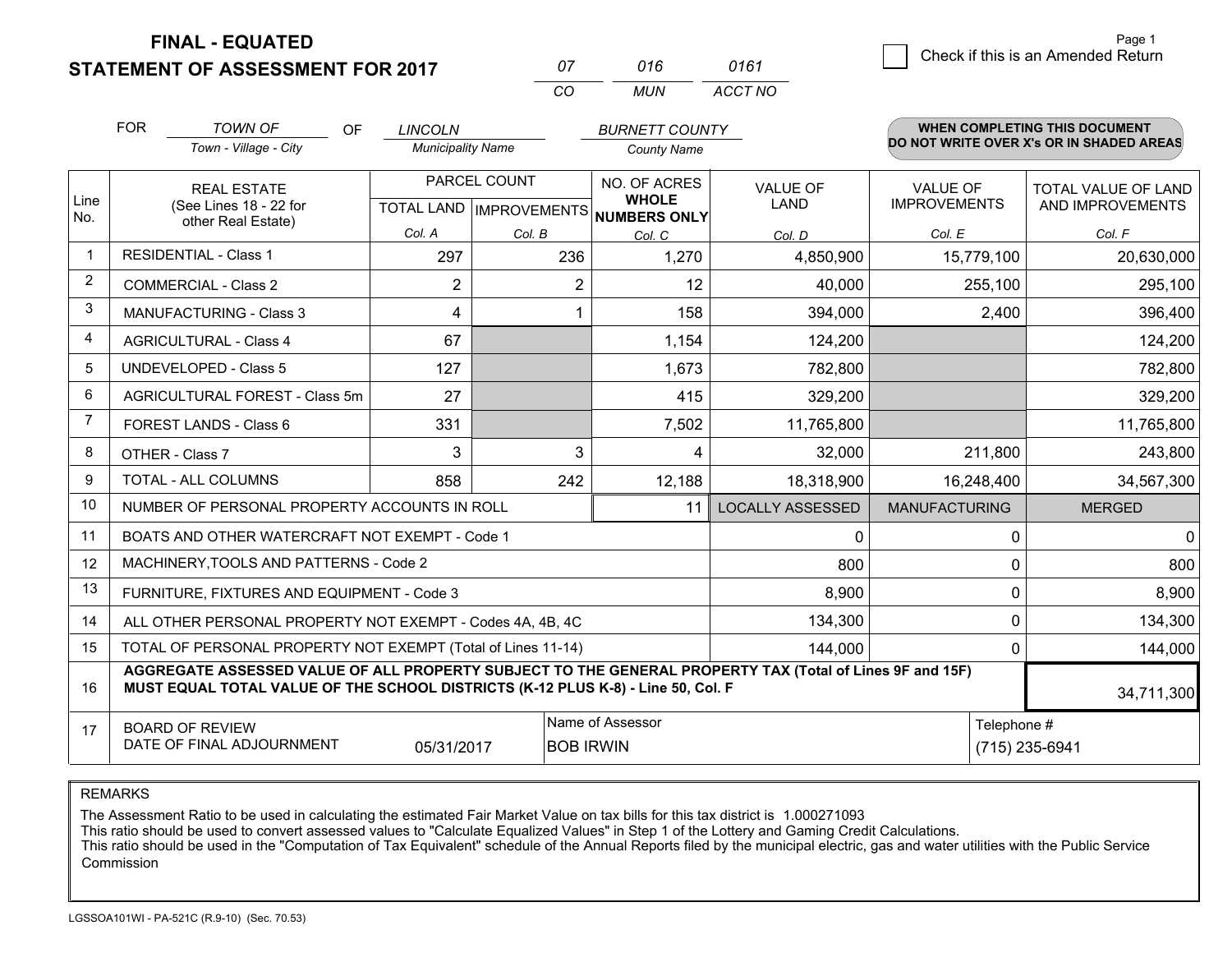# FINAL - EQUATED
# STATEMENT OF ASSESSMENT FOR 2017

| 07 | 016 | 0161 |
|---|---|---|
| CO | MUN | ACCT NO |

Page 1

☐ Check if this is an Amended Return

FOR *TOWN OF* (Town - Village - City) OF *LINCOLN* (Municipality Name) *BURNETT COUNTY* (County Name)

**WHEN COMPLETING THIS DOCUMENT DO NOT WRITE OVER X's OR IN SHADED AREAS**

| Line No. | REAL ESTATE (See Lines 18 - 22 for other Real Estate) | PARCEL COUNT TOTAL LAND Col. A | IMPROVEMENTS Col. B | NO. OF ACRES WHOLE NUMBERS ONLY Col. C | VALUE OF LAND Col. D | VALUE OF IMPROVEMENTS Col. E | TOTAL VALUE OF LAND AND IMPROVEMENTS Col. F |
|---|---|---|---|---|---|---|---|
| 1 | RESIDENTIAL - Class 1 | 297 | 236 | 1,270 | 4,850,900 | 15,779,100 | 20,630,000 |
| 2 | COMMERCIAL - Class 2 | 2 | 2 | 12 | 40,000 | 255,100 | 295,100 |
| 3 | MANUFACTURING - Class 3 | 4 | 1 | 158 | 394,000 | 2,400 | 396,400 |
| 4 | AGRICULTURAL - Class 4 | 67 | | 1,154 | 124,200 | | 124,200 |
| 5 | UNDEVELOPED - Class 5 | 127 | | 1,673 | 782,800 | | 782,800 |
| 6 | AGRICULTURAL FOREST - Class 5m | 27 | | 415 | 329,200 | | 329,200 |
| 7 | FOREST LANDS - Class 6 | 331 | | 7,502 | 11,765,800 | | 11,765,800 |
| 8 | OTHER - Class 7 | 3 | 3 | 4 | 32,000 | 211,800 | 243,800 |
| 9 | TOTAL - ALL COLUMNS | 858 | 242 | 12,188 | 18,318,900 | 16,248,400 | 34,567,300 |
| 10 | NUMBER OF PERSONAL PROPERTY ACCOUNTS IN ROLL | | | 11 | LOCALLY ASSESSED | MANUFACTURING | MERGED |
| 11 | BOATS AND OTHER WATERCRAFT NOT EXEMPT - Code 1 | | | | 0 | 0 | 0 |
| 12 | MACHINERY,TOOLS AND PATTERNS - Code 2 | | | | 800 | 0 | 800 |
| 13 | FURNITURE, FIXTURES AND EQUIPMENT - Code 3 | | | | 8,900 | 0 | 8,900 |
| 14 | ALL OTHER PERSONAL PROPERTY NOT EXEMPT - Codes 4A, 4B, 4C | | | | 134,300 | 0 | 134,300 |
| 15 | TOTAL OF PERSONAL PROPERTY NOT EXEMPT (Total of Lines 11-14) | | | | 144,000 | 0 | 144,000 |
| 16 | **AGGREGATE ASSESSED VALUE OF ALL PROPERTY SUBJECT TO THE GENERAL PROPERTY TAX (Total of Lines 9F and 15F) MUST EQUAL TOTAL VALUE OF THE SCHOOL DISTRICTS (K-12 PLUS K-8) - Line 50, Col. F** | | | | | | 34,711,300 |
| 17 | BOARD OF REVIEW DATE OF FINAL ADJOURNMENT | 05/31/2017 | Name of Assessor: BOB IRWIN | | | Telephone #: (715) 235-6941 | |

REMARKS

The Assessment Ratio to be used in calculating the estimated Fair Market Value on tax bills for this tax district is 1.000271093
This ratio should be used to convert assessed values to "Calculate Equalized Values" in Step 1 of the Lottery and Gaming Credit Calculations.
This ratio should be used in the "Computation of Tax Equivalent" schedule of the Annual Reports filed by the municipal electric, gas and water utilities with the Public Service Commission

LGSSOA101WI - PA-521C (R.9-10) (Sec. 70.53)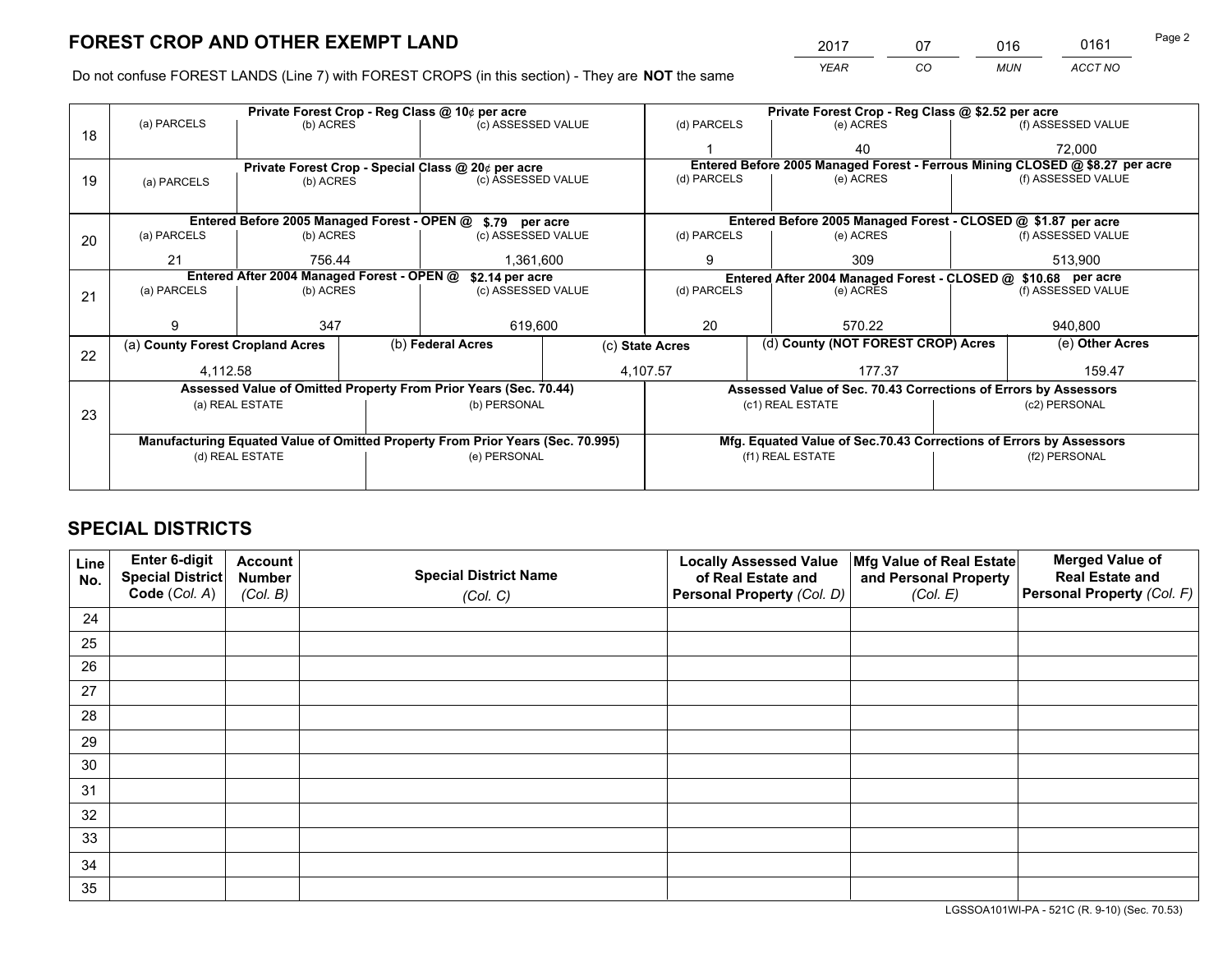# FOREST CROP AND OTHER EXEMPT LAND

| 2017 | 07 | 016 | 0161 |
|---|---|---|---|
| *YEAR* | *CO* | *MUN* | *ACCT NO* |

Do not confuse FOREST LANDS (Line 7) with FOREST CROPS (in this section) - They are **NOT** the same

| Line | Private Forest Crop - Reg Class @ 10¢ per acre | | | Private Forest Crop - Reg Class @ \$2.52 per acre | | |
|---|---|---|---|---|---|---|
| 18 | (a) PARCELS | (b) ACRES | (c) ASSESSED VALUE | (d) PARCELS | (e) ACRES | (f) ASSESSED VALUE |
| | | | | 1 | 40 | 72,000 |
| | **Private Forest Crop - Special Class @ 20¢ per acre** | | | **Entered Before 2005 Managed Forest - Ferrous Mining CLOSED @ \$8.27 per acre** | | |
| 19 | (a) PARCELS | (b) ACRES | (c) ASSESSED VALUE | (d) PARCELS | (e) ACRES | (f) ASSESSED VALUE |
| | | | | | | |
| | **Entered Before 2005 Managed Forest - OPEN @ \$.79 per acre** | | | **Entered Before 2005 Managed Forest - CLOSED @ \$1.87 per acre** | | |
| 20 | (a) PARCELS | (b) ACRES | (c) ASSESSED VALUE | (d) PARCELS | (e) ACRES | (f) ASSESSED VALUE |
| | 21 | 756.44 | 1,361,600 | 9 | 309 | 513,900 |
| | **Entered After 2004 Managed Forest - OPEN @ \$2.14 per acre** | | | **Entered After 2004 Managed Forest - CLOSED @ \$10.68 per acre** | | |
| 21 | (a) PARCELS | (b) ACRES | (c) ASSESSED VALUE | (d) PARCELS | (e) ACRES | (f) ASSESSED VALUE |
| | 9 | 347 | 619,600 | 20 | 570.22 | 940,800 |

| Line | (a) County Forest Cropland Acres | (b) Federal Acres | (c) State Acres | (d) County (NOT FOREST CROP) Acres | (e) Other Acres |
|---|---|---|---|---|---|
| 22 | 4,112.58 | | 4,107.57 | 177.37 | 159.47 |

| Line | Assessed Value of Omitted Property From Prior Years (Sec. 70.44) | | Assessed Value of Sec. 70.43 Corrections of Errors by Assessors | |
|---|---|---|---|---|
| 23 | (a) REAL ESTATE | (b) PERSONAL | (c1) REAL ESTATE | (c2) PERSONAL |
| | | | | |
| | **Manufacturing Equated Value of Omitted Property From Prior Years (Sec. 70.995)** | | **Mfg. Equated Value of Sec.70.43 Corrections of Errors by Assessors** | |
| | (d) REAL ESTATE | (e) PERSONAL | (f1) REAL ESTATE | (f2) PERSONAL |
| | | | | |

# SPECIAL DISTRICTS

| Line No. | Enter 6-digit Special District Code (Col. A) | Account Number (Col. B) | Special District Name (Col. C) | Locally Assessed Value of Real Estate and Personal Property (Col. D) | Mfg Value of Real Estate and Personal Property (Col. E) | Merged Value of Real Estate and Personal Property (Col. F) |
|---|---|---|---|---|---|---|
| 24 | | | | | | |
| 25 | | | | | | |
| 26 | | | | | | |
| 27 | | | | | | |
| 28 | | | | | | |
| 29 | | | | | | |
| 30 | | | | | | |
| 31 | | | | | | |
| 32 | | | | | | |
| 33 | | | | | | |
| 34 | | | | | | |
| 35 | | | | | | |

LGSSOA101WI-PA - 521C (R. 9-10) (Sec. 70.53)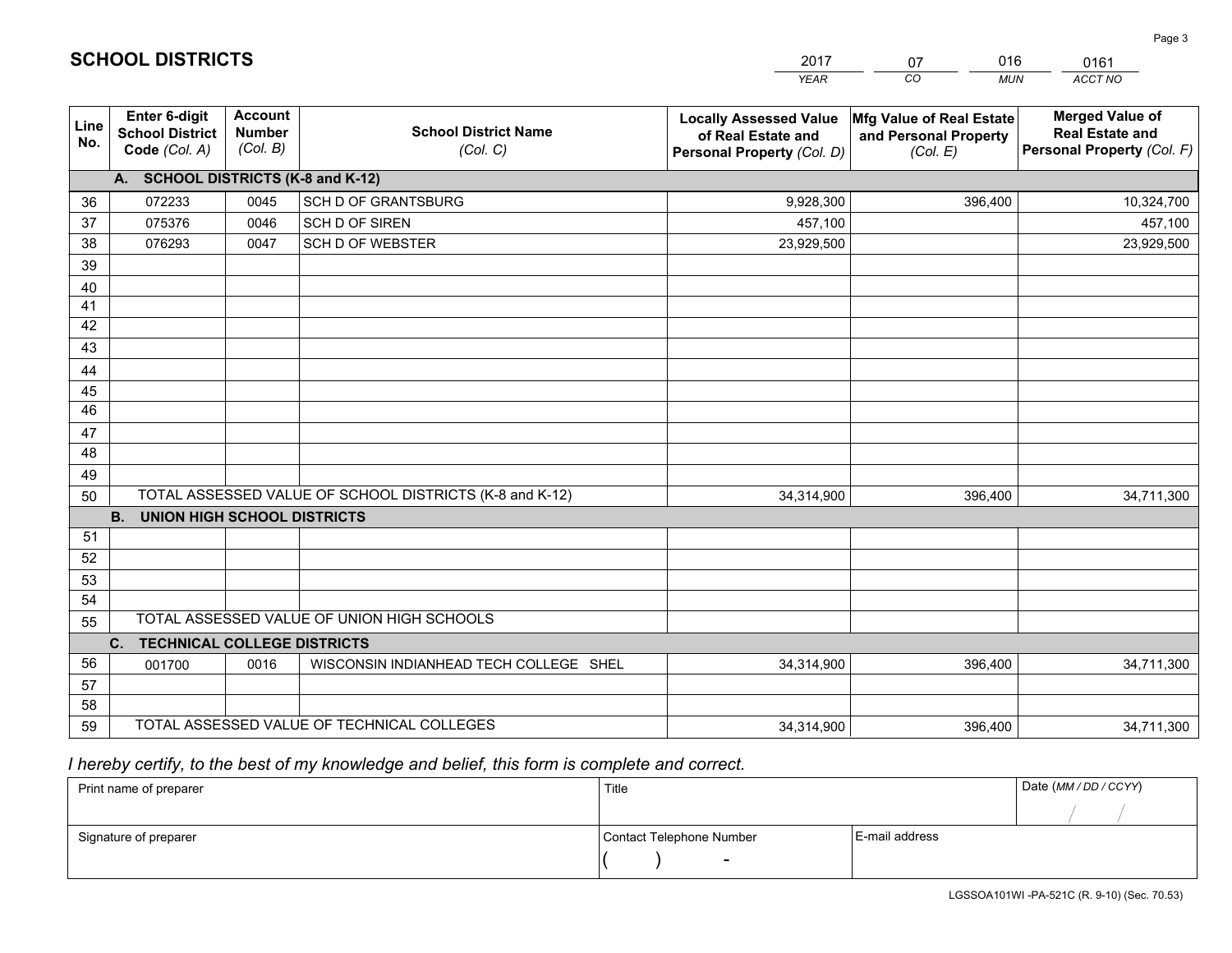# SCHOOL DISTRICTS

| 2017 | 07 | 016 | 0161 |
|---|---|---|---|
| *YEAR* | *CO* | *MUN* | *ACCT NO* |

| Line No. | Enter 6-digit School District Code *(Col. A)* | Account Number *(Col. B)* | School District Name *(Col. C)* | Locally Assessed Value of Real Estate and Personal Property *(Col. D)* | Mfg Value of Real Estate and Personal Property *(Col. E)* | Merged Value of Real Estate and Personal Property *(Col. F)* |
|---|---|---|---|---|---|---|
| | **A. SCHOOL DISTRICTS (K-8 and K-12)** | | | | | |
| 36 | 072233 | 0045 | SCH D OF GRANTSBURG | 9,928,300 | 396,400 | 10,324,700 |
| 37 | 075376 | 0046 | SCH D OF SIREN | 457,100 | | 457,100 |
| 38 | 076293 | 0047 | SCH D OF WEBSTER | 23,929,500 | | 23,929,500 |
| 39 | | | | | | |
| 40 | | | | | | |
| 41 | | | | | | |
| 42 | | | | | | |
| 43 | | | | | | |
| 44 | | | | | | |
| 45 | | | | | | |
| 46 | | | | | | |
| 47 | | | | | | |
| 48 | | | | | | |
| 49 | | | | | | |
| 50 | TOTAL ASSESSED VALUE OF SCHOOL DISTRICTS (K-8 and K-12) | | | 34,314,900 | 396,400 | 34,711,300 |
| | **B. UNION HIGH SCHOOL DISTRICTS** | | | | | |
| 51 | | | | | | |
| 52 | | | | | | |
| 53 | | | | | | |
| 54 | | | | | | |
| 55 | TOTAL ASSESSED VALUE OF UNION HIGH SCHOOLS | | | | | |
| | **C. TECHNICAL COLLEGE DISTRICTS** | | | | | |
| 56 | 001700 | 0016 | WISCONSIN INDIANHEAD TECH COLLEGE SHEL | 34,314,900 | 396,400 | 34,711,300 |
| 57 | | | | | | |
| 58 | | | | | | |
| 59 | TOTAL ASSESSED VALUE OF TECHNICAL COLLEGES | | | 34,314,900 | 396,400 | 34,711,300 |

*I hereby certify, to the best of my knowledge and belief, this form is complete and correct.*

| Print name of preparer | Title | | Date *(MM / DD / CCYY)* |
|---|---|---|---|
| | | | / / |
| Signature of preparer | Contact Telephone Number | E-mail address | |
| | ( ) - | | |

LGSSOA101WI -PA-521C (R. 9-10) (Sec. 70.53)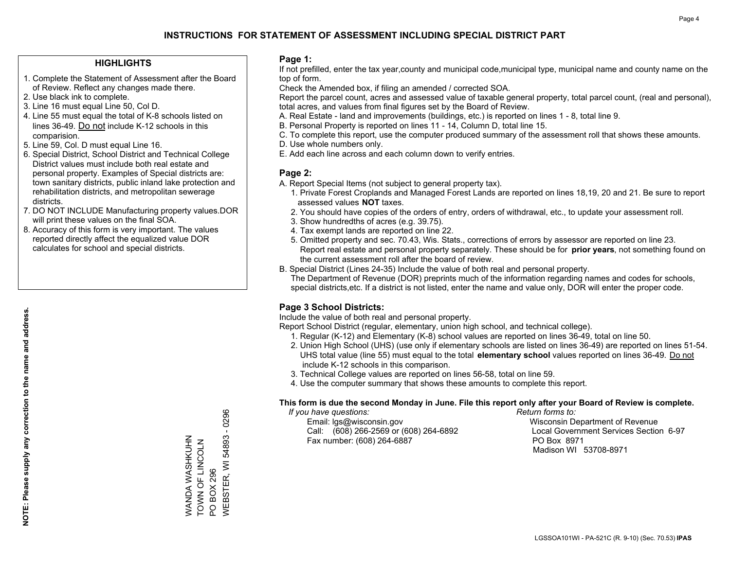# INSTRUCTIONS FOR STATEMENT OF ASSESSMENT INCLUDING SPECIAL DISTRICT PART

## HIGHLIGHTS

1. Complete the Statement of Assessment after the Board of Review. Reflect any changes made there.
2. Use black ink to complete.
3. Line 16 must equal Line 50, Col D.
4. Line 55 must equal the total of K-8 schools listed on lines 36-49. Do not include K-12 schools in this comparision.
5. Line 59, Col. D must equal Line 16.
6. Special District, School District and Technical College District values must include both real estate and personal property. Examples of Special districts are: town sanitary districts, public inland lake protection and rehabilitation districts, and metropolitan sewerage districts.
7. DO NOT INCLUDE Manufacturing property values.DOR will print these values on the final SOA.
8. Accuracy of this form is very important. The values reported directly affect the equalized value DOR calculates for school and special districts.

**NOTE: Please supply any correction to the name and address.**

WANDA WASHKUHN
TOWN OF LINCOLN
PO BOX 296
WEBSTER, WI 54893 - 0296

## Page 1:

If not prefilled, enter the tax year,county and municipal code,municipal type, municipal name and county name on the top of form.

Check the Amended box, if filing an amended / corrected SOA.

Report the parcel count, acres and assessed value of taxable general property, total parcel count, (real and personal), total acres, and values from final figures set by the Board of Review.

A. Real Estate - land and improvements (buildings, etc.) is reported on lines 1 - 8, total line 9.
B. Personal Property is reported on lines 11 - 14, Column D, total line 15.
C. To complete this report, use the computer produced summary of the assessment roll that shows these amounts.
D. Use whole numbers only.
E. Add each line across and each column down to verify entries.

## Page 2:

A. Report Special Items (not subject to general property tax).
   1. Private Forest Croplands and Managed Forest Lands are reported on lines 18,19, 20 and 21. Be sure to report assessed values **NOT** taxes.
   2. You should have copies of the orders of entry, orders of withdrawal, etc., to update your assessment roll.
   3. Show hundredths of acres (e.g. 39.75).
   4. Tax exempt lands are reported on line 22.
   5. Omitted property and sec. 70.43, Wis. Stats., corrections of errors by assessor are reported on line 23. Report real estate and personal property separately. These should be for **prior years**, not something found on the current assessment roll after the board of review.
B. Special District (Lines 24-35) Include the value of both real and personal property.
   The Department of Revenue (DOR) preprints much of the information regarding names and codes for schools, special districts,etc. If a district is not listed, enter the name and value only, DOR will enter the proper code.

## Page 3 School Districts:

Include the value of both real and personal property.

Report School District (regular, elementary, union high school, and technical college).

1. Regular (K-12) and Elementary (K-8) school values are reported on lines 36-49, total on line 50.
2. Union High School (UHS) (use only if elementary schools are listed on lines 36-49) are reported on lines 51-54. UHS total value (line 55) must equal to the total **elementary school** values reported on lines 36-49. Do not include K-12 schools in this comparison.
3. Technical College values are reported on lines 56-58, total on line 59.
4. Use the computer summary that shows these amounts to complete this report.

**This form is due the second Monday in June. File this report only after your Board of Review is complete.**

*If you have questions:*
Email: lgs@wisconsin.gov
Call: (608) 266-2569 or (608) 264-6892
Fax number: (608) 264-6887

*Return forms to:*
Wisconsin Department of Revenue
Local Government Services Section 6-97
PO Box 8971
Madison WI 53708-8971

LGSSOA101WI - PA-521C (R. 9-10) (Sec. 70.53) **IPAS**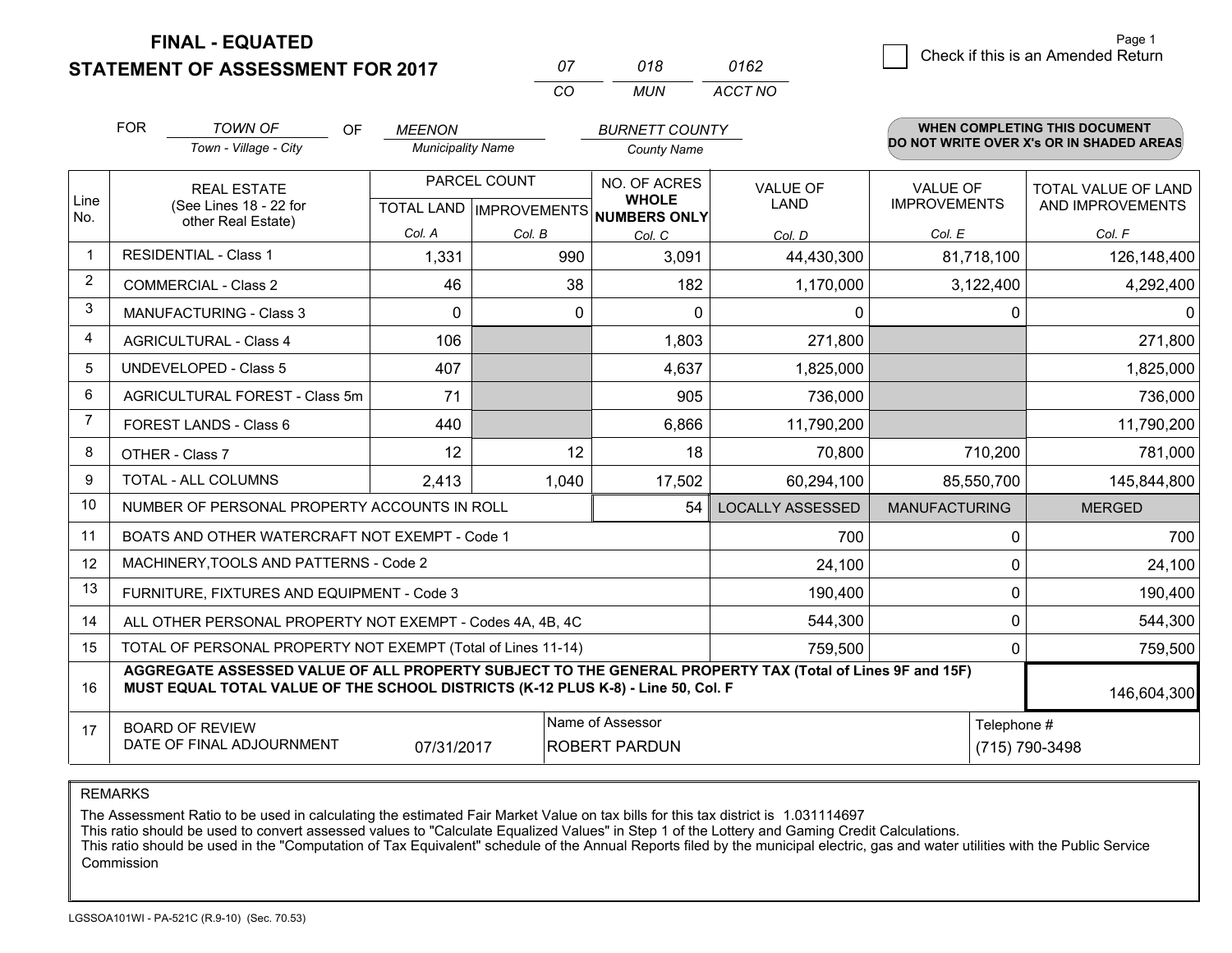**FINAL - EQUATED**
**STATEMENT OF ASSESSMENT FOR 2017**

| 07 | 018 | 0162 |
|---|---|---|
| CO | MUN | ACCT NO |

☐ Check if this is an Amended Return

FOR *TOWN OF* (Town - Village - City) OF *MEENON* (Municipality Name) *BURNETT COUNTY* (County Name)

**WHEN COMPLETING THIS DOCUMENT DO NOT WRITE OVER X's OR IN SHADED AREAS**

| Line No. | REAL ESTATE (See Lines 18 - 22 for other Real Estate) | PARCEL COUNT TOTAL LAND Col. A | PARCEL COUNT IMPROVEMENTS Col. B | NO. OF ACRES WHOLE NUMBERS ONLY Col. C | VALUE OF LAND Col. D | VALUE OF IMPROVEMENTS Col. E | TOTAL VALUE OF LAND AND IMPROVEMENTS Col. F |
|---|---|---|---|---|---|---|---|
| 1 | RESIDENTIAL - Class 1 | 1,331 | 990 | 3,091 | 44,430,300 | 81,718,100 | 126,148,400 |
| 2 | COMMERCIAL - Class 2 | 46 | 38 | 182 | 1,170,000 | 3,122,400 | 4,292,400 |
| 3 | MANUFACTURING - Class 3 | 0 | 0 | 0 | 0 | 0 | 0 |
| 4 | AGRICULTURAL - Class 4 | 106 | | 1,803 | 271,800 | | 271,800 |
| 5 | UNDEVELOPED - Class 5 | 407 | | 4,637 | 1,825,000 | | 1,825,000 |
| 6 | AGRICULTURAL FOREST - Class 5m | 71 | | 905 | 736,000 | | 736,000 |
| 7 | FOREST LANDS - Class 6 | 440 | | 6,866 | 11,790,200 | | 11,790,200 |
| 8 | OTHER - Class 7 | 12 | 12 | 18 | 70,800 | 710,200 | 781,000 |
| 9 | TOTAL - ALL COLUMNS | 2,413 | 1,040 | 17,502 | 60,294,100 | 85,550,700 | 145,844,800 |
| 10 | NUMBER OF PERSONAL PROPERTY ACCOUNTS IN ROLL | | | 54 | LOCALLY ASSESSED | MANUFACTURING | MERGED |
| 11 | BOATS AND OTHER WATERCRAFT NOT EXEMPT - Code 1 | | | | 700 | 0 | 700 |
| 12 | MACHINERY,TOOLS AND PATTERNS - Code 2 | | | | 24,100 | 0 | 24,100 |
| 13 | FURNITURE, FIXTURES AND EQUIPMENT - Code 3 | | | | 190,400 | 0 | 190,400 |
| 14 | ALL OTHER PERSONAL PROPERTY NOT EXEMPT - Codes 4A, 4B, 4C | | | | 544,300 | 0 | 544,300 |
| 15 | TOTAL OF PERSONAL PROPERTY NOT EXEMPT (Total of Lines 11-14) | | | | 759,500 | 0 | 759,500 |
| 16 | **AGGREGATE ASSESSED VALUE OF ALL PROPERTY SUBJECT TO THE GENERAL PROPERTY TAX (Total of Lines 9F and 15F) MUST EQUAL TOTAL VALUE OF THE SCHOOL DISTRICTS (K-12 PLUS K-8) - Line 50, Col. F** | | | | | | 146,604,300 |
| 17 | BOARD OF REVIEW DATE OF FINAL ADJOURNMENT | 07/31/2017 | Name of Assessor | ROBERT PARDUN | | Telephone # | (715) 790-3498 |

REMARKS

The Assessment Ratio to be used in calculating the estimated Fair Market Value on tax bills for this tax district is 1.031114697
This ratio should be used to convert assessed values to "Calculate Equalized Values" in Step 1 of the Lottery and Gaming Credit Calculations.
This ratio should be used in the "Computation of Tax Equivalent" schedule of the Annual Reports filed by the municipal electric, gas and water utilities with the Public Service Commission

LGSSOA101WI - PA-521C (R.9-10) (Sec. 70.53)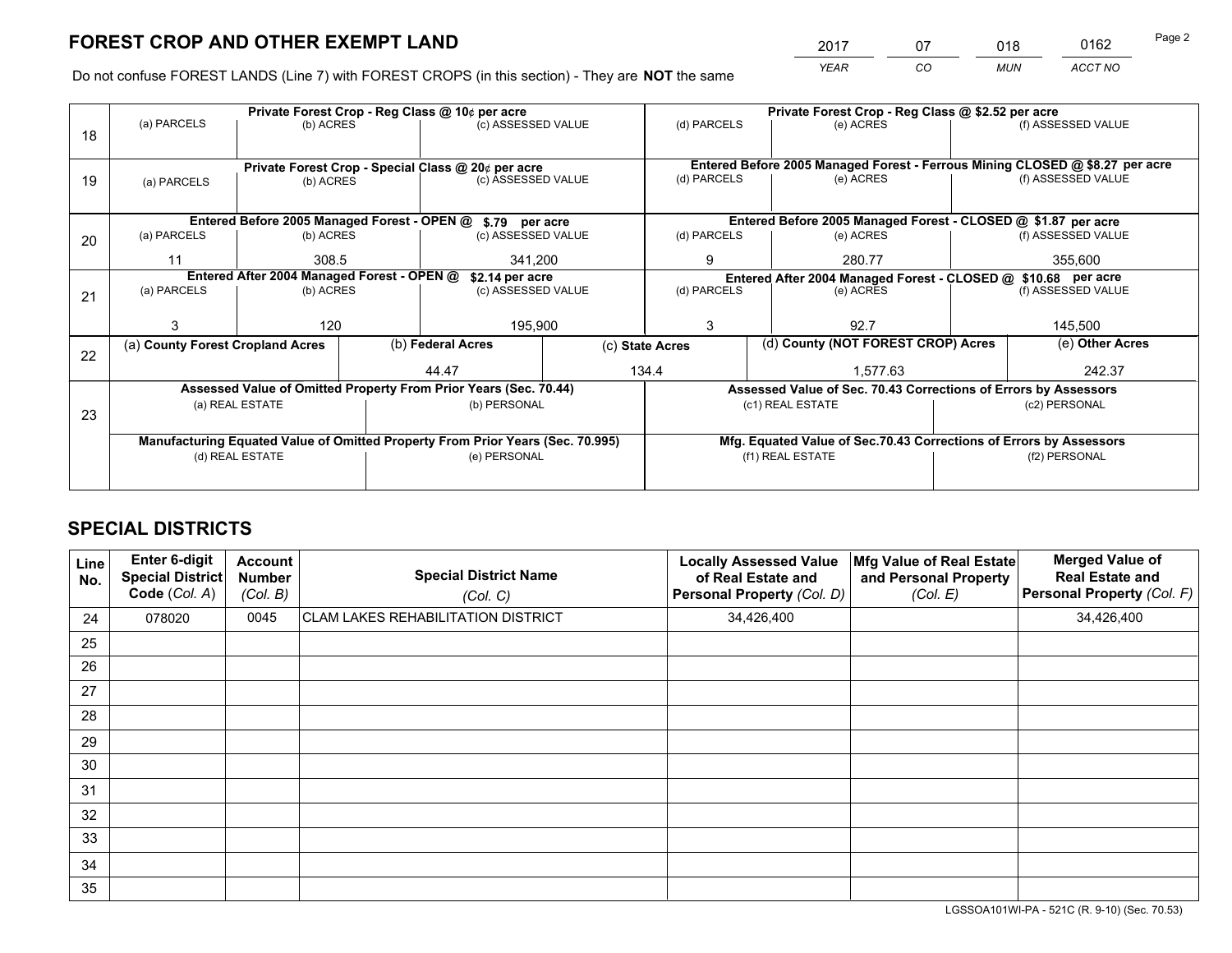# FOREST CROP AND OTHER EXEMPT LAND

| 2017 | 07 | 018 | 0162 |
|---|---|---|---|
| *YEAR* | *CO* | *MUN* | *ACCT NO* |

Do not confuse FOREST LANDS (Line 7) with FOREST CROPS (in this section) - They are **NOT** the same

| Line | Private Forest Crop - Reg Class @ 10¢ per acre | | | Private Forest Crop - Reg Class @ $2.52 per acre | | |
|---|---|---|---|---|---|---|
| 18 | (a) PARCELS | (b) ACRES | (c) ASSESSED VALUE | (d) PARCELS | (e) ACRES | (f) ASSESSED VALUE |
| | | | | | | |
| | **Private Forest Crop - Special Class @ 20¢ per acre** | | | **Entered Before 2005 Managed Forest - Ferrous Mining CLOSED @ $8.27 per acre** | | |
| 19 | (a) PARCELS | (b) ACRES | (c) ASSESSED VALUE | (d) PARCELS | (e) ACRES | (f) ASSESSED VALUE |
| | | | | | | |
| | **Entered Before 2005 Managed Forest - OPEN @ $.79 per acre** | | | **Entered Before 2005 Managed Forest - CLOSED @ $1.87 per acre** | | |
| 20 | (a) PARCELS | (b) ACRES | (c) ASSESSED VALUE | (d) PARCELS | (e) ACRES | (f) ASSESSED VALUE |
| | 11 | 308.5 | 341,200 | 9 | 280.77 | 355,600 |
| | **Entered After 2004 Managed Forest - OPEN @ $2.14 per acre** | | | **Entered After 2004 Managed Forest - CLOSED @ $10.68 per acre** | | |
| 21 | (a) PARCELS | (b) ACRES | (c) ASSESSED VALUE | (d) PARCELS | (e) ACRES | (f) ASSESSED VALUE |
| | 3 | 120 | 195,900 | 3 | 92.7 | 145,500 |

| Line | (a) County Forest Cropland Acres | (b) Federal Acres | (c) State Acres | (d) County (NOT FOREST CROP) Acres | (e) Other Acres |
|---|---|---|---|---|---|
| 22 | | 44.47 | 134.4 | 1,577.63 | 242.37 |

| Line | Assessed Value of Omitted Property From Prior Years (Sec. 70.44) | | Assessed Value of Sec. 70.43 Corrections of Errors by Assessors | |
|---|---|---|---|---|
| 23 | (a) REAL ESTATE | (b) PERSONAL | (c1) REAL ESTATE | (c2) PERSONAL |
| | | | | |
| | **Manufacturing Equated Value of Omitted Property From Prior Years (Sec. 70.995)** | | **Mfg. Equated Value of Sec.70.43 Corrections of Errors by Assessors** | |
| | (d) REAL ESTATE | (e) PERSONAL | (f1) REAL ESTATE | (f2) PERSONAL |
| | | | | |

# SPECIAL DISTRICTS

| Line No. | Enter 6-digit Special District Code (Col. A) | Account Number (Col. B) | Special District Name (Col. C) | Locally Assessed Value of Real Estate and Personal Property (Col. D) | Mfg Value of Real Estate and Personal Property (Col. E) | Merged Value of Real Estate and Personal Property (Col. F) |
|---|---|---|---|---|---|---|
| 24 | 078020 | 0045 | CLAM LAKES REHABILITATION DISTRICT | 34,426,400 | | 34,426,400 |
| 25 | | | | | | |
| 26 | | | | | | |
| 27 | | | | | | |
| 28 | | | | | | |
| 29 | | | | | | |
| 30 | | | | | | |
| 31 | | | | | | |
| 32 | | | | | | |
| 33 | | | | | | |
| 34 | | | | | | |
| 35 | | | | | | |

LGSSOA101WI-PA - 521C (R. 9-10) (Sec. 70.53)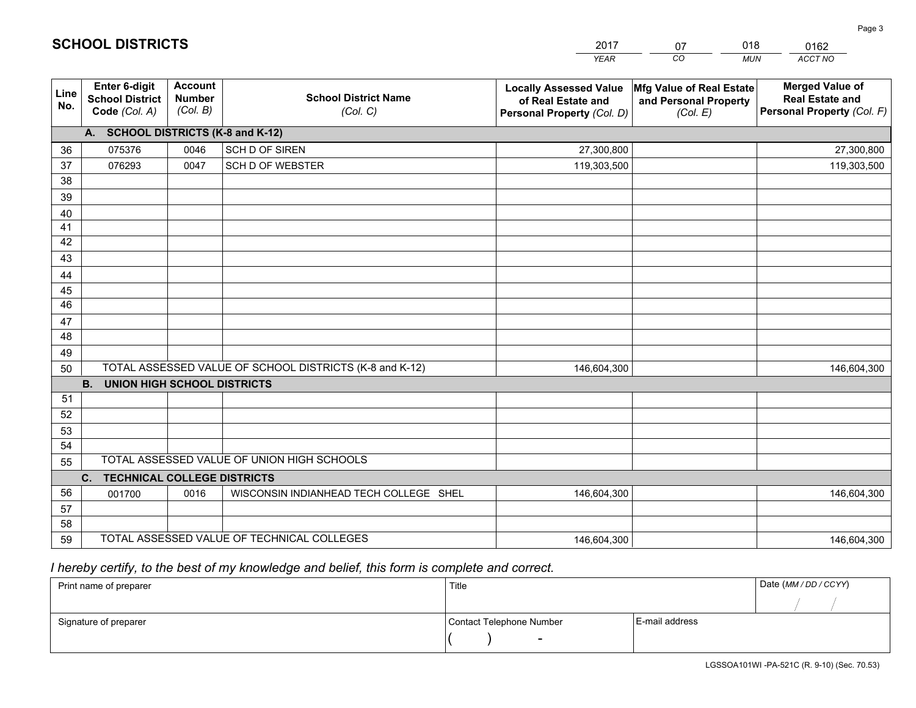# SCHOOL DISTRICTS

| 2017 | 07 | 018 | 0162 |
|---|---|---|---|
| *YEAR* | *CO* | *MUN* | *ACCT NO* |

| Line No. | Enter 6-digit School District Code *(Col. A)* | Account Number *(Col. B)* | School District Name *(Col. C)* | Locally Assessed Value of Real Estate and Personal Property *(Col. D)* | Mfg Value of Real Estate and Personal Property *(Col. E)* | Merged Value of Real Estate and Personal Property *(Col. F)* |
|---|---|---|---|---|---|---|
| **A. SCHOOL DISTRICTS (K-8 and K-12)** | | | | | | |
| 36 | 075376 | 0046 | SCH D OF SIREN | 27,300,800 | | 27,300,800 |
| 37 | 076293 | 0047 | SCH D OF WEBSTER | 119,303,500 | | 119,303,500 |
| 38 | | | | | | |
| 39 | | | | | | |
| 40 | | | | | | |
| 41 | | | | | | |
| 42 | | | | | | |
| 43 | | | | | | |
| 44 | | | | | | |
| 45 | | | | | | |
| 46 | | | | | | |
| 47 | | | | | | |
| 48 | | | | | | |
| 49 | | | | | | |
| 50 | TOTAL ASSESSED VALUE OF SCHOOL DISTRICTS (K-8 and K-12) | | | 146,604,300 | | 146,604,300 |
| **B. UNION HIGH SCHOOL DISTRICTS** | | | | | | |
| 51 | | | | | | |
| 52 | | | | | | |
| 53 | | | | | | |
| 54 | | | | | | |
| 55 | TOTAL ASSESSED VALUE OF UNION HIGH SCHOOLS | | | | | |
| **C. TECHNICAL COLLEGE DISTRICTS** | | | | | | |
| 56 | 001700 | 0016 | WISCONSIN INDIANHEAD TECH COLLEGE SHEL | 146,604,300 | | 146,604,300 |
| 57 | | | | | | |
| 58 | | | | | | |
| 59 | TOTAL ASSESSED VALUE OF TECHNICAL COLLEGES | | | 146,604,300 | | 146,604,300 |

*I hereby certify, to the best of my knowledge and belief, this form is complete and correct.*

| Print name of preparer | Title | | Date *(MM / DD / CCYY)* |
|---|---|---|---|
| | | | / / |
| Signature of preparer | Contact Telephone Number | E-mail address | |
| | ( ) - | | |

LGSSOA101WI -PA-521C (R. 9-10) (Sec. 70.53)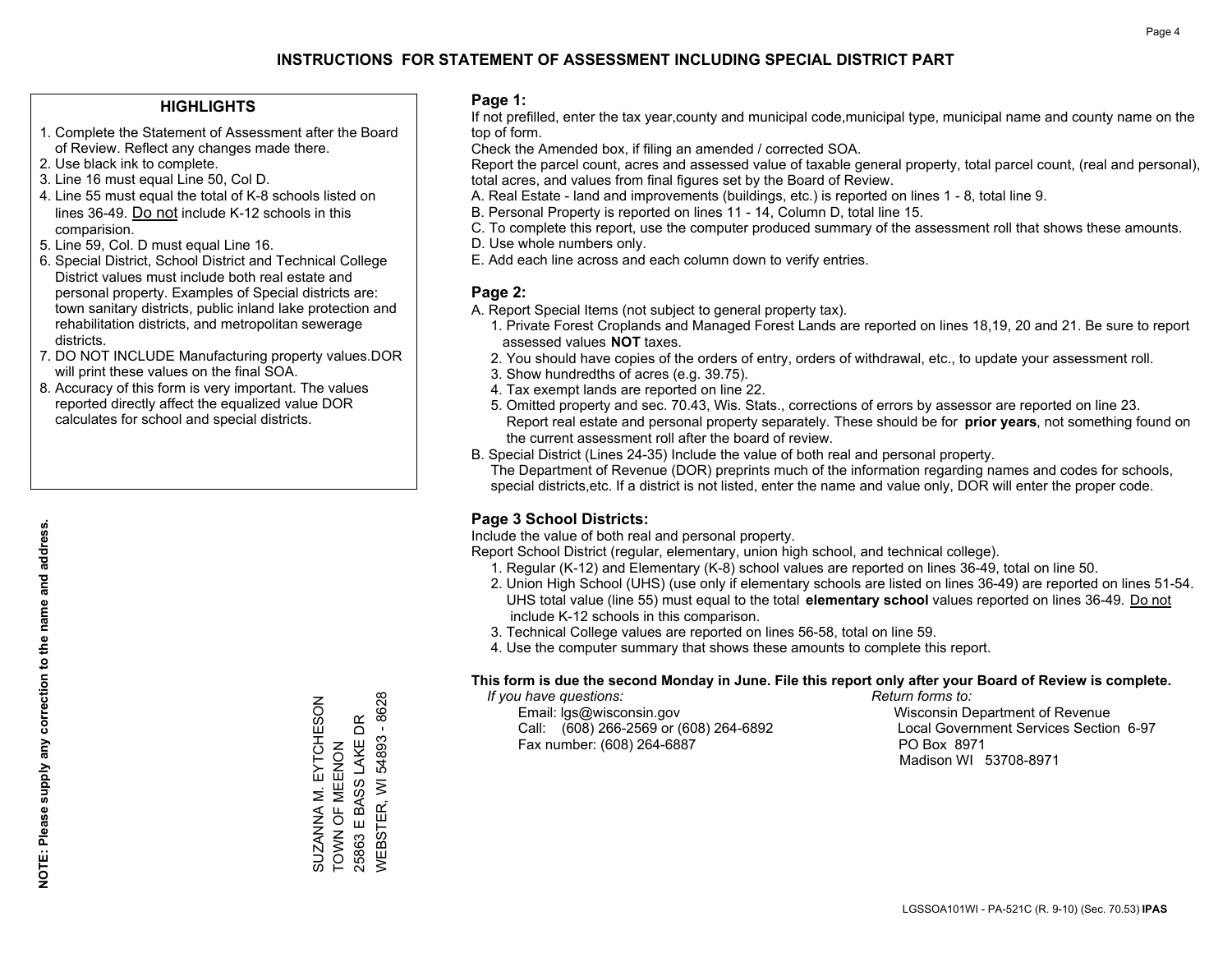# INSTRUCTIONS FOR STATEMENT OF ASSESSMENT INCLUDING SPECIAL DISTRICT PART

## HIGHLIGHTS

1. Complete the Statement of Assessment after the Board of Review. Reflect any changes made there.
2. Use black ink to complete.
3. Line 16 must equal Line 50, Col D.
4. Line 55 must equal the total of K-8 schools listed on lines 36-49. Do not include K-12 schools in this comparision.
5. Line 59, Col. D must equal Line 16.
6. Special District, School District and Technical College District values must include both real estate and personal property. Examples of Special districts are: town sanitary districts, public inland lake protection and rehabilitation districts, and metropolitan sewerage districts.
7. DO NOT INCLUDE Manufacturing property values.DOR will print these values on the final SOA.
8. Accuracy of this form is very important. The values reported directly affect the equalized value DOR calculates for school and special districts.

**NOTE: Please supply any correction to the name and address.**

SUZANNA M. EYTCHESON
TOWN OF MEENON
25863 E BASS LAKE DR
WEBSTER, WI 54893 - 8628

## Page 1:

If not prefilled, enter the tax year,county and municipal code,municipal type, municipal name and county name on the top of form.

Check the Amended box, if filing an amended / corrected SOA.

Report the parcel count, acres and assessed value of taxable general property, total parcel count, (real and personal), total acres, and values from final figures set by the Board of Review.

A. Real Estate - land and improvements (buildings, etc.) is reported on lines 1 - 8, total line 9.
B. Personal Property is reported on lines 11 - 14, Column D, total line 15.
C. To complete this report, use the computer produced summary of the assessment roll that shows these amounts.
D. Use whole numbers only.
E. Add each line across and each column down to verify entries.

## Page 2:

A. Report Special Items (not subject to general property tax).
   1. Private Forest Croplands and Managed Forest Lands are reported on lines 18,19, 20 and 21. Be sure to report assessed values **NOT** taxes.
   2. You should have copies of the orders of entry, orders of withdrawal, etc., to update your assessment roll.
   3. Show hundredths of acres (e.g. 39.75).
   4. Tax exempt lands are reported on line 22.
   5. Omitted property and sec. 70.43, Wis. Stats., corrections of errors by assessor are reported on line 23. Report real estate and personal property separately. These should be for **prior years**, not something found on the current assessment roll after the board of review.
B. Special District (Lines 24-35) Include the value of both real and personal property.
   The Department of Revenue (DOR) preprints much of the information regarding names and codes for schools, special districts,etc. If a district is not listed, enter the name and value only, DOR will enter the proper code.

## Page 3 School Districts:

Include the value of both real and personal property.

Report School District (regular, elementary, union high school, and technical college).

1. Regular (K-12) and Elementary (K-8) school values are reported on lines 36-49, total on line 50.
2. Union High School (UHS) (use only if elementary schools are listed on lines 36-49) are reported on lines 51-54. UHS total value (line 55) must equal to the total **elementary school** values reported on lines 36-49. Do not include K-12 schools in this comparison.
3. Technical College values are reported on lines 56-58, total on line 59.
4. Use the computer summary that shows these amounts to complete this report.

**This form is due the second Monday in June. File this report only after your Board of Review is complete.**

*If you have questions:*
Email: lgs@wisconsin.gov
Call: (608) 266-2569 or (608) 264-6892
Fax number: (608) 264-6887

*Return forms to:*
Wisconsin Department of Revenue
Local Government Services Section 6-97
PO Box 8971
Madison WI 53708-8971

LGSSOA101WI - PA-521C (R. 9-10) (Sec. 70.53) **IPAS**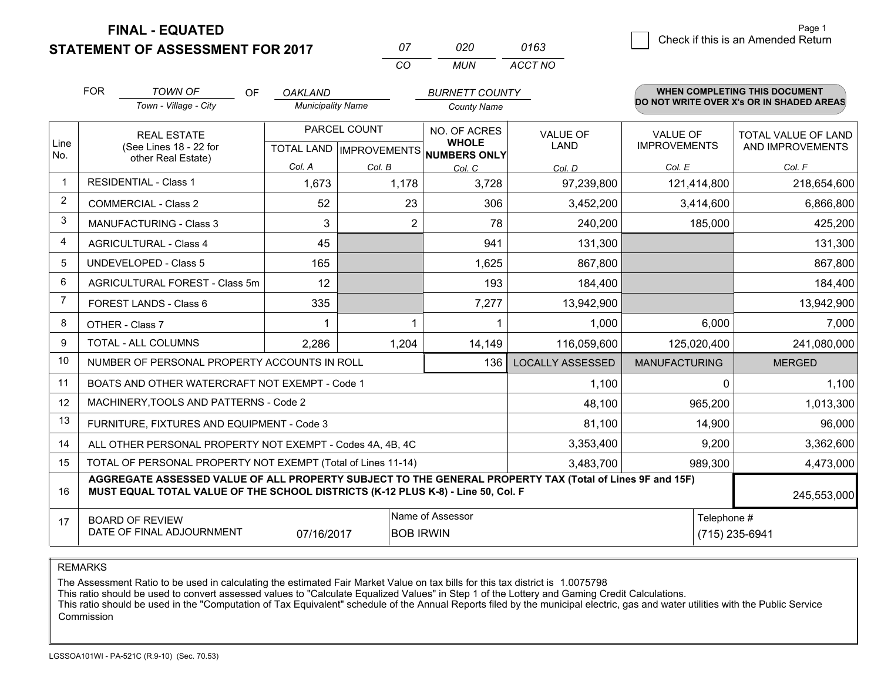# FINAL - EQUATED
## STATEMENT OF ASSESSMENT FOR 2017

| 07 | 020 | 0163 |
|---|---|---|
| CO | MUN | ACCT NO |

Page 1

☐ Check if this is an Amended Return

FOR *TOWN OF* (Town - Village - City) OF *OAKLAND* (Municipality Name) *BURNETT COUNTY* (County Name)

**WHEN COMPLETING THIS DOCUMENT DO NOT WRITE OVER X's OR IN SHADED AREAS**

| Line No. | REAL ESTATE (See Lines 18 - 22 for other Real Estate) | PARCEL COUNT TOTAL LAND Col. A | PARCEL COUNT IMPROVEMENTS Col. B | NO. OF ACRES WHOLE NUMBERS ONLY Col. C | VALUE OF LAND Col. D | VALUE OF IMPROVEMENTS Col. E | TOTAL VALUE OF LAND AND IMPROVEMENTS Col. F |
|---|---|---|---|---|---|---|---|
| 1 | RESIDENTIAL - Class 1 | 1,673 | 1,178 | 3,728 | 97,239,800 | 121,414,800 | 218,654,600 |
| 2 | COMMERCIAL - Class 2 | 52 | 23 | 306 | 3,452,200 | 3,414,600 | 6,866,800 |
| 3 | MANUFACTURING - Class 3 | 3 | 2 | 78 | 240,200 | 185,000 | 425,200 |
| 4 | AGRICULTURAL - Class 4 | 45 | | 941 | 131,300 | | 131,300 |
| 5 | UNDEVELOPED - Class 5 | 165 | | 1,625 | 867,800 | | 867,800 |
| 6 | AGRICULTURAL FOREST - Class 5m | 12 | | 193 | 184,400 | | 184,400 |
| 7 | FOREST LANDS - Class 6 | 335 | | 7,277 | 13,942,900 | | 13,942,900 |
| 8 | OTHER - Class 7 | 1 | 1 | 1 | 1,000 | 6,000 | 7,000 |
| 9 | TOTAL - ALL COLUMNS | 2,286 | 1,204 | 14,149 | 116,059,600 | 125,020,400 | 241,080,000 |
| 10 | NUMBER OF PERSONAL PROPERTY ACCOUNTS IN ROLL | | | 136 | LOCALLY ASSESSED | MANUFACTURING | MERGED |
| 11 | BOATS AND OTHER WATERCRAFT NOT EXEMPT - Code 1 | | | | 1,100 | 0 | 1,100 |
| 12 | MACHINERY,TOOLS AND PATTERNS - Code 2 | | | | 48,100 | 965,200 | 1,013,300 |
| 13 | FURNITURE, FIXTURES AND EQUIPMENT - Code 3 | | | | 81,100 | 14,900 | 96,000 |
| 14 | ALL OTHER PERSONAL PROPERTY NOT EXEMPT - Codes 4A, 4B, 4C | | | | 3,353,400 | 9,200 | 3,362,600 |
| 15 | TOTAL OF PERSONAL PROPERTY NOT EXEMPT (Total of Lines 11-14) | | | | 3,483,700 | 989,300 | 4,473,000 |
| 16 | **AGGREGATE ASSESSED VALUE OF ALL PROPERTY SUBJECT TO THE GENERAL PROPERTY TAX (Total of Lines 9F and 15F) MUST EQUAL TOTAL VALUE OF THE SCHOOL DISTRICTS (K-12 PLUS K-8) - Line 50, Col. F** | | | | | | 245,553,000 |
| 17 | BOARD OF REVIEW DATE OF FINAL ADJOURNMENT | 07/16/2017 | Name of Assessor: BOB IRWIN | | | Telephone #: (715) 235-6941 | |

REMARKS

The Assessment Ratio to be used in calculating the estimated Fair Market Value on tax bills for this tax district is 1.0075798
This ratio should be used to convert assessed values to "Calculate Equalized Values" in Step 1 of the Lottery and Gaming Credit Calculations.
This ratio should be used in the "Computation of Tax Equivalent" schedule of the Annual Reports filed by the municipal electric, gas and water utilities with the Public Service Commission

LGSSOA101WI - PA-521C (R.9-10) (Sec. 70.53)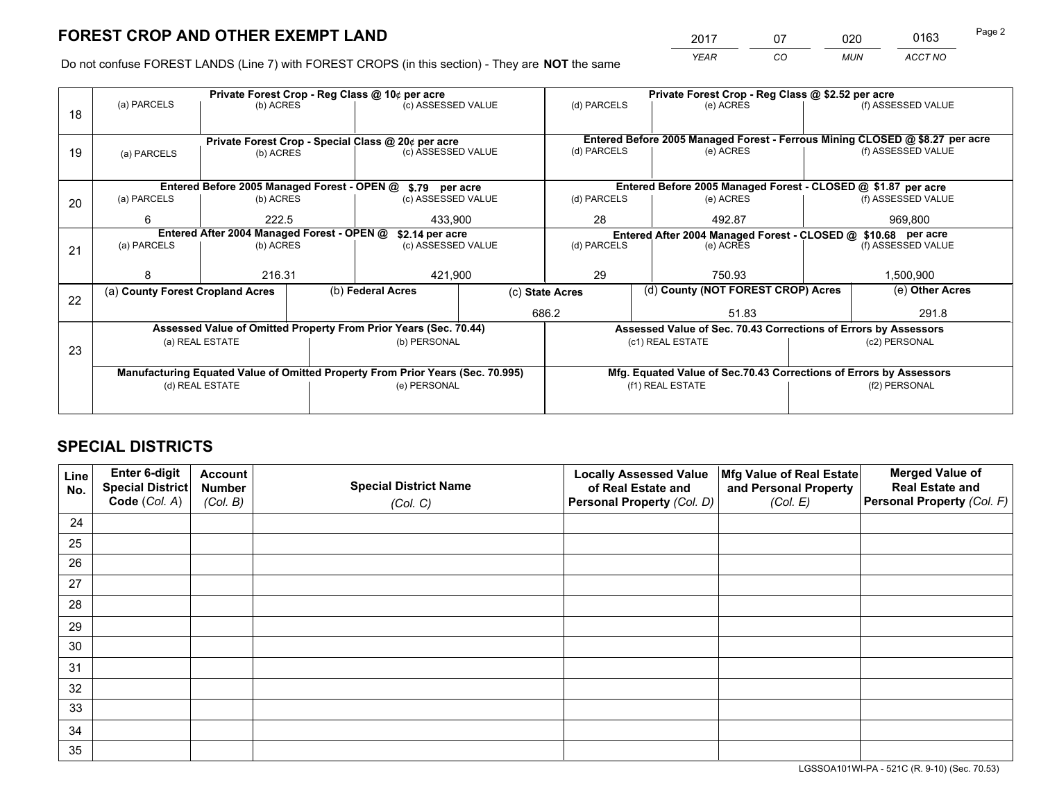# FOREST CROP AND OTHER EXEMPT LAND

| 2017 | 07 | 020 | 0163 |
|---|---|---|---|
| *YEAR* | *CO* | *MUN* | *ACCT NO* |

Do not confuse FOREST LANDS (Line 7) with FOREST CROPS (in this section) - They are **NOT** the same

| Line | Private Forest Crop - Reg Class @ 10¢ per acre | | | Private Forest Crop - Reg Class @ $2.52 per acre | | |
|---|---|---|---|---|---|---|
| 18 | (a) PARCELS | (b) ACRES | (c) ASSESSED VALUE | (d) PARCELS | (e) ACRES | (f) ASSESSED VALUE |
| | | | | | | |
| | **Private Forest Crop - Special Class @ 20¢ per acre** | | | **Entered Before 2005 Managed Forest - Ferrous Mining CLOSED @ $8.27 per acre** | | |
| 19 | (a) PARCELS | (b) ACRES | (c) ASSESSED VALUE | (d) PARCELS | (e) ACRES | (f) ASSESSED VALUE |
| | | | | | | |
| | **Entered Before 2005 Managed Forest - OPEN @ $.79 per acre** | | | **Entered Before 2005 Managed Forest - CLOSED @ $1.87 per acre** | | |
| 20 | (a) PARCELS | (b) ACRES | (c) ASSESSED VALUE | (d) PARCELS | (e) ACRES | (f) ASSESSED VALUE |
| | 6 | 222.5 | 433,900 | 28 | 492.87 | 969,800 |
| | **Entered After 2004 Managed Forest - OPEN @ $2.14 per acre** | | | **Entered After 2004 Managed Forest - CLOSED @ $10.68 per acre** | | |
| 21 | (a) PARCELS | (b) ACRES | (c) ASSESSED VALUE | (d) PARCELS | (e) ACRES | (f) ASSESSED VALUE |
| | 8 | 216.31 | 421,900 | 29 | 750.93 | 1,500,900 |

| Line | (a) County Forest Cropland Acres | (b) Federal Acres | (c) State Acres | (d) County (NOT FOREST CROP) Acres | (e) Other Acres |
|---|---|---|---|---|---|
| 22 | | | 686.2 | 51.83 | 291.8 |

| Line | Assessed Value of Omitted Property From Prior Years (Sec. 70.44) | | Assessed Value of Sec. 70.43 Corrections of Errors by Assessors | |
|---|---|---|---|---|
| 23 | (a) REAL ESTATE | (b) PERSONAL | (c1) REAL ESTATE | (c2) PERSONAL |
| | | | | |
| | **Manufacturing Equated Value of Omitted Property From Prior Years (Sec. 70.995)** | | **Mfg. Equated Value of Sec.70.43 Corrections of Errors by Assessors** | |
| | (d) REAL ESTATE | (e) PERSONAL | (f1) REAL ESTATE | (f2) PERSONAL |
| | | | | |

# SPECIAL DISTRICTS

| Line No. | Enter 6-digit Special District Code (*Col. A*) | Account Number (*Col. B*) | Special District Name (*Col. C*) | Locally Assessed Value of Real Estate and Personal Property (*Col. D*) | Mfg Value of Real Estate and Personal Property (*Col. E*) | Merged Value of Real Estate and Personal Property (*Col. F*) |
|---|---|---|---|---|---|---|
| 24 | | | | | | |
| 25 | | | | | | |
| 26 | | | | | | |
| 27 | | | | | | |
| 28 | | | | | | |
| 29 | | | | | | |
| 30 | | | | | | |
| 31 | | | | | | |
| 32 | | | | | | |
| 33 | | | | | | |
| 34 | | | | | | |
| 35 | | | | | | |

LGSSOA101WI-PA - 521C (R. 9-10) (Sec. 70.53)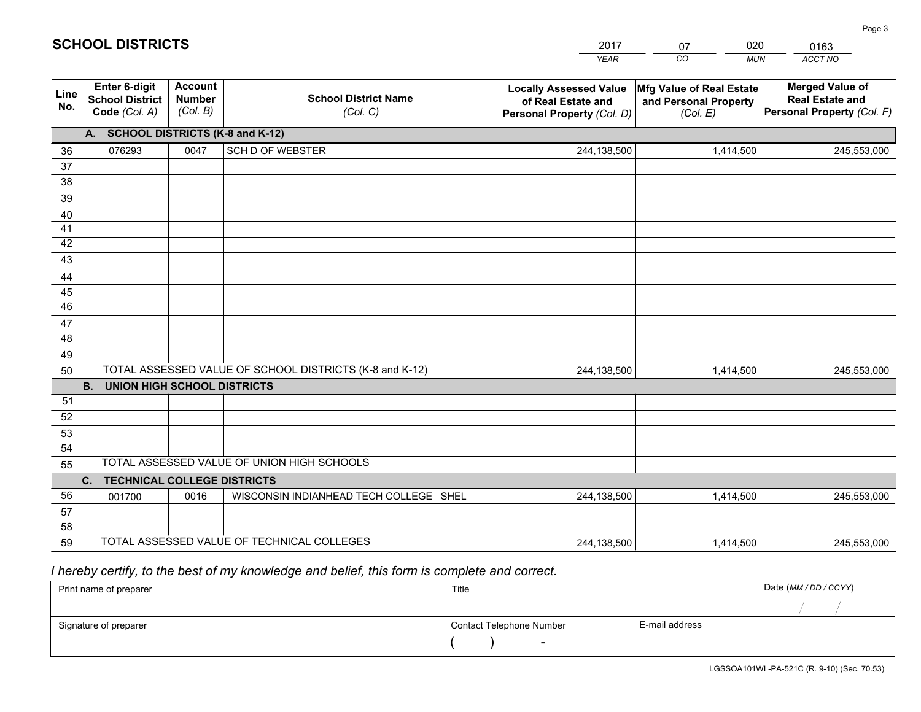# SCHOOL DISTRICTS

| 2017 | 07 | 020 | 0163 |
|---|---|---|---|
| *YEAR* | *CO* | *MUN* | *ACCT NO* |

| Line No. | Enter 6-digit School District Code *(Col. A)* | Account Number *(Col. B)* | School District Name *(Col. C)* | Locally Assessed Value of Real Estate and Personal Property *(Col. D)* | Mfg Value of Real Estate and Personal Property *(Col. E)* | Merged Value of Real Estate and Personal Property *(Col. F)* |
|---|---|---|---|---|---|---|
| | **A. SCHOOL DISTRICTS (K-8 and K-12)** | | | | | |
| 36 | 076293 | 0047 | SCH D OF WEBSTER | 244,138,500 | 1,414,500 | 245,553,000 |
| 37 | | | | | | |
| 38 | | | | | | |
| 39 | | | | | | |
| 40 | | | | | | |
| 41 | | | | | | |
| 42 | | | | | | |
| 43 | | | | | | |
| 44 | | | | | | |
| 45 | | | | | | |
| 46 | | | | | | |
| 47 | | | | | | |
| 48 | | | | | | |
| 49 | | | | | | |
| 50 | TOTAL ASSESSED VALUE OF SCHOOL DISTRICTS (K-8 and K-12) | | | 244,138,500 | 1,414,500 | 245,553,000 |
| | **B. UNION HIGH SCHOOL DISTRICTS** | | | | | |
| 51 | | | | | | |
| 52 | | | | | | |
| 53 | | | | | | |
| 54 | | | | | | |
| 55 | TOTAL ASSESSED VALUE OF UNION HIGH SCHOOLS | | | | | |
| | **C. TECHNICAL COLLEGE DISTRICTS** | | | | | |
| 56 | 001700 | 0016 | WISCONSIN INDIANHEAD TECH COLLEGE SHEL | 244,138,500 | 1,414,500 | 245,553,000 |
| 57 | | | | | | |
| 58 | | | | | | |
| 59 | TOTAL ASSESSED VALUE OF TECHNICAL COLLEGES | | | 244,138,500 | 1,414,500 | 245,553,000 |

*I hereby certify, to the best of my knowledge and belief, this form is complete and correct.*

| Print name of preparer | Title | | Date *(MM / DD / CCYY)* |
|---|---|---|---|
| | | | / / |
| Signature of preparer | Contact Telephone Number | E-mail address | |
| | ( ) - | | |

LGSSOA101WI -PA-521C (R. 9-10) (Sec. 70.53)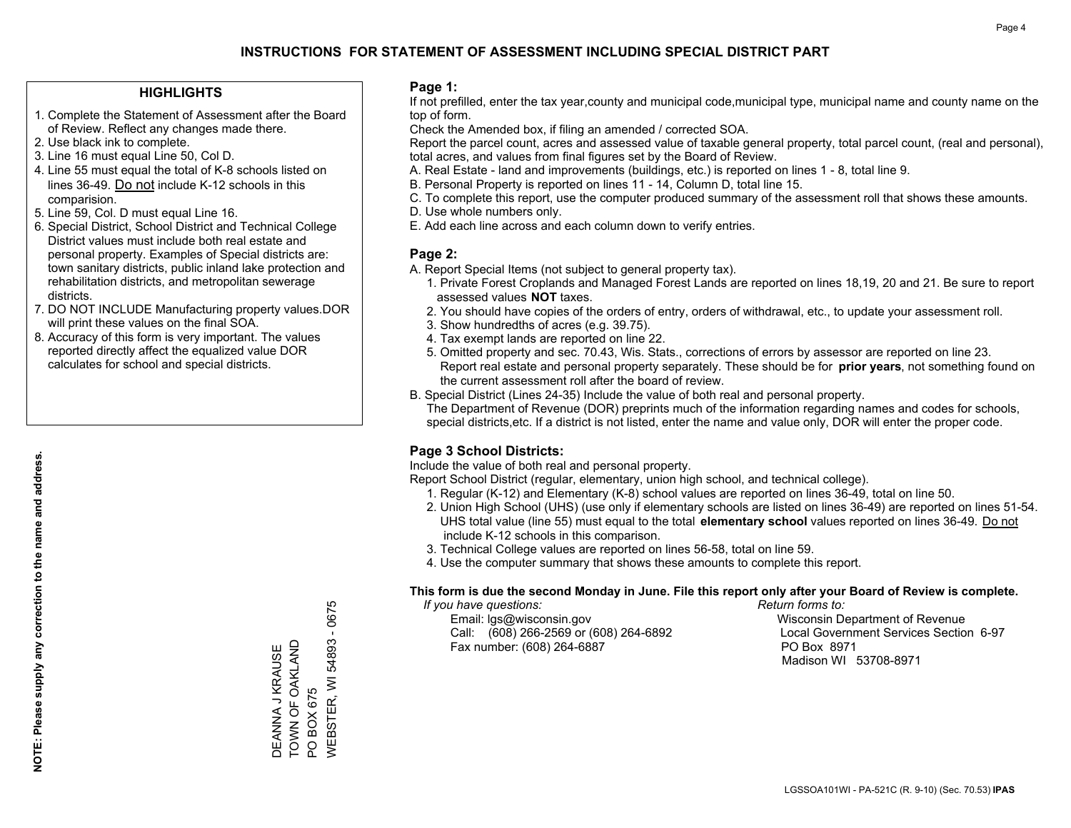# INSTRUCTIONS FOR STATEMENT OF ASSESSMENT INCLUDING SPECIAL DISTRICT PART

## HIGHLIGHTS

1. Complete the Statement of Assessment after the Board of Review. Reflect any changes made there.
2. Use black ink to complete.
3. Line 16 must equal Line 50, Col D.
4. Line 55 must equal the total of K-8 schools listed on lines 36-49. Do not include K-12 schools in this comparision.
5. Line 59, Col. D must equal Line 16.
6. Special District, School District and Technical College District values must include both real estate and personal property. Examples of Special districts are: town sanitary districts, public inland lake protection and rehabilitation districts, and metropolitan sewerage districts.
7. DO NOT INCLUDE Manufacturing property values.DOR will print these values on the final SOA.
8. Accuracy of this form is very important. The values reported directly affect the equalized value DOR calculates for school and special districts.

**NOTE: Please supply any correction to the name and address.**

DEANNA J KRAUSE
TOWN OF OAKLAND
PO BOX 675
WEBSTER, WI 54893 - 0675

## Page 1:

If not prefilled, enter the tax year,county and municipal code,municipal type, municipal name and county name on the top of form.

Check the Amended box, if filing an amended / corrected SOA.

Report the parcel count, acres and assessed value of taxable general property, total parcel count, (real and personal), total acres, and values from final figures set by the Board of Review.

A. Real Estate - land and improvements (buildings, etc.) is reported on lines 1 - 8, total line 9.
B. Personal Property is reported on lines 11 - 14, Column D, total line 15.
C. To complete this report, use the computer produced summary of the assessment roll that shows these amounts.
D. Use whole numbers only.
E. Add each line across and each column down to verify entries.

## Page 2:

A. Report Special Items (not subject to general property tax).
   1. Private Forest Croplands and Managed Forest Lands are reported on lines 18,19, 20 and 21. Be sure to report assessed values **NOT** taxes.
   2. You should have copies of the orders of entry, orders of withdrawal, etc., to update your assessment roll.
   3. Show hundredths of acres (e.g. 39.75).
   4. Tax exempt lands are reported on line 22.
   5. Omitted property and sec. 70.43, Wis. Stats., corrections of errors by assessor are reported on line 23. Report real estate and personal property separately. These should be for **prior years**, not something found on the current assessment roll after the board of review.
B. Special District (Lines 24-35) Include the value of both real and personal property.
   The Department of Revenue (DOR) preprints much of the information regarding names and codes for schools, special districts,etc. If a district is not listed, enter the name and value only, DOR will enter the proper code.

## Page 3 School Districts:

Include the value of both real and personal property.

Report School District (regular, elementary, union high school, and technical college).

1. Regular (K-12) and Elementary (K-8) school values are reported on lines 36-49, total on line 50.
2. Union High School (UHS) (use only if elementary schools are listed on lines 36-49) are reported on lines 51-54. UHS total value (line 55) must equal to the total **elementary school** values reported on lines 36-49. Do not include K-12 schools in this comparison.
3. Technical College values are reported on lines 56-58, total on line 59.
4. Use the computer summary that shows these amounts to complete this report.

**This form is due the second Monday in June. File this report only after your Board of Review is complete.**

*If you have questions:*
Email: lgs@wisconsin.gov
Call: (608) 266-2569 or (608) 264-6892
Fax number: (608) 264-6887

*Return forms to:*
Wisconsin Department of Revenue
Local Government Services Section 6-97
PO Box 8971
Madison WI 53708-8971

LGSSOA101WI - PA-521C (R. 9-10) (Sec. 70.53) **IPAS**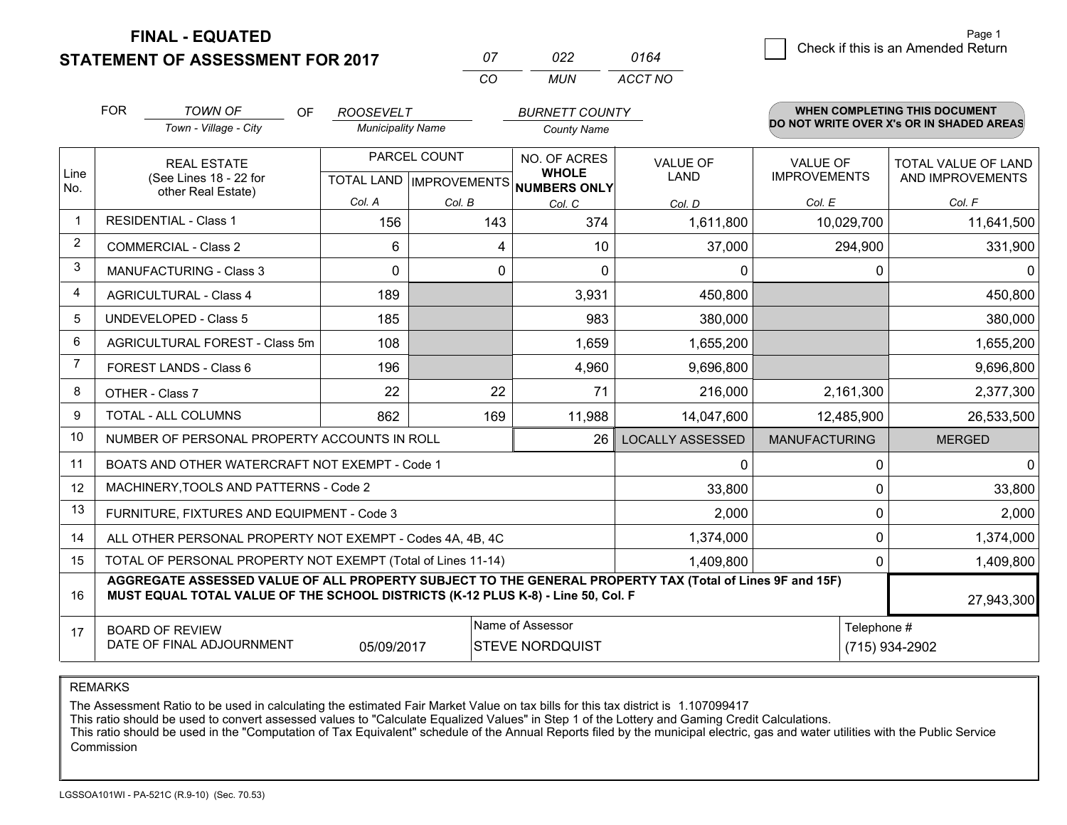**FINAL - EQUATED**
**STATEMENT OF ASSESSMENT FOR 2017**

| 07 | 022 | 0164 |
|---|---|---|
| CO | MUN | ACCT NO |

☐ Check if this is an Amended Return

FOR *TOWN OF* (Town - Village - City) OF *ROOSEVELT* (Municipality Name) *BURNETT COUNTY* (County Name)

**WHEN COMPLETING THIS DOCUMENT DO NOT WRITE OVER X's OR IN SHADED AREAS**

| Line No. | REAL ESTATE (See Lines 18 - 22 for other Real Estate) | PARCEL COUNT TOTAL LAND Col. A | PARCEL COUNT IMPROVEMENTS Col. B | NO. OF ACRES WHOLE NUMBERS ONLY Col. C | VALUE OF LAND Col. D | VALUE OF IMPROVEMENTS Col. E | TOTAL VALUE OF LAND AND IMPROVEMENTS Col. F |
|---|---|---|---|---|---|---|---|
| 1 | RESIDENTIAL - Class 1 | 156 | 143 | 374 | 1,611,800 | 10,029,700 | 11,641,500 |
| 2 | COMMERCIAL - Class 2 | 6 | 4 | 10 | 37,000 | 294,900 | 331,900 |
| 3 | MANUFACTURING - Class 3 | 0 | 0 | 0 | 0 | 0 | 0 |
| 4 | AGRICULTURAL - Class 4 | 189 | | 3,931 | 450,800 | | 450,800 |
| 5 | UNDEVELOPED - Class 5 | 185 | | 983 | 380,000 | | 380,000 |
| 6 | AGRICULTURAL FOREST - Class 5m | 108 | | 1,659 | 1,655,200 | | 1,655,200 |
| 7 | FOREST LANDS - Class 6 | 196 | | 4,960 | 9,696,800 | | 9,696,800 |
| 8 | OTHER - Class 7 | 22 | 22 | 71 | 216,000 | 2,161,300 | 2,377,300 |
| 9 | TOTAL - ALL COLUMNS | 862 | 169 | 11,988 | 14,047,600 | 12,485,900 | 26,533,500 |
| 10 | NUMBER OF PERSONAL PROPERTY ACCOUNTS IN ROLL | | | 26 | LOCALLY ASSESSED | MANUFACTURING | MERGED |
| 11 | BOATS AND OTHER WATERCRAFT NOT EXEMPT - Code 1 | | | | 0 | 0 | 0 |
| 12 | MACHINERY,TOOLS AND PATTERNS - Code 2 | | | | 33,800 | 0 | 33,800 |
| 13 | FURNITURE, FIXTURES AND EQUIPMENT - Code 3 | | | | 2,000 | 0 | 2,000 |
| 14 | ALL OTHER PERSONAL PROPERTY NOT EXEMPT - Codes 4A, 4B, 4C | | | | 1,374,000 | 0 | 1,374,000 |
| 15 | TOTAL OF PERSONAL PROPERTY NOT EXEMPT (Total of Lines 11-14) | | | | 1,409,800 | 0 | 1,409,800 |
| 16 | **AGGREGATE ASSESSED VALUE OF ALL PROPERTY SUBJECT TO THE GENERAL PROPERTY TAX (Total of Lines 9F and 15F) MUST EQUAL TOTAL VALUE OF THE SCHOOL DISTRICTS (K-12 PLUS K-8) - Line 50, Col. F** | | | | | | 27,943,300 |
| 17 | BOARD OF REVIEW DATE OF FINAL ADJOURNMENT | 05/09/2017 | Name of Assessor | STEVE NORDQUIST | | Telephone # | (715) 934-2902 |

REMARKS

The Assessment Ratio to be used in calculating the estimated Fair Market Value on tax bills for this tax district is 1.107099417
This ratio should be used to convert assessed values to "Calculate Equalized Values" in Step 1 of the Lottery and Gaming Credit Calculations.
This ratio should be used in the "Computation of Tax Equivalent" schedule of the Annual Reports filed by the municipal electric, gas and water utilities with the Public Service Commission

LGSSOA101WI - PA-521C (R.9-10) (Sec. 70.53)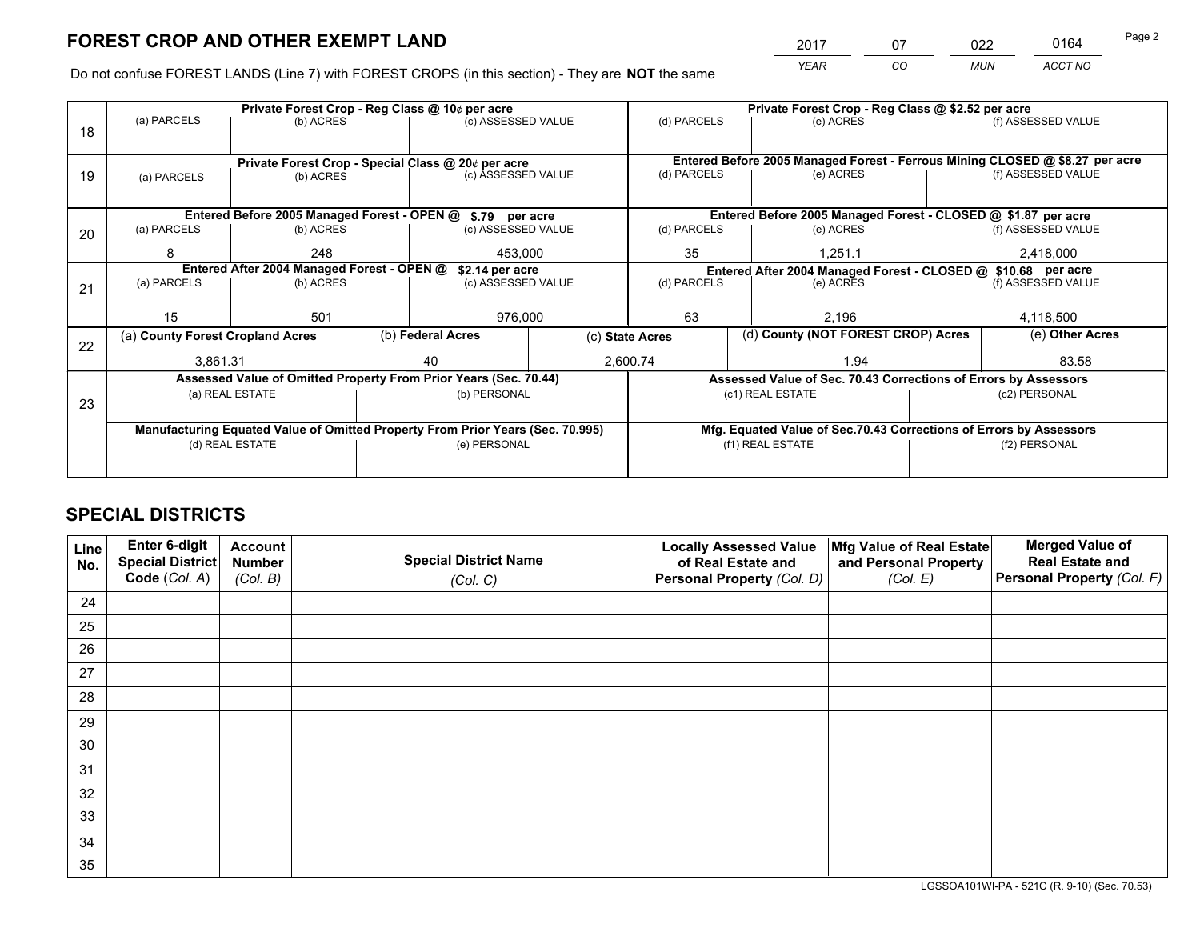# FOREST CROP AND OTHER EXEMPT LAND

| 2017 | 07 | 022 | 0164 |
|---|---|---|---|
| *YEAR* | *CO* | *MUN* | *ACCT NO* |

Do not confuse FOREST LANDS (Line 7) with FOREST CROPS (in this section) - They are **NOT** the same

| | Private Forest Crop - Reg Class @ 10¢ per acre | | | Private Forest Crop - Reg Class @ $2.52 per acre | | |
|---|---|---|---|---|---|---|
| 18 | (a) PARCELS | (b) ACRES | (c) ASSESSED VALUE | (d) PARCELS | (e) ACRES | (f) ASSESSED VALUE |
| | | | | | | |
| | **Private Forest Crop - Special Class @ 20¢ per acre** | | | **Entered Before 2005 Managed Forest - Ferrous Mining CLOSED @ $8.27 per acre** | | |
| 19 | (a) PARCELS | (b) ACRES | (c) ASSESSED VALUE | (d) PARCELS | (e) ACRES | (f) ASSESSED VALUE |
| | | | | | | |
| | **Entered Before 2005 Managed Forest - OPEN @ $.79 per acre** | | | **Entered Before 2005 Managed Forest - CLOSED @ $1.87 per acre** | | |
| 20 | (a) PARCELS | (b) ACRES | (c) ASSESSED VALUE | (d) PARCELS | (e) ACRES | (f) ASSESSED VALUE |
| | 8 | 248 | 453,000 | 35 | 1,251.1 | 2,418,000 |
| | **Entered After 2004 Managed Forest - OPEN @ $2.14 per acre** | | | **Entered After 2004 Managed Forest - CLOSED @ $10.68 per acre** | | |
| 21 | (a) PARCELS | (b) ACRES | (c) ASSESSED VALUE | (d) PARCELS | (e) ACRES | (f) ASSESSED VALUE |
| | 15 | 501 | 976,000 | 63 | 2,196 | 4,118,500 |

| | (a) County Forest Cropland Acres | (b) Federal Acres | (c) State Acres | (d) County (NOT FOREST CROP) Acres | (e) Other Acres |
|---|---|---|---|---|---|
| 22 | 3,861.31 | 40 | 2,600.74 | 1.94 | 83.58 |

| | Assessed Value of Omitted Property From Prior Years (Sec. 70.44) | | Assessed Value of Sec. 70.43 Corrections of Errors by Assessors | |
|---|---|---|---|---|
| 23 | (a) REAL ESTATE | (b) PERSONAL | (c1) REAL ESTATE | (c2) PERSONAL |
| | | | | |
| | **Manufacturing Equated Value of Omitted Property From Prior Years (Sec. 70.995)** | | **Mfg. Equated Value of Sec.70.43 Corrections of Errors by Assessors** | |
| | (d) REAL ESTATE | (e) PERSONAL | (f1) REAL ESTATE | (f2) PERSONAL |
| | | | | |

# SPECIAL DISTRICTS

| Line No. | Enter 6-digit Special District Code (*Col. A*) | Account Number (*Col. B*) | Special District Name (*Col. C*) | Locally Assessed Value of Real Estate and Personal Property (*Col. D*) | Mfg Value of Real Estate and Personal Property (*Col. E*) | Merged Value of Real Estate and Personal Property (*Col. F*) |
|---|---|---|---|---|---|---|
| 24 | | | | | | |
| 25 | | | | | | |
| 26 | | | | | | |
| 27 | | | | | | |
| 28 | | | | | | |
| 29 | | | | | | |
| 30 | | | | | | |
| 31 | | | | | | |
| 32 | | | | | | |
| 33 | | | | | | |
| 34 | | | | | | |
| 35 | | | | | | |

LGSSOA101WI-PA - 521C (R. 9-10) (Sec. 70.53)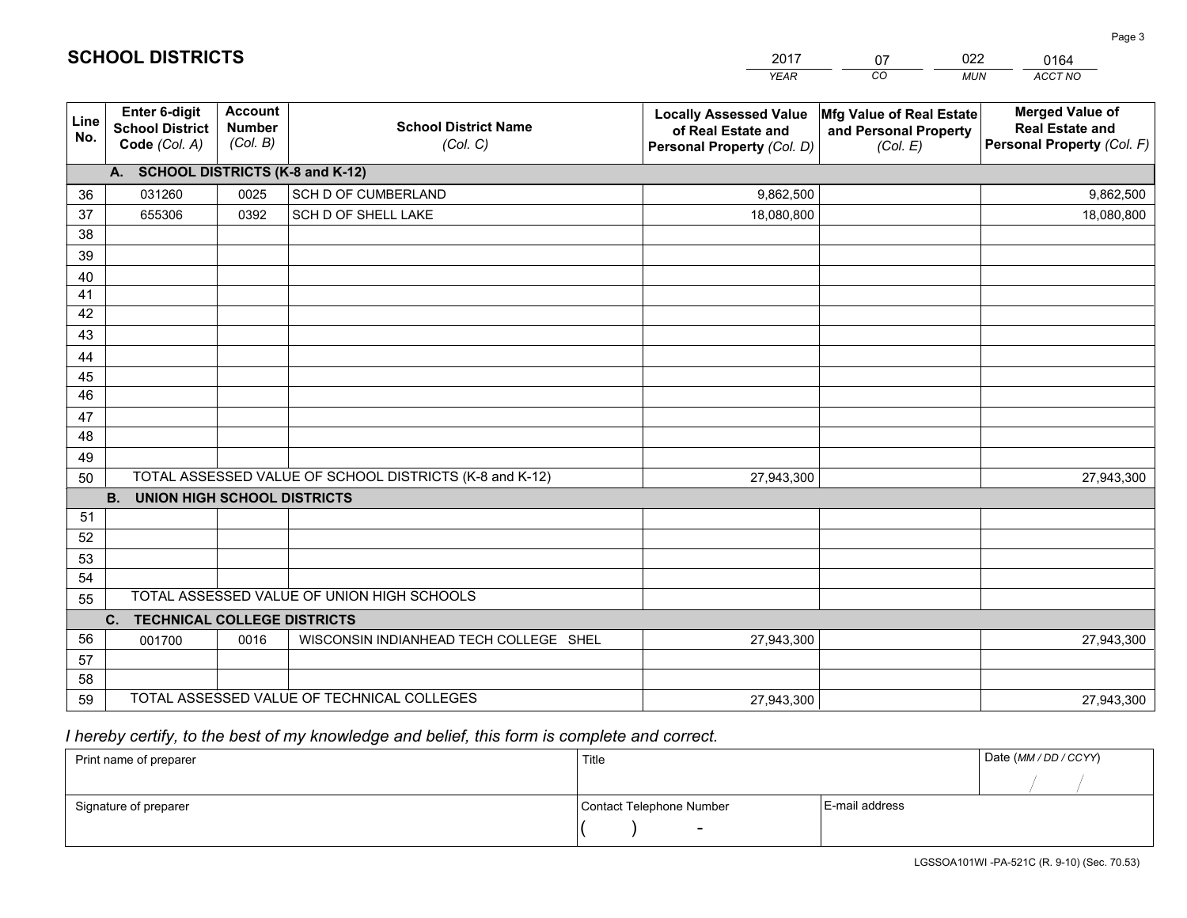# SCHOOL DISTRICTS

| 2017 | 07 | 022 | 0164 |
|---|---|---|---|
| *YEAR* | *CO* | *MUN* | *ACCT NO* |

| Line No. | Enter 6-digit School District Code *(Col. A)* | Account Number *(Col. B)* | School District Name *(Col. C)* | Locally Assessed Value of Real Estate and Personal Property *(Col. D)* | Mfg Value of Real Estate and Personal Property *(Col. E)* | Merged Value of Real Estate and Personal Property *(Col. F)* |
|---|---|---|---|---|---|---|
| | **A. SCHOOL DISTRICTS (K-8 and K-12)** | | | | | |
| 36 | 031260 | 0025 | SCH D OF CUMBERLAND | 9,862,500 | | 9,862,500 |
| 37 | 655306 | 0392 | SCH D OF SHELL LAKE | 18,080,800 | | 18,080,800 |
| 38 | | | | | | |
| 39 | | | | | | |
| 40 | | | | | | |
| 41 | | | | | | |
| 42 | | | | | | |
| 43 | | | | | | |
| 44 | | | | | | |
| 45 | | | | | | |
| 46 | | | | | | |
| 47 | | | | | | |
| 48 | | | | | | |
| 49 | | | | | | |
| 50 | TOTAL ASSESSED VALUE OF SCHOOL DISTRICTS (K-8 and K-12) | | | 27,943,300 | | 27,943,300 |
| | **B. UNION HIGH SCHOOL DISTRICTS** | | | | | |
| 51 | | | | | | |
| 52 | | | | | | |
| 53 | | | | | | |
| 54 | | | | | | |
| 55 | TOTAL ASSESSED VALUE OF UNION HIGH SCHOOLS | | | | | |
| | **C. TECHNICAL COLLEGE DISTRICTS** | | | | | |
| 56 | 001700 | 0016 | WISCONSIN INDIANHEAD TECH COLLEGE SHEL | 27,943,300 | | 27,943,300 |
| 57 | | | | | | |
| 58 | | | | | | |
| 59 | TOTAL ASSESSED VALUE OF TECHNICAL COLLEGES | | | 27,943,300 | | 27,943,300 |

*I hereby certify, to the best of my knowledge and belief, this form is complete and correct.*

| Print name of preparer | Title | | Date *(MM / DD / CCYY)* |
|---|---|---|---|
| | | | / / |
| **Signature of preparer** | **Contact Telephone Number** | **E-mail address** | |
| | ( ) - | | |

LGSSOA101WI -PA-521C (R. 9-10) (Sec. 70.53)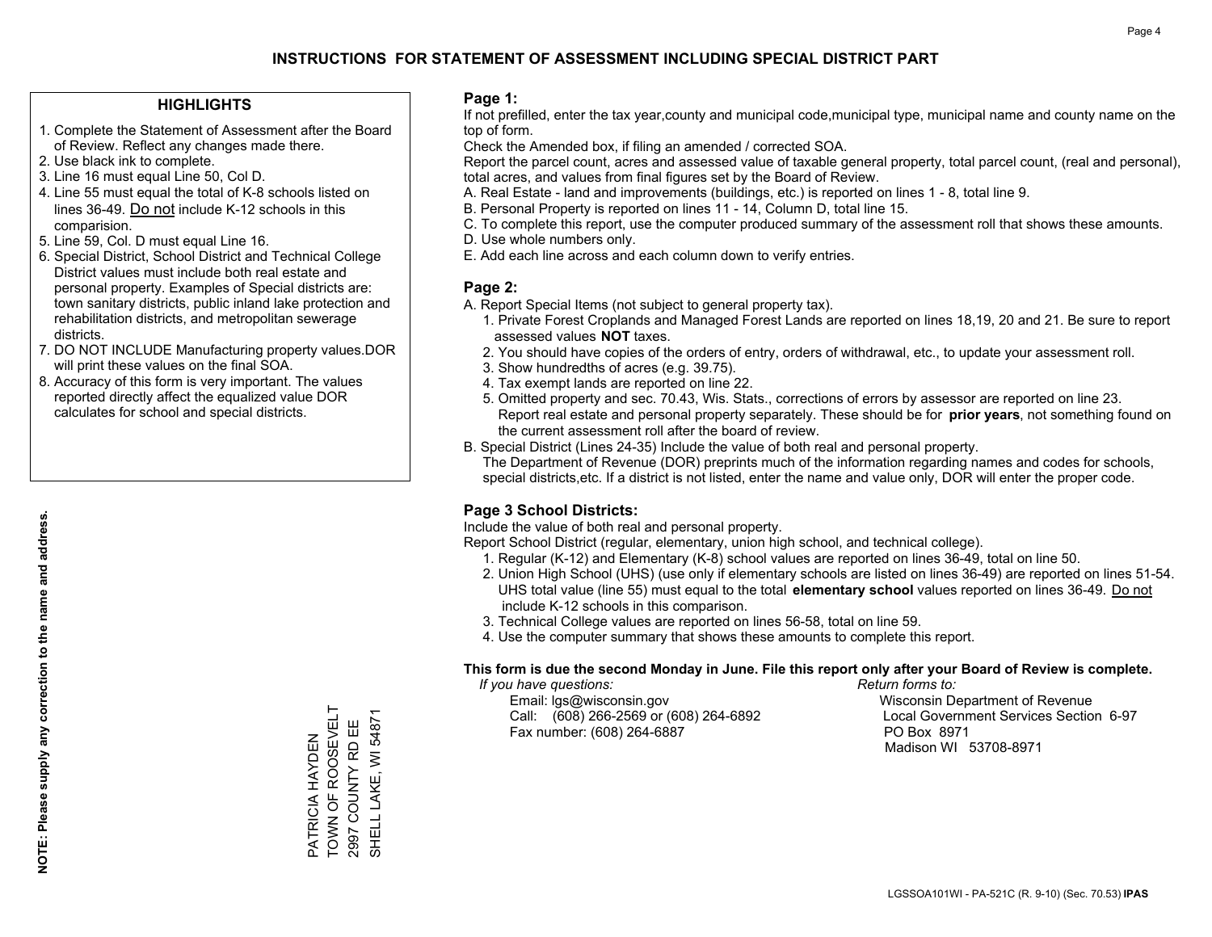# INSTRUCTIONS FOR STATEMENT OF ASSESSMENT INCLUDING SPECIAL DISTRICT PART

## HIGHLIGHTS

1. Complete the Statement of Assessment after the Board of Review. Reflect any changes made there.
2. Use black ink to complete.
3. Line 16 must equal Line 50, Col D.
4. Line 55 must equal the total of K-8 schools listed on lines 36-49. Do not include K-12 schools in this comparision.
5. Line 59, Col. D must equal Line 16.
6. Special District, School District and Technical College District values must include both real estate and personal property. Examples of Special districts are: town sanitary districts, public inland lake protection and rehabilitation districts, and metropolitan sewerage districts.
7. DO NOT INCLUDE Manufacturing property values.DOR will print these values on the final SOA.
8. Accuracy of this form is very important. The values reported directly affect the equalized value DOR calculates for school and special districts.

**NOTE: Please supply any correction to the name and address.**

PATRICIA HAYDEN
TOWN OF ROOSEVELT
2997 COUNTY RD EE
SHELL LAKE, WI 54871

## Page 1:

If not prefilled, enter the tax year,county and municipal code,municipal type, municipal name and county name on the top of form.

Check the Amended box, if filing an amended / corrected SOA.

Report the parcel count, acres and assessed value of taxable general property, total parcel count, (real and personal), total acres, and values from final figures set by the Board of Review.

A. Real Estate - land and improvements (buildings, etc.) is reported on lines 1 - 8, total line 9.
B. Personal Property is reported on lines 11 - 14, Column D, total line 15.
C. To complete this report, use the computer produced summary of the assessment roll that shows these amounts.
D. Use whole numbers only.
E. Add each line across and each column down to verify entries.

## Page 2:

A. Report Special Items (not subject to general property tax).
   1. Private Forest Croplands and Managed Forest Lands are reported on lines 18,19, 20 and 21. Be sure to report assessed values **NOT** taxes.
   2. You should have copies of the orders of entry, orders of withdrawal, etc., to update your assessment roll.
   3. Show hundredths of acres (e.g. 39.75).
   4. Tax exempt lands are reported on line 22.
   5. Omitted property and sec. 70.43, Wis. Stats., corrections of errors by assessor are reported on line 23. Report real estate and personal property separately. These should be for **prior years**, not something found on the current assessment roll after the board of review.
B. Special District (Lines 24-35) Include the value of both real and personal property.
   The Department of Revenue (DOR) preprints much of the information regarding names and codes for schools, special districts,etc. If a district is not listed, enter the name and value only, DOR will enter the proper code.

## Page 3 School Districts:

Include the value of both real and personal property.

Report School District (regular, elementary, union high school, and technical college).

1. Regular (K-12) and Elementary (K-8) school values are reported on lines 36-49, total on line 50.
2. Union High School (UHS) (use only if elementary schools are listed on lines 36-49) are reported on lines 51-54. UHS total value (line 55) must equal to the total **elementary school** values reported on lines 36-49. Do not include K-12 schools in this comparison.
3. Technical College values are reported on lines 56-58, total on line 59.
4. Use the computer summary that shows these amounts to complete this report.

**This form is due the second Monday in June. File this report only after your Board of Review is complete.**

*If you have questions:*
Email: lgs@wisconsin.gov
Call: (608) 266-2569 or (608) 264-6892
Fax number: (608) 264-6887

*Return forms to:*
Wisconsin Department of Revenue
Local Government Services Section 6-97
PO Box 8971
Madison WI 53708-8971

LGSSOA101WI - PA-521C (R. 9-10) (Sec. 70.53) **IPAS**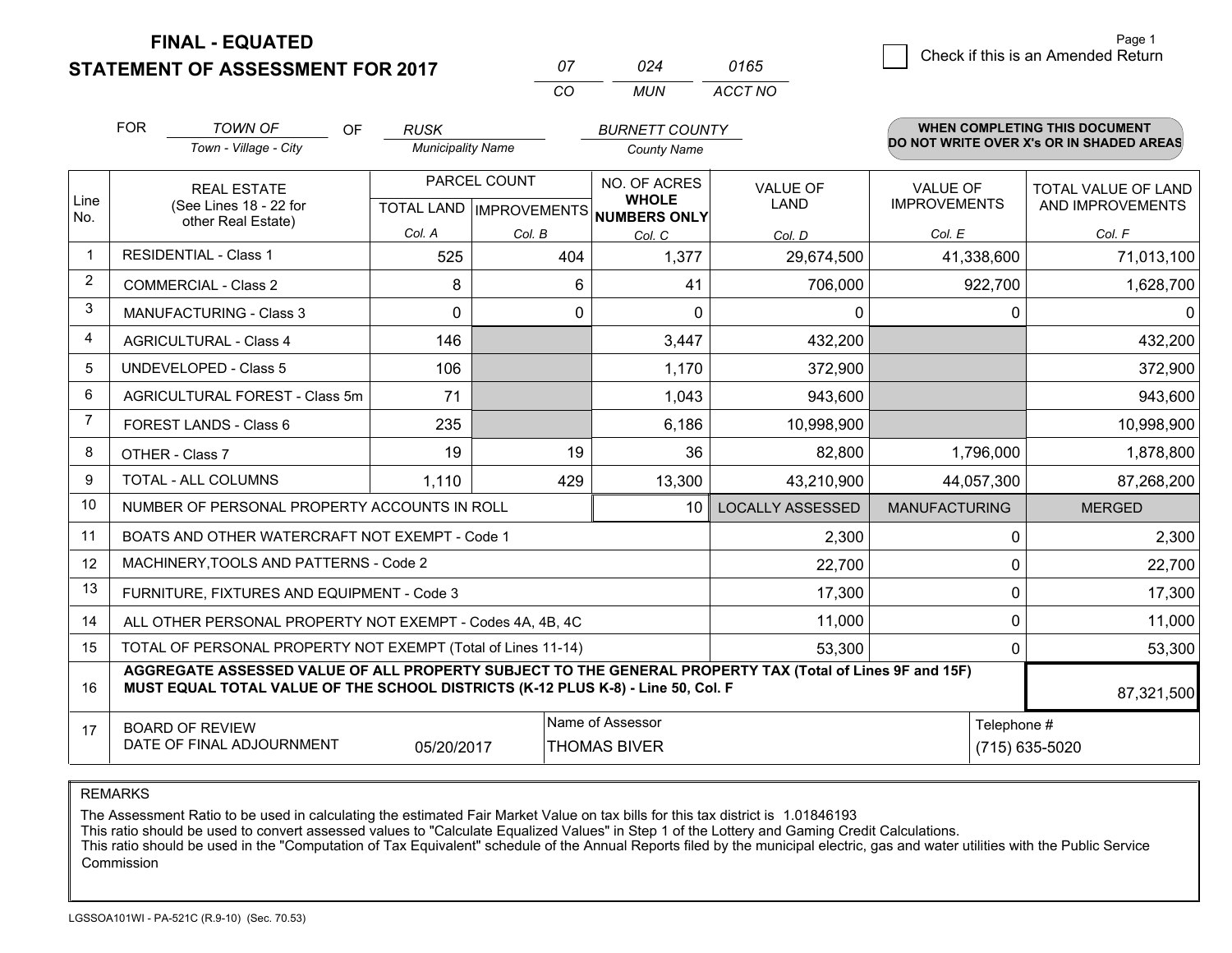# FINAL - EQUATED
## STATEMENT OF ASSESSMENT FOR 2017

| 07 | 024 | 0165 |
|---|---|---|
| CO | MUN | ACCT NO |

☐ Check if this is an Amended Return

FOR *TOWN OF* (Town - Village - City) OF *RUSK* (Municipality Name) *BURNETT COUNTY* (County Name)

**WHEN COMPLETING THIS DOCUMENT DO NOT WRITE OVER X's OR IN SHADED AREAS**

| Line No. | REAL ESTATE (See Lines 18 - 22 for other Real Estate) | PARCEL COUNT | | NO. OF ACRES WHOLE NUMBERS ONLY | VALUE OF LAND | VALUE OF IMPROVEMENTS | TOTAL VALUE OF LAND AND IMPROVEMENTS |
|---|---|---|---|---|---|---|---|
| | | TOTAL LAND | IMPROVEMENTS | | | | |
| | | Col. A | Col. B | Col. C | Col. D | Col. E | Col. F |
| 1 | RESIDENTIAL - Class 1 | 525 | 404 | 1,377 | 29,674,500 | 41,338,600 | 71,013,100 |
| 2 | COMMERCIAL - Class 2 | 8 | 6 | 41 | 706,000 | 922,700 | 1,628,700 |
| 3 | MANUFACTURING - Class 3 | 0 | 0 | 0 | 0 | 0 | 0 |
| 4 | AGRICULTURAL - Class 4 | 146 | | 3,447 | 432,200 | | 432,200 |
| 5 | UNDEVELOPED - Class 5 | 106 | | 1,170 | 372,900 | | 372,900 |
| 6 | AGRICULTURAL FOREST - Class 5m | 71 | | 1,043 | 943,600 | | 943,600 |
| 7 | FOREST LANDS - Class 6 | 235 | | 6,186 | 10,998,900 | | 10,998,900 |
| 8 | OTHER - Class 7 | 19 | 19 | 36 | 82,800 | 1,796,000 | 1,878,800 |
| 9 | TOTAL - ALL COLUMNS | 1,110 | 429 | 13,300 | 43,210,900 | 44,057,300 | 87,268,200 |
| 10 | NUMBER OF PERSONAL PROPERTY ACCOUNTS IN ROLL | | | 10 | LOCALLY ASSESSED | MANUFACTURING | MERGED |
| 11 | BOATS AND OTHER WATERCRAFT NOT EXEMPT - Code 1 | | | | 2,300 | 0 | 2,300 |
| 12 | MACHINERY,TOOLS AND PATTERNS - Code 2 | | | | 22,700 | 0 | 22,700 |
| 13 | FURNITURE, FIXTURES AND EQUIPMENT - Code 3 | | | | 17,300 | 0 | 17,300 |
| 14 | ALL OTHER PERSONAL PROPERTY NOT EXEMPT - Codes 4A, 4B, 4C | | | | 11,000 | 0 | 11,000 |
| 15 | TOTAL OF PERSONAL PROPERTY NOT EXEMPT (Total of Lines 11-14) | | | | 53,300 | 0 | 53,300 |
| 16 | **AGGREGATE ASSESSED VALUE OF ALL PROPERTY SUBJECT TO THE GENERAL PROPERTY TAX (Total of Lines 9F and 15F) MUST EQUAL TOTAL VALUE OF THE SCHOOL DISTRICTS (K-12 PLUS K-8) - Line 50, Col. F** | | | | | | 87,321,500 |
| 17 | BOARD OF REVIEW DATE OF FINAL ADJOURNMENT | 05/20/2017 | Name of Assessor: THOMAS BIVER | | | Telephone #: (715) 635-5020 | |

REMARKS

The Assessment Ratio to be used in calculating the estimated Fair Market Value on tax bills for this tax district is 1.01846193
This ratio should be used to convert assessed values to "Calculate Equalized Values" in Step 1 of the Lottery and Gaming Credit Calculations.
This ratio should be used in the "Computation of Tax Equivalent" schedule of the Annual Reports filed by the municipal electric, gas and water utilities with the Public Service Commission

LGSSOA101WI - PA-521C (R.9-10) (Sec. 70.53)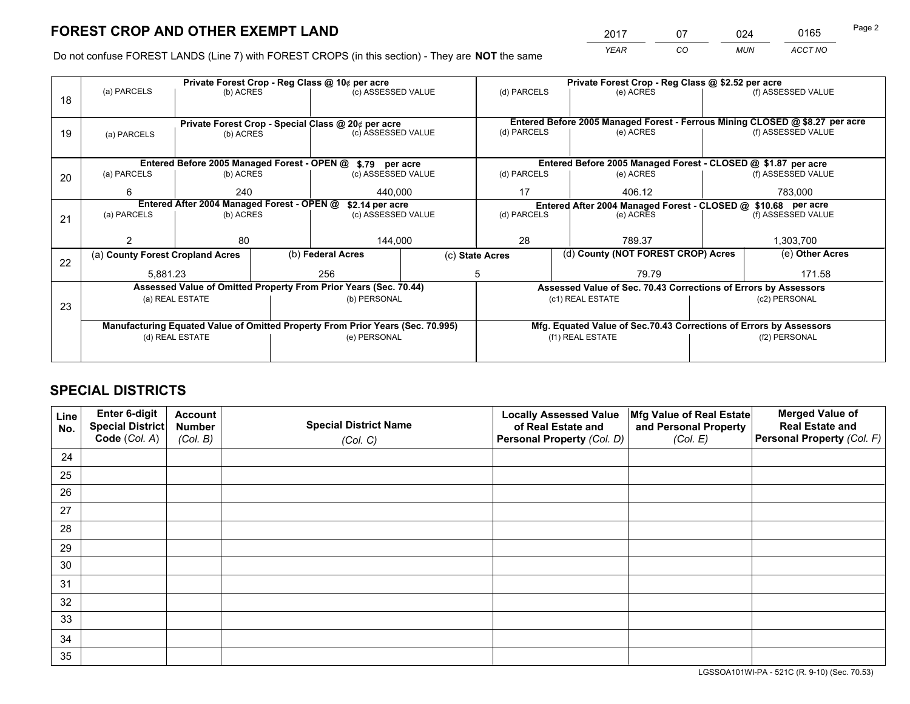# FOREST CROP AND OTHER EXEMPT LAND

| 2017 | 07 | 024 | 0165 |
|---|---|---|---|
| *YEAR* | *CO* | *MUN* | *ACCT NO* |

Do not confuse FOREST LANDS (Line 7) with FOREST CROPS (in this section) - They are **NOT** the same

| Line | (a) PARCELS | (b) ACRES | (c) ASSESSED VALUE | (d) PARCELS | (e) ACRES | (f) ASSESSED VALUE |
|---|---|---|---|---|---|---|
| 18 | Private Forest Crop - Reg Class @ 10¢ per acre | | | Private Forest Crop - Reg Class @ $2.52 per acre | | |
| | | | | | | |
| 19 | Private Forest Crop - Special Class @ 20¢ per acre | | | Entered Before 2005 Managed Forest - Ferrous Mining CLOSED @ $8.27 per acre | | |
| | | | | | | |
| 20 | Entered Before 2005 Managed Forest - OPEN @ $.79 per acre | | | Entered Before 2005 Managed Forest - CLOSED @ $1.87 per acre | | |
| | 6 | 240 | 440,000 | 17 | 406.12 | 783,000 |
| 21 | Entered After 2004 Managed Forest - OPEN @ $2.14 per acre | | | Entered After 2004 Managed Forest - CLOSED @ $10.68 per acre | | |
| | 2 | 80 | 144,000 | 28 | 789.37 | 1,303,700 |

| Line | (a) County Forest Cropland Acres | (b) Federal Acres | (c) State Acres | (d) County (NOT FOREST CROP) Acres | (e) Other Acres |
|---|---|---|---|---|---|
| 22 | 5,881.23 | 256 | 5 | 79.79 | 171.58 |

| Line | Assessed Value of Omitted Property From Prior Years (Sec. 70.44) | | Assessed Value of Sec. 70.43 Corrections of Errors by Assessors | |
|---|---|---|---|---|
| 23 | (a) REAL ESTATE | (b) PERSONAL | (c1) REAL ESTATE | (c2) PERSONAL |
| | | | | |
| | Manufacturing Equated Value of Omitted Property From Prior Years (Sec. 70.995) | | Mfg. Equated Value of Sec.70.43 Corrections of Errors by Assessors | |
| | (d) REAL ESTATE | (e) PERSONAL | (f1) REAL ESTATE | (f2) PERSONAL |
| | | | | |

# SPECIAL DISTRICTS

| Line No. | Enter 6-digit Special District Code (Col. A) | Account Number (Col. B) | Special District Name (Col. C) | Locally Assessed Value of Real Estate and Personal Property (Col. D) | Mfg Value of Real Estate and Personal Property (Col. E) | Merged Value of Real Estate and Personal Property (Col. F) |
|---|---|---|---|---|---|---|
| 24 | | | | | | |
| 25 | | | | | | |
| 26 | | | | | | |
| 27 | | | | | | |
| 28 | | | | | | |
| 29 | | | | | | |
| 30 | | | | | | |
| 31 | | | | | | |
| 32 | | | | | | |
| 33 | | | | | | |
| 34 | | | | | | |
| 35 | | | | | | |

LGSSOA101WI-PA - 521C (R. 9-10) (Sec. 70.53)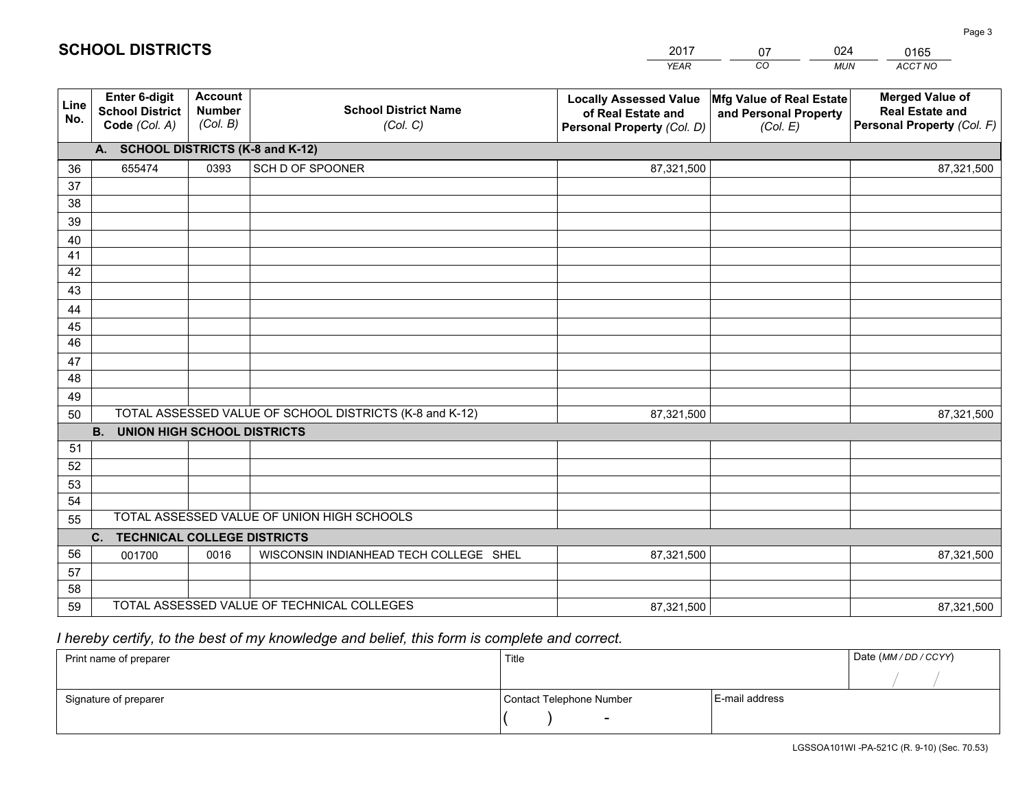# SCHOOL DISTRICTS

| 2017 | 07 | 024 | 0165 |
|---|---|---|---|
| *YEAR* | *CO* | *MUN* | *ACCT NO* |

| Line No. | Enter 6-digit School District Code *(Col. A)* | Account Number *(Col. B)* | School District Name *(Col. C)* | Locally Assessed Value of Real Estate and Personal Property *(Col. D)* | Mfg Value of Real Estate and Personal Property *(Col. E)* | Merged Value of Real Estate and Personal Property *(Col. F)* |
|---|---|---|---|---|---|---|
| | **A. SCHOOL DISTRICTS (K-8 and K-12)** | | | | | |
| 36 | 655474 | 0393 | SCH D OF SPOONER | 87,321,500 | | 87,321,500 |
| 37 | | | | | | |
| 38 | | | | | | |
| 39 | | | | | | |
| 40 | | | | | | |
| 41 | | | | | | |
| 42 | | | | | | |
| 43 | | | | | | |
| 44 | | | | | | |
| 45 | | | | | | |
| 46 | | | | | | |
| 47 | | | | | | |
| 48 | | | | | | |
| 49 | | | | | | |
| 50 | TOTAL ASSESSED VALUE OF SCHOOL DISTRICTS (K-8 and K-12) | | | 87,321,500 | | 87,321,500 |
| | **B. UNION HIGH SCHOOL DISTRICTS** | | | | | |
| 51 | | | | | | |
| 52 | | | | | | |
| 53 | | | | | | |
| 54 | | | | | | |
| 55 | TOTAL ASSESSED VALUE OF UNION HIGH SCHOOLS | | | | | |
| | **C. TECHNICAL COLLEGE DISTRICTS** | | | | | |
| 56 | 001700 | 0016 | WISCONSIN INDIANHEAD TECH COLLEGE SHEL | 87,321,500 | | 87,321,500 |
| 57 | | | | | | |
| 58 | | | | | | |
| 59 | TOTAL ASSESSED VALUE OF TECHNICAL COLLEGES | | | 87,321,500 | | 87,321,500 |

*I hereby certify, to the best of my knowledge and belief, this form is complete and correct.*

| Print name of preparer | Title | | Date *(MM / DD / CCYY)* |
|---|---|---|---|
| | | | / / |
| Signature of preparer | Contact Telephone Number | E-mail address | |
| | ( ) - | | |

LGSSOA101WI -PA-521C (R. 9-10) (Sec. 70.53)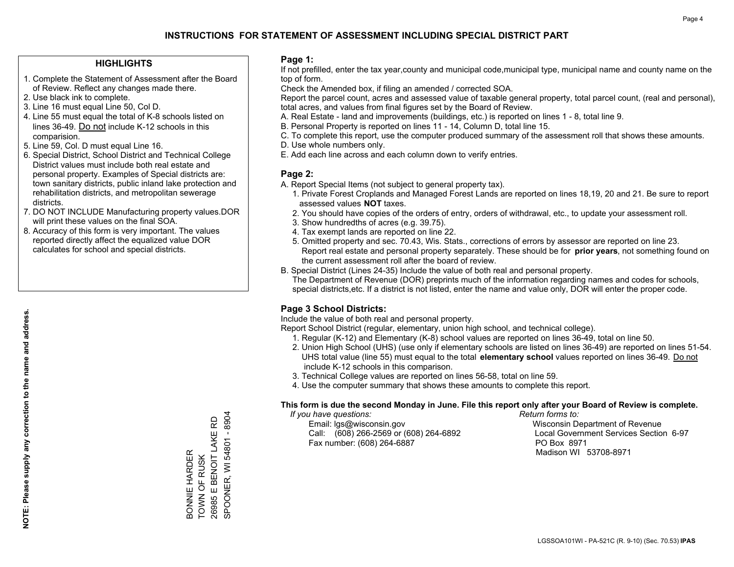# INSTRUCTIONS FOR STATEMENT OF ASSESSMENT INCLUDING SPECIAL DISTRICT PART

## HIGHLIGHTS

1. Complete the Statement of Assessment after the Board of Review. Reflect any changes made there.
2. Use black ink to complete.
3. Line 16 must equal Line 50, Col D.
4. Line 55 must equal the total of K-8 schools listed on lines 36-49. Do not include K-12 schools in this comparision.
5. Line 59, Col. D must equal Line 16.
6. Special District, School District and Technical College District values must include both real estate and personal property. Examples of Special districts are: town sanitary districts, public inland lake protection and rehabilitation districts, and metropolitan sewerage districts.
7. DO NOT INCLUDE Manufacturing property values.DOR will print these values on the final SOA.
8. Accuracy of this form is very important. The values reported directly affect the equalized value DOR calculates for school and special districts.

**NOTE: Please supply any correction to the name and address.**

BONNIE HARDER
TOWN OF RUSK
26985 E BENOIT LAKE RD
SPOONER, WI 54801 - 8904

## Page 1:

If not prefilled, enter the tax year,county and municipal code,municipal type, municipal name and county name on the top of form.

Check the Amended box, if filing an amended / corrected SOA.

Report the parcel count, acres and assessed value of taxable general property, total parcel count, (real and personal), total acres, and values from final figures set by the Board of Review.

A. Real Estate - land and improvements (buildings, etc.) is reported on lines 1 - 8, total line 9.
B. Personal Property is reported on lines 11 - 14, Column D, total line 15.
C. To complete this report, use the computer produced summary of the assessment roll that shows these amounts.
D. Use whole numbers only.
E. Add each line across and each column down to verify entries.

## Page 2:

A. Report Special Items (not subject to general property tax).
  1. Private Forest Croplands and Managed Forest Lands are reported on lines 18,19, 20 and 21. Be sure to report assessed values **NOT** taxes.
  2. You should have copies of the orders of entry, orders of withdrawal, etc., to update your assessment roll.
  3. Show hundredths of acres (e.g. 39.75).
  4. Tax exempt lands are reported on line 22.
  5. Omitted property and sec. 70.43, Wis. Stats., corrections of errors by assessor are reported on line 23. Report real estate and personal property separately. These should be for **prior years**, not something found on the current assessment roll after the board of review.

B. Special District (Lines 24-35) Include the value of both real and personal property.
The Department of Revenue (DOR) preprints much of the information regarding names and codes for schools, special districts,etc. If a district is not listed, enter the name and value only, DOR will enter the proper code.

## Page 3 School Districts:

Include the value of both real and personal property.

Report School District (regular, elementary, union high school, and technical college).

1. Regular (K-12) and Elementary (K-8) school values are reported on lines 36-49, total on line 50.
2. Union High School (UHS) (use only if elementary schools are listed on lines 36-49) are reported on lines 51-54. UHS total value (line 55) must equal to the total **elementary school** values reported on lines 36-49. Do not include K-12 schools in this comparison.
3. Technical College values are reported on lines 56-58, total on line 59.
4. Use the computer summary that shows these amounts to complete this report.

**This form is due the second Monday in June. File this report only after your Board of Review is complete.**

*If you have questions:*
Email: lgs@wisconsin.gov
Call: (608) 266-2569 or (608) 264-6892
Fax number: (608) 264-6887

*Return forms to:*
Wisconsin Department of Revenue
Local Government Services Section 6-97
PO Box 8971
Madison WI 53708-8971

LGSSOA101WI - PA-521C (R. 9-10) (Sec. 70.53) **IPAS**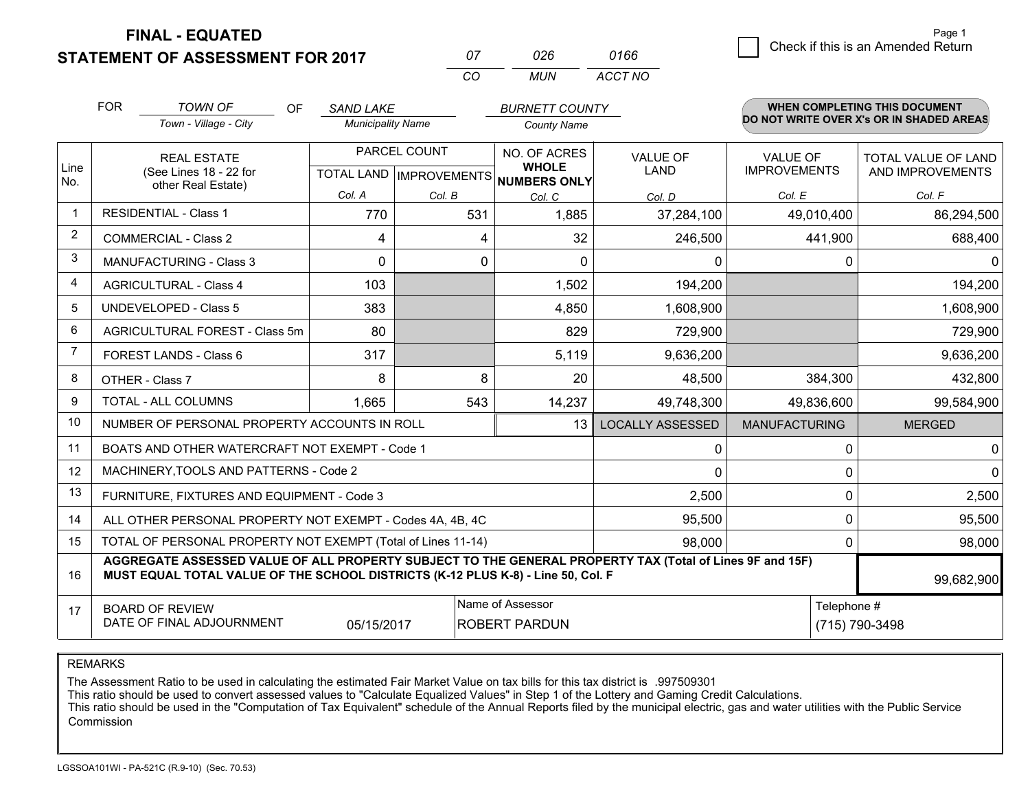# FINAL - EQUATED
# STATEMENT OF ASSESSMENT FOR 2017

| 07 | 026 | 0166 |
|---|---|---|
| CO | MUN | ACCT NO |

Page 1

☐ Check if this is an Amended Return

FOR *TOWN OF* (Town - Village - City) OF *SAND LAKE* (Municipality Name) *BURNETT COUNTY* (County Name)

**WHEN COMPLETING THIS DOCUMENT DO NOT WRITE OVER X's OR IN SHADED AREAS**

| Line No. | REAL ESTATE (See Lines 18 - 22 for other Real Estate) | PARCEL COUNT | | NO. OF ACRES WHOLE NUMBERS ONLY | VALUE OF LAND | VALUE OF IMPROVEMENTS | TOTAL VALUE OF LAND AND IMPROVEMENTS |
|---|---|---|---|---|---|---|---|
| | | TOTAL LAND | IMPROVEMENTS | | | | |
| | | Col. A | Col. B | Col. C | Col. D | Col. E | Col. F |
| 1 | RESIDENTIAL - Class 1 | 770 | 531 | 1,885 | 37,284,100 | 49,010,400 | 86,294,500 |
| 2 | COMMERCIAL - Class 2 | 4 | 4 | 32 | 246,500 | 441,900 | 688,400 |
| 3 | MANUFACTURING - Class 3 | 0 | 0 | 0 | 0 | 0 | 0 |
| 4 | AGRICULTURAL - Class 4 | 103 | | 1,502 | 194,200 | | 194,200 |
| 5 | UNDEVELOPED - Class 5 | 383 | | 4,850 | 1,608,900 | | 1,608,900 |
| 6 | AGRICULTURAL FOREST - Class 5m | 80 | | 829 | 729,900 | | 729,900 |
| 7 | FOREST LANDS - Class 6 | 317 | | 5,119 | 9,636,200 | | 9,636,200 |
| 8 | OTHER - Class 7 | 8 | 8 | 20 | 48,500 | 384,300 | 432,800 |
| 9 | TOTAL - ALL COLUMNS | 1,665 | 543 | 14,237 | 49,748,300 | 49,836,600 | 99,584,900 |
| 10 | NUMBER OF PERSONAL PROPERTY ACCOUNTS IN ROLL | | | 13 | LOCALLY ASSESSED | MANUFACTURING | MERGED |
| 11 | BOATS AND OTHER WATERCRAFT NOT EXEMPT - Code 1 | | | | 0 | 0 | 0 |
| 12 | MACHINERY,TOOLS AND PATTERNS - Code 2 | | | | 0 | 0 | 0 |
| 13 | FURNITURE, FIXTURES AND EQUIPMENT - Code 3 | | | | 2,500 | 0 | 2,500 |
| 14 | ALL OTHER PERSONAL PROPERTY NOT EXEMPT - Codes 4A, 4B, 4C | | | | 95,500 | 0 | 95,500 |
| 15 | TOTAL OF PERSONAL PROPERTY NOT EXEMPT (Total of Lines 11-14) | | | | 98,000 | 0 | 98,000 |
| 16 | **AGGREGATE ASSESSED VALUE OF ALL PROPERTY SUBJECT TO THE GENERAL PROPERTY TAX (Total of Lines 9F and 15F) MUST EQUAL TOTAL VALUE OF THE SCHOOL DISTRICTS (K-12 PLUS K-8) - Line 50, Col. F** | | | | | | 99,682,900 |
| 17 | BOARD OF REVIEW DATE OF FINAL ADJOURNMENT | 05/15/2017 | | Name of Assessor: ROBERT PARDUN | | Telephone #: (715) 790-3498 | |

REMARKS

The Assessment Ratio to be used in calculating the estimated Fair Market Value on tax bills for this tax district is .997509301
This ratio should be used to convert assessed values to "Calculate Equalized Values" in Step 1 of the Lottery and Gaming Credit Calculations.
This ratio should be used in the "Computation of Tax Equivalent" schedule of the Annual Reports filed by the municipal electric, gas and water utilities with the Public Service Commission

LGSSOA101WI - PA-521C (R.9-10) (Sec. 70.53)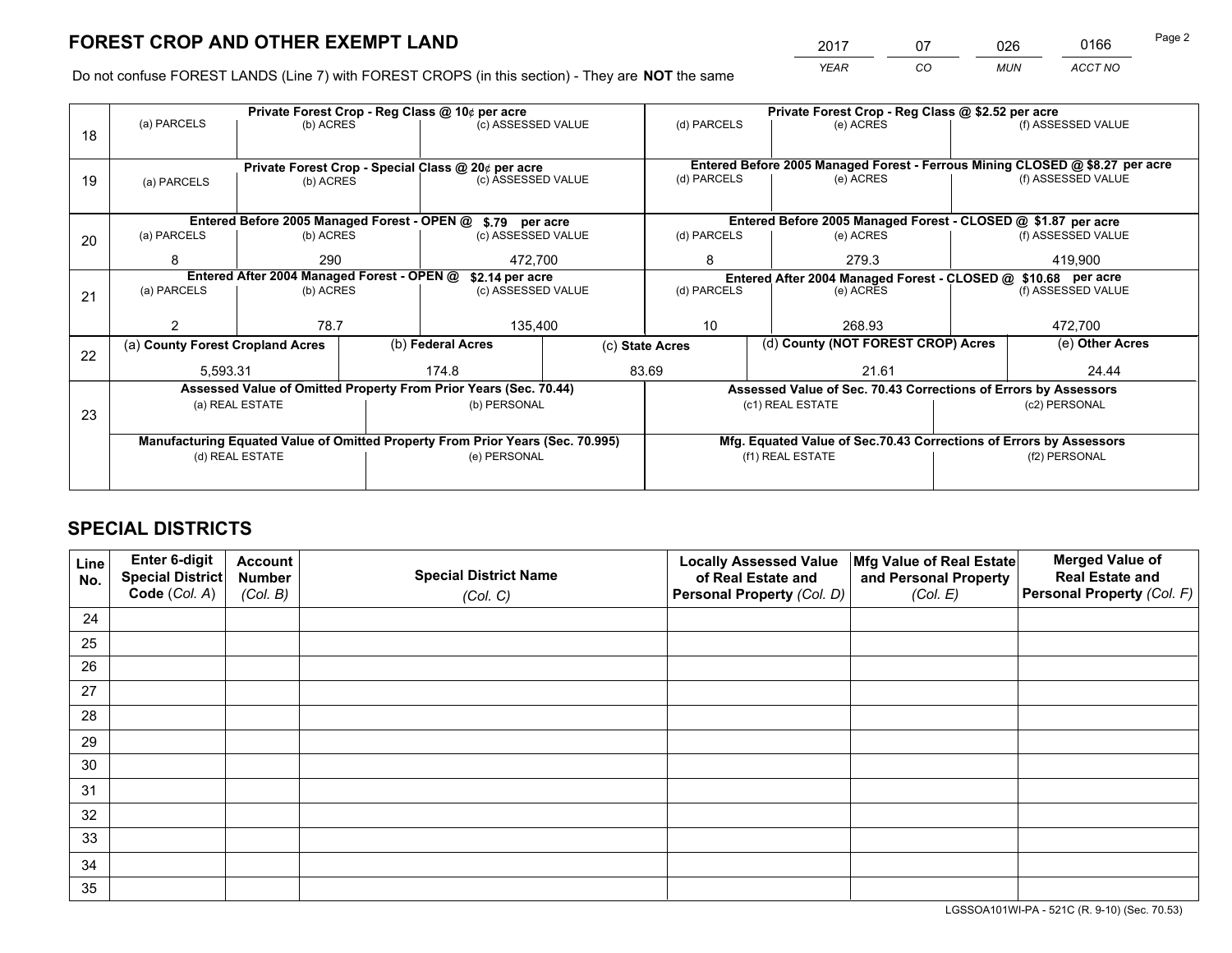# FOREST CROP AND OTHER EXEMPT LAND

| 2017 | 07 | 026 | 0166 |
|---|---|---|---|
| *YEAR* | *CO* | *MUN* | *ACCT NO* |

Do not confuse FOREST LANDS (Line 7) with FOREST CROPS (in this section) - They are **NOT** the same

| Line | | | | | | |
|---|---|---|---|---|---|---|
| 18 | Private Forest Crop - Reg Class @ 10¢ per acre | | | Private Forest Crop - Reg Class @ $2.52 per acre | | |
| | (a) PARCELS | (b) ACRES | (c) ASSESSED VALUE | (d) PARCELS | (e) ACRES | (f) ASSESSED VALUE |
| | | | | | | |
| 19 | Private Forest Crop - Special Class @ 20¢ per acre | | | Entered Before 2005 Managed Forest - Ferrous Mining CLOSED @ $8.27 per acre | | |
| | (a) PARCELS | (b) ACRES | (c) ASSESSED VALUE | (d) PARCELS | (e) ACRES | (f) ASSESSED VALUE |
| | | | | | | |
| 20 | Entered Before 2005 Managed Forest - OPEN @ $.79 per acre | | | Entered Before 2005 Managed Forest - CLOSED @ $1.87 per acre | | |
| | (a) PARCELS | (b) ACRES | (c) ASSESSED VALUE | (d) PARCELS | (e) ACRES | (f) ASSESSED VALUE |
| | 8 | 290 | 472,700 | 8 | 279.3 | 419,900 |
| 21 | Entered After 2004 Managed Forest - OPEN @ $2.14 per acre | | | Entered After 2004 Managed Forest - CLOSED @ $10.68 per acre | | |
| | (a) PARCELS | (b) ACRES | (c) ASSESSED VALUE | (d) PARCELS | (e) ACRES | (f) ASSESSED VALUE |
| | 2 | 78.7 | 135,400 | 10 | 268.93 | 472,700 |

| Line | (a) **County Forest Cropland Acres** | (b) **Federal Acres** | (c) **State Acres** | (d) **County (NOT FOREST CROP) Acres** | (e) **Other Acres** |
|---|---|---|---|---|---|
| 22 | 5,593.31 | 174.8 | 83.69 | 21.61 | 24.44 |

| Line | Assessed Value of Omitted Property From Prior Years (Sec. 70.44) | | Assessed Value of Sec. 70.43 Corrections of Errors by Assessors | |
|---|---|---|---|---|
| 23 | (a) REAL ESTATE | (b) PERSONAL | (c1) REAL ESTATE | (c2) PERSONAL |
| | | | | |
| | **Manufacturing Equated Value of Omitted Property From Prior Years (Sec. 70.995)** | | **Mfg. Equated Value of Sec.70.43 Corrections of Errors by Assessors** | |
| | (d) REAL ESTATE | (e) PERSONAL | (f1) REAL ESTATE | (f2) PERSONAL |
| | | | | |

# SPECIAL DISTRICTS

| Line No. | Enter 6-digit Special District Code (*Col. A*) | Account Number (*Col. B*) | Special District Name (*Col. C*) | Locally Assessed Value of Real Estate and Personal Property (*Col. D*) | Mfg Value of Real Estate and Personal Property (*Col. E*) | Merged Value of Real Estate and Personal Property (*Col. F*) |
|---|---|---|---|---|---|---|
| 24 | | | | | | |
| 25 | | | | | | |
| 26 | | | | | | |
| 27 | | | | | | |
| 28 | | | | | | |
| 29 | | | | | | |
| 30 | | | | | | |
| 31 | | | | | | |
| 32 | | | | | | |
| 33 | | | | | | |
| 34 | | | | | | |
| 35 | | | | | | |

LGSSOA101WI-PA - 521C (R. 9-10) (Sec. 70.53)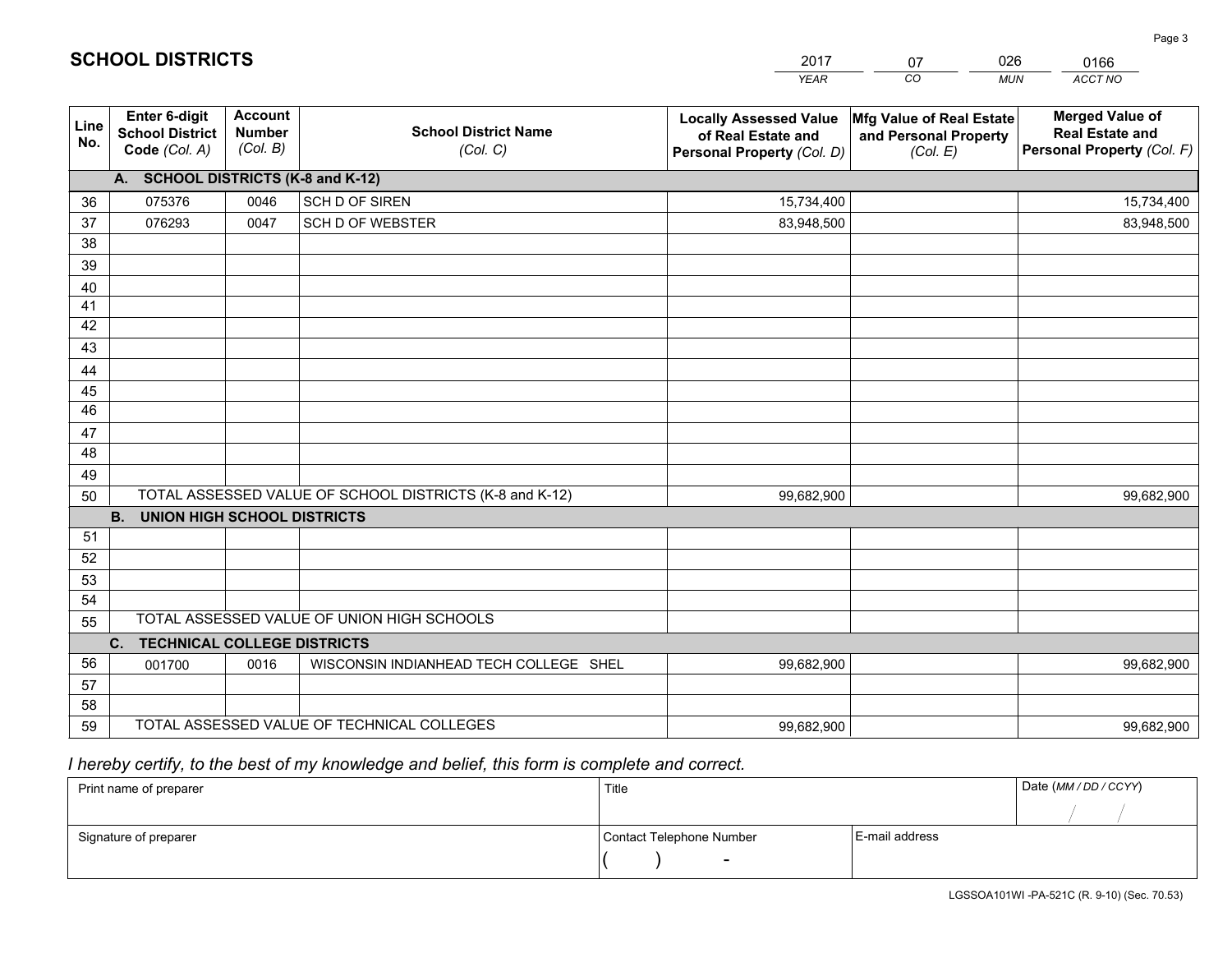# SCHOOL DISTRICTS

| 2017 | 07 | 026 | 0166 |
|---|---|---|---|
| *YEAR* | *CO* | *MUN* | *ACCT NO* |

| Line No. | Enter 6-digit School District Code *(Col. A)* | Account Number *(Col. B)* | School District Name *(Col. C)* | Locally Assessed Value of Real Estate and Personal Property *(Col. D)* | Mfg Value of Real Estate and Personal Property *(Col. E)* | Merged Value of Real Estate and Personal Property *(Col. F)* |
|---|---|---|---|---|---|---|
| **A. SCHOOL DISTRICTS (K-8 and K-12)** | | | | | | |
| 36 | 075376 | 0046 | SCH D OF SIREN | 15,734,400 | | 15,734,400 |
| 37 | 076293 | 0047 | SCH D OF WEBSTER | 83,948,500 | | 83,948,500 |
| 38 | | | | | | |
| 39 | | | | | | |
| 40 | | | | | | |
| 41 | | | | | | |
| 42 | | | | | | |
| 43 | | | | | | |
| 44 | | | | | | |
| 45 | | | | | | |
| 46 | | | | | | |
| 47 | | | | | | |
| 48 | | | | | | |
| 49 | | | | | | |
| 50 | TOTAL ASSESSED VALUE OF SCHOOL DISTRICTS (K-8 and K-12) | | | 99,682,900 | | 99,682,900 |
| **B. UNION HIGH SCHOOL DISTRICTS** | | | | | | |
| 51 | | | | | | |
| 52 | | | | | | |
| 53 | | | | | | |
| 54 | | | | | | |
| 55 | TOTAL ASSESSED VALUE OF UNION HIGH SCHOOLS | | | | | |
| **C. TECHNICAL COLLEGE DISTRICTS** | | | | | | |
| 56 | 001700 | 0016 | WISCONSIN INDIANHEAD TECH COLLEGE SHEL | 99,682,900 | | 99,682,900 |
| 57 | | | | | | |
| 58 | | | | | | |
| 59 | TOTAL ASSESSED VALUE OF TECHNICAL COLLEGES | | | 99,682,900 | | 99,682,900 |

*I hereby certify, to the best of my knowledge and belief, this form is complete and correct.*

| Print name of preparer | Title | | Date *(MM / DD / CCYY)* |
|---|---|---|---|
| | | | / / |
| Signature of preparer | Contact Telephone Number | E-mail address | |
| | ( ) - | | |

LGSSOA101WI -PA-521C (R. 9-10) (Sec. 70.53)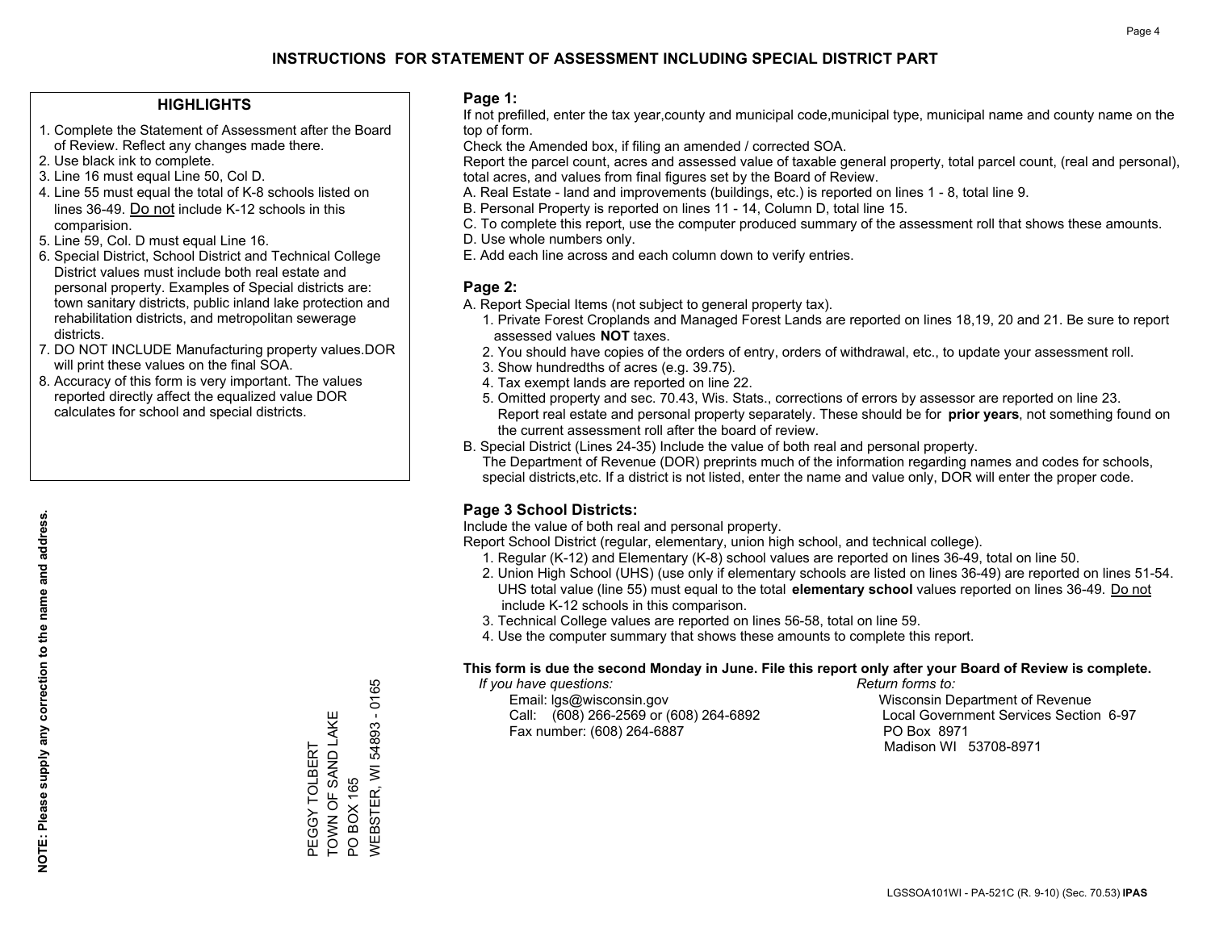# INSTRUCTIONS FOR STATEMENT OF ASSESSMENT INCLUDING SPECIAL DISTRICT PART

## HIGHLIGHTS

1. Complete the Statement of Assessment after the Board of Review. Reflect any changes made there.
2. Use black ink to complete.
3. Line 16 must equal Line 50, Col D.
4. Line 55 must equal the total of K-8 schools listed on lines 36-49. Do not include K-12 schools in this comparision.
5. Line 59, Col. D must equal Line 16.
6. Special District, School District and Technical College District values must include both real estate and personal property. Examples of Special districts are: town sanitary districts, public inland lake protection and rehabilitation districts, and metropolitan sewerage districts.
7. DO NOT INCLUDE Manufacturing property values.DOR will print these values on the final SOA.
8. Accuracy of this form is very important. The values reported directly affect the equalized value DOR calculates for school and special districts.

**NOTE: Please supply any correction to the name and address.**

PEGGY TOLBERT
TOWN OF SAND LAKE
PO BOX 165
WEBSTER, WI 54893 - 0165

## Page 1:

If not prefilled, enter the tax year,county and municipal code,municipal type, municipal name and county name on the top of form.

Check the Amended box, if filing an amended / corrected SOA.

Report the parcel count, acres and assessed value of taxable general property, total parcel count, (real and personal), total acres, and values from final figures set by the Board of Review.

A. Real Estate - land and improvements (buildings, etc.) is reported on lines 1 - 8, total line 9.
B. Personal Property is reported on lines 11 - 14, Column D, total line 15.
C. To complete this report, use the computer produced summary of the assessment roll that shows these amounts.
D. Use whole numbers only.
E. Add each line across and each column down to verify entries.

## Page 2:

A. Report Special Items (not subject to general property tax).
   1. Private Forest Croplands and Managed Forest Lands are reported on lines 18,19, 20 and 21. Be sure to report assessed values **NOT** taxes.
   2. You should have copies of the orders of entry, orders of withdrawal, etc., to update your assessment roll.
   3. Show hundredths of acres (e.g. 39.75).
   4. Tax exempt lands are reported on line 22.
   5. Omitted property and sec. 70.43, Wis. Stats., corrections of errors by assessor are reported on line 23. Report real estate and personal property separately. These should be for **prior years**, not something found on the current assessment roll after the board of review.
B. Special District (Lines 24-35) Include the value of both real and personal property.
   The Department of Revenue (DOR) preprints much of the information regarding names and codes for schools, special districts,etc. If a district is not listed, enter the name and value only, DOR will enter the proper code.

## Page 3 School Districts:

Include the value of both real and personal property.

Report School District (regular, elementary, union high school, and technical college).

1. Regular (K-12) and Elementary (K-8) school values are reported on lines 36-49, total on line 50.
2. Union High School (UHS) (use only if elementary schools are listed on lines 36-49) are reported on lines 51-54. UHS total value (line 55) must equal to the total **elementary school** values reported on lines 36-49. Do not include K-12 schools in this comparison.
3. Technical College values are reported on lines 56-58, total on line 59.
4. Use the computer summary that shows these amounts to complete this report.

**This form is due the second Monday in June. File this report only after your Board of Review is complete.**

*If you have questions:*
Email: lgs@wisconsin.gov
Call: (608) 266-2569 or (608) 264-6892
Fax number: (608) 264-6887

*Return forms to:*
Wisconsin Department of Revenue
Local Government Services Section 6-97
PO Box 8971
Madison WI 53708-8971

LGSSOA101WI - PA-521C (R. 9-10) (Sec. 70.53) **IPAS**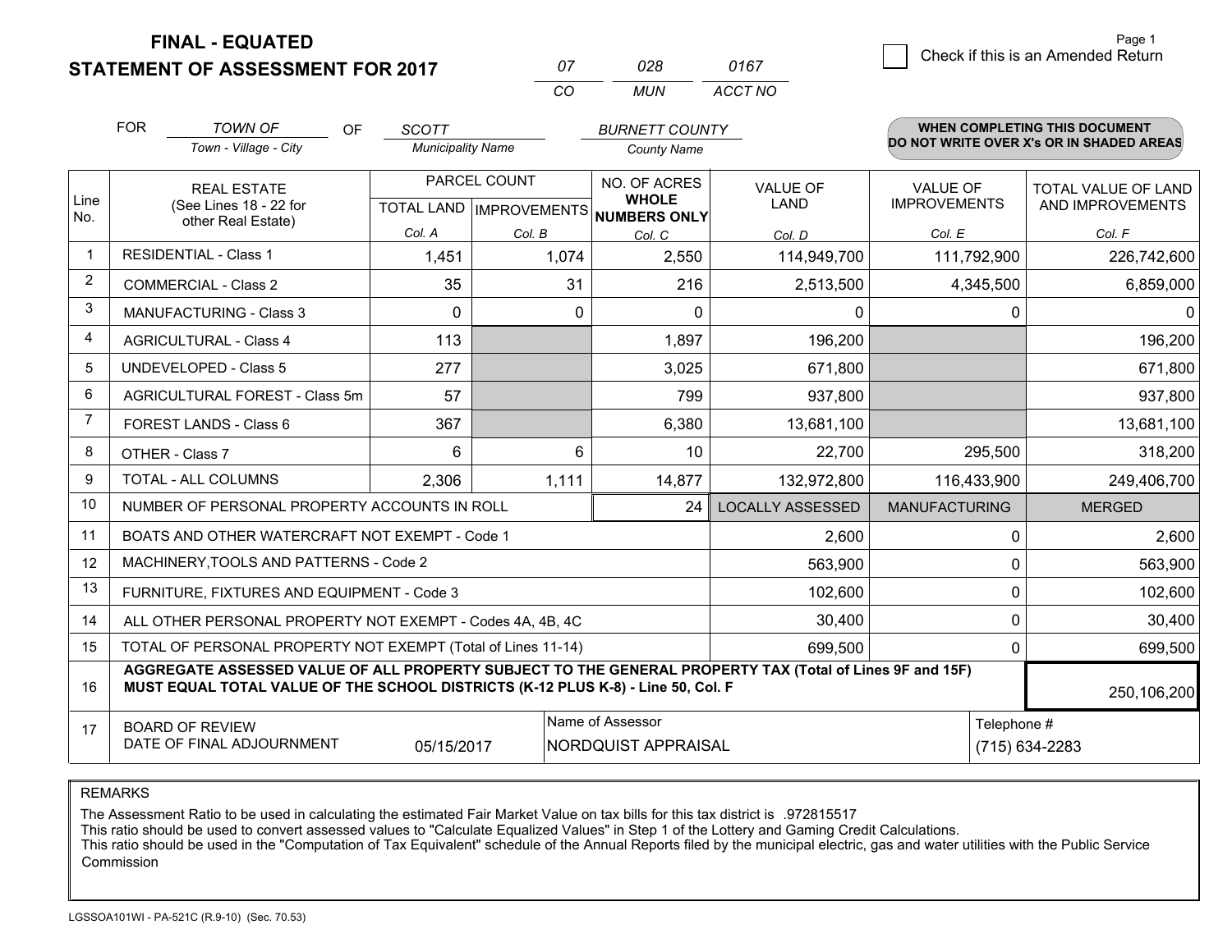# FINAL - EQUATED
## STATEMENT OF ASSESSMENT FOR 2017

| 07 | 028 | 0167 |
|---|---|---|
| CO | MUN | ACCT NO |

☐ Check if this is an Amended Return

FOR *TOWN OF* (Town - Village - City) OF *SCOTT* (Municipality Name) *BURNETT COUNTY* (County Name)

**WHEN COMPLETING THIS DOCUMENT DO NOT WRITE OVER X's OR IN SHADED AREAS**

| Line No. | REAL ESTATE (See Lines 18 - 22 for other Real Estate) | PARCEL COUNT TOTAL LAND Col. A | PARCEL COUNT IMPROVEMENTS Col. B | NO. OF ACRES WHOLE NUMBERS ONLY Col. C | VALUE OF LAND Col. D | VALUE OF IMPROVEMENTS Col. E | TOTAL VALUE OF LAND AND IMPROVEMENTS Col. F |
|---|---|---|---|---|---|---|---|
| 1 | RESIDENTIAL - Class 1 | 1,451 | 1,074 | 2,550 | 114,949,700 | 111,792,900 | 226,742,600 |
| 2 | COMMERCIAL - Class 2 | 35 | 31 | 216 | 2,513,500 | 4,345,500 | 6,859,000 |
| 3 | MANUFACTURING - Class 3 | 0 | 0 | 0 | 0 | 0 | 0 |
| 4 | AGRICULTURAL - Class 4 | 113 | | 1,897 | 196,200 | | 196,200 |
| 5 | UNDEVELOPED - Class 5 | 277 | | 3,025 | 671,800 | | 671,800 |
| 6 | AGRICULTURAL FOREST - Class 5m | 57 | | 799 | 937,800 | | 937,800 |
| 7 | FOREST LANDS - Class 6 | 367 | | 6,380 | 13,681,100 | | 13,681,100 |
| 8 | OTHER - Class 7 | 6 | 6 | 10 | 22,700 | 295,500 | 318,200 |
| 9 | TOTAL - ALL COLUMNS | 2,306 | 1,111 | 14,877 | 132,972,800 | 116,433,900 | 249,406,700 |
| 10 | NUMBER OF PERSONAL PROPERTY ACCOUNTS IN ROLL | | | 24 | LOCALLY ASSESSED | MANUFACTURING | MERGED |
| 11 | BOATS AND OTHER WATERCRAFT NOT EXEMPT - Code 1 | | | | 2,600 | 0 | 2,600 |
| 12 | MACHINERY,TOOLS AND PATTERNS - Code 2 | | | | 563,900 | 0 | 563,900 |
| 13 | FURNITURE, FIXTURES AND EQUIPMENT - Code 3 | | | | 102,600 | 0 | 102,600 |
| 14 | ALL OTHER PERSONAL PROPERTY NOT EXEMPT - Codes 4A, 4B, 4C | | | | 30,400 | 0 | 30,400 |
| 15 | TOTAL OF PERSONAL PROPERTY NOT EXEMPT (Total of Lines 11-14) | | | | 699,500 | 0 | 699,500 |
| 16 | **AGGREGATE ASSESSED VALUE OF ALL PROPERTY SUBJECT TO THE GENERAL PROPERTY TAX (Total of Lines 9F and 15F) MUST EQUAL TOTAL VALUE OF THE SCHOOL DISTRICTS (K-12 PLUS K-8) - Line 50, Col. F** | | | | | | 250,106,200 |
| 17 | BOARD OF REVIEW DATE OF FINAL ADJOURNMENT | 05/15/2017 | Name of Assessor: NORDQUIST APPRAISAL | | | Telephone #: (715) 634-2283 | |

REMARKS

The Assessment Ratio to be used in calculating the estimated Fair Market Value on tax bills for this tax district is .972815517
This ratio should be used to convert assessed values to "Calculate Equalized Values" in Step 1 of the Lottery and Gaming Credit Calculations.
This ratio should be used in the "Computation of Tax Equivalent" schedule of the Annual Reports filed by the municipal electric, gas and water utilities with the Public Service Commission

LGSSOA101WI - PA-521C (R.9-10) (Sec. 70.53)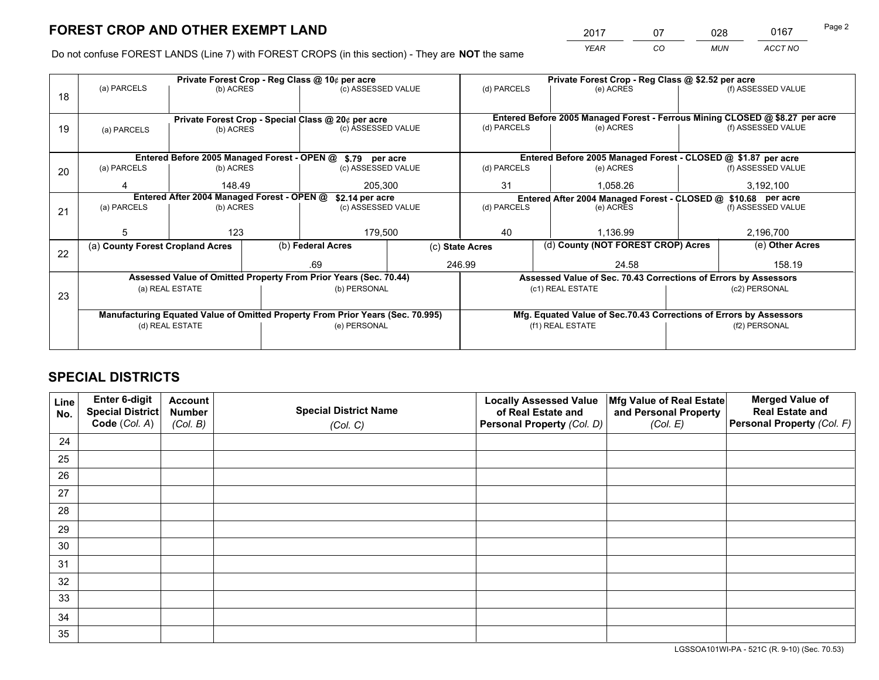# FOREST CROP AND OTHER EXEMPT LAND

| 2017 | 07 | 028 | 0167 |
|---|---|---|---|
| *YEAR* | *CO* | *MUN* | *ACCT NO* |

Do not confuse FOREST LANDS (Line 7) with FOREST CROPS (in this section) - They are **NOT** the same

| Line | Private Forest Crop - Reg Class @ 10¢ per acre | | | Private Forest Crop - Reg Class @ $2.52 per acre | | |
|---|---|---|---|---|---|---|
| | (a) PARCELS | (b) ACRES | (c) ASSESSED VALUE | (d) PARCELS | (e) ACRES | (f) ASSESSED VALUE |
| 18 | | | | | | |
| | **Private Forest Crop - Special Class @ 20¢ per acre** | | | **Entered Before 2005 Managed Forest - Ferrous Mining CLOSED @ $8.27 per acre** | | |
| | (a) PARCELS | (b) ACRES | (c) ASSESSED VALUE | (d) PARCELS | (e) ACRES | (f) ASSESSED VALUE |
| 19 | | | | | | |
| | **Entered Before 2005 Managed Forest - OPEN @ $.79 per acre** | | | **Entered Before 2005 Managed Forest - CLOSED @ $1.87 per acre** | | |
| | (a) PARCELS | (b) ACRES | (c) ASSESSED VALUE | (d) PARCELS | (e) ACRES | (f) ASSESSED VALUE |
| 20 | 4 | 148.49 | 205,300 | 31 | 1,058.26 | 3,192,100 |
| | **Entered After 2004 Managed Forest - OPEN @ $2.14 per acre** | | | **Entered After 2004 Managed Forest - CLOSED @ $10.68 per acre** | | |
| | (a) PARCELS | (b) ACRES | (c) ASSESSED VALUE | (d) PARCELS | (e) ACRES | (f) ASSESSED VALUE |
| 21 | 5 | 123 | 179,500 | 40 | 1,136.99 | 2,196,700 |

| Line | (a) County Forest Cropland Acres | (b) Federal Acres | (c) State Acres | (d) County (NOT FOREST CROP) Acres | (e) Other Acres |
|---|---|---|---|---|---|
| 22 | | .69 | 246.99 | 24.58 | 158.19 |

| Line | Assessed Value of Omitted Property From Prior Years (Sec. 70.44) | | Assessed Value of Sec. 70.43 Corrections of Errors by Assessors | |
|---|---|---|---|---|
| 23 | (a) REAL ESTATE | (b) PERSONAL | (c1) REAL ESTATE | (c2) PERSONAL |
| | | | | |
| | **Manufacturing Equated Value of Omitted Property From Prior Years (Sec. 70.995)** | | **Mfg. Equated Value of Sec.70.43 Corrections of Errors by Assessors** | |
| | (d) REAL ESTATE | (e) PERSONAL | (f1) REAL ESTATE | (f2) PERSONAL |
| | | | | |

# SPECIAL DISTRICTS

| Line No. | Enter 6-digit Special District Code (Col. A) | Account Number (Col. B) | Special District Name (Col. C) | Locally Assessed Value of Real Estate and Personal Property (Col. D) | Mfg Value of Real Estate and Personal Property (Col. E) | Merged Value of Real Estate and Personal Property (Col. F) |
|---|---|---|---|---|---|---|
| 24 | | | | | | |
| 25 | | | | | | |
| 26 | | | | | | |
| 27 | | | | | | |
| 28 | | | | | | |
| 29 | | | | | | |
| 30 | | | | | | |
| 31 | | | | | | |
| 32 | | | | | | |
| 33 | | | | | | |
| 34 | | | | | | |
| 35 | | | | | | |

LGSSOA101WI-PA - 521C (R. 9-10) (Sec. 70.53)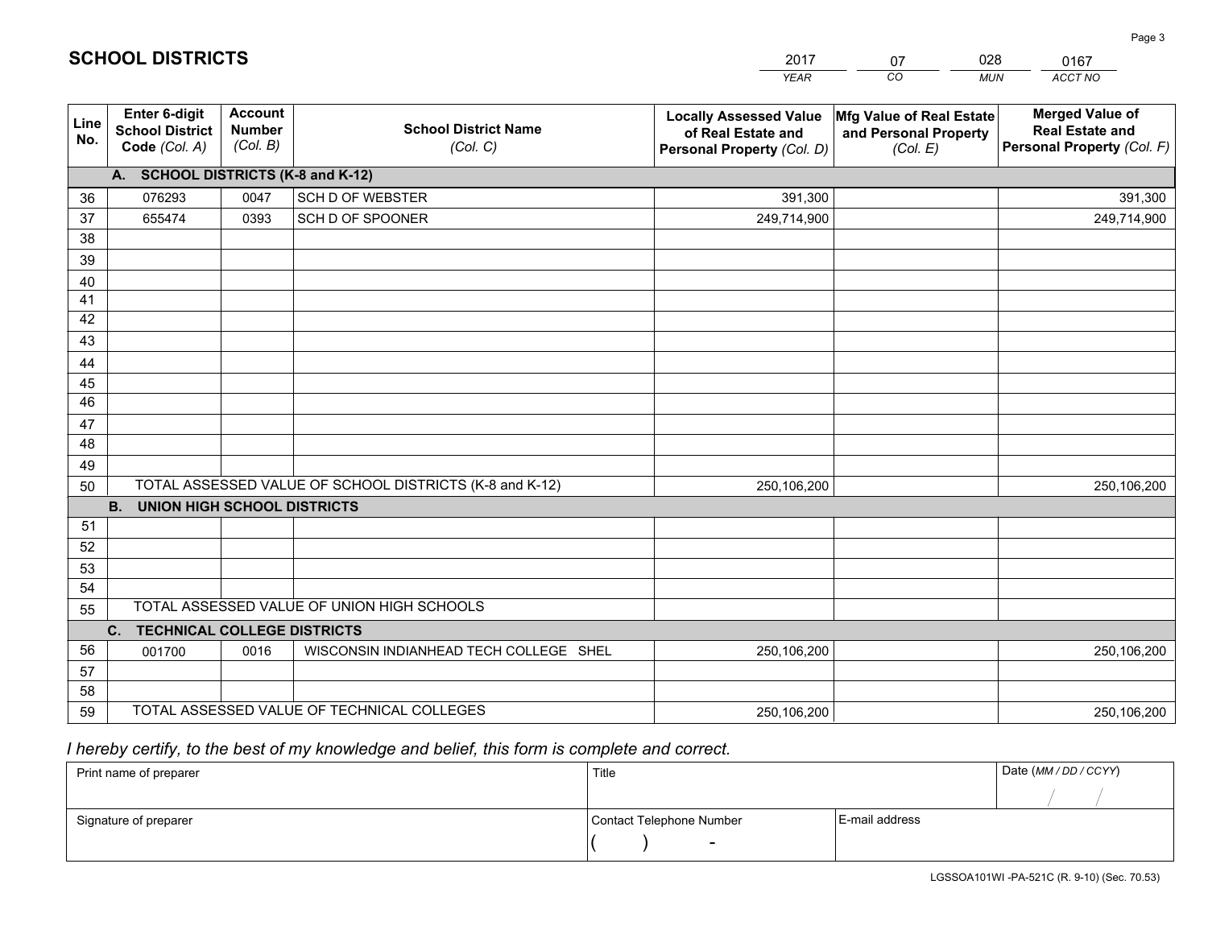# SCHOOL DISTRICTS

| 2017 | 07 | 028 | 0167 |
|---|---|---|---|
| *YEAR* | *CO* | *MUN* | *ACCT NO* |

| Line No. | Enter 6-digit School District Code *(Col. A)* | Account Number *(Col. B)* | School District Name *(Col. C)* | Locally Assessed Value of Real Estate and Personal Property *(Col. D)* | Mfg Value of Real Estate and Personal Property *(Col. E)* | Merged Value of Real Estate and Personal Property *(Col. F)* |
|---|---|---|---|---|---|---|
| | **A. SCHOOL DISTRICTS (K-8 and K-12)** | | | | | |
| 36 | 076293 | 0047 | SCH D OF WEBSTER | 391,300 | | 391,300 |
| 37 | 655474 | 0393 | SCH D OF SPOONER | 249,714,900 | | 249,714,900 |
| 38 | | | | | | |
| 39 | | | | | | |
| 40 | | | | | | |
| 41 | | | | | | |
| 42 | | | | | | |
| 43 | | | | | | |
| 44 | | | | | | |
| 45 | | | | | | |
| 46 | | | | | | |
| 47 | | | | | | |
| 48 | | | | | | |
| 49 | | | | | | |
| 50 | TOTAL ASSESSED VALUE OF SCHOOL DISTRICTS (K-8 and K-12) | | | 250,106,200 | | 250,106,200 |
| | **B. UNION HIGH SCHOOL DISTRICTS** | | | | | |
| 51 | | | | | | |
| 52 | | | | | | |
| 53 | | | | | | |
| 54 | | | | | | |
| 55 | TOTAL ASSESSED VALUE OF UNION HIGH SCHOOLS | | | | | |
| | **C. TECHNICAL COLLEGE DISTRICTS** | | | | | |
| 56 | 001700 | 0016 | WISCONSIN INDIANHEAD TECH COLLEGE SHEL | 250,106,200 | | 250,106,200 |
| 57 | | | | | | |
| 58 | | | | | | |
| 59 | TOTAL ASSESSED VALUE OF TECHNICAL COLLEGES | | | 250,106,200 | | 250,106,200 |

*I hereby certify, to the best of my knowledge and belief, this form is complete and correct.*

| Print name of preparer | Title | | Date *(MM / DD / CCYY)* |
|---|---|---|---|
| | | | / / |
| Signature of preparer | Contact Telephone Number | E-mail address | |
| | ( ) - | | |

LGSSOA101WI -PA-521C (R. 9-10) (Sec. 70.53)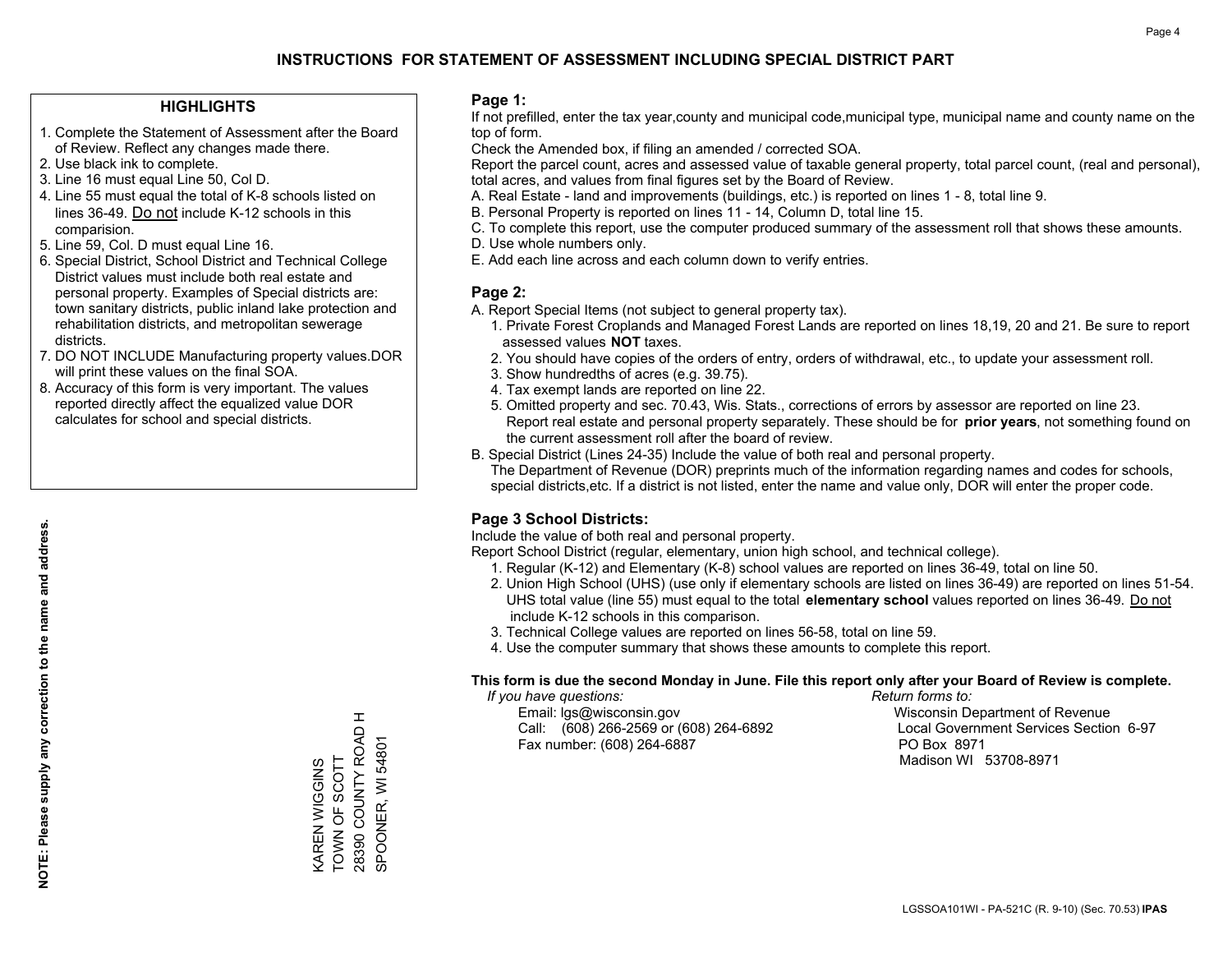# INSTRUCTIONS FOR STATEMENT OF ASSESSMENT INCLUDING SPECIAL DISTRICT PART

## HIGHLIGHTS

1. Complete the Statement of Assessment after the Board of Review. Reflect any changes made there.
2. Use black ink to complete.
3. Line 16 must equal Line 50, Col D.
4. Line 55 must equal the total of K-8 schools listed on lines 36-49. Do not include K-12 schools in this comparision.
5. Line 59, Col. D must equal Line 16.
6. Special District, School District and Technical College District values must include both real estate and personal property. Examples of Special districts are: town sanitary districts, public inland lake protection and rehabilitation districts, and metropolitan sewerage districts.
7. DO NOT INCLUDE Manufacturing property values.DOR will print these values on the final SOA.
8. Accuracy of this form is very important. The values reported directly affect the equalized value DOR calculates for school and special districts.

**NOTE: Please supply any correction to the name and address.**

KAREN WIGGINS
TOWN OF SCOTT
28390 COUNTY ROAD H
SPOONER, WI 54801

## Page 1:

If not prefilled, enter the tax year,county and municipal code,municipal type, municipal name and county name on the top of form.

Check the Amended box, if filing an amended / corrected SOA.

Report the parcel count, acres and assessed value of taxable general property, total parcel count, (real and personal), total acres, and values from final figures set by the Board of Review.

A. Real Estate - land and improvements (buildings, etc.) is reported on lines 1 - 8, total line 9.
B. Personal Property is reported on lines 11 - 14, Column D, total line 15.
C. To complete this report, use the computer produced summary of the assessment roll that shows these amounts.
D. Use whole numbers only.
E. Add each line across and each column down to verify entries.

## Page 2:

A. Report Special Items (not subject to general property tax).
   1. Private Forest Croplands and Managed Forest Lands are reported on lines 18,19, 20 and 21. Be sure to report assessed values **NOT** taxes.
   2. You should have copies of the orders of entry, orders of withdrawal, etc., to update your assessment roll.
   3. Show hundredths of acres (e.g. 39.75).
   4. Tax exempt lands are reported on line 22.
   5. Omitted property and sec. 70.43, Wis. Stats., corrections of errors by assessor are reported on line 23. Report real estate and personal property separately. These should be for **prior years**, not something found on the current assessment roll after the board of review.

B. Special District (Lines 24-35) Include the value of both real and personal property.
   The Department of Revenue (DOR) preprints much of the information regarding names and codes for schools, special districts,etc. If a district is not listed, enter the name and value only, DOR will enter the proper code.

## Page 3 School Districts:

Include the value of both real and personal property.

Report School District (regular, elementary, union high school, and technical college).

1. Regular (K-12) and Elementary (K-8) school values are reported on lines 36-49, total on line 50.
2. Union High School (UHS) (use only if elementary schools are listed on lines 36-49) are reported on lines 51-54. UHS total value (line 55) must equal to the total **elementary school** values reported on lines 36-49. Do not include K-12 schools in this comparison.
3. Technical College values are reported on lines 56-58, total on line 59.
4. Use the computer summary that shows these amounts to complete this report.

**This form is due the second Monday in June. File this report only after your Board of Review is complete.**

*If you have questions:*
Email: lgs@wisconsin.gov
Call: (608) 266-2569 or (608) 264-6892
Fax number: (608) 264-6887

*Return forms to:*
Wisconsin Department of Revenue
Local Government Services Section 6-97
PO Box 8971
Madison WI 53708-8971

LGSSOA101WI - PA-521C (R. 9-10) (Sec. 70.53) **IPAS**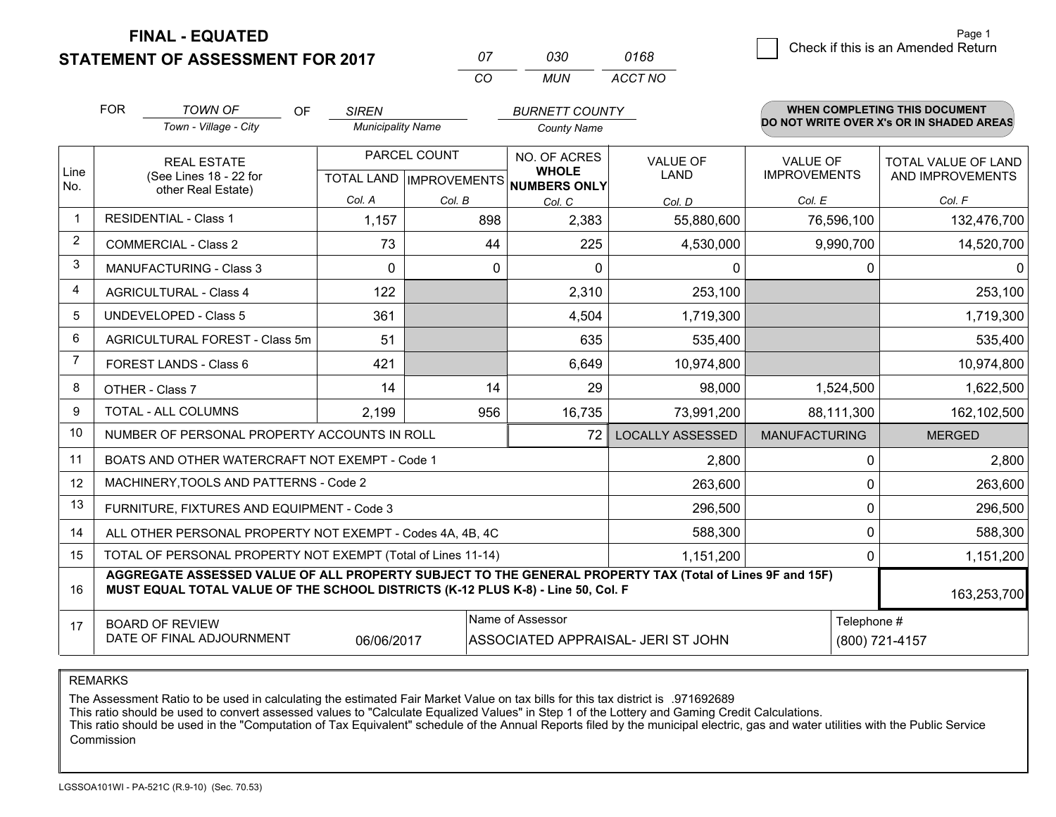# FINAL - EQUATED
# STATEMENT OF ASSESSMENT FOR 2017

| 07 | 030 | 0168 |
|---|---|---|
| CO | MUN | ACCT NO |

Page 1

☐ Check if this is an Amended Return

FOR *TOWN OF* (Town - Village - City) OF *SIREN* (Municipality Name) *BURNETT COUNTY* (County Name)

**WHEN COMPLETING THIS DOCUMENT DO NOT WRITE OVER X's OR IN SHADED AREAS**

| Line No. | REAL ESTATE (See Lines 18 - 22 for other Real Estate) | PARCEL COUNT TOTAL LAND Col. A | PARCEL COUNT IMPROVEMENTS Col. B | NO. OF ACRES WHOLE NUMBERS ONLY Col. C | VALUE OF LAND Col. D | VALUE OF IMPROVEMENTS Col. E | TOTAL VALUE OF LAND AND IMPROVEMENTS Col. F |
|---|---|---|---|---|---|---|---|
| 1 | RESIDENTIAL - Class 1 | 1,157 | 898 | 2,383 | 55,880,600 | 76,596,100 | 132,476,700 |
| 2 | COMMERCIAL - Class 2 | 73 | 44 | 225 | 4,530,000 | 9,990,700 | 14,520,700 |
| 3 | MANUFACTURING - Class 3 | 0 | 0 | 0 | 0 | 0 | 0 |
| 4 | AGRICULTURAL - Class 4 | 122 | | 2,310 | 253,100 | | 253,100 |
| 5 | UNDEVELOPED - Class 5 | 361 | | 4,504 | 1,719,300 | | 1,719,300 |
| 6 | AGRICULTURAL FOREST - Class 5m | 51 | | 635 | 535,400 | | 535,400 |
| 7 | FOREST LANDS - Class 6 | 421 | | 6,649 | 10,974,800 | | 10,974,800 |
| 8 | OTHER - Class 7 | 14 | 14 | 29 | 98,000 | 1,524,500 | 1,622,500 |
| 9 | TOTAL - ALL COLUMNS | 2,199 | 956 | 16,735 | 73,991,200 | 88,111,300 | 162,102,500 |
| 10 | NUMBER OF PERSONAL PROPERTY ACCOUNTS IN ROLL | | | 72 | LOCALLY ASSESSED | MANUFACTURING | MERGED |
| 11 | BOATS AND OTHER WATERCRAFT NOT EXEMPT - Code 1 | | | | 2,800 | 0 | 2,800 |
| 12 | MACHINERY,TOOLS AND PATTERNS - Code 2 | | | | 263,600 | 0 | 263,600 |
| 13 | FURNITURE, FIXTURES AND EQUIPMENT - Code 3 | | | | 296,500 | 0 | 296,500 |
| 14 | ALL OTHER PERSONAL PROPERTY NOT EXEMPT - Codes 4A, 4B, 4C | | | | 588,300 | 0 | 588,300 |
| 15 | TOTAL OF PERSONAL PROPERTY NOT EXEMPT (Total of Lines 11-14) | | | | 1,151,200 | 0 | 1,151,200 |
| 16 | **AGGREGATE ASSESSED VALUE OF ALL PROPERTY SUBJECT TO THE GENERAL PROPERTY TAX (Total of Lines 9F and 15F) MUST EQUAL TOTAL VALUE OF THE SCHOOL DISTRICTS (K-12 PLUS K-8) - Line 50, Col. F** | | | | | | 163,253,700 |
| 17 | BOARD OF REVIEW DATE OF FINAL ADJOURNMENT | 06/06/2017 | | Name of Assessor: ASSOCIATED APPRAISAL- JERI ST JOHN | | Telephone #: (800) 721-4157 | |

REMARKS

The Assessment Ratio to be used in calculating the estimated Fair Market Value on tax bills for this tax district is .971692689
This ratio should be used to convert assessed values to "Calculate Equalized Values" in Step 1 of the Lottery and Gaming Credit Calculations.
This ratio should be used in the "Computation of Tax Equivalent" schedule of the Annual Reports filed by the municipal electric, gas and water utilities with the Public Service Commission

LGSSOA101WI - PA-521C (R.9-10) (Sec. 70.53)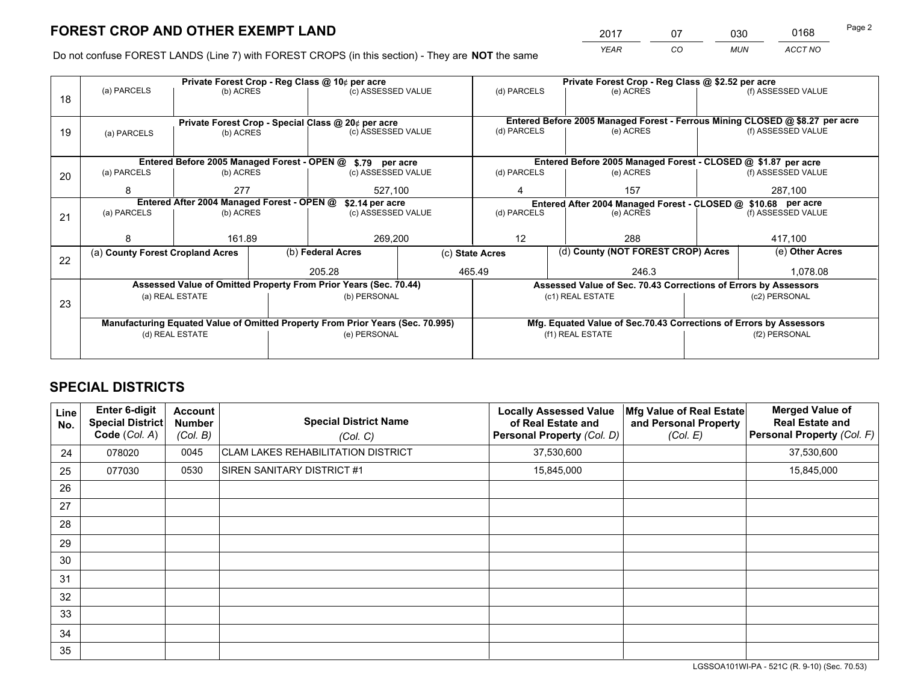# FOREST CROP AND OTHER EXEMPT LAND

| 2017 | 07 | 030 | 0168 |
|---|---|---|---|
| YEAR | CO | MUN | ACCT NO |

Do not confuse FOREST LANDS (Line 7) with FOREST CROPS (in this section) - They are **NOT** the same

| Line | Private Forest Crop - Reg Class @ 10¢ per acre | | | Private Forest Crop - Reg Class @ $2.52 per acre | | |
|---|---|---|---|---|---|---|
| 18 | (a) PARCELS | (b) ACRES | (c) ASSESSED VALUE | (d) PARCELS | (e) ACRES | (f) ASSESSED VALUE |
| | | | | | | |
| | **Private Forest Crop - Special Class @ 20¢ per acre** | | | **Entered Before 2005 Managed Forest - Ferrous Mining CLOSED @ $8.27 per acre** | | |
| 19 | (a) PARCELS | (b) ACRES | (c) ASSESSED VALUE | (d) PARCELS | (e) ACRES | (f) ASSESSED VALUE |
| | | | | | | |
| | **Entered Before 2005 Managed Forest - OPEN @ $.79 per acre** | | | **Entered Before 2005 Managed Forest - CLOSED @ $1.87 per acre** | | |
| 20 | (a) PARCELS | (b) ACRES | (c) ASSESSED VALUE | (d) PARCELS | (e) ACRES | (f) ASSESSED VALUE |
| | 8 | 277 | 527,100 | 4 | 157 | 287,100 |
| | **Entered After 2004 Managed Forest - OPEN @ $2.14 per acre** | | | **Entered After 2004 Managed Forest - CLOSED @ $10.68 per acre** | | |
| 21 | (a) PARCELS | (b) ACRES | (c) ASSESSED VALUE | (d) PARCELS | (e) ACRES | (f) ASSESSED VALUE |
| | 8 | 161.89 | 269,200 | 12 | 288 | 417,100 |

| Line | (a) County Forest Cropland Acres | (b) Federal Acres | (c) State Acres | (d) County (NOT FOREST CROP) Acres | (e) Other Acres |
|---|---|---|---|---|---|
| 22 | | 205.28 | 465.49 | 246.3 | 1,078.08 |

| Line | Assessed Value of Omitted Property From Prior Years (Sec. 70.44) | | Assessed Value of Sec. 70.43 Corrections of Errors by Assessors | |
|---|---|---|---|---|
| 23 | (a) REAL ESTATE | (b) PERSONAL | (c1) REAL ESTATE | (c2) PERSONAL |
| | | | | |
| | **Manufacturing Equated Value of Omitted Property From Prior Years (Sec. 70.995)** | | **Mfg. Equated Value of Sec.70.43 Corrections of Errors by Assessors** | |
| | (d) REAL ESTATE | (e) PERSONAL | (f1) REAL ESTATE | (f2) PERSONAL |
| | | | | |

# SPECIAL DISTRICTS

| Line No. | Enter 6-digit Special District Code (Col. A) | Account Number (Col. B) | Special District Name (Col. C) | Locally Assessed Value of Real Estate and Personal Property (Col. D) | Mfg Value of Real Estate and Personal Property (Col. E) | Merged Value of Real Estate and Personal Property (Col. F) |
|---|---|---|---|---|---|---|
| 24 | 078020 | 0045 | CLAM LAKES REHABILITATION DISTRICT | 37,530,600 | | 37,530,600 |
| 25 | 077030 | 0530 | SIREN SANITARY DISTRICT #1 | 15,845,000 | | 15,845,000 |
| 26 | | | | | | |
| 27 | | | | | | |
| 28 | | | | | | |
| 29 | | | | | | |
| 30 | | | | | | |
| 31 | | | | | | |
| 32 | | | | | | |
| 33 | | | | | | |
| 34 | | | | | | |
| 35 | | | | | | |

LGSSOA101WI-PA - 521C (R. 9-10) (Sec. 70.53)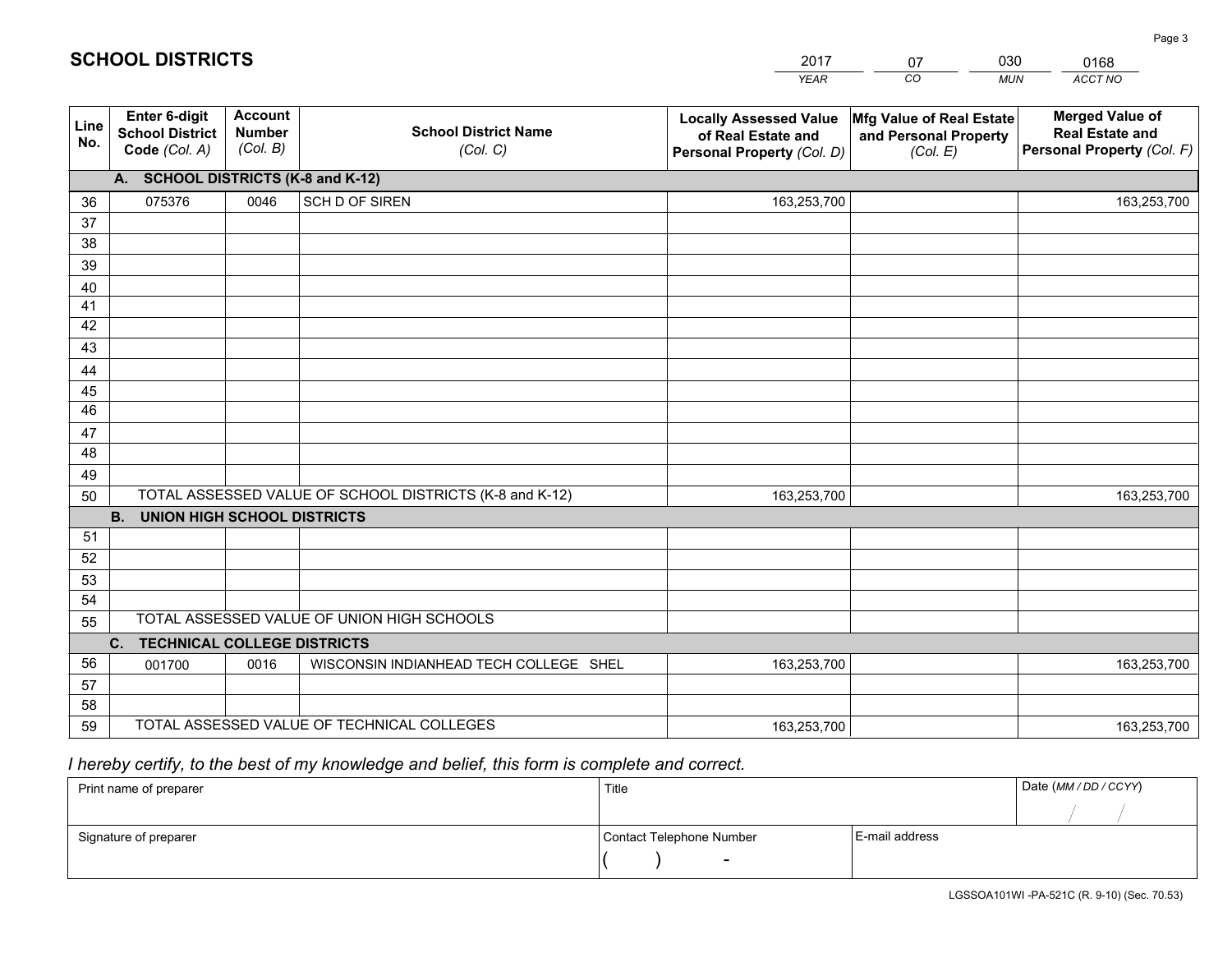# SCHOOL DISTRICTS

| 2017 | 07 | 030 | 0168 |
|---|---|---|---|
| *YEAR* | *CO* | *MUN* | *ACCT NO* |

| Line No. | Enter 6-digit School District Code *(Col. A)* | Account Number *(Col. B)* | School District Name *(Col. C)* | Locally Assessed Value of Real Estate and Personal Property *(Col. D)* | Mfg Value of Real Estate and Personal Property *(Col. E)* | Merged Value of Real Estate and Personal Property *(Col. F)* |
|---|---|---|---|---|---|---|
| | **A. SCHOOL DISTRICTS (K-8 and K-12)** | | | | | |
| 36 | 075376 | 0046 | SCH D OF SIREN | 163,253,700 | | 163,253,700 |
| 37 | | | | | | |
| 38 | | | | | | |
| 39 | | | | | | |
| 40 | | | | | | |
| 41 | | | | | | |
| 42 | | | | | | |
| 43 | | | | | | |
| 44 | | | | | | |
| 45 | | | | | | |
| 46 | | | | | | |
| 47 | | | | | | |
| 48 | | | | | | |
| 49 | | | | | | |
| 50 | TOTAL ASSESSED VALUE OF SCHOOL DISTRICTS (K-8 and K-12) | | | 163,253,700 | | 163,253,700 |
| | **B. UNION HIGH SCHOOL DISTRICTS** | | | | | |
| 51 | | | | | | |
| 52 | | | | | | |
| 53 | | | | | | |
| 54 | | | | | | |
| 55 | TOTAL ASSESSED VALUE OF UNION HIGH SCHOOLS | | | | | |
| | **C. TECHNICAL COLLEGE DISTRICTS** | | | | | |
| 56 | 001700 | 0016 | WISCONSIN INDIANHEAD TECH COLLEGE SHEL | 163,253,700 | | 163,253,700 |
| 57 | | | | | | |
| 58 | | | | | | |
| 59 | TOTAL ASSESSED VALUE OF TECHNICAL COLLEGES | | | 163,253,700 | | 163,253,700 |

*I hereby certify, to the best of my knowledge and belief, this form is complete and correct.*

| Print name of preparer | Title | | Date *(MM / DD / CCYY)* |
|---|---|---|---|
| | | | / / |
| Signature of preparer | Contact Telephone Number | E-mail address | |
| | ( ) - | | |

LGSSOA101WI -PA-521C (R. 9-10) (Sec. 70.53)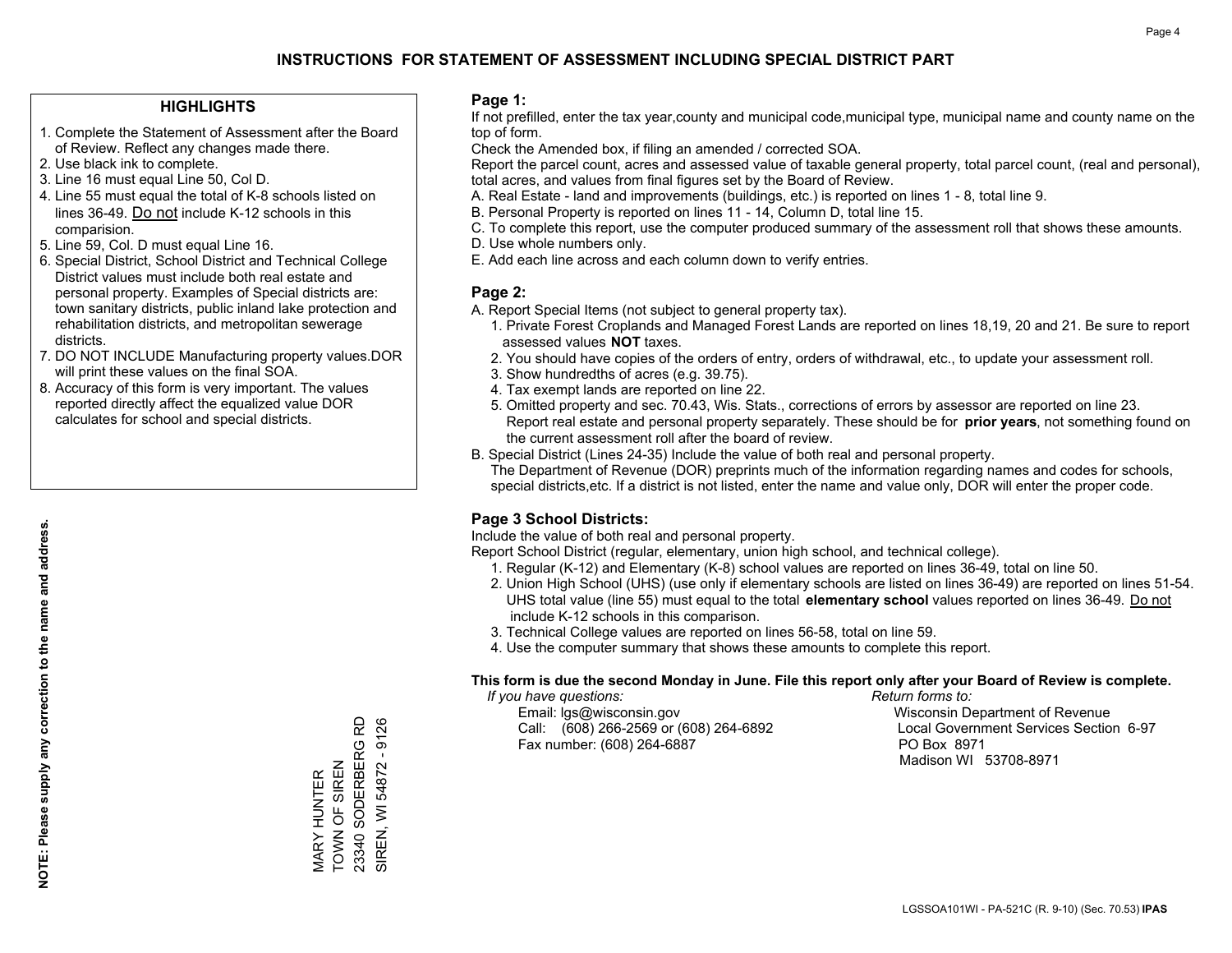# INSTRUCTIONS FOR STATEMENT OF ASSESSMENT INCLUDING SPECIAL DISTRICT PART

## HIGHLIGHTS

1. Complete the Statement of Assessment after the Board of Review. Reflect any changes made there.
2. Use black ink to complete.
3. Line 16 must equal Line 50, Col D.
4. Line 55 must equal the total of K-8 schools listed on lines 36-49. Do not include K-12 schools in this comparision.
5. Line 59, Col. D must equal Line 16.
6. Special District, School District and Technical College District values must include both real estate and personal property. Examples of Special districts are: town sanitary districts, public inland lake protection and rehabilitation districts, and metropolitan sewerage districts.
7. DO NOT INCLUDE Manufacturing property values.DOR will print these values on the final SOA.
8. Accuracy of this form is very important. The values reported directly affect the equalized value DOR calculates for school and special districts.

**NOTE: Please supply any correction to the name and address.**

MARY HUNTER
TOWN OF SIREN
23340 SODERBERG RD
SIREN, WI 54872 - 9126

## Page 1:

If not prefilled, enter the tax year,county and municipal code,municipal type, municipal name and county name on the top of form.

Check the Amended box, if filing an amended / corrected SOA.

Report the parcel count, acres and assessed value of taxable general property, total parcel count, (real and personal), total acres, and values from final figures set by the Board of Review.

A. Real Estate - land and improvements (buildings, etc.) is reported on lines 1 - 8, total line 9.
B. Personal Property is reported on lines 11 - 14, Column D, total line 15.
C. To complete this report, use the computer produced summary of the assessment roll that shows these amounts.
D. Use whole numbers only.
E. Add each line across and each column down to verify entries.

## Page 2:

A. Report Special Items (not subject to general property tax).
   1. Private Forest Croplands and Managed Forest Lands are reported on lines 18,19, 20 and 21. Be sure to report assessed values **NOT** taxes.
   2. You should have copies of the orders of entry, orders of withdrawal, etc., to update your assessment roll.
   3. Show hundredths of acres (e.g. 39.75).
   4. Tax exempt lands are reported on line 22.
   5. Omitted property and sec. 70.43, Wis. Stats., corrections of errors by assessor are reported on line 23. Report real estate and personal property separately. These should be for **prior years**, not something found on the current assessment roll after the board of review.

B. Special District (Lines 24-35) Include the value of both real and personal property.
   The Department of Revenue (DOR) preprints much of the information regarding names and codes for schools, special districts,etc. If a district is not listed, enter the name and value only, DOR will enter the proper code.

## Page 3 School Districts:

Include the value of both real and personal property.

Report School District (regular, elementary, union high school, and technical college).

1. Regular (K-12) and Elementary (K-8) school values are reported on lines 36-49, total on line 50.
2. Union High School (UHS) (use only if elementary schools are listed on lines 36-49) are reported on lines 51-54. UHS total value (line 55) must equal to the total **elementary school** values reported on lines 36-49. Do not include K-12 schools in this comparison.
3. Technical College values are reported on lines 56-58, total on line 59.
4. Use the computer summary that shows these amounts to complete this report.

**This form is due the second Monday in June. File this report only after your Board of Review is complete.**

*If you have questions:*
Email: lgs@wisconsin.gov
Call: (608) 266-2569 or (608) 264-6892
Fax number: (608) 264-6887

*Return forms to:*
Wisconsin Department of Revenue
Local Government Services Section 6-97
PO Box 8971
Madison WI 53708-8971

LGSSOA101WI - PA-521C (R. 9-10) (Sec. 70.53) **IPAS**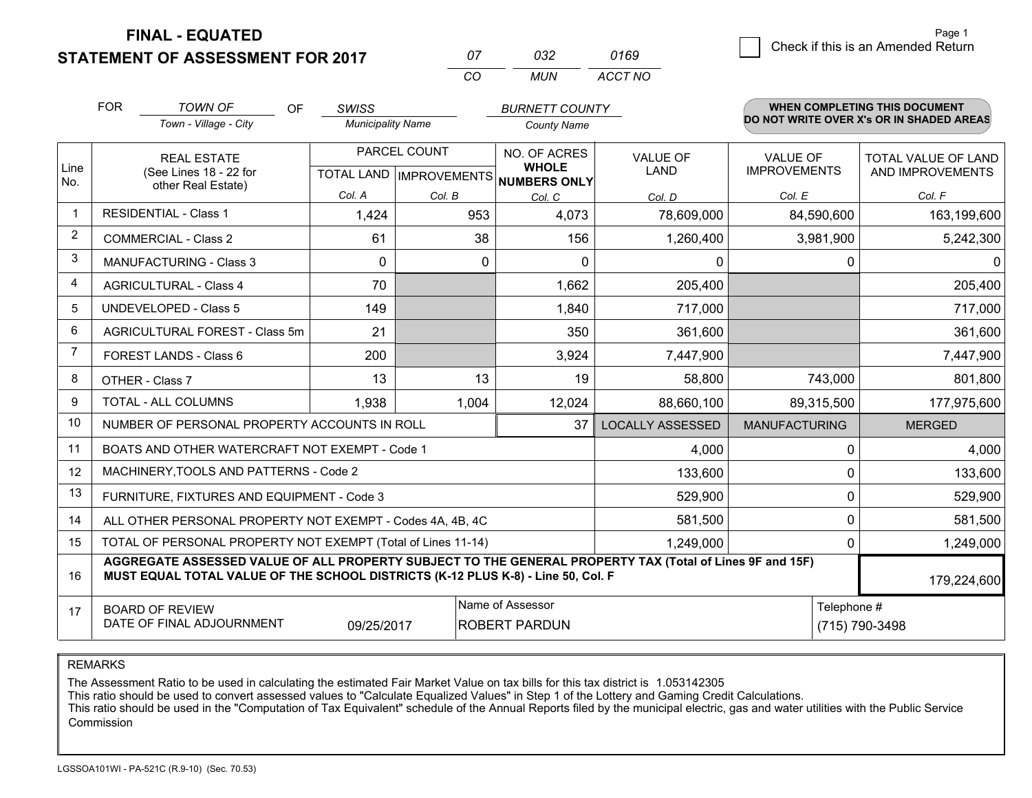**FINAL - EQUATED**
**STATEMENT OF ASSESSMENT FOR 2017**

| 07 | 032 | 0169 |
|---|---|---|
| CO | MUN | ACCT NO |

Check if this is an Amended Return

FOR *TOWN OF* (Town - Village - City) OF *SWISS* (Municipality Name) *BURNETT COUNTY* (County Name)

**WHEN COMPLETING THIS DOCUMENT DO NOT WRITE OVER X's OR IN SHADED AREAS**

| Line No. | REAL ESTATE (See Lines 18 - 22 for other Real Estate) | PARCEL COUNT TOTAL LAND Col. A | PARCEL COUNT IMPROVEMENTS Col. B | NO. OF ACRES WHOLE NUMBERS ONLY Col. C | VALUE OF LAND Col. D | VALUE OF IMPROVEMENTS Col. E | TOTAL VALUE OF LAND AND IMPROVEMENTS Col. F |
|---|---|---|---|---|---|---|---|
| 1 | RESIDENTIAL - Class 1 | 1,424 | 953 | 4,073 | 78,609,000 | 84,590,600 | 163,199,600 |
| 2 | COMMERCIAL - Class 2 | 61 | 38 | 156 | 1,260,400 | 3,981,900 | 5,242,300 |
| 3 | MANUFACTURING - Class 3 | 0 | 0 | 0 | 0 | 0 | 0 |
| 4 | AGRICULTURAL - Class 4 | 70 | | 1,662 | 205,400 | | 205,400 |
| 5 | UNDEVELOPED - Class 5 | 149 | | 1,840 | 717,000 | | 717,000 |
| 6 | AGRICULTURAL FOREST - Class 5m | 21 | | 350 | 361,600 | | 361,600 |
| 7 | FOREST LANDS - Class 6 | 200 | | 3,924 | 7,447,900 | | 7,447,900 |
| 8 | OTHER - Class 7 | 13 | 13 | 19 | 58,800 | 743,000 | 801,800 |
| 9 | TOTAL - ALL COLUMNS | 1,938 | 1,004 | 12,024 | 88,660,100 | 89,315,500 | 177,975,600 |
| 10 | NUMBER OF PERSONAL PROPERTY ACCOUNTS IN ROLL | | | 37 | LOCALLY ASSESSED | MANUFACTURING | MERGED |
| 11 | BOATS AND OTHER WATERCRAFT NOT EXEMPT - Code 1 | | | | 4,000 | 0 | 4,000 |
| 12 | MACHINERY,TOOLS AND PATTERNS - Code 2 | | | | 133,600 | 0 | 133,600 |
| 13 | FURNITURE, FIXTURES AND EQUIPMENT - Code 3 | | | | 529,900 | 0 | 529,900 |
| 14 | ALL OTHER PERSONAL PROPERTY NOT EXEMPT - Codes 4A, 4B, 4C | | | | 581,500 | 0 | 581,500 |
| 15 | TOTAL OF PERSONAL PROPERTY NOT EXEMPT (Total of Lines 11-14) | | | | 1,249,000 | 0 | 1,249,000 |
| 16 | **AGGREGATE ASSESSED VALUE OF ALL PROPERTY SUBJECT TO THE GENERAL PROPERTY TAX (Total of Lines 9F and 15F) MUST EQUAL TOTAL VALUE OF THE SCHOOL DISTRICTS (K-12 PLUS K-8) - Line 50, Col. F** | | | | | | 179,224,600 |
| 17 | BOARD OF REVIEW DATE OF FINAL ADJOURNMENT | 09/25/2017 | Name of Assessor | ROBERT PARDUN | | Telephone # | (715) 790-3498 |

REMARKS

The Assessment Ratio to be used in calculating the estimated Fair Market Value on tax bills for this tax district is 1.053142305
This ratio should be used to convert assessed values to "Calculate Equalized Values" in Step 1 of the Lottery and Gaming Credit Calculations.
This ratio should be used in the "Computation of Tax Equivalent" schedule of the Annual Reports filed by the municipal electric, gas and water utilities with the Public Service Commission

LGSSOA101WI - PA-521C (R.9-10) (Sec. 70.53)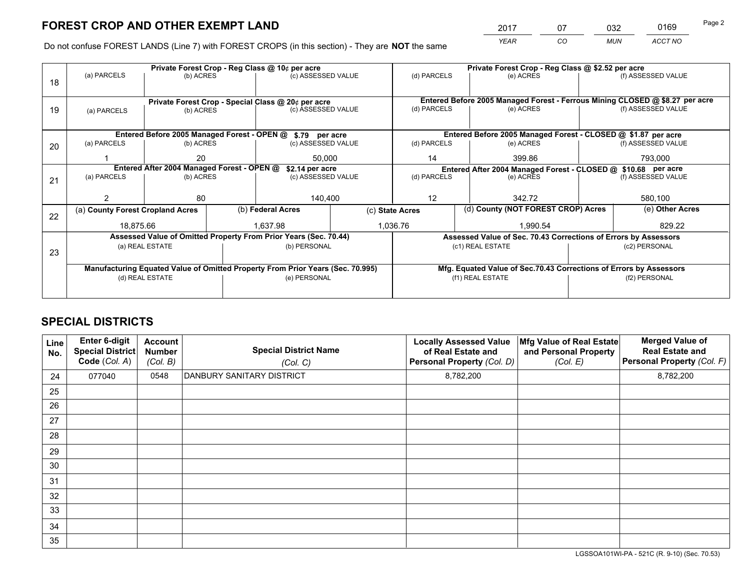# FOREST CROP AND OTHER EXEMPT LAND

| 2017 | 07 | 032 | 0169 |
|---|---|---|---|
| *YEAR* | *CO* | *MUN* | *ACCT NO* |

Do not confuse FOREST LANDS (Line 7) with FOREST CROPS (in this section) - They are **NOT** the same

| Line | | | | | | |
|---|---|---|---|---|---|---|
| 18 | Private Forest Crop - Reg Class @ 10¢ per acre | | | Private Forest Crop - Reg Class @ $2.52 per acre | | |
| | (a) PARCELS | (b) ACRES | (c) ASSESSED VALUE | (d) PARCELS | (e) ACRES | (f) ASSESSED VALUE |
| | | | | | | |
| 19 | Private Forest Crop - Special Class @ 20¢ per acre | | | Entered Before 2005 Managed Forest - Ferrous Mining CLOSED @ $8.27 per acre | | |
| | (a) PARCELS | (b) ACRES | (c) ASSESSED VALUE | (d) PARCELS | (e) ACRES | (f) ASSESSED VALUE |
| | | | | | | |
| 20 | Entered Before 2005 Managed Forest - OPEN @ $.79 per acre | | | Entered Before 2005 Managed Forest - CLOSED @ $1.87 per acre | | |
| | (a) PARCELS | (b) ACRES | (c) ASSESSED VALUE | (d) PARCELS | (e) ACRES | (f) ASSESSED VALUE |
| | 1 | 20 | 50,000 | 14 | 399.86 | 793,000 |
| 21 | Entered After 2004 Managed Forest - OPEN @ $2.14 per acre | | | Entered After 2004 Managed Forest - CLOSED @ $10.68 per acre | | |
| | (a) PARCELS | (b) ACRES | (c) ASSESSED VALUE | (d) PARCELS | (e) ACRES | (f) ASSESSED VALUE |
| | 2 | 80 | 140,400 | 12 | 342.72 | 580,100 |

| Line | (a) County Forest Cropland Acres | (b) Federal Acres | (c) State Acres | (d) County (NOT FOREST CROP) Acres | (e) Other Acres |
|---|---|---|---|---|---|
| 22 | 18,875.66 | 1,637.98 | 1,036.76 | 1,990.54 | 829.22 |

| Line | Assessed Value of Omitted Property From Prior Years (Sec. 70.44) | | Assessed Value of Sec. 70.43 Corrections of Errors by Assessors | |
|---|---|---|---|---|
| 23 | (a) REAL ESTATE | (b) PERSONAL | (c1) REAL ESTATE | (c2) PERSONAL |
| | | | | |
| | Manufacturing Equated Value of Omitted Property From Prior Years (Sec. 70.995) | | Mfg. Equated Value of Sec.70.43 Corrections of Errors by Assessors | |
| | (d) REAL ESTATE | (e) PERSONAL | (f1) REAL ESTATE | (f2) PERSONAL |
| | | | | |

# SPECIAL DISTRICTS

| Line No. | Enter 6-digit Special District Code (Col. A) | Account Number (Col. B) | Special District Name (Col. C) | Locally Assessed Value of Real Estate and Personal Property (Col. D) | Mfg Value of Real Estate and Personal Property (Col. E) | Merged Value of Real Estate and Personal Property (Col. F) |
|---|---|---|---|---|---|---|
| 24 | 077040 | 0548 | DANBURY SANITARY DISTRICT | 8,782,200 | | 8,782,200 |
| 25 | | | | | | |
| 26 | | | | | | |
| 27 | | | | | | |
| 28 | | | | | | |
| 29 | | | | | | |
| 30 | | | | | | |
| 31 | | | | | | |
| 32 | | | | | | |
| 33 | | | | | | |
| 34 | | | | | | |
| 35 | | | | | | |

LGSSOA101WI-PA - 521C (R. 9-10) (Sec. 70.53)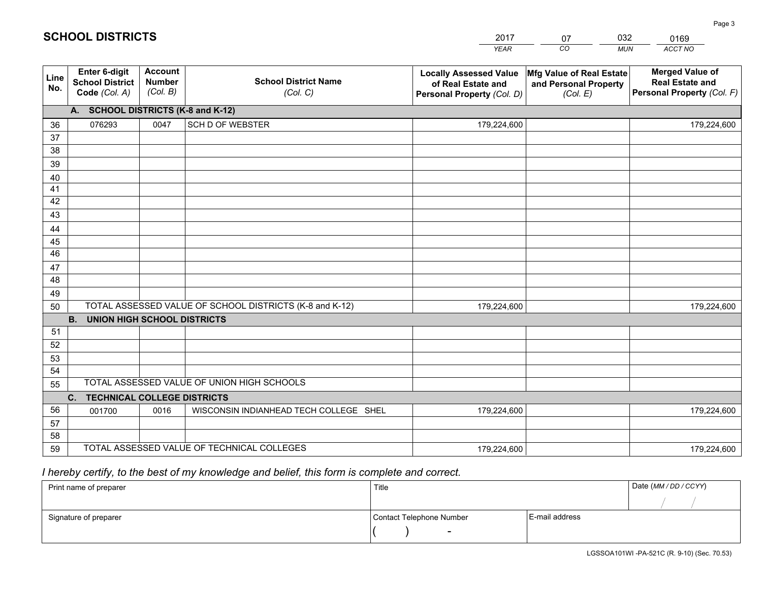# SCHOOL DISTRICTS

| 2017 | 07 | 032 | 0169 |
|---|---|---|---|
| *YEAR* | *CO* | *MUN* | *ACCT NO* |

| Line No. | Enter 6-digit School District Code *(Col. A)* | Account Number *(Col. B)* | School District Name *(Col. C)* | Locally Assessed Value of Real Estate and Personal Property *(Col. D)* | Mfg Value of Real Estate and Personal Property *(Col. E)* | Merged Value of Real Estate and Personal Property *(Col. F)* |
|---|---|---|---|---|---|---|
| **A. SCHOOL DISTRICTS (K-8 and K-12)** | | | | | | |
| 36 | 076293 | 0047 | SCH D OF WEBSTER | 179,224,600 | | 179,224,600 |
| 37 | | | | | | |
| 38 | | | | | | |
| 39 | | | | | | |
| 40 | | | | | | |
| 41 | | | | | | |
| 42 | | | | | | |
| 43 | | | | | | |
| 44 | | | | | | |
| 45 | | | | | | |
| 46 | | | | | | |
| 47 | | | | | | |
| 48 | | | | | | |
| 49 | | | | | | |
| 50 | TOTAL ASSESSED VALUE OF SCHOOL DISTRICTS (K-8 and K-12) | | | 179,224,600 | | 179,224,600 |
| **B. UNION HIGH SCHOOL DISTRICTS** | | | | | | |
| 51 | | | | | | |
| 52 | | | | | | |
| 53 | | | | | | |
| 54 | | | | | | |
| 55 | TOTAL ASSESSED VALUE OF UNION HIGH SCHOOLS | | | | | |
| **C. TECHNICAL COLLEGE DISTRICTS** | | | | | | |
| 56 | 001700 | 0016 | WISCONSIN INDIANHEAD TECH COLLEGE SHEL | 179,224,600 | | 179,224,600 |
| 57 | | | | | | |
| 58 | | | | | | |
| 59 | TOTAL ASSESSED VALUE OF TECHNICAL COLLEGES | | | 179,224,600 | | 179,224,600 |

*I hereby certify, to the best of my knowledge and belief, this form is complete and correct.*

| Print name of preparer | Title | | Date *(MM / DD / CCYY)* |
|---|---|---|---|
| | | | / / |
| Signature of preparer | Contact Telephone Number | E-mail address | |
| | ( ) - | | |

LGSSOA101WI -PA-521C (R. 9-10) (Sec. 70.53)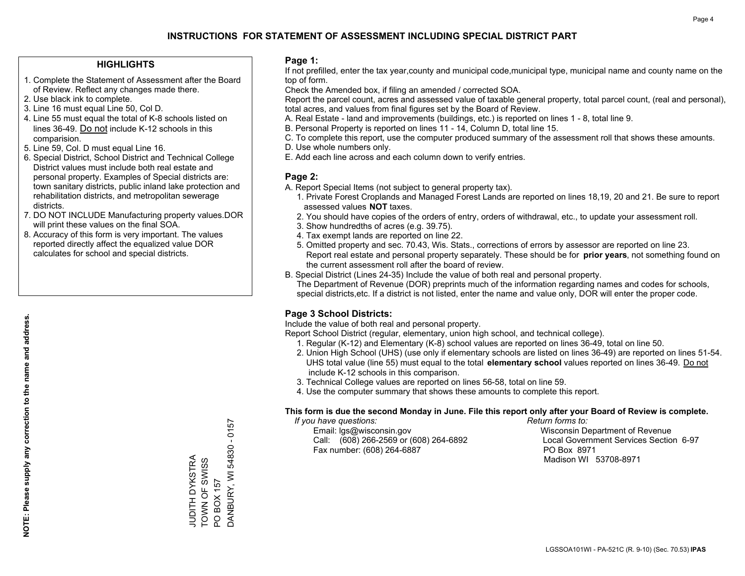# INSTRUCTIONS FOR STATEMENT OF ASSESSMENT INCLUDING SPECIAL DISTRICT PART

## HIGHLIGHTS

1. Complete the Statement of Assessment after the Board of Review. Reflect any changes made there.
2. Use black ink to complete.
3. Line 16 must equal Line 50, Col D.
4. Line 55 must equal the total of K-8 schools listed on lines 36-49. Do not include K-12 schools in this comparision.
5. Line 59, Col. D must equal Line 16.
6. Special District, School District and Technical College District values must include both real estate and personal property. Examples of Special districts are: town sanitary districts, public inland lake protection and rehabilitation districts, and metropolitan sewerage districts.
7. DO NOT INCLUDE Manufacturing property values.DOR will print these values on the final SOA.
8. Accuracy of this form is very important. The values reported directly affect the equalized value DOR calculates for school and special districts.

**NOTE: Please supply any correction to the name and address.**

JUDITH DYKSTRA
TOWN OF SWISS
PO BOX 157
DANBURY, WI 54830 - 0157

## Page 1:

If not prefilled, enter the tax year,county and municipal code,municipal type, municipal name and county name on the top of form.

Check the Amended box, if filing an amended / corrected SOA.

Report the parcel count, acres and assessed value of taxable general property, total parcel count, (real and personal), total acres, and values from final figures set by the Board of Review.

A. Real Estate - land and improvements (buildings, etc.) is reported on lines 1 - 8, total line 9.
B. Personal Property is reported on lines 11 - 14, Column D, total line 15.
C. To complete this report, use the computer produced summary of the assessment roll that shows these amounts.
D. Use whole numbers only.
E. Add each line across and each column down to verify entries.

## Page 2:

A. Report Special Items (not subject to general property tax).
   1. Private Forest Croplands and Managed Forest Lands are reported on lines 18,19, 20 and 21. Be sure to report assessed values **NOT** taxes.
   2. You should have copies of the orders of entry, orders of withdrawal, etc., to update your assessment roll.
   3. Show hundredths of acres (e.g. 39.75).
   4. Tax exempt lands are reported on line 22.
   5. Omitted property and sec. 70.43, Wis. Stats., corrections of errors by assessor are reported on line 23. Report real estate and personal property separately. These should be for **prior years**, not something found on the current assessment roll after the board of review.
B. Special District (Lines 24-35) Include the value of both real and personal property.
   The Department of Revenue (DOR) preprints much of the information regarding names and codes for schools, special districts,etc. If a district is not listed, enter the name and value only, DOR will enter the proper code.

## Page 3 School Districts:

Include the value of both real and personal property.

Report School District (regular, elementary, union high school, and technical college).

1. Regular (K-12) and Elementary (K-8) school values are reported on lines 36-49, total on line 50.
2. Union High School (UHS) (use only if elementary schools are listed on lines 36-49) are reported on lines 51-54. UHS total value (line 55) must equal to the total **elementary school** values reported on lines 36-49. Do not include K-12 schools in this comparison.
3. Technical College values are reported on lines 56-58, total on line 59.
4. Use the computer summary that shows these amounts to complete this report.

**This form is due the second Monday in June. File this report only after your Board of Review is complete.**

*If you have questions:*
Email: lgs@wisconsin.gov
Call: (608) 266-2569 or (608) 264-6892
Fax number: (608) 264-6887

*Return forms to:*
Wisconsin Department of Revenue
Local Government Services Section 6-97
PO Box 8971
Madison WI 53708-8971

LGSSOA101WI - PA-521C (R. 9-10) (Sec. 70.53) **IPAS**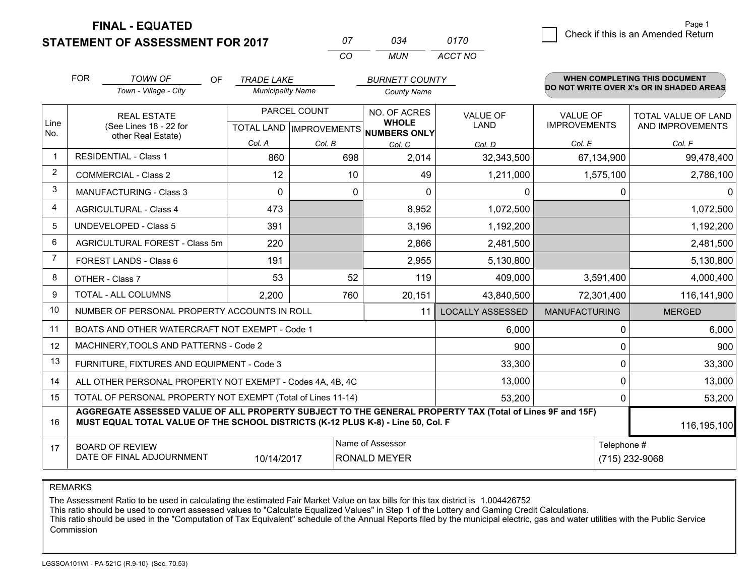# FINAL - EQUATED
## STATEMENT OF ASSESSMENT FOR 2017

| 07 | 034 | 0170 |
|---|---|---|
| CO | MUN | ACCT NO |

Check if this is an Amended Return

FOR *TOWN OF* (Town - Village - City) OF *TRADE LAKE* (Municipality Name) *BURNETT COUNTY* (County Name)

**WHEN COMPLETING THIS DOCUMENT DO NOT WRITE OVER X's OR IN SHADED AREAS**

| Line No. | REAL ESTATE (See Lines 18 - 22 for other Real Estate) | PARCEL COUNT | | NO. OF ACRES WHOLE NUMBERS ONLY | VALUE OF LAND | VALUE OF IMPROVEMENTS | TOTAL VALUE OF LAND AND IMPROVEMENTS |
|---|---|---|---|---|---|---|---|
| | | TOTAL LAND | IMPROVEMENTS | | | | |
| | | Col. A | Col. B | Col. C | Col. D | Col. E | Col. F |
| 1 | RESIDENTIAL - Class 1 | 860 | 698 | 2,014 | 32,343,500 | 67,134,900 | 99,478,400 |
| 2 | COMMERCIAL - Class 2 | 12 | 10 | 49 | 1,211,000 | 1,575,100 | 2,786,100 |
| 3 | MANUFACTURING - Class 3 | 0 | 0 | 0 | 0 | 0 | 0 |
| 4 | AGRICULTURAL - Class 4 | 473 | | 8,952 | 1,072,500 | | 1,072,500 |
| 5 | UNDEVELOPED - Class 5 | 391 | | 3,196 | 1,192,200 | | 1,192,200 |
| 6 | AGRICULTURAL FOREST - Class 5m | 220 | | 2,866 | 2,481,500 | | 2,481,500 |
| 7 | FOREST LANDS - Class 6 | 191 | | 2,955 | 5,130,800 | | 5,130,800 |
| 8 | OTHER - Class 7 | 53 | 52 | 119 | 409,000 | 3,591,400 | 4,000,400 |
| 9 | TOTAL - ALL COLUMNS | 2,200 | 760 | 20,151 | 43,840,500 | 72,301,400 | 116,141,900 |
| 10 | NUMBER OF PERSONAL PROPERTY ACCOUNTS IN ROLL | | | 11 | LOCALLY ASSESSED | MANUFACTURING | MERGED |
| 11 | BOATS AND OTHER WATERCRAFT NOT EXEMPT - Code 1 | | | | 6,000 | 0 | 6,000 |
| 12 | MACHINERY,TOOLS AND PATTERNS - Code 2 | | | | 900 | 0 | 900 |
| 13 | FURNITURE, FIXTURES AND EQUIPMENT - Code 3 | | | | 33,300 | 0 | 33,300 |
| 14 | ALL OTHER PERSONAL PROPERTY NOT EXEMPT - Codes 4A, 4B, 4C | | | | 13,000 | 0 | 13,000 |
| 15 | TOTAL OF PERSONAL PROPERTY NOT EXEMPT (Total of Lines 11-14) | | | | 53,200 | 0 | 53,200 |
| 16 | **AGGREGATE ASSESSED VALUE OF ALL PROPERTY SUBJECT TO THE GENERAL PROPERTY TAX (Total of Lines 9F and 15F) MUST EQUAL TOTAL VALUE OF THE SCHOOL DISTRICTS (K-12 PLUS K-8) - Line 50, Col. F** | | | | | | 116,195,100 |
| 17 | BOARD OF REVIEW DATE OF FINAL ADJOURNMENT | 10/14/2017 | Name of Assessor: RONALD MEYER | | | Telephone #: (715) 232-9068 | |

REMARKS

The Assessment Ratio to be used in calculating the estimated Fair Market Value on tax bills for this tax district is 1.004426752
This ratio should be used to convert assessed values to "Calculate Equalized Values" in Step 1 of the Lottery and Gaming Credit Calculations.
This ratio should be used in the "Computation of Tax Equivalent" schedule of the Annual Reports filed by the municipal electric, gas and water utilities with the Public Service Commission

LGSSOA101WI - PA-521C (R.9-10) (Sec. 70.53)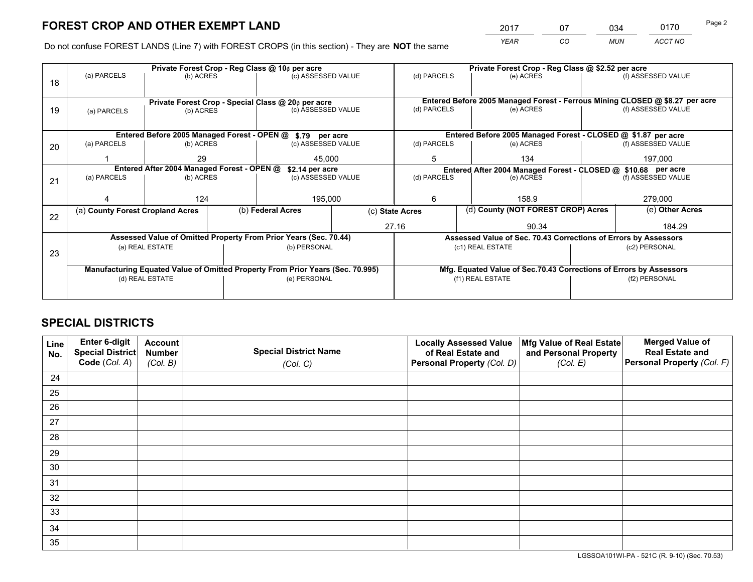# FOREST CROP AND OTHER EXEMPT LAND

| 2017 | 07 | 034 | 0170 |
|---|---|---|---|
| *YEAR* | *CO* | *MUN* | *ACCT NO* |

Do not confuse FOREST LANDS (Line 7) with FOREST CROPS (in this section) - They are **NOT** the same

| Line | | | | | | |
|---|---|---|---|---|---|---|
| 18 | **Private Forest Crop - Reg Class @ 10¢ per acre** | | | **Private Forest Crop - Reg Class @ $2.52 per acre** | | |
| | (a) PARCELS | (b) ACRES | (c) ASSESSED VALUE | (d) PARCELS | (e) ACRES | (f) ASSESSED VALUE |
| | | | | | | |
| 19 | **Private Forest Crop - Special Class @ 20¢ per acre** | | | **Entered Before 2005 Managed Forest - Ferrous Mining CLOSED @ $8.27 per acre** | | |
| | (a) PARCELS | (b) ACRES | (c) ASSESSED VALUE | (d) PARCELS | (e) ACRES | (f) ASSESSED VALUE |
| | | | | | | |
| 20 | **Entered Before 2005 Managed Forest - OPEN @ $.79 per acre** | | | **Entered Before 2005 Managed Forest - CLOSED @ $1.87 per acre** | | |
| | (a) PARCELS | (b) ACRES | (c) ASSESSED VALUE | (d) PARCELS | (e) ACRES | (f) ASSESSED VALUE |
| | 1 | 29 | 45,000 | 5 | 134 | 197,000 |
| 21 | **Entered After 2004 Managed Forest - OPEN @ $2.14 per acre** | | | **Entered After 2004 Managed Forest - CLOSED @ $10.68 per acre** | | |
| | (a) PARCELS | (b) ACRES | (c) ASSESSED VALUE | (d) PARCELS | (e) ACRES | (f) ASSESSED VALUE |
| | 4 | 124 | 195,000 | 6 | 158.9 | 279,000 |

| Line | (a) County Forest Cropland Acres | (b) Federal Acres | (c) State Acres | (d) County (NOT FOREST CROP) Acres | (e) Other Acres |
|---|---|---|---|---|---|
| 22 | | | 27.16 | 90.34 | 184.29 |

| Line | | | | |
|---|---|---|---|---|
| 23 | **Assessed Value of Omitted Property From Prior Years (Sec. 70.44)** | | **Assessed Value of Sec. 70.43 Corrections of Errors by Assessors** | |
| | (a) REAL ESTATE | (b) PERSONAL | (c1) REAL ESTATE | (c2) PERSONAL |
| | | | | |
| | **Manufacturing Equated Value of Omitted Property From Prior Years (Sec. 70.995)** | | **Mfg. Equated Value of Sec.70.43 Corrections of Errors by Assessors** | |
| | (d) REAL ESTATE | (e) PERSONAL | (f1) REAL ESTATE | (f2) PERSONAL |
| | | | | |

# SPECIAL DISTRICTS

| Line No. | Enter 6-digit Special District Code (Col. A) | Account Number (Col. B) | Special District Name (Col. C) | Locally Assessed Value of Real Estate and Personal Property (Col. D) | Mfg Value of Real Estate and Personal Property (Col. E) | Merged Value of Real Estate and Personal Property (Col. F) |
|---|---|---|---|---|---|---|
| 24 | | | | | | |
| 25 | | | | | | |
| 26 | | | | | | |
| 27 | | | | | | |
| 28 | | | | | | |
| 29 | | | | | | |
| 30 | | | | | | |
| 31 | | | | | | |
| 32 | | | | | | |
| 33 | | | | | | |
| 34 | | | | | | |
| 35 | | | | | | |

LGSSOA101WI-PA - 521C (R. 9-10) (Sec. 70.53)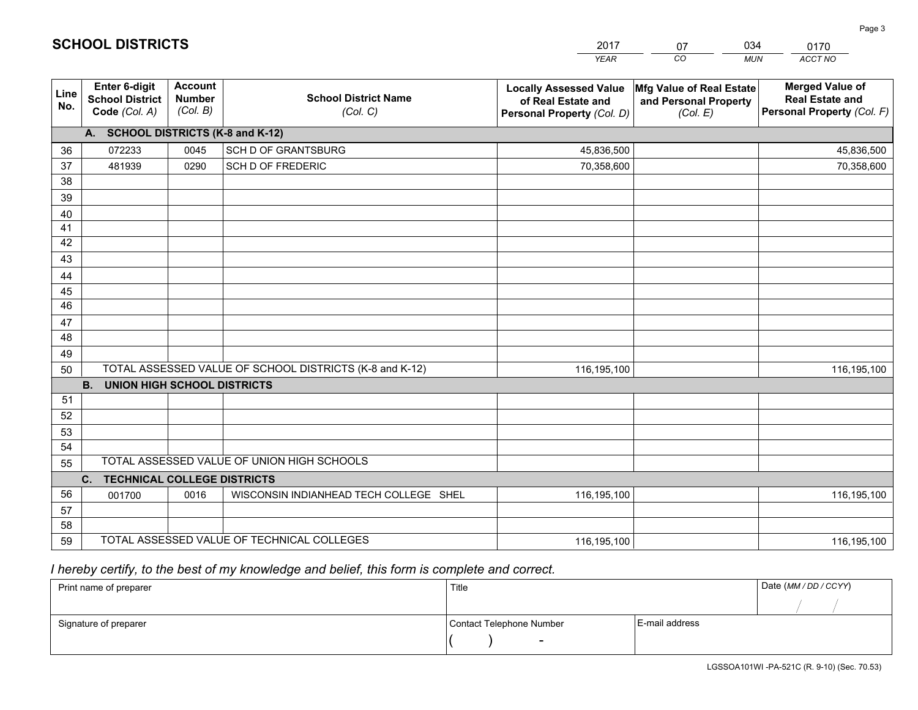# SCHOOL DISTRICTS

| 2017 | 07 | 034 | 0170 |
|---|---|---|---|
| *YEAR* | *CO* | *MUN* | *ACCT NO* |

| Line No. | Enter 6-digit School District Code *(Col. A)* | Account Number *(Col. B)* | School District Name *(Col. C)* | Locally Assessed Value of Real Estate and Personal Property *(Col. D)* | Mfg Value of Real Estate and Personal Property *(Col. E)* | Merged Value of Real Estate and Personal Property *(Col. F)* |
|---|---|---|---|---|---|---|
| | **A. SCHOOL DISTRICTS (K-8 and K-12)** | | | | | |
| 36 | 072233 | 0045 | SCH D OF GRANTSBURG | 45,836,500 | | 45,836,500 |
| 37 | 481939 | 0290 | SCH D OF FREDERIC | 70,358,600 | | 70,358,600 |
| 38 | | | | | | |
| 39 | | | | | | |
| 40 | | | | | | |
| 41 | | | | | | |
| 42 | | | | | | |
| 43 | | | | | | |
| 44 | | | | | | |
| 45 | | | | | | |
| 46 | | | | | | |
| 47 | | | | | | |
| 48 | | | | | | |
| 49 | | | | | | |
| 50 | TOTAL ASSESSED VALUE OF SCHOOL DISTRICTS (K-8 and K-12) | | | 116,195,100 | | 116,195,100 |
| | **B. UNION HIGH SCHOOL DISTRICTS** | | | | | |
| 51 | | | | | | |
| 52 | | | | | | |
| 53 | | | | | | |
| 54 | | | | | | |
| 55 | TOTAL ASSESSED VALUE OF UNION HIGH SCHOOLS | | | | | |
| | **C. TECHNICAL COLLEGE DISTRICTS** | | | | | |
| 56 | 001700 | 0016 | WISCONSIN INDIANHEAD TECH COLLEGE SHEL | 116,195,100 | | 116,195,100 |
| 57 | | | | | | |
| 58 | | | | | | |
| 59 | TOTAL ASSESSED VALUE OF TECHNICAL COLLEGES | | | 116,195,100 | | 116,195,100 |

*I hereby certify, to the best of my knowledge and belief, this form is complete and correct.*

| Print name of preparer | Title | | Date *(MM / DD / CCYY)* |
|---|---|---|---|
| | | | / / |
| Signature of preparer | Contact Telephone Number | E-mail address | |
| | ( ) - | | |

LGSSOA101WI -PA-521C (R. 9-10) (Sec. 70.53)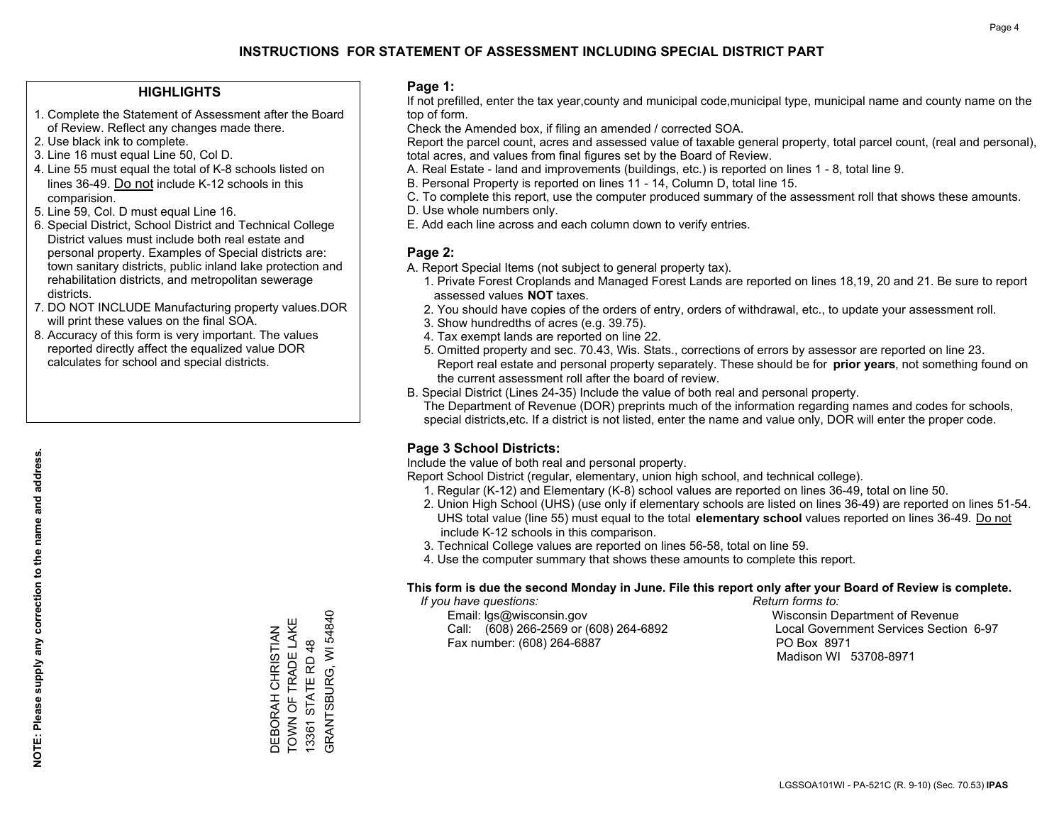# INSTRUCTIONS FOR STATEMENT OF ASSESSMENT INCLUDING SPECIAL DISTRICT PART

## HIGHLIGHTS

1. Complete the Statement of Assessment after the Board of Review. Reflect any changes made there.
2. Use black ink to complete.
3. Line 16 must equal Line 50, Col D.
4. Line 55 must equal the total of K-8 schools listed on lines 36-49. Do not include K-12 schools in this comparision.
5. Line 59, Col. D must equal Line 16.
6. Special District, School District and Technical College District values must include both real estate and personal property. Examples of Special districts are: town sanitary districts, public inland lake protection and rehabilitation districts, and metropolitan sewerage districts.
7. DO NOT INCLUDE Manufacturing property values.DOR will print these values on the final SOA.
8. Accuracy of this form is very important. The values reported directly affect the equalized value DOR calculates for school and special districts.

**NOTE: Please supply any correction to the name and address.**

DEBORAH CHRISTIAN
TOWN OF TRADE LAKE
13361 STATE RD 48
GRANTSBURG, WI 54840

## Page 1:

If not prefilled, enter the tax year,county and municipal code,municipal type, municipal name and county name on the top of form.

Check the Amended box, if filing an amended / corrected SOA.

Report the parcel count, acres and assessed value of taxable general property, total parcel count, (real and personal), total acres, and values from final figures set by the Board of Review.

A. Real Estate - land and improvements (buildings, etc.) is reported on lines 1 - 8, total line 9.
B. Personal Property is reported on lines 11 - 14, Column D, total line 15.
C. To complete this report, use the computer produced summary of the assessment roll that shows these amounts.
D. Use whole numbers only.
E. Add each line across and each column down to verify entries.

## Page 2:

A. Report Special Items (not subject to general property tax).
   1. Private Forest Croplands and Managed Forest Lands are reported on lines 18,19, 20 and 21. Be sure to report assessed values **NOT** taxes.
   2. You should have copies of the orders of entry, orders of withdrawal, etc., to update your assessment roll.
   3. Show hundredths of acres (e.g. 39.75).
   4. Tax exempt lands are reported on line 22.
   5. Omitted property and sec. 70.43, Wis. Stats., corrections of errors by assessor are reported on line 23. Report real estate and personal property separately. These should be for **prior years**, not something found on the current assessment roll after the board of review.
B. Special District (Lines 24-35) Include the value of both real and personal property.
   The Department of Revenue (DOR) preprints much of the information regarding names and codes for schools, special districts,etc. If a district is not listed, enter the name and value only, DOR will enter the proper code.

## Page 3 School Districts:

Include the value of both real and personal property.

Report School District (regular, elementary, union high school, and technical college).

1. Regular (K-12) and Elementary (K-8) school values are reported on lines 36-49, total on line 50.
2. Union High School (UHS) (use only if elementary schools are listed on lines 36-49) are reported on lines 51-54. UHS total value (line 55) must equal to the total **elementary school** values reported on lines 36-49. Do not include K-12 schools in this comparison.
3. Technical College values are reported on lines 56-58, total on line 59.
4. Use the computer summary that shows these amounts to complete this report.

**This form is due the second Monday in June. File this report only after your Board of Review is complete.**

*If you have questions:*
Email: lgs@wisconsin.gov
Call: (608) 266-2569 or (608) 264-6892
Fax number: (608) 264-6887

*Return forms to:*
Wisconsin Department of Revenue
Local Government Services Section 6-97
PO Box 8971
Madison WI 53708-8971

LGSSOA101WI - PA-521C (R. 9-10) (Sec. 70.53) **IPAS**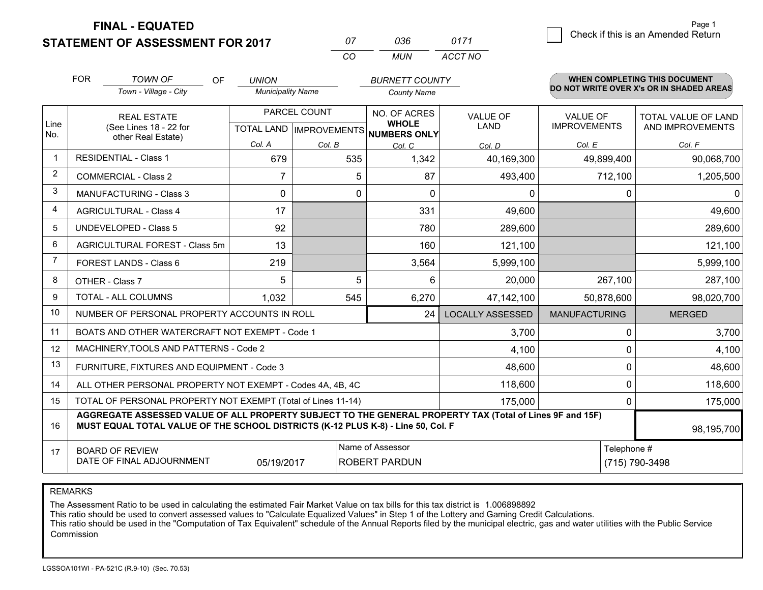**FINAL - EQUATED**
**STATEMENT OF ASSESSMENT FOR 2017**

| 07 | 036 | 0171 |
|---|---|---|
| CO | MUN | ACCT NO |

Check if this is an Amended Return

FOR *TOWN OF* (Town - Village - City) OF *UNION* (Municipality Name) *BURNETT COUNTY* (County Name)

**WHEN COMPLETING THIS DOCUMENT DO NOT WRITE OVER X's OR IN SHADED AREAS**

| Line No. | REAL ESTATE (See Lines 18 - 22 for other Real Estate) | PARCEL COUNT TOTAL LAND Col. A | PARCEL COUNT IMPROVEMENTS Col. B | NO. OF ACRES WHOLE NUMBERS ONLY Col. C | VALUE OF LAND Col. D | VALUE OF IMPROVEMENTS Col. E | TOTAL VALUE OF LAND AND IMPROVEMENTS Col. F |
|---|---|---|---|---|---|---|---|
| 1 | RESIDENTIAL - Class 1 | 679 | 535 | 1,342 | 40,169,300 | 49,899,400 | 90,068,700 |
| 2 | COMMERCIAL - Class 2 | 7 | 5 | 87 | 493,400 | 712,100 | 1,205,500 |
| 3 | MANUFACTURING - Class 3 | 0 | 0 | 0 | 0 | 0 | 0 |
| 4 | AGRICULTURAL - Class 4 | 17 | | 331 | 49,600 | | 49,600 |
| 5 | UNDEVELOPED - Class 5 | 92 | | 780 | 289,600 | | 289,600 |
| 6 | AGRICULTURAL FOREST - Class 5m | 13 | | 160 | 121,100 | | 121,100 |
| 7 | FOREST LANDS - Class 6 | 219 | | 3,564 | 5,999,100 | | 5,999,100 |
| 8 | OTHER - Class 7 | 5 | 5 | 6 | 20,000 | 267,100 | 287,100 |
| 9 | TOTAL - ALL COLUMNS | 1,032 | 545 | 6,270 | 47,142,100 | 50,878,600 | 98,020,700 |
| 10 | NUMBER OF PERSONAL PROPERTY ACCOUNTS IN ROLL | | | 24 | LOCALLY ASSESSED | MANUFACTURING | MERGED |
| 11 | BOATS AND OTHER WATERCRAFT NOT EXEMPT - Code 1 | | | | 3,700 | 0 | 3,700 |
| 12 | MACHINERY,TOOLS AND PATTERNS - Code 2 | | | | 4,100 | 0 | 4,100 |
| 13 | FURNITURE, FIXTURES AND EQUIPMENT - Code 3 | | | | 48,600 | 0 | 48,600 |
| 14 | ALL OTHER PERSONAL PROPERTY NOT EXEMPT - Codes 4A, 4B, 4C | | | | 118,600 | 0 | 118,600 |
| 15 | TOTAL OF PERSONAL PROPERTY NOT EXEMPT (Total of Lines 11-14) | | | | 175,000 | 0 | 175,000 |
| 16 | **AGGREGATE ASSESSED VALUE OF ALL PROPERTY SUBJECT TO THE GENERAL PROPERTY TAX (Total of Lines 9F and 15F) MUST EQUAL TOTAL VALUE OF THE SCHOOL DISTRICTS (K-12 PLUS K-8) - Line 50, Col. F** | | | | | | 98,195,700 |
| 17 | BOARD OF REVIEW DATE OF FINAL ADJOURNMENT | 05/19/2017 | Name of Assessor: ROBERT PARDUN | | | Telephone #: (715) 790-3498 | |

REMARKS

The Assessment Ratio to be used in calculating the estimated Fair Market Value on tax bills for this tax district is 1.006898892
This ratio should be used to convert assessed values to "Calculate Equalized Values" in Step 1 of the Lottery and Gaming Credit Calculations.
This ratio should be used in the "Computation of Tax Equivalent" schedule of the Annual Reports filed by the municipal electric, gas and water utilities with the Public Service Commission

LGSSOA101WI - PA-521C (R.9-10) (Sec. 70.53)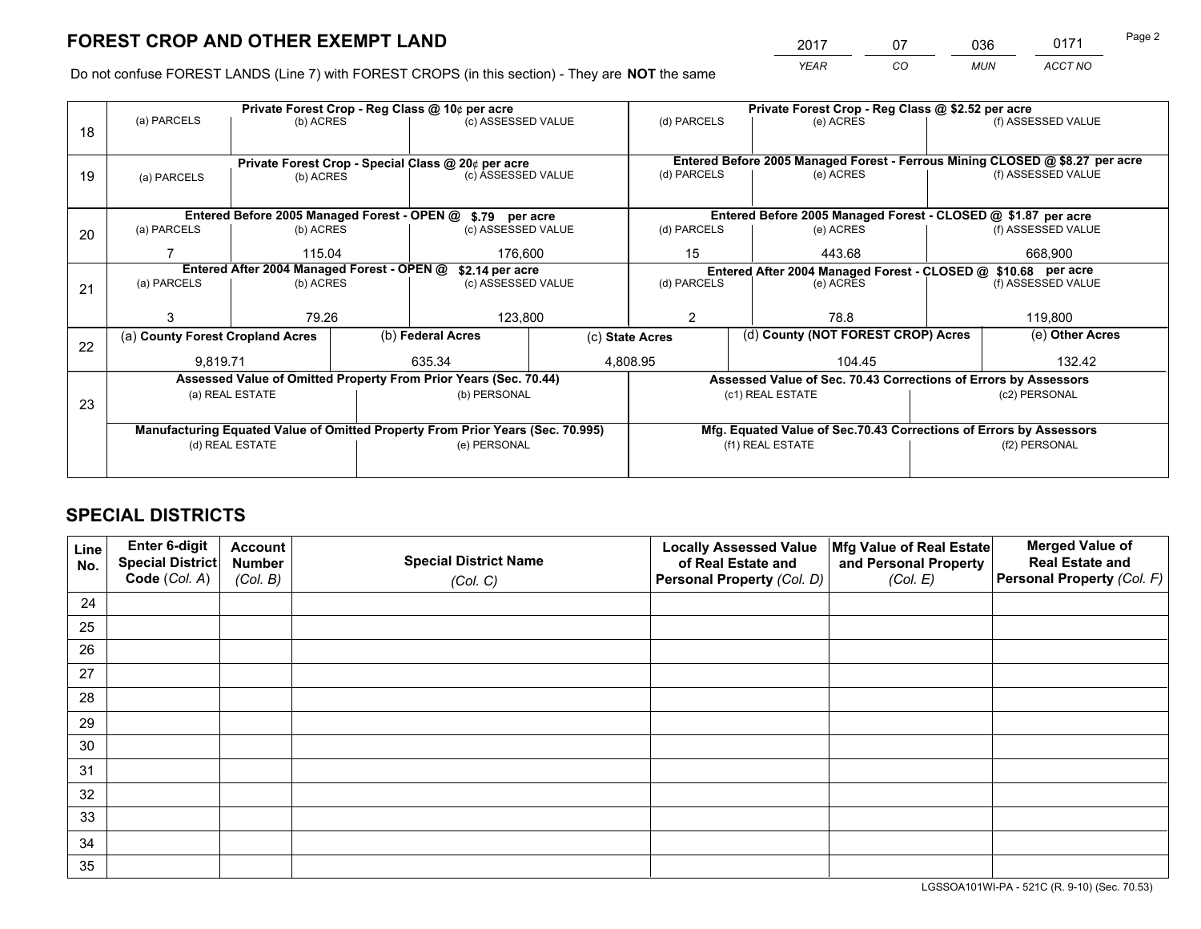# FOREST CROP AND OTHER EXEMPT LAND

| 2017 | 07 | 036 | 0171 |
|---|---|---|---|
| YEAR | CO | MUN | ACCT NO |

Do not confuse FOREST LANDS (Line 7) with FOREST CROPS (in this section) - They are **NOT** the same

| Line | Private Forest Crop - Reg Class @ 10¢ per acre | | | Private Forest Crop - Reg Class @ $2.52 per acre | | |
|---|---|---|---|---|---|---|
| 18 | (a) PARCELS | (b) ACRES | (c) ASSESSED VALUE | (d) PARCELS | (e) ACRES | (f) ASSESSED VALUE |
| | | | | | | |
| | **Private Forest Crop - Special Class @ 20¢ per acre** | | | **Entered Before 2005 Managed Forest - Ferrous Mining CLOSED @ $8.27 per acre** | | |
| 19 | (a) PARCELS | (b) ACRES | (c) ASSESSED VALUE | (d) PARCELS | (e) ACRES | (f) ASSESSED VALUE |
| | | | | | | |
| | **Entered Before 2005 Managed Forest - OPEN @ $.79 per acre** | | | **Entered Before 2005 Managed Forest - CLOSED @ $1.87 per acre** | | |
| 20 | (a) PARCELS | (b) ACRES | (c) ASSESSED VALUE | (d) PARCELS | (e) ACRES | (f) ASSESSED VALUE |
| | 7 | 115.04 | 176,600 | 15 | 443.68 | 668,900 |
| | **Entered After 2004 Managed Forest - OPEN @ $2.14 per acre** | | | **Entered After 2004 Managed Forest - CLOSED @ $10.68 per acre** | | |
| 21 | (a) PARCELS | (b) ACRES | (c) ASSESSED VALUE | (d) PARCELS | (e) ACRES | (f) ASSESSED VALUE |
| | 3 | 79.26 | 123,800 | 2 | 78.8 | 119,800 |

| Line | (a) County Forest Cropland Acres | (b) Federal Acres | (c) State Acres | (d) County (NOT FOREST CROP) Acres | (e) Other Acres |
|---|---|---|---|---|---|
| 22 | 9,819.71 | 635.34 | 4,808.95 | 104.45 | 132.42 |

| Line | Assessed Value of Omitted Property From Prior Years (Sec. 70.44) | | Assessed Value of Sec. 70.43 Corrections of Errors by Assessors | |
|---|---|---|---|---|
| 23 | (a) REAL ESTATE | (b) PERSONAL | (c1) REAL ESTATE | (c2) PERSONAL |
| | | | | |
| | **Manufacturing Equated Value of Omitted Property From Prior Years (Sec. 70.995)** | | **Mfg. Equated Value of Sec.70.43 Corrections of Errors by Assessors** | |
| | (d) REAL ESTATE | (e) PERSONAL | (f1) REAL ESTATE | (f2) PERSONAL |
| | | | | |

# SPECIAL DISTRICTS

| Line No. | Enter 6-digit Special District Code (Col. A) | Account Number (Col. B) | Special District Name (Col. C) | Locally Assessed Value of Real Estate and Personal Property (Col. D) | Mfg Value of Real Estate and Personal Property (Col. E) | Merged Value of Real Estate and Personal Property (Col. F) |
|---|---|---|---|---|---|---|
| 24 | | | | | | |
| 25 | | | | | | |
| 26 | | | | | | |
| 27 | | | | | | |
| 28 | | | | | | |
| 29 | | | | | | |
| 30 | | | | | | |
| 31 | | | | | | |
| 32 | | | | | | |
| 33 | | | | | | |
| 34 | | | | | | |
| 35 | | | | | | |

LGSSOA101WI-PA - 521C (R. 9-10) (Sec. 70.53)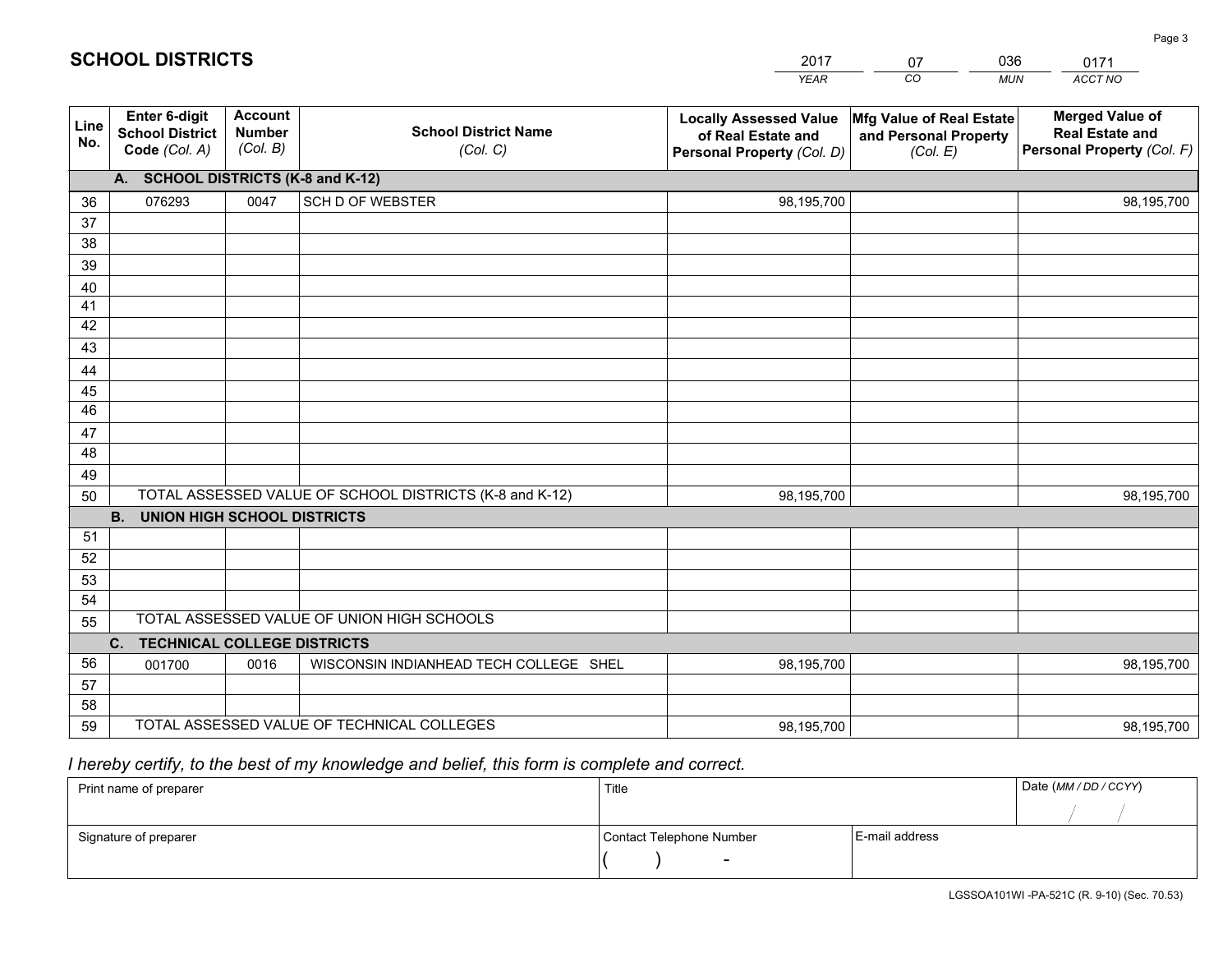# SCHOOL DISTRICTS

| 2017 | 07 | 036 | 0171 |
|---|---|---|---|
| *YEAR* | *CO* | *MUN* | *ACCT NO* |

| Line No. | Enter 6-digit School District Code *(Col. A)* | Account Number *(Col. B)* | School District Name *(Col. C)* | Locally Assessed Value of Real Estate and Personal Property *(Col. D)* | Mfg Value of Real Estate and Personal Property *(Col. E)* | Merged Value of Real Estate and Personal Property *(Col. F)* |
|---|---|---|---|---|---|---|
| | **A. SCHOOL DISTRICTS (K-8 and K-12)** | | | | | |
| 36 | 076293 | 0047 | SCH D OF WEBSTER | 98,195,700 | | 98,195,700 |
| 37 | | | | | | |
| 38 | | | | | | |
| 39 | | | | | | |
| 40 | | | | | | |
| 41 | | | | | | |
| 42 | | | | | | |
| 43 | | | | | | |
| 44 | | | | | | |
| 45 | | | | | | |
| 46 | | | | | | |
| 47 | | | | | | |
| 48 | | | | | | |
| 49 | | | | | | |
| 50 | TOTAL ASSESSED VALUE OF SCHOOL DISTRICTS (K-8 and K-12) | | | 98,195,700 | | 98,195,700 |
| | **B. UNION HIGH SCHOOL DISTRICTS** | | | | | |
| 51 | | | | | | |
| 52 | | | | | | |
| 53 | | | | | | |
| 54 | | | | | | |
| 55 | TOTAL ASSESSED VALUE OF UNION HIGH SCHOOLS | | | | | |
| | **C. TECHNICAL COLLEGE DISTRICTS** | | | | | |
| 56 | 001700 | 0016 | WISCONSIN INDIANHEAD TECH COLLEGE SHEL | 98,195,700 | | 98,195,700 |
| 57 | | | | | | |
| 58 | | | | | | |
| 59 | TOTAL ASSESSED VALUE OF TECHNICAL COLLEGES | | | 98,195,700 | | 98,195,700 |

*I hereby certify, to the best of my knowledge and belief, this form is complete and correct.*

| Print name of preparer | Title | | Date *(MM / DD / CCYY)* |
|---|---|---|---|
| | | | / / |
| Signature of preparer | Contact Telephone Number | E-mail address | |
| | ( ) - | | |

LGSSOA101WI -PA-521C (R. 9-10) (Sec. 70.53)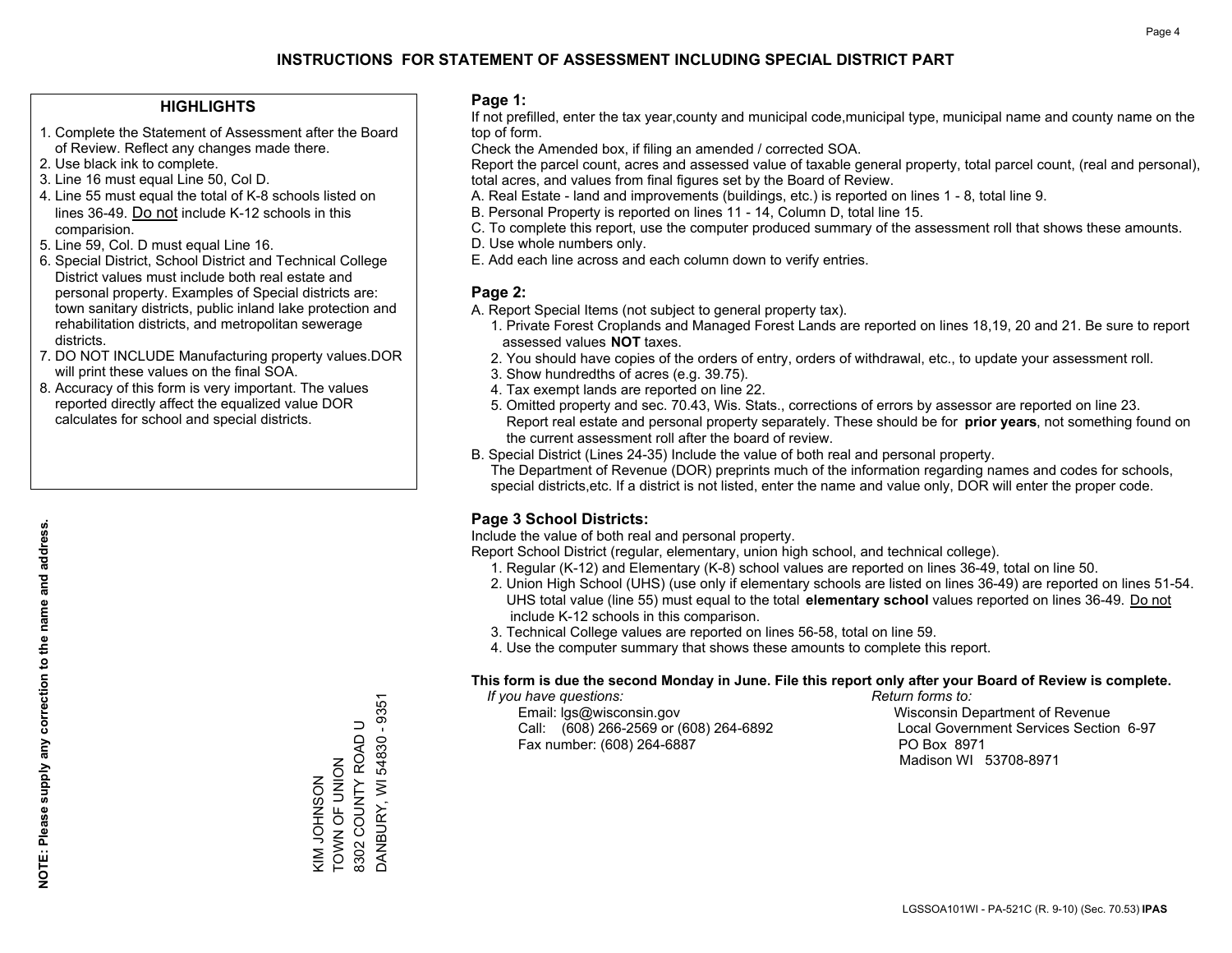# INSTRUCTIONS FOR STATEMENT OF ASSESSMENT INCLUDING SPECIAL DISTRICT PART

## HIGHLIGHTS

1. Complete the Statement of Assessment after the Board of Review. Reflect any changes made there.
2. Use black ink to complete.
3. Line 16 must equal Line 50, Col D.
4. Line 55 must equal the total of K-8 schools listed on lines 36-49. Do not include K-12 schools in this comparision.
5. Line 59, Col. D must equal Line 16.
6. Special District, School District and Technical College District values must include both real estate and personal property. Examples of Special districts are: town sanitary districts, public inland lake protection and rehabilitation districts, and metropolitan sewerage districts.
7. DO NOT INCLUDE Manufacturing property values.DOR will print these values on the final SOA.
8. Accuracy of this form is very important. The values reported directly affect the equalized value DOR calculates for school and special districts.

**NOTE: Please supply any correction to the name and address.**

KIM JOHNSON
TOWN OF UNION
8302 COUNTY ROAD U
DANBURY, WI 54830 - 9351

## Page 1:

If not prefilled, enter the tax year,county and municipal code,municipal type, municipal name and county name on the top of form.

Check the Amended box, if filing an amended / corrected SOA.

Report the parcel count, acres and assessed value of taxable general property, total parcel count, (real and personal), total acres, and values from final figures set by the Board of Review.

A. Real Estate - land and improvements (buildings, etc.) is reported on lines 1 - 8, total line 9.
B. Personal Property is reported on lines 11 - 14, Column D, total line 15.
C. To complete this report, use the computer produced summary of the assessment roll that shows these amounts.
D. Use whole numbers only.
E. Add each line across and each column down to verify entries.

## Page 2:

A. Report Special Items (not subject to general property tax).
   1. Private Forest Croplands and Managed Forest Lands are reported on lines 18,19, 20 and 21. Be sure to report assessed values **NOT** taxes.
   2. You should have copies of the orders of entry, orders of withdrawal, etc., to update your assessment roll.
   3. Show hundredths of acres (e.g. 39.75).
   4. Tax exempt lands are reported on line 22.
   5. Omitted property and sec. 70.43, Wis. Stats., corrections of errors by assessor are reported on line 23. Report real estate and personal property separately. These should be for **prior years**, not something found on the current assessment roll after the board of review.
B. Special District (Lines 24-35) Include the value of both real and personal property.
   The Department of Revenue (DOR) preprints much of the information regarding names and codes for schools, special districts,etc. If a district is not listed, enter the name and value only, DOR will enter the proper code.

## Page 3 School Districts:

Include the value of both real and personal property.

Report School District (regular, elementary, union high school, and technical college).

1. Regular (K-12) and Elementary (K-8) school values are reported on lines 36-49, total on line 50.
2. Union High School (UHS) (use only if elementary schools are listed on lines 36-49) are reported on lines 51-54. UHS total value (line 55) must equal to the total **elementary school** values reported on lines 36-49. Do not include K-12 schools in this comparison.
3. Technical College values are reported on lines 56-58, total on line 59.
4. Use the computer summary that shows these amounts to complete this report.

**This form is due the second Monday in June. File this report only after your Board of Review is complete.**

*If you have questions:*
Email: lgs@wisconsin.gov
Call: (608) 266-2569 or (608) 264-6892
Fax number: (608) 264-6887

*Return forms to:*
Wisconsin Department of Revenue
Local Government Services Section 6-97
PO Box 8971
Madison WI 53708-8971

LGSSOA101WI - PA-521C (R. 9-10) (Sec. 70.53) **IPAS**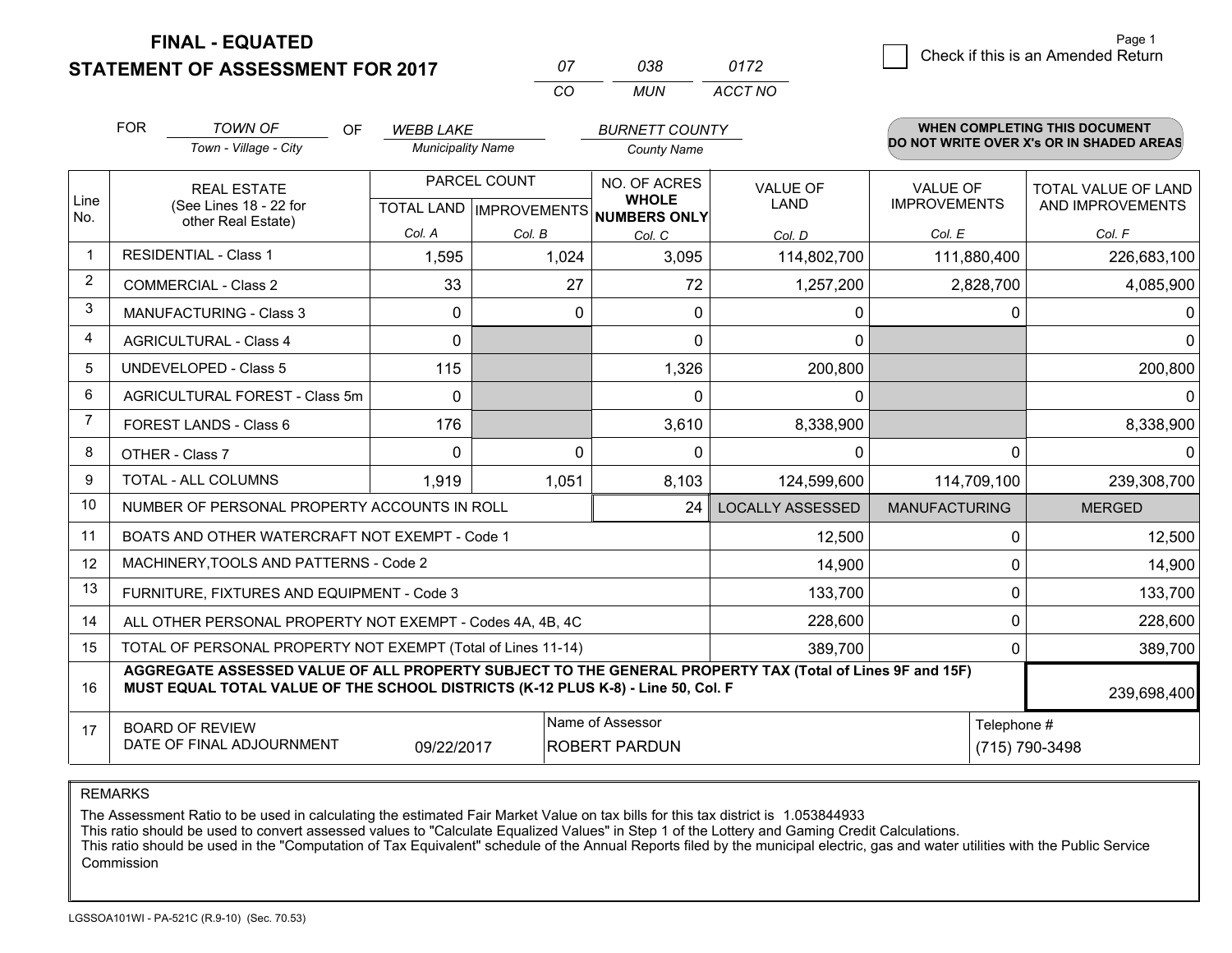**FINAL - EQUATED**
**STATEMENT OF ASSESSMENT FOR 2017**

| 07 | 038 | 0172 |
|---|---|---|
| CO | MUN | ACCT NO |

Check if this is an Amended Return

FOR *TOWN OF* (Town - Village - City) OF *WEBB LAKE* (Municipality Name) *BURNETT COUNTY* (County Name)

**WHEN COMPLETING THIS DOCUMENT DO NOT WRITE OVER X's OR IN SHADED AREAS**

| Line No. | REAL ESTATE (See Lines 18 - 22 for other Real Estate) | PARCEL COUNT TOTAL LAND Col. A | PARCEL COUNT IMPROVEMENTS Col. B | NO. OF ACRES WHOLE NUMBERS ONLY Col. C | VALUE OF LAND Col. D | VALUE OF IMPROVEMENTS Col. E | TOTAL VALUE OF LAND AND IMPROVEMENTS Col. F |
|---|---|---|---|---|---|---|---|
| 1 | RESIDENTIAL - Class 1 | 1,595 | 1,024 | 3,095 | 114,802,700 | 111,880,400 | 226,683,100 |
| 2 | COMMERCIAL - Class 2 | 33 | 27 | 72 | 1,257,200 | 2,828,700 | 4,085,900 |
| 3 | MANUFACTURING - Class 3 | 0 | 0 | 0 | 0 | 0 | 0 |
| 4 | AGRICULTURAL - Class 4 | 0 | | 0 | 0 | | 0 |
| 5 | UNDEVELOPED - Class 5 | 115 | | 1,326 | 200,800 | | 200,800 |
| 6 | AGRICULTURAL FOREST - Class 5m | 0 | | 0 | 0 | | 0 |
| 7 | FOREST LANDS - Class 6 | 176 | | 3,610 | 8,338,900 | | 8,338,900 |
| 8 | OTHER - Class 7 | 0 | 0 | 0 | 0 | 0 | 0 |
| 9 | TOTAL - ALL COLUMNS | 1,919 | 1,051 | 8,103 | 124,599,600 | 114,709,100 | 239,308,700 |
| 10 | NUMBER OF PERSONAL PROPERTY ACCOUNTS IN ROLL | | | 24 | LOCALLY ASSESSED | MANUFACTURING | MERGED |
| 11 | BOATS AND OTHER WATERCRAFT NOT EXEMPT - Code 1 | | | | 12,500 | 0 | 12,500 |
| 12 | MACHINERY,TOOLS AND PATTERNS - Code 2 | | | | 14,900 | 0 | 14,900 |
| 13 | FURNITURE, FIXTURES AND EQUIPMENT - Code 3 | | | | 133,700 | 0 | 133,700 |
| 14 | ALL OTHER PERSONAL PROPERTY NOT EXEMPT - Codes 4A, 4B, 4C | | | | 228,600 | 0 | 228,600 |
| 15 | TOTAL OF PERSONAL PROPERTY NOT EXEMPT (Total of Lines 11-14) | | | | 389,700 | 0 | 389,700 |
| 16 | **AGGREGATE ASSESSED VALUE OF ALL PROPERTY SUBJECT TO THE GENERAL PROPERTY TAX (Total of Lines 9F and 15F) MUST EQUAL TOTAL VALUE OF THE SCHOOL DISTRICTS (K-12 PLUS K-8) - Line 50, Col. F** | | | | | | 239,698,400 |
| 17 | BOARD OF REVIEW DATE OF FINAL ADJOURNMENT | 09/22/2017 | Name of Assessor | ROBERT PARDUN | | Telephone # | (715) 790-3498 |

REMARKS

The Assessment Ratio to be used in calculating the estimated Fair Market Value on tax bills for this tax district is 1.053844933
This ratio should be used to convert assessed values to "Calculate Equalized Values" in Step 1 of the Lottery and Gaming Credit Calculations.
This ratio should be used in the "Computation of Tax Equivalent" schedule of the Annual Reports filed by the municipal electric, gas and water utilities with the Public Service Commission

LGSSOA101WI - PA-521C (R.9-10) (Sec. 70.53)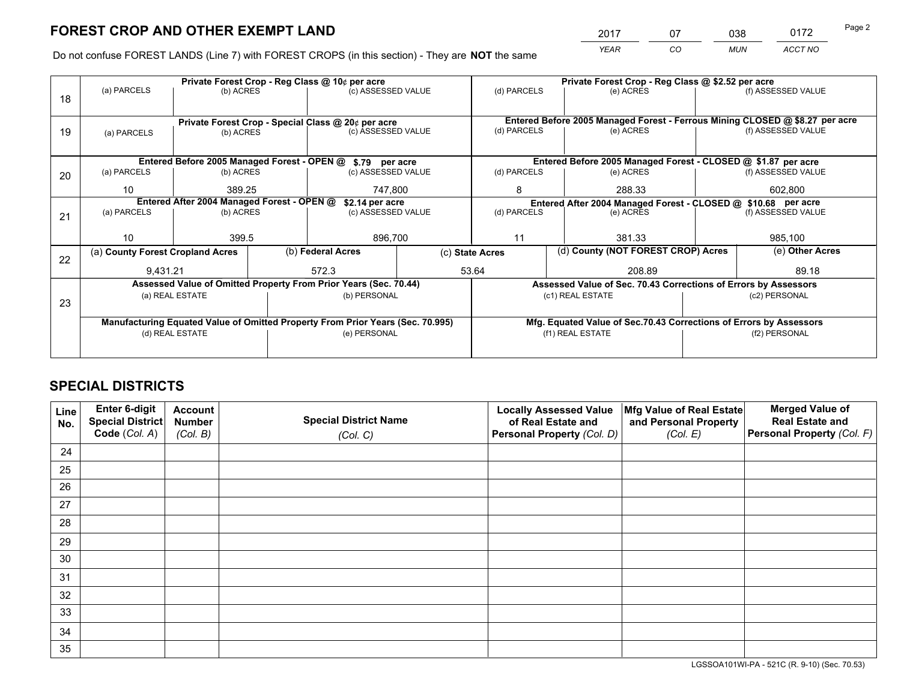# FOREST CROP AND OTHER EXEMPT LAND

| 2017 | 07 | 038 | 0172 |
|---|---|---|---|
| YEAR | CO | MUN | ACCT NO |

Do not confuse FOREST LANDS (Line 7) with FOREST CROPS (in this section) - They are **NOT** the same

| Line | Private Forest Crop - Reg Class @ 10¢ per acre | | | Private Forest Crop - Reg Class @ $2.52 per acre | | |
|---|---|---|---|---|---|---|
| | (a) PARCELS | (b) ACRES | (c) ASSESSED VALUE | (d) PARCELS | (e) ACRES | (f) ASSESSED VALUE |
| 18 | | | | | | |
| | **Private Forest Crop - Special Class @ 20¢ per acre** | | | **Entered Before 2005 Managed Forest - Ferrous Mining CLOSED @ $8.27 per acre** | | |
| | (a) PARCELS | (b) ACRES | (c) ASSESSED VALUE | (d) PARCELS | (e) ACRES | (f) ASSESSED VALUE |
| 19 | | | | | | |
| | **Entered Before 2005 Managed Forest - OPEN @ $.79 per acre** | | | **Entered Before 2005 Managed Forest - CLOSED @ $1.87 per acre** | | |
| | (a) PARCELS | (b) ACRES | (c) ASSESSED VALUE | (d) PARCELS | (e) ACRES | (f) ASSESSED VALUE |
| 20 | 10 | 389.25 | 747,800 | 8 | 288.33 | 602,800 |
| | **Entered After 2004 Managed Forest - OPEN @ $2.14 per acre** | | | **Entered After 2004 Managed Forest - CLOSED @ $10.68 per acre** | | |
| | (a) PARCELS | (b) ACRES | (c) ASSESSED VALUE | (d) PARCELS | (e) ACRES | (f) ASSESSED VALUE |
| 21 | 10 | 399.5 | 896,700 | 11 | 381.33 | 985,100 |

| Line | (a) County Forest Cropland Acres | (b) Federal Acres | (c) State Acres | (d) County (NOT FOREST CROP) Acres | (e) Other Acres |
|---|---|---|---|---|---|
| 22 | 9,431.21 | 572.3 | 53.64 | 208.89 | 89.18 |

| Line | Assessed Value of Omitted Property From Prior Years (Sec. 70.44) | | Assessed Value of Sec. 70.43 Corrections of Errors by Assessors | |
|---|---|---|---|---|
| | (a) REAL ESTATE | (b) PERSONAL | (c1) REAL ESTATE | (c2) PERSONAL |
| 23 | | | | |
| | **Manufacturing Equated Value of Omitted Property From Prior Years (Sec. 70.995)** | | **Mfg. Equated Value of Sec.70.43 Corrections of Errors by Assessors** | |
| | (d) REAL ESTATE | (e) PERSONAL | (f1) REAL ESTATE | (f2) PERSONAL |
| | | | | |

# SPECIAL DISTRICTS

| Line No. | Enter 6-digit Special District Code (Col. A) | Account Number (Col. B) | Special District Name (Col. C) | Locally Assessed Value of Real Estate and Personal Property (Col. D) | Mfg Value of Real Estate and Personal Property (Col. E) | Merged Value of Real Estate and Personal Property (Col. F) |
|---|---|---|---|---|---|---|
| 24 | | | | | | |
| 25 | | | | | | |
| 26 | | | | | | |
| 27 | | | | | | |
| 28 | | | | | | |
| 29 | | | | | | |
| 30 | | | | | | |
| 31 | | | | | | |
| 32 | | | | | | |
| 33 | | | | | | |
| 34 | | | | | | |
| 35 | | | | | | |

LGSSOA101WI-PA - 521C (R. 9-10) (Sec. 70.53)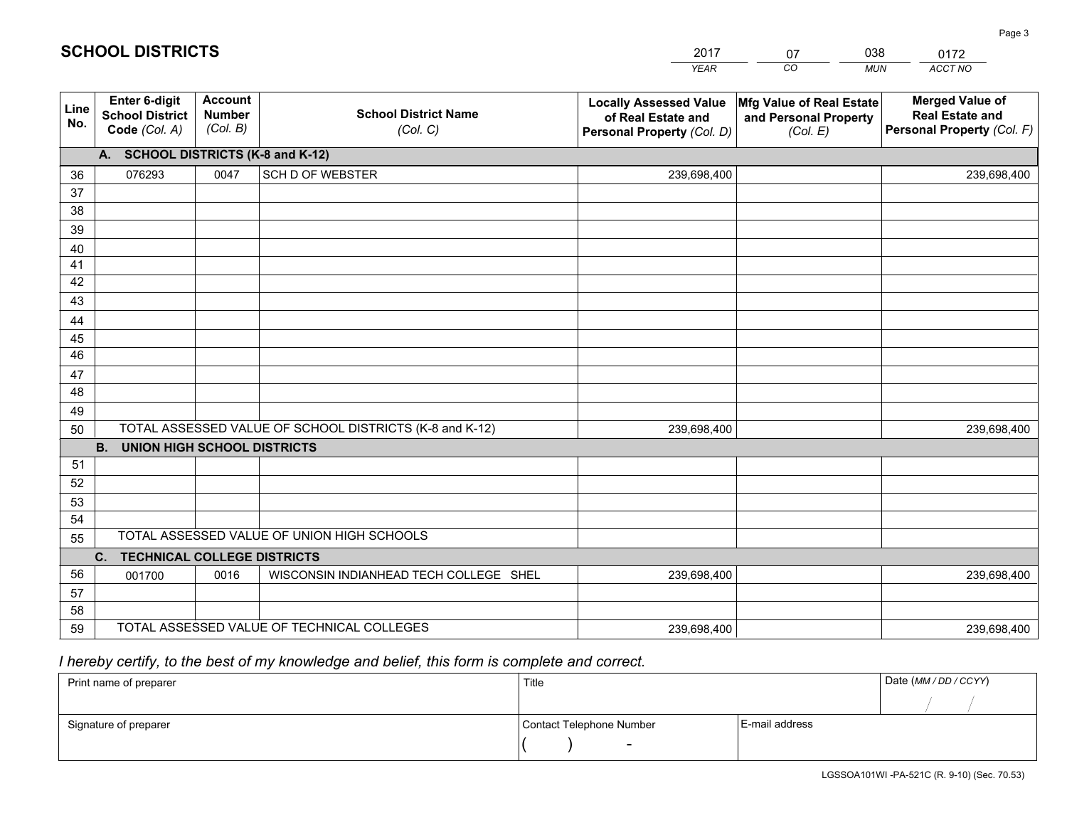# SCHOOL DISTRICTS

| 2017 | 07 | 038 | 0172 |
|---|---|---|---|
| *YEAR* | *CO* | *MUN* | *ACCT NO* |

| Line No. | Enter 6-digit School District Code *(Col. A)* | Account Number *(Col. B)* | School District Name *(Col. C)* | Locally Assessed Value of Real Estate and Personal Property *(Col. D)* | Mfg Value of Real Estate and Personal Property *(Col. E)* | Merged Value of Real Estate and Personal Property *(Col. F)* |
|---|---|---|---|---|---|---|
| | **A. SCHOOL DISTRICTS (K-8 and K-12)** | | | | | |
| 36 | 076293 | 0047 | SCH D OF WEBSTER | 239,698,400 | | 239,698,400 |
| 37 | | | | | | |
| 38 | | | | | | |
| 39 | | | | | | |
| 40 | | | | | | |
| 41 | | | | | | |
| 42 | | | | | | |
| 43 | | | | | | |
| 44 | | | | | | |
| 45 | | | | | | |
| 46 | | | | | | |
| 47 | | | | | | |
| 48 | | | | | | |
| 49 | | | | | | |
| 50 | TOTAL ASSESSED VALUE OF SCHOOL DISTRICTS (K-8 and K-12) | | | 239,698,400 | | 239,698,400 |
| | **B. UNION HIGH SCHOOL DISTRICTS** | | | | | |
| 51 | | | | | | |
| 52 | | | | | | |
| 53 | | | | | | |
| 54 | | | | | | |
| 55 | TOTAL ASSESSED VALUE OF UNION HIGH SCHOOLS | | | | | |
| | **C. TECHNICAL COLLEGE DISTRICTS** | | | | | |
| 56 | 001700 | 0016 | WISCONSIN INDIANHEAD TECH COLLEGE SHEL | 239,698,400 | | 239,698,400 |
| 57 | | | | | | |
| 58 | | | | | | |
| 59 | TOTAL ASSESSED VALUE OF TECHNICAL COLLEGES | | | 239,698,400 | | 239,698,400 |

*I hereby certify, to the best of my knowledge and belief, this form is complete and correct.*

| Print name of preparer | Title | | Date *(MM / DD / CCYY)* |
|---|---|---|---|
| | | | / / |
| Signature of preparer | Contact Telephone Number | E-mail address | |
| | ( ) - | | |

LGSSOA101WI -PA-521C (R. 9-10) (Sec. 70.53)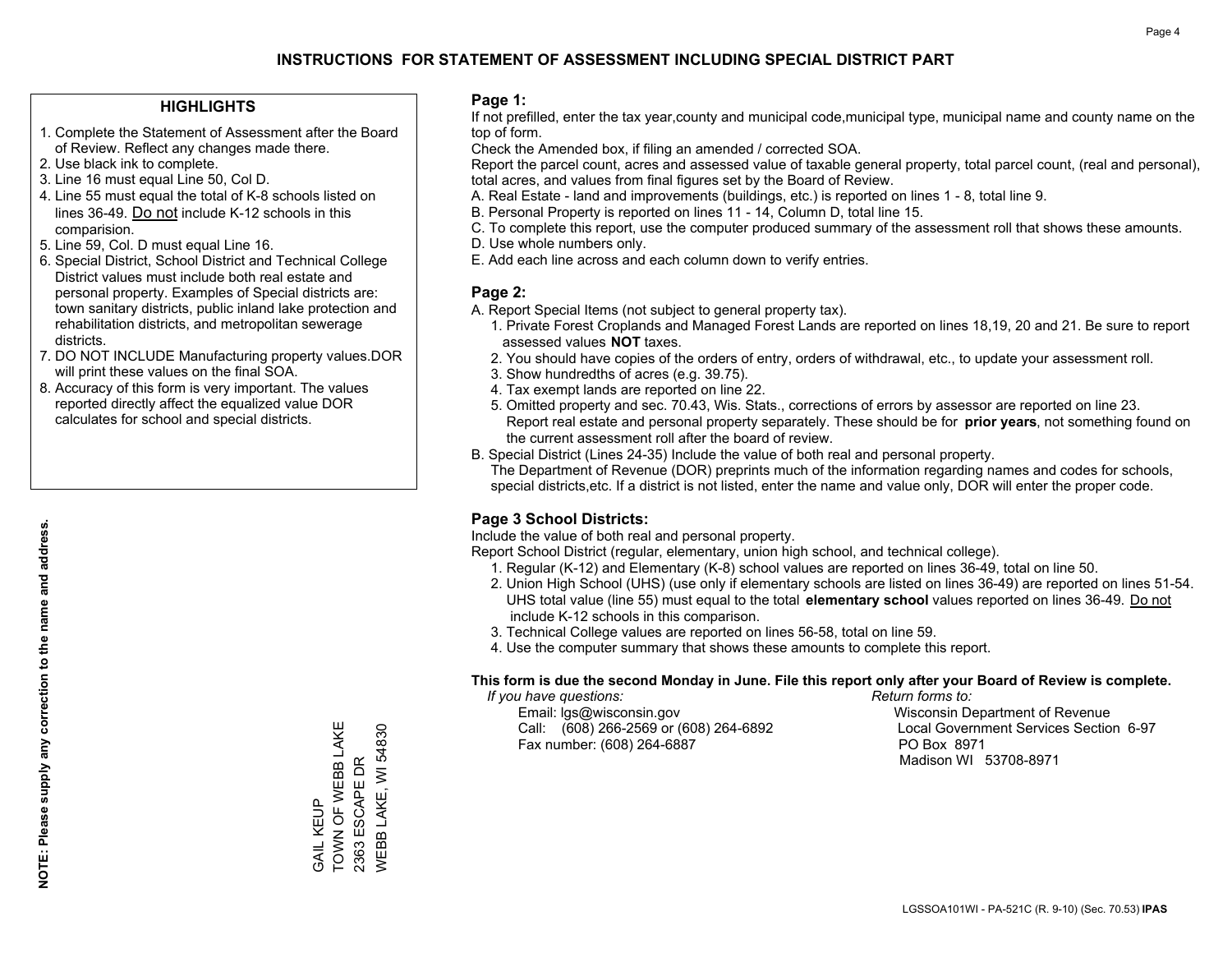# INSTRUCTIONS FOR STATEMENT OF ASSESSMENT INCLUDING SPECIAL DISTRICT PART

## HIGHLIGHTS

1. Complete the Statement of Assessment after the Board of Review. Reflect any changes made there.
2. Use black ink to complete.
3. Line 16 must equal Line 50, Col D.
4. Line 55 must equal the total of K-8 schools listed on lines 36-49. Do not include K-12 schools in this comparision.
5. Line 59, Col. D must equal Line 16.
6. Special District, School District and Technical College District values must include both real estate and personal property. Examples of Special districts are: town sanitary districts, public inland lake protection and rehabilitation districts, and metropolitan sewerage districts.
7. DO NOT INCLUDE Manufacturing property values.DOR will print these values on the final SOA.
8. Accuracy of this form is very important. The values reported directly affect the equalized value DOR calculates for school and special districts.

**NOTE: Please supply any correction to the name and address.**

GAIL KEUP
TOWN OF WEBB LAKE
2363 ESCAPE DR
WEBB LAKE, WI 54830

## Page 1:

If not prefilled, enter the tax year,county and municipal code,municipal type, municipal name and county name on the top of form.

Check the Amended box, if filing an amended / corrected SOA.

Report the parcel count, acres and assessed value of taxable general property, total parcel count, (real and personal), total acres, and values from final figures set by the Board of Review.

A. Real Estate - land and improvements (buildings, etc.) is reported on lines 1 - 8, total line 9.
B. Personal Property is reported on lines 11 - 14, Column D, total line 15.
C. To complete this report, use the computer produced summary of the assessment roll that shows these amounts.
D. Use whole numbers only.
E. Add each line across and each column down to verify entries.

## Page 2:

A. Report Special Items (not subject to general property tax).
   1. Private Forest Croplands and Managed Forest Lands are reported on lines 18,19, 20 and 21. Be sure to report assessed values **NOT** taxes.
   2. You should have copies of the orders of entry, orders of withdrawal, etc., to update your assessment roll.
   3. Show hundredths of acres (e.g. 39.75).
   4. Tax exempt lands are reported on line 22.
   5. Omitted property and sec. 70.43, Wis. Stats., corrections of errors by assessor are reported on line 23. Report real estate and personal property separately. These should be for **prior years**, not something found on the current assessment roll after the board of review.
B. Special District (Lines 24-35) Include the value of both real and personal property.
   The Department of Revenue (DOR) preprints much of the information regarding names and codes for schools, special districts,etc. If a district is not listed, enter the name and value only, DOR will enter the proper code.

## Page 3 School Districts:

Include the value of both real and personal property.

Report School District (regular, elementary, union high school, and technical college).

1. Regular (K-12) and Elementary (K-8) school values are reported on lines 36-49, total on line 50.
2. Union High School (UHS) (use only if elementary schools are listed on lines 36-49) are reported on lines 51-54. UHS total value (line 55) must equal to the total **elementary school** values reported on lines 36-49. Do not include K-12 schools in this comparison.
3. Technical College values are reported on lines 56-58, total on line 59.
4. Use the computer summary that shows these amounts to complete this report.

**This form is due the second Monday in June. File this report only after your Board of Review is complete.**

*If you have questions:*
Email: lgs@wisconsin.gov
Call: (608) 266-2569 or (608) 264-6892
Fax number: (608) 264-6887

*Return forms to:*
Wisconsin Department of Revenue
Local Government Services Section 6-97
PO Box 8971
Madison WI 53708-8971

LGSSOA101WI - PA-521C (R. 9-10) (Sec. 70.53) **IPAS**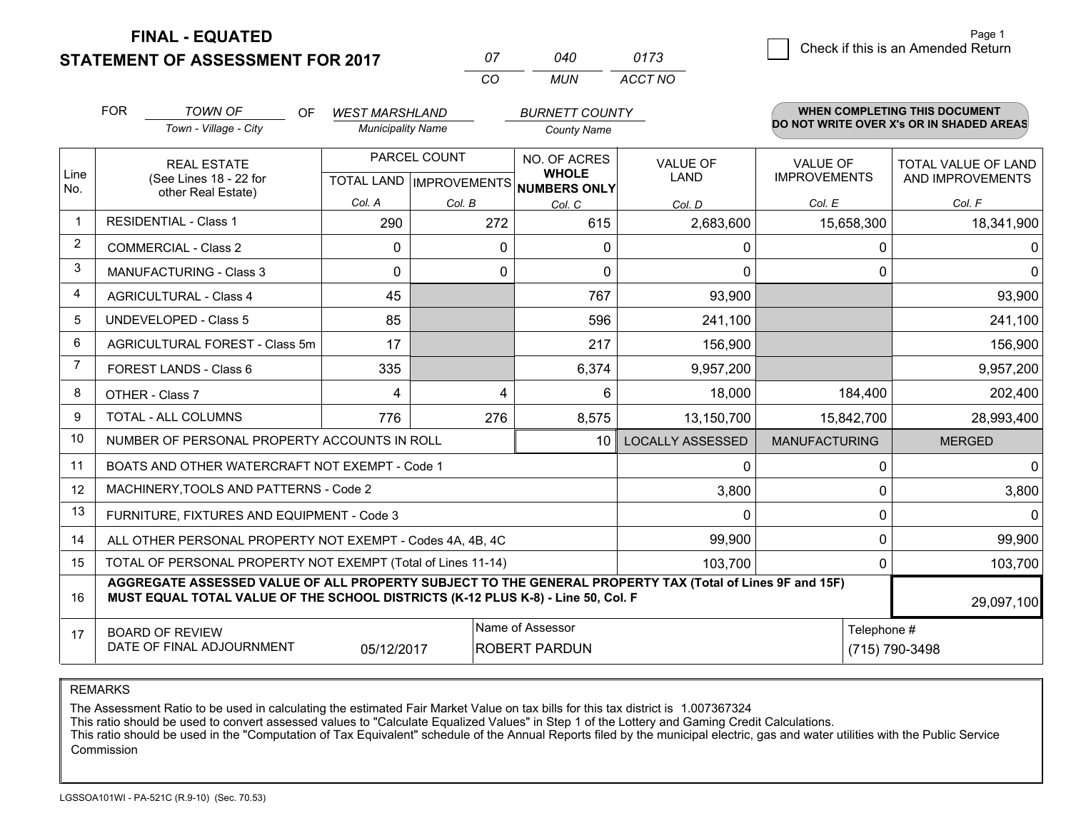# FINAL - EQUATED
## STATEMENT OF ASSESSMENT FOR 2017

| 07 | 040 | 0173 |
|---|---|---|
| CO | MUN | ACCT NO |

Page 1

☐ Check if this is an Amended Return

FOR *TOWN OF* (Town - Village - City) OF *WEST MARSHLAND* (Municipality Name) *BURNETT COUNTY* (County Name)

**WHEN COMPLETING THIS DOCUMENT DO NOT WRITE OVER X's OR IN SHADED AREAS**

| Line No. | REAL ESTATE (See Lines 18 - 22 for other Real Estate) | PARCEL COUNT TOTAL LAND Col. A | PARCEL COUNT IMPROVEMENTS Col. B | NO. OF ACRES WHOLE NUMBERS ONLY Col. C | VALUE OF LAND Col. D | VALUE OF IMPROVEMENTS Col. E | TOTAL VALUE OF LAND AND IMPROVEMENTS Col. F |
|---|---|---|---|---|---|---|---|
| 1 | RESIDENTIAL - Class 1 | 290 | 272 | 615 | 2,683,600 | 15,658,300 | 18,341,900 |
| 2 | COMMERCIAL - Class 2 | 0 | 0 | 0 | 0 | 0 | 0 |
| 3 | MANUFACTURING - Class 3 | 0 | 0 | 0 | 0 | 0 | 0 |
| 4 | AGRICULTURAL - Class 4 | 45 | | 767 | 93,900 | | 93,900 |
| 5 | UNDEVELOPED - Class 5 | 85 | | 596 | 241,100 | | 241,100 |
| 6 | AGRICULTURAL FOREST - Class 5m | 17 | | 217 | 156,900 | | 156,900 |
| 7 | FOREST LANDS - Class 6 | 335 | | 6,374 | 9,957,200 | | 9,957,200 |
| 8 | OTHER - Class 7 | 4 | 4 | 6 | 18,000 | 184,400 | 202,400 |
| 9 | TOTAL - ALL COLUMNS | 776 | 276 | 8,575 | 13,150,700 | 15,842,700 | 28,993,400 |
| 10 | NUMBER OF PERSONAL PROPERTY ACCOUNTS IN ROLL | | | 10 | LOCALLY ASSESSED | MANUFACTURING | MERGED |
| 11 | BOATS AND OTHER WATERCRAFT NOT EXEMPT - Code 1 | | | | 0 | 0 | 0 |
| 12 | MACHINERY,TOOLS AND PATTERNS - Code 2 | | | | 3,800 | 0 | 3,800 |
| 13 | FURNITURE, FIXTURES AND EQUIPMENT - Code 3 | | | | 0 | 0 | 0 |
| 14 | ALL OTHER PERSONAL PROPERTY NOT EXEMPT - Codes 4A, 4B, 4C | | | | 99,900 | 0 | 99,900 |
| 15 | TOTAL OF PERSONAL PROPERTY NOT EXEMPT (Total of Lines 11-14) | | | | 103,700 | 0 | 103,700 |
| 16 | **AGGREGATE ASSESSED VALUE OF ALL PROPERTY SUBJECT TO THE GENERAL PROPERTY TAX (Total of Lines 9F and 15F) MUST EQUAL TOTAL VALUE OF THE SCHOOL DISTRICTS (K-12 PLUS K-8) - Line 50, Col. F** | | | | | | 29,097,100 |
| 17 | BOARD OF REVIEW DATE OF FINAL ADJOURNMENT | 05/12/2017 | | Name of Assessor: ROBERT PARDUN | | Telephone #: (715) 790-3498 | |

REMARKS

The Assessment Ratio to be used in calculating the estimated Fair Market Value on tax bills for this tax district is 1.007367324
This ratio should be used to convert assessed values to "Calculate Equalized Values" in Step 1 of the Lottery and Gaming Credit Calculations.
This ratio should be used in the "Computation of Tax Equivalent" schedule of the Annual Reports filed by the municipal electric, gas and water utilities with the Public Service Commission

LGSSOA101WI - PA-521C (R.9-10) (Sec. 70.53)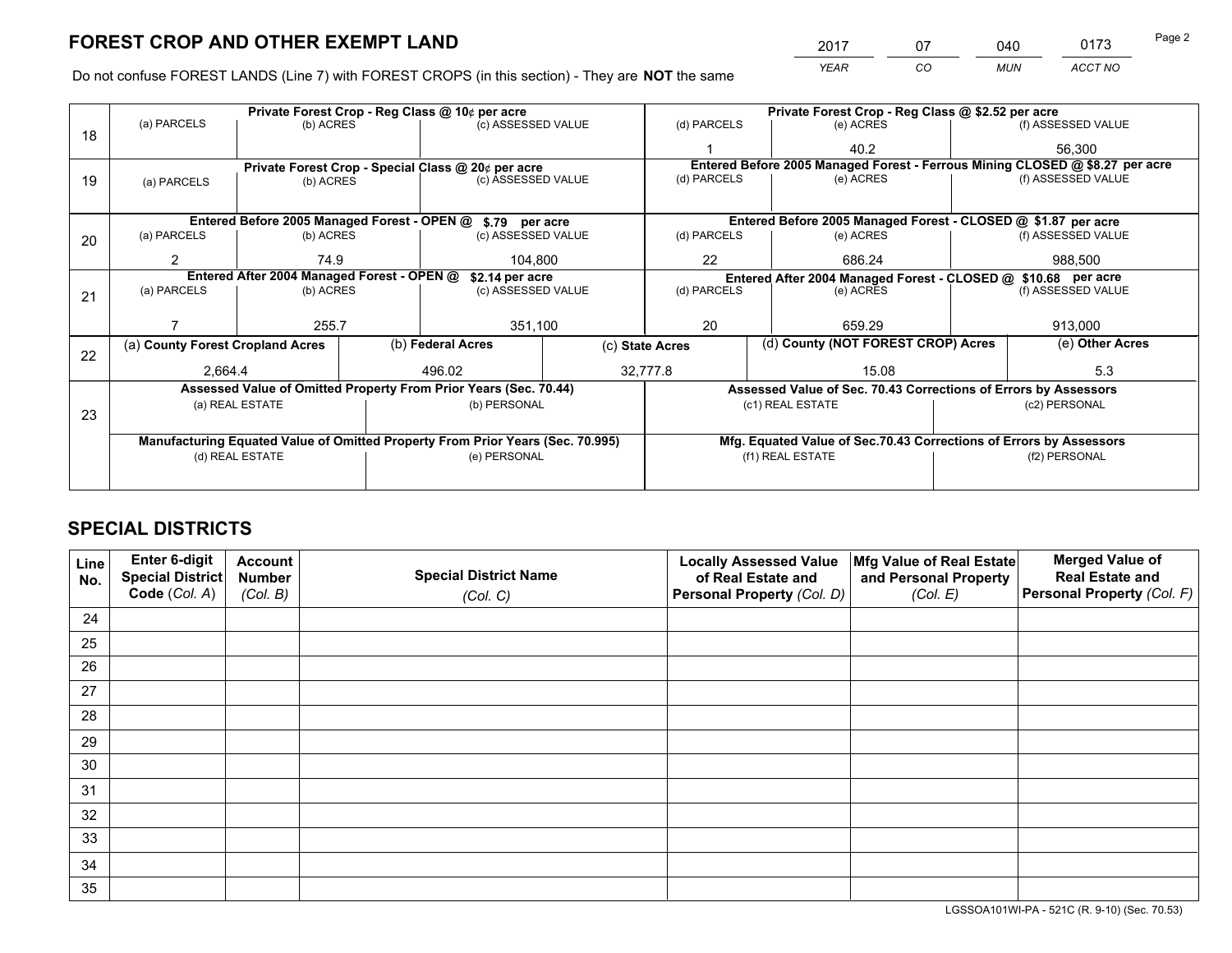# FOREST CROP AND OTHER EXEMPT LAND

| 2017 | 07 | 040 | 0173 |
|---|---|---|---|
| *YEAR* | *CO* | *MUN* | *ACCT NO* |

Do not confuse FOREST LANDS (Line 7) with FOREST CROPS (in this section) - They are **NOT** the same

| Line | Private Forest Crop - Reg Class @ 10¢ per acre | | | Private Forest Crop - Reg Class @ $2.52 per acre | | |
|---|---|---|---|---|---|---|
| | (a) PARCELS | (b) ACRES | (c) ASSESSED VALUE | (d) PARCELS | (e) ACRES | (f) ASSESSED VALUE |
| 18 | | | | 1 | 40.2 | 56,300 |
| | **Private Forest Crop - Special Class @ 20¢ per acre** | | | **Entered Before 2005 Managed Forest - Ferrous Mining CLOSED @ $8.27 per acre** | | |
| | (a) PARCELS | (b) ACRES | (c) ASSESSED VALUE | (d) PARCELS | (e) ACRES | (f) ASSESSED VALUE |
| 19 | | | | | | |
| | **Entered Before 2005 Managed Forest - OPEN @ $.79 per acre** | | | **Entered Before 2005 Managed Forest - CLOSED @ $1.87 per acre** | | |
| | (a) PARCELS | (b) ACRES | (c) ASSESSED VALUE | (d) PARCELS | (e) ACRES | (f) ASSESSED VALUE |
| 20 | 2 | 74.9 | 104,800 | 22 | 686.24 | 988,500 |
| | **Entered After 2004 Managed Forest - OPEN @ $2.14 per acre** | | | **Entered After 2004 Managed Forest - CLOSED @ $10.68 per acre** | | |
| | (a) PARCELS | (b) ACRES | (c) ASSESSED VALUE | (d) PARCELS | (e) ACRES | (f) ASSESSED VALUE |
| 21 | 7 | 255.7 | 351,100 | 20 | 659.29 | 913,000 |

| Line | (a) County Forest Cropland Acres | (b) Federal Acres | (c) State Acres | (d) County (NOT FOREST CROP) Acres | (e) Other Acres |
|---|---|---|---|---|---|
| 22 | 2,664.4 | 496.02 | 32,777.8 | 15.08 | 5.3 |

| Line | Assessed Value of Omitted Property From Prior Years (Sec. 70.44) | | Assessed Value of Sec. 70.43 Corrections of Errors by Assessors | |
|---|---|---|---|---|
| | (a) REAL ESTATE | (b) PERSONAL | (c1) REAL ESTATE | (c2) PERSONAL |
| 23 | | | | |
| | **Manufacturing Equated Value of Omitted Property From Prior Years (Sec. 70.995)** | | **Mfg. Equated Value of Sec.70.43 Corrections of Errors by Assessors** | |
| | (d) REAL ESTATE | (e) PERSONAL | (f1) REAL ESTATE | (f2) PERSONAL |
| | | | | |

# SPECIAL DISTRICTS

| Line No. | Enter 6-digit Special District Code (Col. A) | Account Number (Col. B) | Special District Name (Col. C) | Locally Assessed Value of Real Estate and Personal Property (Col. D) | Mfg Value of Real Estate and Personal Property (Col. E) | Merged Value of Real Estate and Personal Property (Col. F) |
|---|---|---|---|---|---|---|
| 24 | | | | | | |
| 25 | | | | | | |
| 26 | | | | | | |
| 27 | | | | | | |
| 28 | | | | | | |
| 29 | | | | | | |
| 30 | | | | | | |
| 31 | | | | | | |
| 32 | | | | | | |
| 33 | | | | | | |
| 34 | | | | | | |
| 35 | | | | | | |

LGSSOA101WI-PA - 521C (R. 9-10) (Sec. 70.53)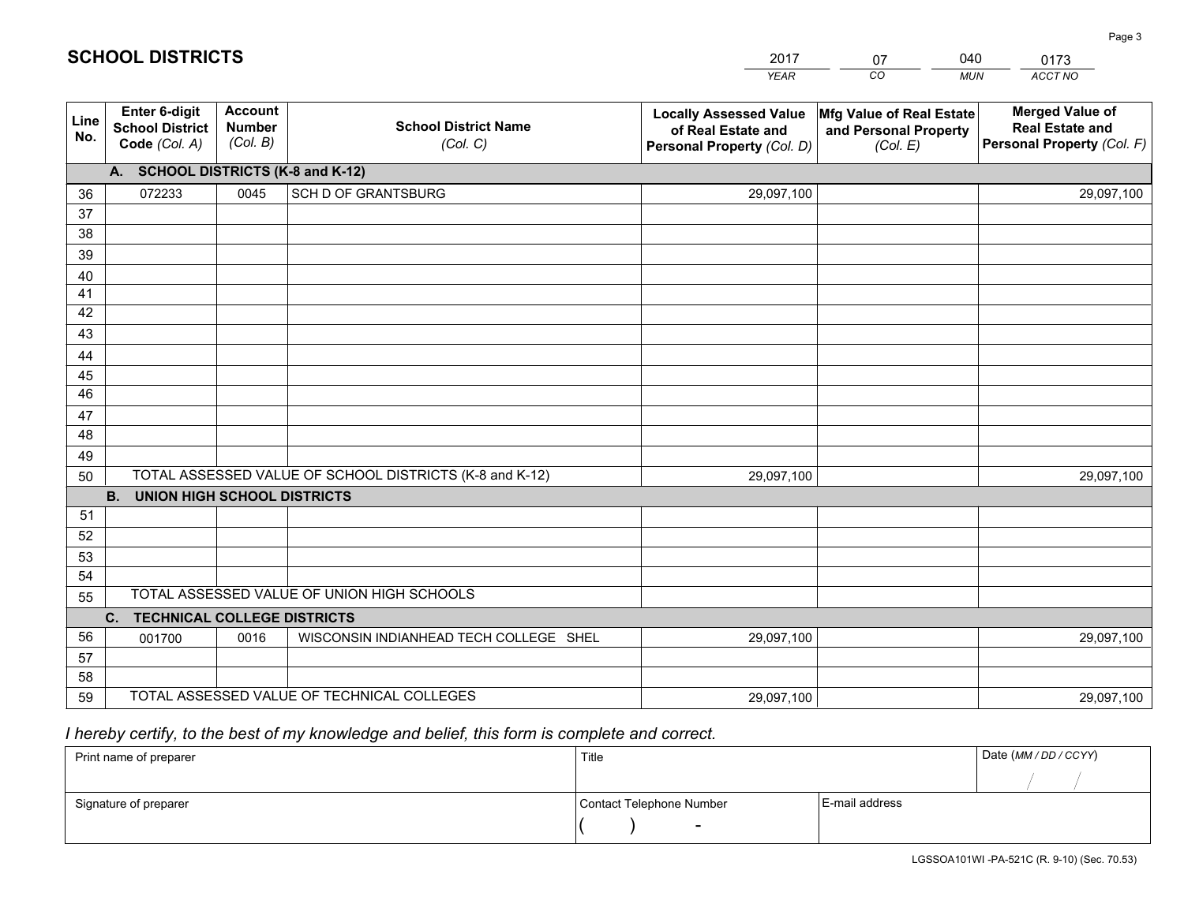# SCHOOL DISTRICTS

| 2017 | 07 | 040 | 0173 |
|---|---|---|---|
| YEAR | CO | MUN | ACCT NO |

| Line No. | Enter 6-digit School District Code (Col. A) | Account Number (Col. B) | School District Name (Col. C) | Locally Assessed Value of Real Estate and Personal Property (Col. D) | Mfg Value of Real Estate and Personal Property (Col. E) | Merged Value of Real Estate and Personal Property (Col. F) |
|---|---|---|---|---|---|---|
| | **A. SCHOOL DISTRICTS (K-8 and K-12)** | | | | | |
| 36 | 072233 | 0045 | SCH D OF GRANTSBURG | 29,097,100 | | 29,097,100 |
| 37 | | | | | | |
| 38 | | | | | | |
| 39 | | | | | | |
| 40 | | | | | | |
| 41 | | | | | | |
| 42 | | | | | | |
| 43 | | | | | | |
| 44 | | | | | | |
| 45 | | | | | | |
| 46 | | | | | | |
| 47 | | | | | | |
| 48 | | | | | | |
| 49 | | | | | | |
| 50 | TOTAL ASSESSED VALUE OF SCHOOL DISTRICTS (K-8 and K-12) | | | 29,097,100 | | 29,097,100 |
| | **B. UNION HIGH SCHOOL DISTRICTS** | | | | | |
| 51 | | | | | | |
| 52 | | | | | | |
| 53 | | | | | | |
| 54 | | | | | | |
| 55 | TOTAL ASSESSED VALUE OF UNION HIGH SCHOOLS | | | | | |
| | **C. TECHNICAL COLLEGE DISTRICTS** | | | | | |
| 56 | 001700 | 0016 | WISCONSIN INDIANHEAD TECH COLLEGE SHEL | 29,097,100 | | 29,097,100 |
| 57 | | | | | | |
| 58 | | | | | | |
| 59 | TOTAL ASSESSED VALUE OF TECHNICAL COLLEGES | | | 29,097,100 | | 29,097,100 |

*I hereby certify, to the best of my knowledge and belief, this form is complete and correct.*

| Print name of preparer | Title | | Date (MM / DD / CCYY) |
|---|---|---|---|
| | | | / / |
| Signature of preparer | Contact Telephone Number | E-mail address | |
| | ( ) - | | |

LGSSOA101WI -PA-521C (R. 9-10) (Sec. 70.53)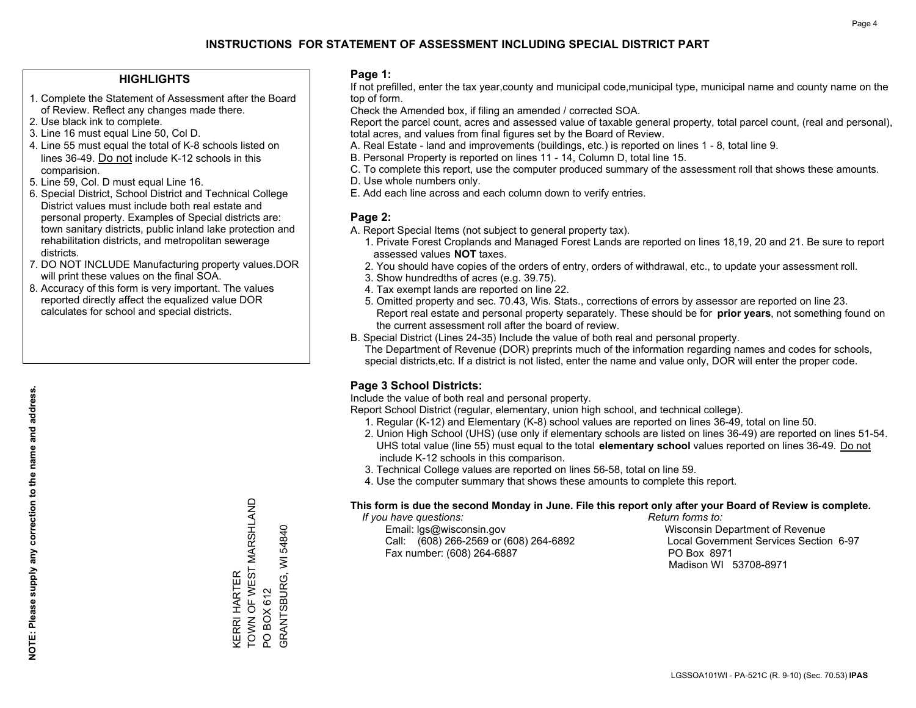# INSTRUCTIONS FOR STATEMENT OF ASSESSMENT INCLUDING SPECIAL DISTRICT PART

## HIGHLIGHTS

1. Complete the Statement of Assessment after the Board of Review. Reflect any changes made there.
2. Use black ink to complete.
3. Line 16 must equal Line 50, Col D.
4. Line 55 must equal the total of K-8 schools listed on lines 36-49. Do not include K-12 schools in this comparision.
5. Line 59, Col. D must equal Line 16.
6. Special District, School District and Technical College District values must include both real estate and personal property. Examples of Special districts are: town sanitary districts, public inland lake protection and rehabilitation districts, and metropolitan sewerage districts.
7. DO NOT INCLUDE Manufacturing property values.DOR will print these values on the final SOA.
8. Accuracy of this form is very important. The values reported directly affect the equalized value DOR calculates for school and special districts.

**NOTE: Please supply any correction to the name and address.**

KERRI HARTER
TOWN OF WEST MARSHLAND
PO BOX 612
GRANTSBURG, WI 54840

## Page 1:

If not prefilled, enter the tax year,county and municipal code,municipal type, municipal name and county name on the top of form.

Check the Amended box, if filing an amended / corrected SOA.

Report the parcel count, acres and assessed value of taxable general property, total parcel count, (real and personal), total acres, and values from final figures set by the Board of Review.

A. Real Estate - land and improvements (buildings, etc.) is reported on lines 1 - 8, total line 9.
B. Personal Property is reported on lines 11 - 14, Column D, total line 15.
C. To complete this report, use the computer produced summary of the assessment roll that shows these amounts.
D. Use whole numbers only.
E. Add each line across and each column down to verify entries.

## Page 2:

A. Report Special Items (not subject to general property tax).
   1. Private Forest Croplands and Managed Forest Lands are reported on lines 18,19, 20 and 21. Be sure to report assessed values **NOT** taxes.
   2. You should have copies of the orders of entry, orders of withdrawal, etc., to update your assessment roll.
   3. Show hundredths of acres (e.g. 39.75).
   4. Tax exempt lands are reported on line 22.
   5. Omitted property and sec. 70.43, Wis. Stats., corrections of errors by assessor are reported on line 23. Report real estate and personal property separately. These should be for **prior years**, not something found on the current assessment roll after the board of review.
B. Special District (Lines 24-35) Include the value of both real and personal property.
   The Department of Revenue (DOR) preprints much of the information regarding names and codes for schools, special districts,etc. If a district is not listed, enter the name and value only, DOR will enter the proper code.

## Page 3 School Districts:

Include the value of both real and personal property.

Report School District (regular, elementary, union high school, and technical college).

1. Regular (K-12) and Elementary (K-8) school values are reported on lines 36-49, total on line 50.
2. Union High School (UHS) (use only if elementary schools are listed on lines 36-49) are reported on lines 51-54. UHS total value (line 55) must equal to the total **elementary school** values reported on lines 36-49. Do not include K-12 schools in this comparison.
3. Technical College values are reported on lines 56-58, total on line 59.
4. Use the computer summary that shows these amounts to complete this report.

**This form is due the second Monday in June. File this report only after your Board of Review is complete.**

*If you have questions:*
Email: lgs@wisconsin.gov
Call: (608) 266-2569 or (608) 264-6892
Fax number: (608) 264-6887

*Return forms to:*
Wisconsin Department of Revenue
Local Government Services Section 6-97
PO Box 8971
Madison WI 53708-8971

LGSSOA101WI - PA-521C (R. 9-10) (Sec. 70.53) **IPAS**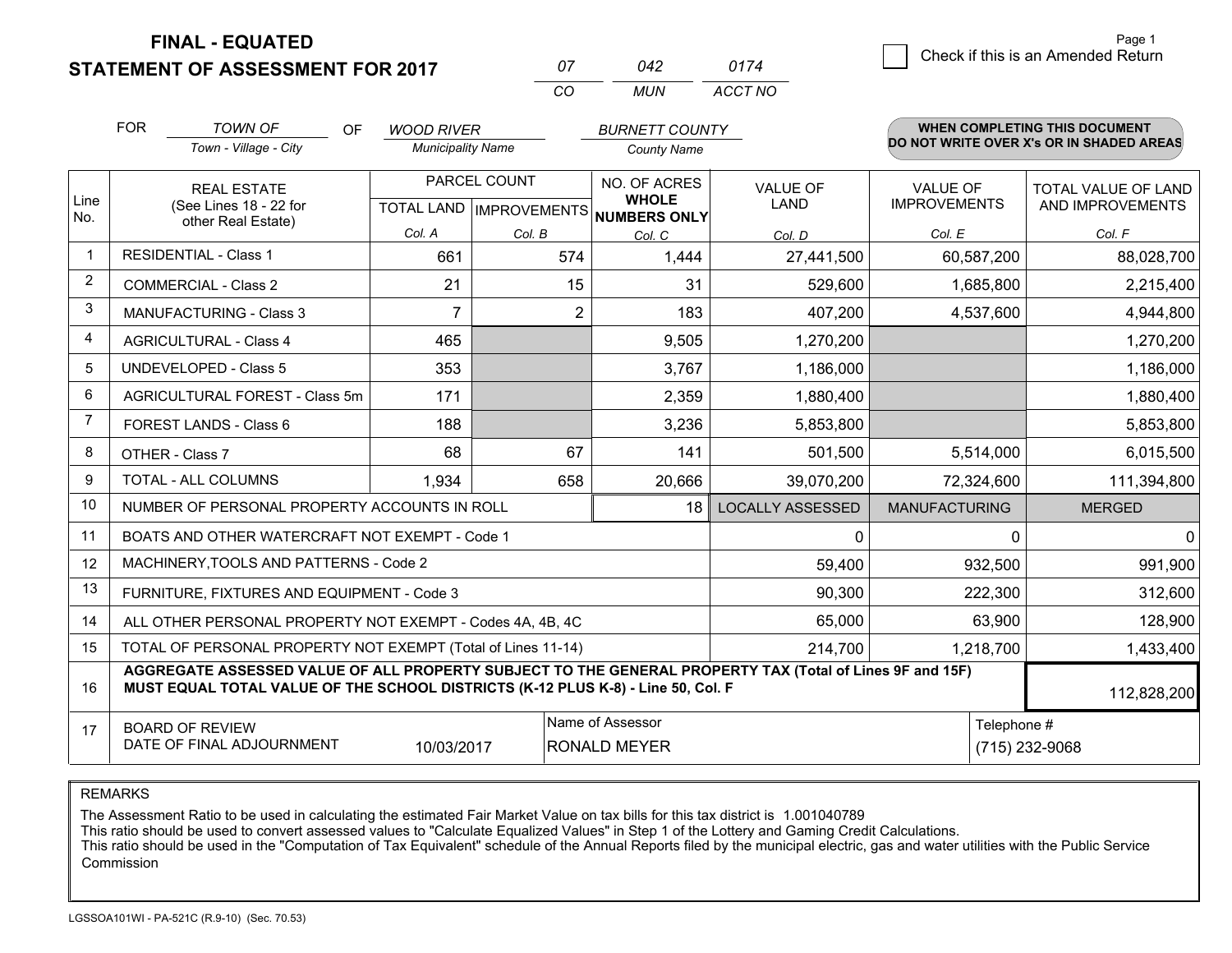# FINAL - EQUATED
# STATEMENT OF ASSESSMENT FOR 2017

| 07 | 042 | 0174 |
|---|---|---|
| CO | MUN | ACCT NO |

Page 1

☐ Check if this is an Amended Return

FOR *TOWN OF* (Town - Village - City) OF *WOOD RIVER* (Municipality Name) *BURNETT COUNTY* (County Name)

**WHEN COMPLETING THIS DOCUMENT DO NOT WRITE OVER X's OR IN SHADED AREAS**

| Line No. | REAL ESTATE (See Lines 18 - 22 for other Real Estate) | PARCEL COUNT TOTAL LAND Col. A | PARCEL COUNT IMPROVEMENTS Col. B | NO. OF ACRES WHOLE NUMBERS ONLY Col. C | VALUE OF LAND Col. D | VALUE OF IMPROVEMENTS Col. E | TOTAL VALUE OF LAND AND IMPROVEMENTS Col. F |
|---|---|---|---|---|---|---|---|
| 1 | RESIDENTIAL - Class 1 | 661 | 574 | 1,444 | 27,441,500 | 60,587,200 | 88,028,700 |
| 2 | COMMERCIAL - Class 2 | 21 | 15 | 31 | 529,600 | 1,685,800 | 2,215,400 |
| 3 | MANUFACTURING - Class 3 | 7 | 2 | 183 | 407,200 | 4,537,600 | 4,944,800 |
| 4 | AGRICULTURAL - Class 4 | 465 | | 9,505 | 1,270,200 | | 1,270,200 |
| 5 | UNDEVELOPED - Class 5 | 353 | | 3,767 | 1,186,000 | | 1,186,000 |
| 6 | AGRICULTURAL FOREST - Class 5m | 171 | | 2,359 | 1,880,400 | | 1,880,400 |
| 7 | FOREST LANDS - Class 6 | 188 | | 3,236 | 5,853,800 | | 5,853,800 |
| 8 | OTHER - Class 7 | 68 | 67 | 141 | 501,500 | 5,514,000 | 6,015,500 |
| 9 | TOTAL - ALL COLUMNS | 1,934 | 658 | 20,666 | 39,070,200 | 72,324,600 | 111,394,800 |
| 10 | NUMBER OF PERSONAL PROPERTY ACCOUNTS IN ROLL | | | 18 | LOCALLY ASSESSED | MANUFACTURING | MERGED |
| 11 | BOATS AND OTHER WATERCRAFT NOT EXEMPT - Code 1 | | | | 0 | 0 | 0 |
| 12 | MACHINERY,TOOLS AND PATTERNS - Code 2 | | | | 59,400 | 932,500 | 991,900 |
| 13 | FURNITURE, FIXTURES AND EQUIPMENT - Code 3 | | | | 90,300 | 222,300 | 312,600 |
| 14 | ALL OTHER PERSONAL PROPERTY NOT EXEMPT - Codes 4A, 4B, 4C | | | | 65,000 | 63,900 | 128,900 |
| 15 | TOTAL OF PERSONAL PROPERTY NOT EXEMPT (Total of Lines 11-14) | | | | 214,700 | 1,218,700 | 1,433,400 |
| 16 | **AGGREGATE ASSESSED VALUE OF ALL PROPERTY SUBJECT TO THE GENERAL PROPERTY TAX (Total of Lines 9F and 15F) MUST EQUAL TOTAL VALUE OF THE SCHOOL DISTRICTS (K-12 PLUS K-8) - Line 50, Col. F** | | | | | | 112,828,200 |
| 17 | BOARD OF REVIEW DATE OF FINAL ADJOURNMENT | 10/03/2017 | | Name of Assessor: RONALD MEYER | | Telephone #: (715) 232-9068 | |

REMARKS

The Assessment Ratio to be used in calculating the estimated Fair Market Value on tax bills for this tax district is 1.001040789
This ratio should be used to convert assessed values to "Calculate Equalized Values" in Step 1 of the Lottery and Gaming Credit Calculations.
This ratio should be used in the "Computation of Tax Equivalent" schedule of the Annual Reports filed by the municipal electric, gas and water utilities with the Public Service Commission

LGSSOA101WI - PA-521C (R.9-10) (Sec. 70.53)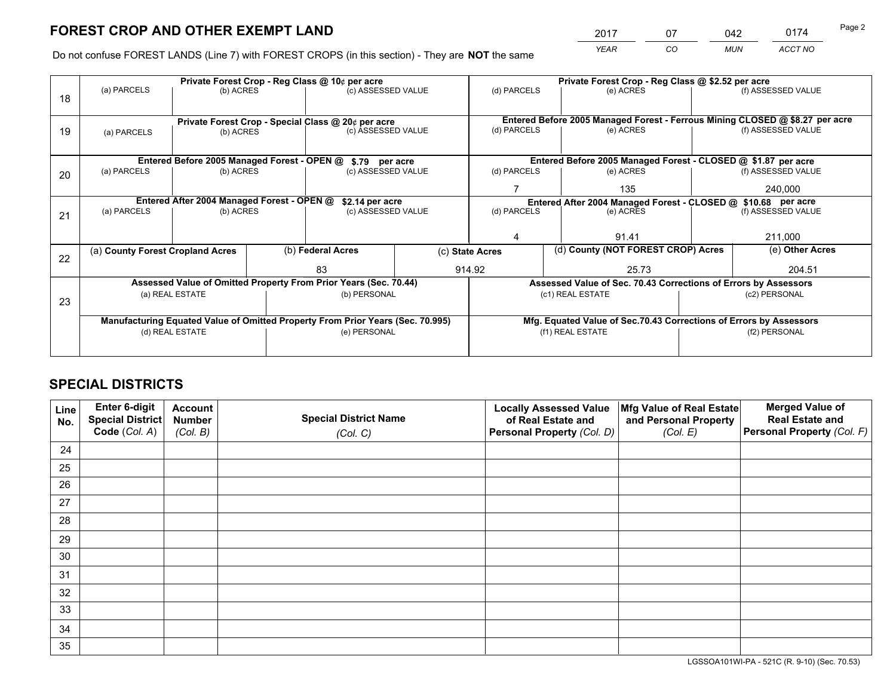# FOREST CROP AND OTHER EXEMPT LAND

| 2017 | 07 | 042 | 0174 |
|---|---|---|---|
| *YEAR* | *CO* | *MUN* | *ACCT NO* |

Page 2

Do not confuse FOREST LANDS (Line 7) with FOREST CROPS (in this section) - They are **NOT** the same

| Line | | | | | | |
|---|---|---|---|---|---|---|
| 18 | **Private Forest Crop - Reg Class @ 10¢ per acre** | | | **Private Forest Crop - Reg Class @ $2.52 per acre** | | |
| | (a) PARCELS | (b) ACRES | (c) ASSESSED VALUE | (d) PARCELS | (e) ACRES | (f) ASSESSED VALUE |
| | | | | | | |
| 19 | **Private Forest Crop - Special Class @ 20¢ per acre** | | | **Entered Before 2005 Managed Forest - Ferrous Mining CLOSED @ $8.27 per acre** | | |
| | (a) PARCELS | (b) ACRES | (c) ASSESSED VALUE | (d) PARCELS | (e) ACRES | (f) ASSESSED VALUE |
| | | | | | | |
| 20 | **Entered Before 2005 Managed Forest - OPEN @ $.79 per acre** | | | **Entered Before 2005 Managed Forest - CLOSED @ $1.87 per acre** | | |
| | (a) PARCELS | (b) ACRES | (c) ASSESSED VALUE | (d) PARCELS | (e) ACRES | (f) ASSESSED VALUE |
| | | | | 7 | 135 | 240,000 |
| 21 | **Entered After 2004 Managed Forest - OPEN @ $2.14 per acre** | | | **Entered After 2004 Managed Forest - CLOSED @ $10.68 per acre** | | |
| | (a) PARCELS | (b) ACRES | (c) ASSESSED VALUE | (d) PARCELS | (e) ACRES | (f) ASSESSED VALUE |
| | | | | 4 | 91.41 | 211,000 |

| Line | (a) County Forest Cropland Acres | (b) Federal Acres | (c) State Acres | (d) County (NOT FOREST CROP) Acres | (e) Other Acres |
|---|---|---|---|---|---|
| 22 | | 83 | 914.92 | 25.73 | 204.51 |

| Line | **Assessed Value of Omitted Property From Prior Years (Sec. 70.44)** | | **Assessed Value of Sec. 70.43 Corrections of Errors by Assessors** | |
|---|---|---|---|---|
| 23 | (a) REAL ESTATE | (b) PERSONAL | (c1) REAL ESTATE | (c2) PERSONAL |
| | | | | |
| | **Manufacturing Equated Value of Omitted Property From Prior Years (Sec. 70.995)** | | **Mfg. Equated Value of Sec.70.43 Corrections of Errors by Assessors** | |
| | (d) REAL ESTATE | (e) PERSONAL | (f1) REAL ESTATE | (f2) PERSONAL |
| | | | | |

# SPECIAL DISTRICTS

| Line No. | Enter 6-digit Special District Code (*Col. A*) | Account Number (*Col. B*) | Special District Name (*Col. C*) | Locally Assessed Value of Real Estate and Personal Property (*Col. D*) | Mfg Value of Real Estate and Personal Property (*Col. E*) | Merged Value of Real Estate and Personal Property (*Col. F*) |
|---|---|---|---|---|---|---|
| 24 | | | | | | |
| 25 | | | | | | |
| 26 | | | | | | |
| 27 | | | | | | |
| 28 | | | | | | |
| 29 | | | | | | |
| 30 | | | | | | |
| 31 | | | | | | |
| 32 | | | | | | |
| 33 | | | | | | |
| 34 | | | | | | |
| 35 | | | | | | |

LGSSOA101WI-PA - 521C (R. 9-10) (Sec. 70.53)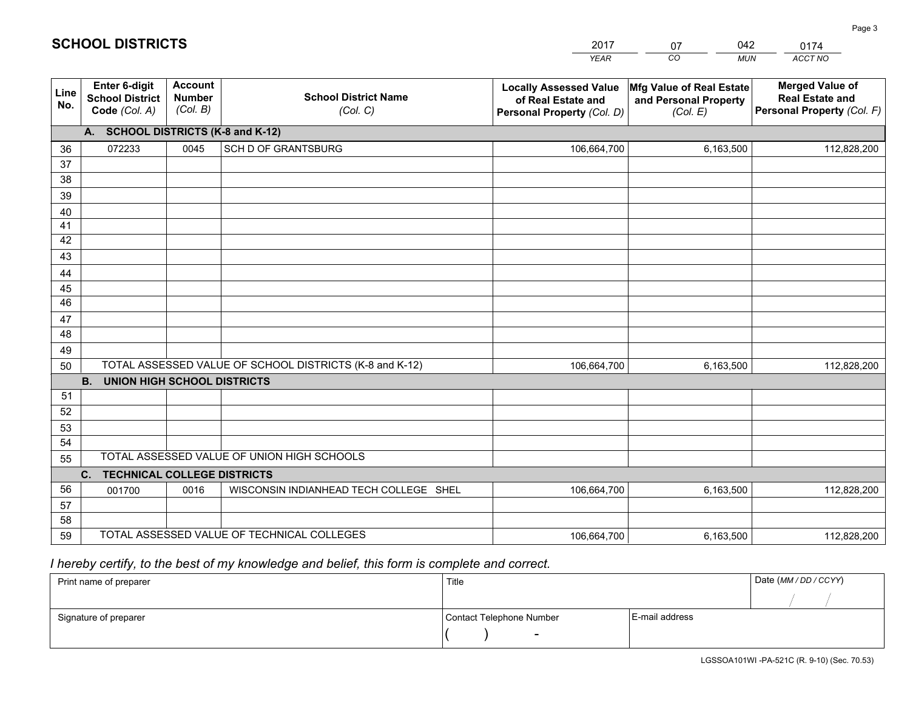# SCHOOL DISTRICTS

| 2017 | 07 | 042 | 0174 |
|---|---|---|---|
| *YEAR* | *CO* | *MUN* | *ACCT NO* |

| Line No. | Enter 6-digit School District Code *(Col. A)* | Account Number *(Col. B)* | School District Name *(Col. C)* | Locally Assessed Value of Real Estate and Personal Property *(Col. D)* | Mfg Value of Real Estate and Personal Property *(Col. E)* | Merged Value of Real Estate and Personal Property *(Col. F)* |
|---|---|---|---|---|---|---|
| | **A. SCHOOL DISTRICTS (K-8 and K-12)** | | | | | |
| 36 | 072233 | 0045 | SCH D OF GRANTSBURG | 106,664,700 | 6,163,500 | 112,828,200 |
| 37 | | | | | | |
| 38 | | | | | | |
| 39 | | | | | | |
| 40 | | | | | | |
| 41 | | | | | | |
| 42 | | | | | | |
| 43 | | | | | | |
| 44 | | | | | | |
| 45 | | | | | | |
| 46 | | | | | | |
| 47 | | | | | | |
| 48 | | | | | | |
| 49 | | | | | | |
| 50 | TOTAL ASSESSED VALUE OF SCHOOL DISTRICTS (K-8 and K-12) | | | 106,664,700 | 6,163,500 | 112,828,200 |
| | **B. UNION HIGH SCHOOL DISTRICTS** | | | | | |
| 51 | | | | | | |
| 52 | | | | | | |
| 53 | | | | | | |
| 54 | | | | | | |
| 55 | TOTAL ASSESSED VALUE OF UNION HIGH SCHOOLS | | | | | |
| | **C. TECHNICAL COLLEGE DISTRICTS** | | | | | |
| 56 | 001700 | 0016 | WISCONSIN INDIANHEAD TECH COLLEGE SHEL | 106,664,700 | 6,163,500 | 112,828,200 |
| 57 | | | | | | |
| 58 | | | | | | |
| 59 | TOTAL ASSESSED VALUE OF TECHNICAL COLLEGES | | | 106,664,700 | 6,163,500 | 112,828,200 |

*I hereby certify, to the best of my knowledge and belief, this form is complete and correct.*

| Print name of preparer | Title | | Date *(MM / DD / CCYY)* |
|---|---|---|---|
| | | | / / |
| Signature of preparer | Contact Telephone Number | E-mail address | |
| | ( ) - | | |

LGSSOA101WI -PA-521C (R. 9-10) (Sec. 70.53)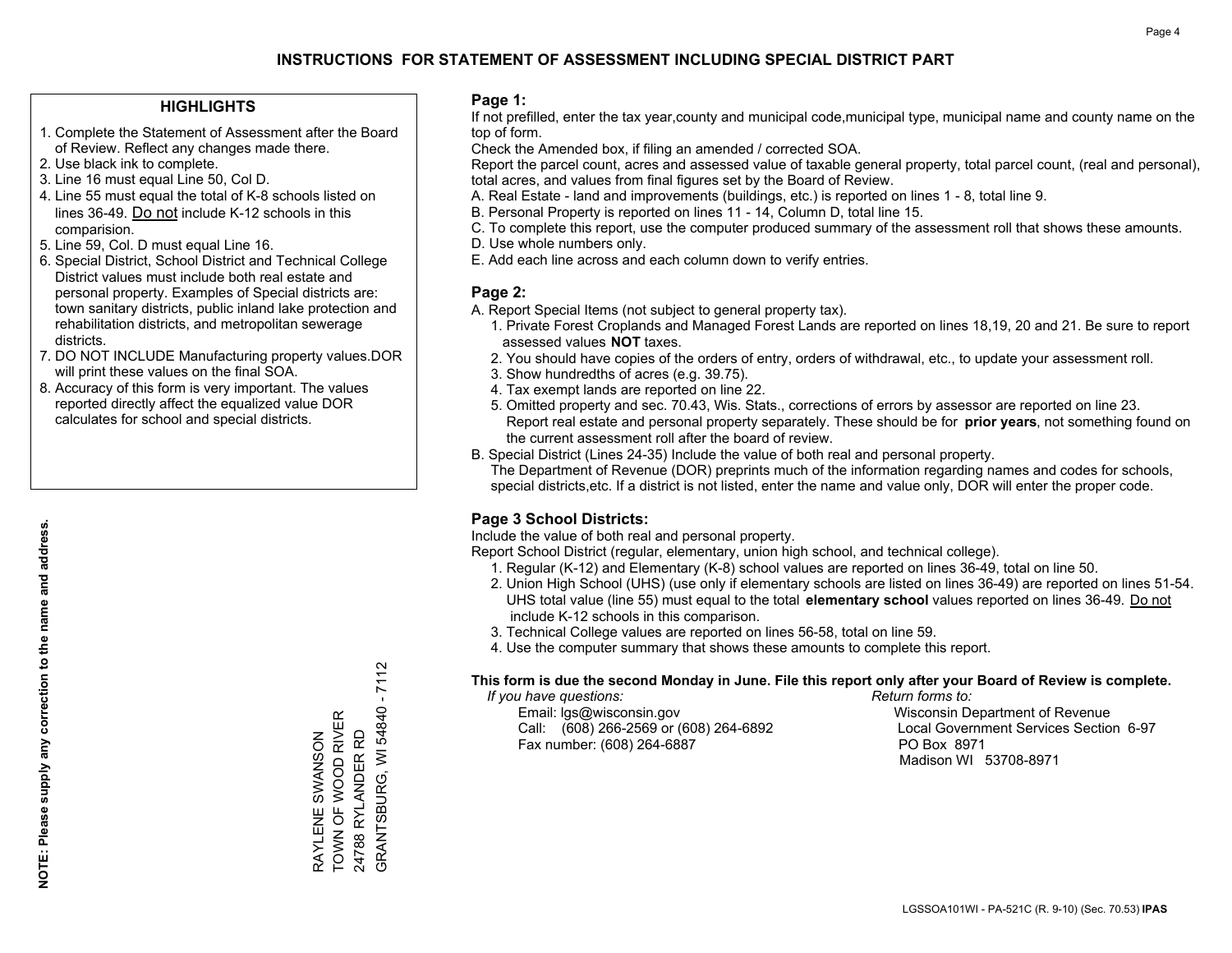# INSTRUCTIONS FOR STATEMENT OF ASSESSMENT INCLUDING SPECIAL DISTRICT PART

## HIGHLIGHTS

1. Complete the Statement of Assessment after the Board of Review. Reflect any changes made there.
2. Use black ink to complete.
3. Line 16 must equal Line 50, Col D.
4. Line 55 must equal the total of K-8 schools listed on lines 36-49. Do not include K-12 schools in this comparision.
5. Line 59, Col. D must equal Line 16.
6. Special District, School District and Technical College District values must include both real estate and personal property. Examples of Special districts are: town sanitary districts, public inland lake protection and rehabilitation districts, and metropolitan sewerage districts.
7. DO NOT INCLUDE Manufacturing property values.DOR will print these values on the final SOA.
8. Accuracy of this form is very important. The values reported directly affect the equalized value DOR calculates for school and special districts.

**NOTE: Please supply any correction to the name and address.**

RAYLENE SWANSON
TOWN OF WOOD RIVER
24788 RYLANDER RD
GRANTSBURG, WI 54840 - 7112

## Page 1:

If not prefilled, enter the tax year,county and municipal code,municipal type, municipal name and county name on the top of form.

Check the Amended box, if filing an amended / corrected SOA.

Report the parcel count, acres and assessed value of taxable general property, total parcel count, (real and personal), total acres, and values from final figures set by the Board of Review.

A. Real Estate - land and improvements (buildings, etc.) is reported on lines 1 - 8, total line 9.
B. Personal Property is reported on lines 11 - 14, Column D, total line 15.
C. To complete this report, use the computer produced summary of the assessment roll that shows these amounts.
D. Use whole numbers only.
E. Add each line across and each column down to verify entries.

## Page 2:

A. Report Special Items (not subject to general property tax).
   1. Private Forest Croplands and Managed Forest Lands are reported on lines 18,19, 20 and 21. Be sure to report assessed values **NOT** taxes.
   2. You should have copies of the orders of entry, orders of withdrawal, etc., to update your assessment roll.
   3. Show hundredths of acres (e.g. 39.75).
   4. Tax exempt lands are reported on line 22.
   5. Omitted property and sec. 70.43, Wis. Stats., corrections of errors by assessor are reported on line 23. Report real estate and personal property separately. These should be for **prior years**, not something found on the current assessment roll after the board of review.
B. Special District (Lines 24-35) Include the value of both real and personal property.
   The Department of Revenue (DOR) preprints much of the information regarding names and codes for schools, special districts,etc. If a district is not listed, enter the name and value only, DOR will enter the proper code.

## Page 3 School Districts:

Include the value of both real and personal property.

Report School District (regular, elementary, union high school, and technical college).

1. Regular (K-12) and Elementary (K-8) school values are reported on lines 36-49, total on line 50.
2. Union High School (UHS) (use only if elementary schools are listed on lines 36-49) are reported on lines 51-54. UHS total value (line 55) must equal to the total **elementary school** values reported on lines 36-49. Do not include K-12 schools in this comparison.
3. Technical College values are reported on lines 56-58, total on line 59.
4. Use the computer summary that shows these amounts to complete this report.

**This form is due the second Monday in June. File this report only after your Board of Review is complete.**

*If you have questions:*
Email: lgs@wisconsin.gov
Call: (608) 266-2569 or (608) 264-6892
Fax number: (608) 264-6887

*Return forms to:*
Wisconsin Department of Revenue
Local Government Services Section 6-97
PO Box 8971
Madison WI 53708-8971

LGSSOA101WI - PA-521C (R. 9-10) (Sec. 70.53) **IPAS**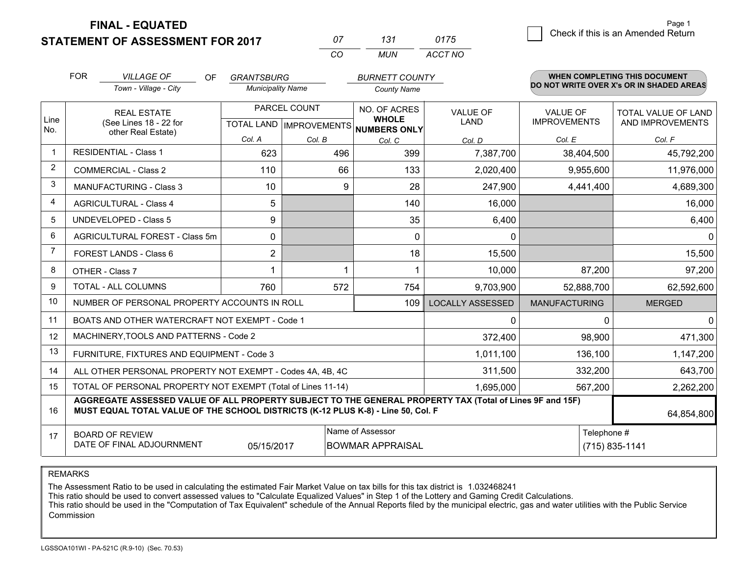# FINAL - EQUATED
# STATEMENT OF ASSESSMENT FOR 2017

| 07 | 131 | 0175 |
|---|---|---|
| CO | MUN | ACCT NO |

Page 1

☐ Check if this is an Amended Return

FOR *VILLAGE OF* (Town - Village - City) OF *GRANTSBURG* (Municipality Name) *BURNETT COUNTY* (County Name)

**WHEN COMPLETING THIS DOCUMENT DO NOT WRITE OVER X's OR IN SHADED AREAS**

| Line No. | REAL ESTATE (See Lines 18 - 22 for other Real Estate) | PARCEL COUNT TOTAL LAND Col. A | PARCEL COUNT IMPROVEMENTS Col. B | NO. OF ACRES WHOLE NUMBERS ONLY Col. C | VALUE OF LAND Col. D | VALUE OF IMPROVEMENTS Col. E | TOTAL VALUE OF LAND AND IMPROVEMENTS Col. F |
|---|---|---|---|---|---|---|---|
| 1 | RESIDENTIAL - Class 1 | 623 | 496 | 399 | 7,387,700 | 38,404,500 | 45,792,200 |
| 2 | COMMERCIAL - Class 2 | 110 | 66 | 133 | 2,020,400 | 9,955,600 | 11,976,000 |
| 3 | MANUFACTURING - Class 3 | 10 | 9 | 28 | 247,900 | 4,441,400 | 4,689,300 |
| 4 | AGRICULTURAL - Class 4 | 5 | | 140 | 16,000 | | 16,000 |
| 5 | UNDEVELOPED - Class 5 | 9 | | 35 | 6,400 | | 6,400 |
| 6 | AGRICULTURAL FOREST - Class 5m | 0 | | 0 | 0 | | 0 |
| 7 | FOREST LANDS - Class 6 | 2 | | 18 | 15,500 | | 15,500 |
| 8 | OTHER - Class 7 | 1 | 1 | 1 | 10,000 | 87,200 | 97,200 |
| 9 | TOTAL - ALL COLUMNS | 760 | 572 | 754 | 9,703,900 | 52,888,700 | 62,592,600 |
| 10 | NUMBER OF PERSONAL PROPERTY ACCOUNTS IN ROLL | | | 109 | LOCALLY ASSESSED | MANUFACTURING | MERGED |
| 11 | BOATS AND OTHER WATERCRAFT NOT EXEMPT - Code 1 | | | | 0 | 0 | 0 |
| 12 | MACHINERY,TOOLS AND PATTERNS - Code 2 | | | | 372,400 | 98,900 | 471,300 |
| 13 | FURNITURE, FIXTURES AND EQUIPMENT - Code 3 | | | | 1,011,100 | 136,100 | 1,147,200 |
| 14 | ALL OTHER PERSONAL PROPERTY NOT EXEMPT - Codes 4A, 4B, 4C | | | | 311,500 | 332,200 | 643,700 |
| 15 | TOTAL OF PERSONAL PROPERTY NOT EXEMPT (Total of Lines 11-14) | | | | 1,695,000 | 567,200 | 2,262,200 |
| 16 | **AGGREGATE ASSESSED VALUE OF ALL PROPERTY SUBJECT TO THE GENERAL PROPERTY TAX (Total of Lines 9F and 15F) MUST EQUAL TOTAL VALUE OF THE SCHOOL DISTRICTS (K-12 PLUS K-8) - Line 50, Col. F** | | | | | | 64,854,800 |
| 17 | BOARD OF REVIEW DATE OF FINAL ADJOURNMENT | 05/15/2017 | | Name of Assessor: BOWMAR APPRAISAL | | Telephone #: (715) 835-1141 | |

REMARKS

The Assessment Ratio to be used in calculating the estimated Fair Market Value on tax bills for this tax district is 1.032468241
This ratio should be used to convert assessed values to "Calculate Equalized Values" in Step 1 of the Lottery and Gaming Credit Calculations.
This ratio should be used in the "Computation of Tax Equivalent" schedule of the Annual Reports filed by the municipal electric, gas and water utilities with the Public Service Commission

LGSSOA101WI - PA-521C (R.9-10) (Sec. 70.53)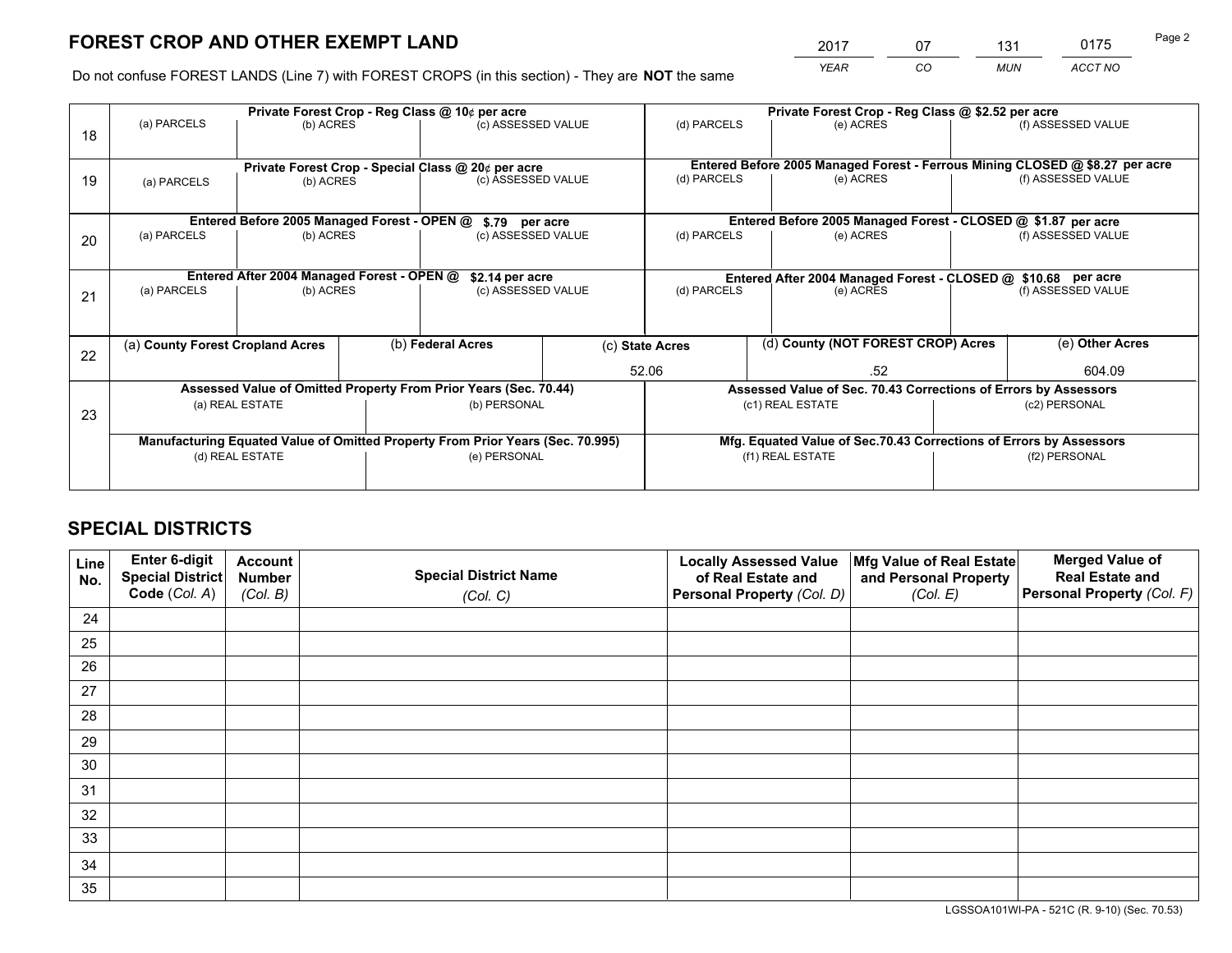# FOREST CROP AND OTHER EXEMPT LAND

| 2017 | 07 | 131 | 0175 |
|---|---|---|---|
| *YEAR* | *CO* | *MUN* | *ACCT NO* |

Do not confuse FOREST LANDS (Line 7) with FOREST CROPS (in this section) - They are **NOT** the same

| | Private Forest Crop - Reg Class @ 10¢ per acre | | | Private Forest Crop - Reg Class @ $2.52 per acre | | |
|---|---|---|---|---|---|---|
| 18 | (a) PARCELS | (b) ACRES | (c) ASSESSED VALUE | (d) PARCELS | (e) ACRES | (f) ASSESSED VALUE |
| | **Private Forest Crop - Special Class @ 20¢ per acre** | | | **Entered Before 2005 Managed Forest - Ferrous Mining CLOSED @ $8.27 per acre** | | |
| 19 | (a) PARCELS | (b) ACRES | (c) ASSESSED VALUE | (d) PARCELS | (e) ACRES | (f) ASSESSED VALUE |
| | **Entered Before 2005 Managed Forest - OPEN @ $.79 per acre** | | | **Entered Before 2005 Managed Forest - CLOSED @ $1.87 per acre** | | |
| 20 | (a) PARCELS | (b) ACRES | (c) ASSESSED VALUE | (d) PARCELS | (e) ACRES | (f) ASSESSED VALUE |
| | **Entered After 2004 Managed Forest - OPEN @ $2.14 per acre** | | | **Entered After 2004 Managed Forest - CLOSED @ $10.68 per acre** | | |
| 21 | (a) PARCELS | (b) ACRES | (c) ASSESSED VALUE | (d) PARCELS | (e) ACRES | (f) ASSESSED VALUE |

| | (a) **County Forest Cropland Acres** | (b) **Federal Acres** | (c) **State Acres** | (d) **County (NOT FOREST CROP) Acres** | (e) **Other Acres** |
|---|---|---|---|---|---|
| 22 | | | 52.06 | .52 | 604.09 |

| | Assessed Value of Omitted Property From Prior Years (Sec. 70.44) | | Assessed Value of Sec. 70.43 Corrections of Errors by Assessors | |
|---|---|---|---|---|
| 23 | (a) REAL ESTATE | (b) PERSONAL | (c1) REAL ESTATE | (c2) PERSONAL |
| | **Manufacturing Equated Value of Omitted Property From Prior Years (Sec. 70.995)** | | **Mfg. Equated Value of Sec.70.43 Corrections of Errors by Assessors** | |
| | (d) REAL ESTATE | (e) PERSONAL | (f1) REAL ESTATE | (f2) PERSONAL |

# SPECIAL DISTRICTS

| Line No. | Enter 6-digit Special District Code (*Col. A*) | Account Number (*Col. B*) | Special District Name (*Col. C*) | Locally Assessed Value of Real Estate and Personal Property (*Col. D*) | Mfg Value of Real Estate and Personal Property (*Col. E*) | Merged Value of Real Estate and Personal Property (*Col. F*) |
|---|---|---|---|---|---|---|
| 24 | | | | | | |
| 25 | | | | | | |
| 26 | | | | | | |
| 27 | | | | | | |
| 28 | | | | | | |
| 29 | | | | | | |
| 30 | | | | | | |
| 31 | | | | | | |
| 32 | | | | | | |
| 33 | | | | | | |
| 34 | | | | | | |
| 35 | | | | | | |

LGSSOA101WI-PA - 521C (R. 9-10) (Sec. 70.53)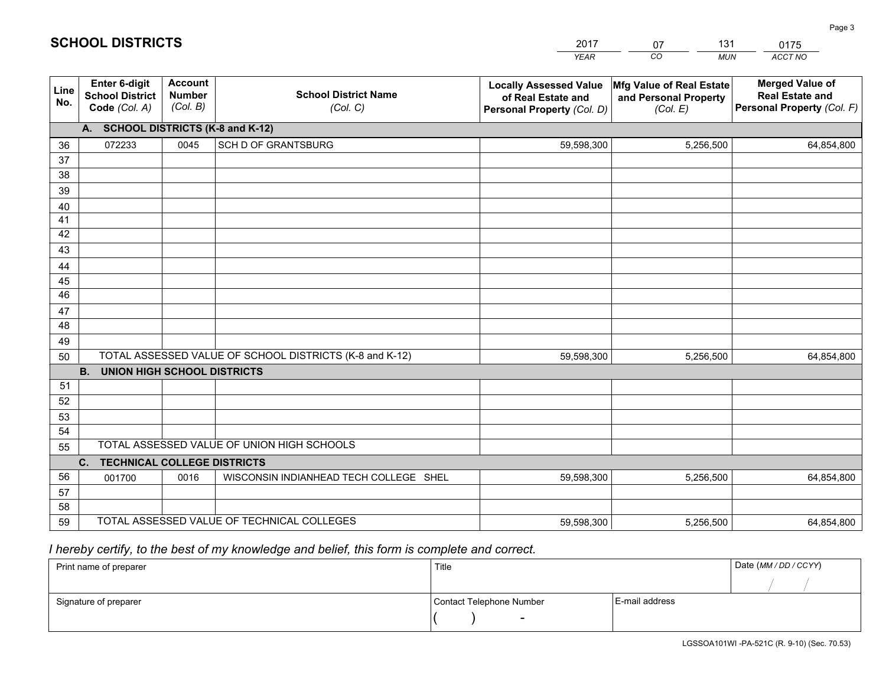# SCHOOL DISTRICTS

| YEAR | CO | MUN | ACCT NO |
|---|---|---|---|
| 2017 | 07 | 131 | 0175 |

| Line No. | Enter 6-digit School District Code (Col. A) | Account Number (Col. B) | School District Name (Col. C) | Locally Assessed Value of Real Estate and Personal Property (Col. D) | Mfg Value of Real Estate and Personal Property (Col. E) | Merged Value of Real Estate and Personal Property (Col. F) |
|---|---|---|---|---|---|---|
| **A. SCHOOL DISTRICTS (K-8 and K-12)** | | | | | | |
| 36 | 072233 | 0045 | SCH D OF GRANTSBURG | 59,598,300 | 5,256,500 | 64,854,800 |
| 37 | | | | | | |
| 38 | | | | | | |
| 39 | | | | | | |
| 40 | | | | | | |
| 41 | | | | | | |
| 42 | | | | | | |
| 43 | | | | | | |
| 44 | | | | | | |
| 45 | | | | | | |
| 46 | | | | | | |
| 47 | | | | | | |
| 48 | | | | | | |
| 49 | | | | | | |
| 50 | TOTAL ASSESSED VALUE OF SCHOOL DISTRICTS (K-8 and K-12) | | | 59,598,300 | 5,256,500 | 64,854,800 |
| **B. UNION HIGH SCHOOL DISTRICTS** | | | | | | |
| 51 | | | | | | |
| 52 | | | | | | |
| 53 | | | | | | |
| 54 | | | | | | |
| 55 | TOTAL ASSESSED VALUE OF UNION HIGH SCHOOLS | | | | | |
| **C. TECHNICAL COLLEGE DISTRICTS** | | | | | | |
| 56 | 001700 | 0016 | WISCONSIN INDIANHEAD TECH COLLEGE SHEL | 59,598,300 | 5,256,500 | 64,854,800 |
| 57 | | | | | | |
| 58 | | | | | | |
| 59 | TOTAL ASSESSED VALUE OF TECHNICAL COLLEGES | | | 59,598,300 | 5,256,500 | 64,854,800 |

*I hereby certify, to the best of my knowledge and belief, this form is complete and correct.*

| Print name of preparer | Title | | Date (MM / DD / CCYY) |
|---|---|---|---|
| | | | / / |
| Signature of preparer | Contact Telephone Number | E-mail address | |
| | ( ) - | | |

LGSSOA101WI -PA-521C (R. 9-10) (Sec. 70.53)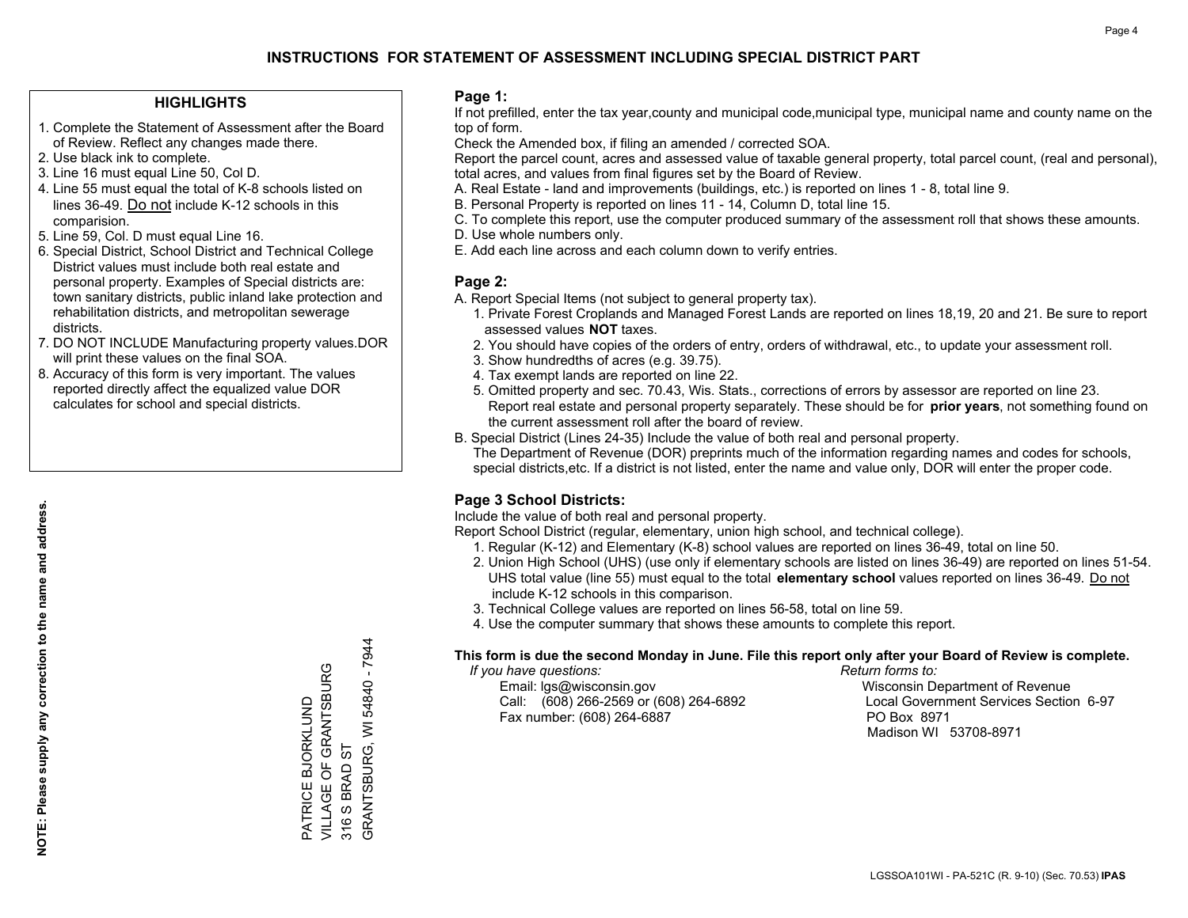# INSTRUCTIONS FOR STATEMENT OF ASSESSMENT INCLUDING SPECIAL DISTRICT PART

## HIGHLIGHTS

1. Complete the Statement of Assessment after the Board of Review. Reflect any changes made there.
2. Use black ink to complete.
3. Line 16 must equal Line 50, Col D.
4. Line 55 must equal the total of K-8 schools listed on lines 36-49. Do not include K-12 schools in this comparision.
5. Line 59, Col. D must equal Line 16.
6. Special District, School District and Technical College District values must include both real estate and personal property. Examples of Special districts are: town sanitary districts, public inland lake protection and rehabilitation districts, and metropolitan sewerage districts.
7. DO NOT INCLUDE Manufacturing property values.DOR will print these values on the final SOA.
8. Accuracy of this form is very important. The values reported directly affect the equalized value DOR calculates for school and special districts.

**NOTE: Please supply any correction to the name and address.**

PATRICE BJORKLUND
VILLAGE OF GRANTSBURG
316 S BRAD ST
GRANTSBURG, WI 54840 - 7944

## Page 1:

If not prefilled, enter the tax year,county and municipal code,municipal type, municipal name and county name on the top of form.

Check the Amended box, if filing an amended / corrected SOA.

Report the parcel count, acres and assessed value of taxable general property, total parcel count, (real and personal), total acres, and values from final figures set by the Board of Review.

A. Real Estate - land and improvements (buildings, etc.) is reported on lines 1 - 8, total line 9.
B. Personal Property is reported on lines 11 - 14, Column D, total line 15.
C. To complete this report, use the computer produced summary of the assessment roll that shows these amounts.
D. Use whole numbers only.
E. Add each line across and each column down to verify entries.

## Page 2:

A. Report Special Items (not subject to general property tax).
   1. Private Forest Croplands and Managed Forest Lands are reported on lines 18,19, 20 and 21. Be sure to report assessed values **NOT** taxes.
   2. You should have copies of the orders of entry, orders of withdrawal, etc., to update your assessment roll.
   3. Show hundredths of acres (e.g. 39.75).
   4. Tax exempt lands are reported on line 22.
   5. Omitted property and sec. 70.43, Wis. Stats., corrections of errors by assessor are reported on line 23. Report real estate and personal property separately. These should be for **prior years**, not something found on the current assessment roll after the board of review.

B. Special District (Lines 24-35) Include the value of both real and personal property.
   The Department of Revenue (DOR) preprints much of the information regarding names and codes for schools, special districts,etc. If a district is not listed, enter the name and value only, DOR will enter the proper code.

## Page 3 School Districts:

Include the value of both real and personal property.

Report School District (regular, elementary, union high school, and technical college).

1. Regular (K-12) and Elementary (K-8) school values are reported on lines 36-49, total on line 50.
2. Union High School (UHS) (use only if elementary schools are listed on lines 36-49) are reported on lines 51-54. UHS total value (line 55) must equal to the total **elementary school** values reported on lines 36-49. Do not include K-12 schools in this comparison.
3. Technical College values are reported on lines 56-58, total on line 59.
4. Use the computer summary that shows these amounts to complete this report.

**This form is due the second Monday in June. File this report only after your Board of Review is complete.**

*If you have questions:*
Email: lgs@wisconsin.gov
Call: (608) 266-2569 or (608) 264-6892
Fax number: (608) 264-6887

*Return forms to:*
Wisconsin Department of Revenue
Local Government Services Section 6-97
PO Box 8971
Madison WI 53708-8971

LGSSOA101WI - PA-521C (R. 9-10) (Sec. 70.53) **IPAS**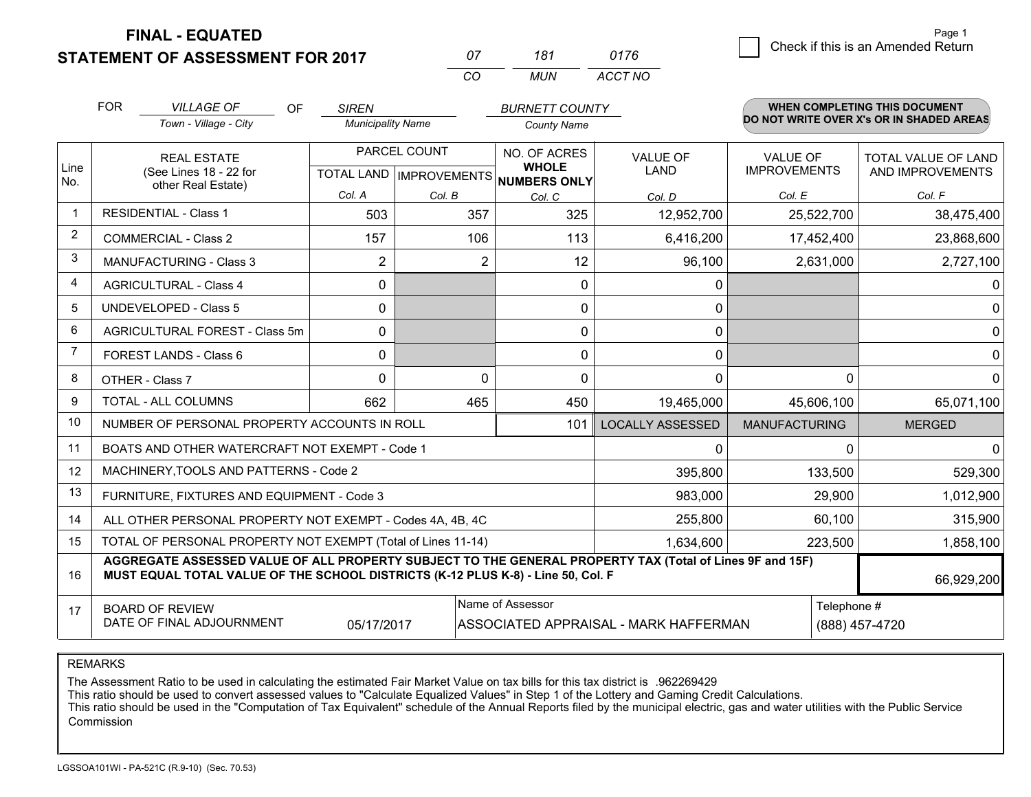**FINAL - EQUATED**
**STATEMENT OF ASSESSMENT FOR 2017**

| 07 | 181 | 0176 |
|---|---|---|
| CO | MUN | ACCT NO |

Page 1

☐ Check if this is an Amended Return

FOR *VILLAGE OF* (Town - Village - City) OF *SIREN* (Municipality Name) *BURNETT COUNTY* (County Name)

**WHEN COMPLETING THIS DOCUMENT DO NOT WRITE OVER X's OR IN SHADED AREAS**

| Line No. | REAL ESTATE (See Lines 18 - 22 for other Real Estate) | PARCEL COUNT TOTAL LAND Col. A | PARCEL COUNT IMPROVEMENTS Col. B | NO. OF ACRES WHOLE NUMBERS ONLY Col. C | VALUE OF LAND Col. D | VALUE OF IMPROVEMENTS Col. E | TOTAL VALUE OF LAND AND IMPROVEMENTS Col. F |
|---|---|---|---|---|---|---|---|
| 1 | RESIDENTIAL - Class 1 | 503 | 357 | 325 | 12,952,700 | 25,522,700 | 38,475,400 |
| 2 | COMMERCIAL - Class 2 | 157 | 106 | 113 | 6,416,200 | 17,452,400 | 23,868,600 |
| 3 | MANUFACTURING - Class 3 | 2 | 2 | 12 | 96,100 | 2,631,000 | 2,727,100 |
| 4 | AGRICULTURAL - Class 4 | 0 | | 0 | 0 | | 0 |
| 5 | UNDEVELOPED - Class 5 | 0 | | 0 | 0 | | 0 |
| 6 | AGRICULTURAL FOREST - Class 5m | 0 | | 0 | 0 | | 0 |
| 7 | FOREST LANDS - Class 6 | 0 | | 0 | 0 | | 0 |
| 8 | OTHER - Class 7 | 0 | 0 | 0 | 0 | 0 | 0 |
| 9 | TOTAL - ALL COLUMNS | 662 | 465 | 450 | 19,465,000 | 45,606,100 | 65,071,100 |
| 10 | NUMBER OF PERSONAL PROPERTY ACCOUNTS IN ROLL | | | 101 | LOCALLY ASSESSED | MANUFACTURING | MERGED |
| 11 | BOATS AND OTHER WATERCRAFT NOT EXEMPT - Code 1 | | | | 0 | 0 | 0 |
| 12 | MACHINERY,TOOLS AND PATTERNS - Code 2 | | | | 395,800 | 133,500 | 529,300 |
| 13 | FURNITURE, FIXTURES AND EQUIPMENT - Code 3 | | | | 983,000 | 29,900 | 1,012,900 |
| 14 | ALL OTHER PERSONAL PROPERTY NOT EXEMPT - Codes 4A, 4B, 4C | | | | 255,800 | 60,100 | 315,900 |
| 15 | TOTAL OF PERSONAL PROPERTY NOT EXEMPT (Total of Lines 11-14) | | | | 1,634,600 | 223,500 | 1,858,100 |
| 16 | **AGGREGATE ASSESSED VALUE OF ALL PROPERTY SUBJECT TO THE GENERAL PROPERTY TAX (Total of Lines 9F and 15F) MUST EQUAL TOTAL VALUE OF THE SCHOOL DISTRICTS (K-12 PLUS K-8) - Line 50, Col. F** | | | | | | 66,929,200 |
| 17 | BOARD OF REVIEW DATE OF FINAL ADJOURNMENT | 05/17/2017 | Name of Assessor | ASSOCIATED APPRAISAL - MARK HAFFERMAN | | Telephone # | (888) 457-4720 |

REMARKS

The Assessment Ratio to be used in calculating the estimated Fair Market Value on tax bills for this tax district is .962269429
This ratio should be used to convert assessed values to "Calculate Equalized Values" in Step 1 of the Lottery and Gaming Credit Calculations.
This ratio should be used in the "Computation of Tax Equivalent" schedule of the Annual Reports filed by the municipal electric, gas and water utilities with the Public Service Commission

LGSSOA101WI - PA-521C (R.9-10) (Sec. 70.53)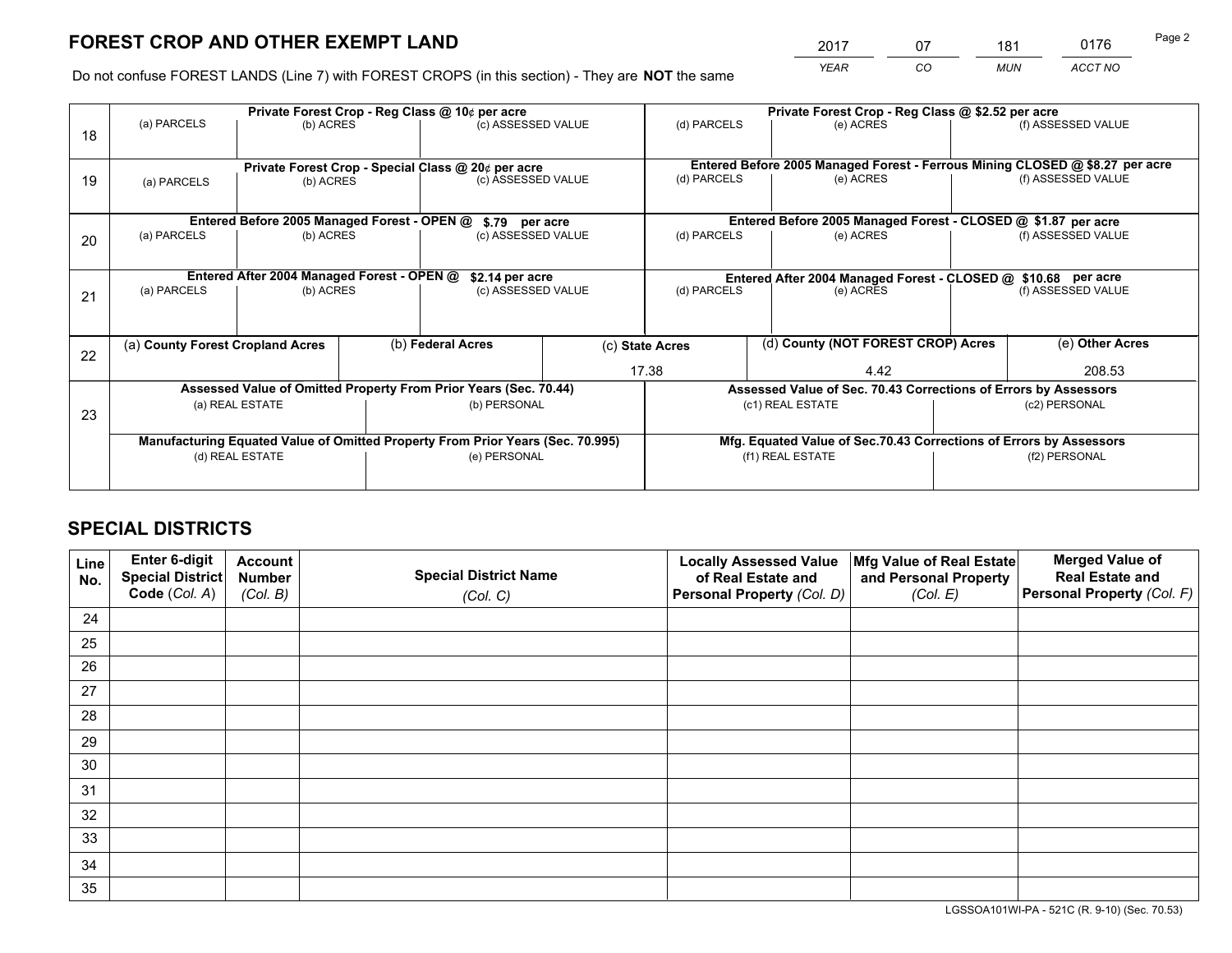# FOREST CROP AND OTHER EXEMPT LAND

| 2017 | 07 | 181 | 0176 |
|---|---|---|---|
| *YEAR* | *CO* | *MUN* | *ACCT NO* |

Do not confuse FOREST LANDS (Line 7) with FOREST CROPS (in this section) - They are **NOT** the same

| Line | Private Forest Crop - Reg Class @ 10¢ per acre | | | Private Forest Crop - Reg Class @ $2.52 per acre | | |
|---|---|---|---|---|---|---|
| 18 | (a) PARCELS | (b) ACRES | (c) ASSESSED VALUE | (d) PARCELS | (e) ACRES | (f) ASSESSED VALUE |
| | | | | | | |
| | **Private Forest Crop - Special Class @ 20¢ per acre** | | | **Entered Before 2005 Managed Forest - Ferrous Mining CLOSED @ $8.27 per acre** | | |
| 19 | (a) PARCELS | (b) ACRES | (c) ASSESSED VALUE | (d) PARCELS | (e) ACRES | (f) ASSESSED VALUE |
| | | | | | | |
| | **Entered Before 2005 Managed Forest - OPEN @ $.79 per acre** | | | **Entered Before 2005 Managed Forest - CLOSED @ $1.87 per acre** | | |
| 20 | (a) PARCELS | (b) ACRES | (c) ASSESSED VALUE | (d) PARCELS | (e) ACRES | (f) ASSESSED VALUE |
| | | | | | | |
| | **Entered After 2004 Managed Forest - OPEN @ $2.14 per acre** | | | **Entered After 2004 Managed Forest - CLOSED @ $10.68 per acre** | | |
| 21 | (a) PARCELS | (b) ACRES | (c) ASSESSED VALUE | (d) PARCELS | (e) ACRES | (f) ASSESSED VALUE |
| | | | | | | |

| Line | (a) County Forest Cropland Acres | (b) Federal Acres | (c) State Acres | (d) County (NOT FOREST CROP) Acres | (e) Other Acres |
|---|---|---|---|---|---|
| 22 | | | 17.38 | 4.42 | 208.53 |

| Line | Assessed Value of Omitted Property From Prior Years (Sec. 70.44) | | Assessed Value of Sec. 70.43 Corrections of Errors by Assessors | |
|---|---|---|---|---|
| 23 | (a) REAL ESTATE | (b) PERSONAL | (c1) REAL ESTATE | (c2) PERSONAL |
| | | | | |
| | **Manufacturing Equated Value of Omitted Property From Prior Years (Sec. 70.995)** | | **Mfg. Equated Value of Sec.70.43 Corrections of Errors by Assessors** | |
| | (d) REAL ESTATE | (e) PERSONAL | (f1) REAL ESTATE | (f2) PERSONAL |
| | | | | |

# SPECIAL DISTRICTS

| Line No. | Enter 6-digit Special District Code (Col. A) | Account Number (Col. B) | Special District Name (Col. C) | Locally Assessed Value of Real Estate and Personal Property (Col. D) | Mfg Value of Real Estate and Personal Property (Col. E) | Merged Value of Real Estate and Personal Property (Col. F) |
|---|---|---|---|---|---|---|
| 24 | | | | | | |
| 25 | | | | | | |
| 26 | | | | | | |
| 27 | | | | | | |
| 28 | | | | | | |
| 29 | | | | | | |
| 30 | | | | | | |
| 31 | | | | | | |
| 32 | | | | | | |
| 33 | | | | | | |
| 34 | | | | | | |
| 35 | | | | | | |

LGSSOA101WI-PA - 521C (R. 9-10) (Sec. 70.53)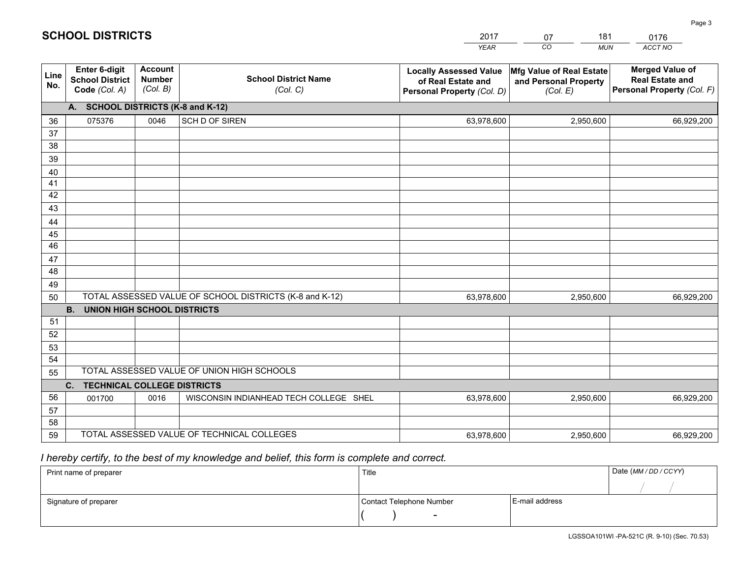# SCHOOL DISTRICTS

| 2017 | 07 | 181 | 0176 |
|---|---|---|---|
| YEAR | CO | MUN | ACCT NO |

| Line No. | Enter 6-digit School District Code (Col. A) | Account Number (Col. B) | School District Name (Col. C) | Locally Assessed Value of Real Estate and Personal Property (Col. D) | Mfg Value of Real Estate and Personal Property (Col. E) | Merged Value of Real Estate and Personal Property (Col. F) |
|---|---|---|---|---|---|---|
| | **A. SCHOOL DISTRICTS (K-8 and K-12)** | | | | | |
| 36 | 075376 | 0046 | SCH D OF SIREN | 63,978,600 | 2,950,600 | 66,929,200 |
| 37 | | | | | | |
| 38 | | | | | | |
| 39 | | | | | | |
| 40 | | | | | | |
| 41 | | | | | | |
| 42 | | | | | | |
| 43 | | | | | | |
| 44 | | | | | | |
| 45 | | | | | | |
| 46 | | | | | | |
| 47 | | | | | | |
| 48 | | | | | | |
| 49 | | | | | | |
| 50 | TOTAL ASSESSED VALUE OF SCHOOL DISTRICTS (K-8 and K-12) | | | 63,978,600 | 2,950,600 | 66,929,200 |
| | **B. UNION HIGH SCHOOL DISTRICTS** | | | | | |
| 51 | | | | | | |
| 52 | | | | | | |
| 53 | | | | | | |
| 54 | | | | | | |
| 55 | TOTAL ASSESSED VALUE OF UNION HIGH SCHOOLS | | | | | |
| | **C. TECHNICAL COLLEGE DISTRICTS** | | | | | |
| 56 | 001700 | 0016 | WISCONSIN INDIANHEAD TECH COLLEGE SHEL | 63,978,600 | 2,950,600 | 66,929,200 |
| 57 | | | | | | |
| 58 | | | | | | |
| 59 | TOTAL ASSESSED VALUE OF TECHNICAL COLLEGES | | | 63,978,600 | 2,950,600 | 66,929,200 |

*I hereby certify, to the best of my knowledge and belief, this form is complete and correct.*

| Print name of preparer | Title | | Date (MM / DD / CCYY) |
|---|---|---|---|
| | | | / / |
| Signature of preparer | Contact Telephone Number | E-mail address | |
| | ( ) - | | |

LGSSOA101WI -PA-521C (R. 9-10) (Sec. 70.53)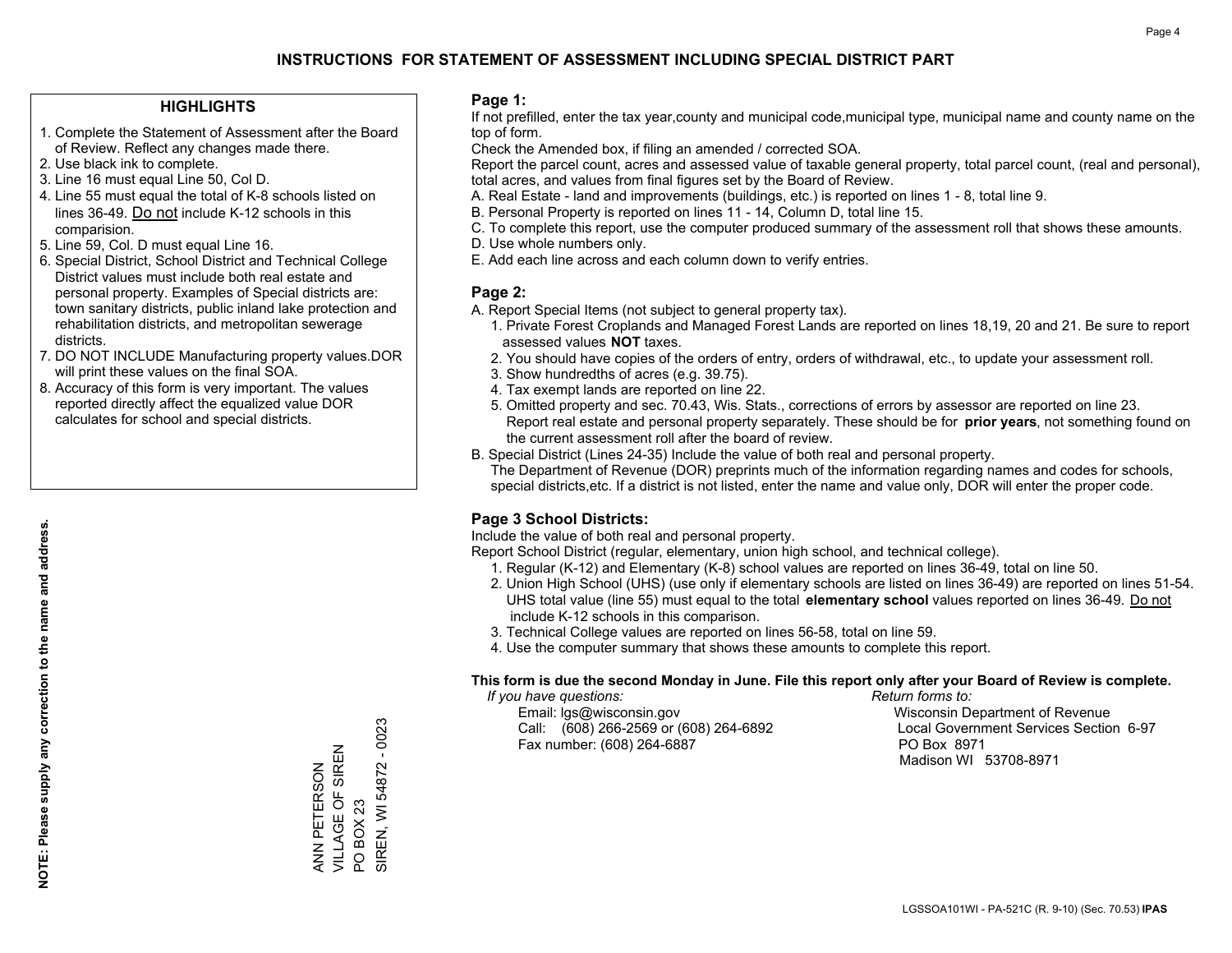# INSTRUCTIONS FOR STATEMENT OF ASSESSMENT INCLUDING SPECIAL DISTRICT PART

## HIGHLIGHTS

1. Complete the Statement of Assessment after the Board of Review. Reflect any changes made there.
2. Use black ink to complete.
3. Line 16 must equal Line 50, Col D.
4. Line 55 must equal the total of K-8 schools listed on lines 36-49. Do not include K-12 schools in this comparision.
5. Line 59, Col. D must equal Line 16.
6. Special District, School District and Technical College District values must include both real estate and personal property. Examples of Special districts are: town sanitary districts, public inland lake protection and rehabilitation districts, and metropolitan sewerage districts.
7. DO NOT INCLUDE Manufacturing property values.DOR will print these values on the final SOA.
8. Accuracy of this form is very important. The values reported directly affect the equalized value DOR calculates for school and special districts.

**NOTE: Please supply any correction to the name and address.**

ANN PETERSON
VILLAGE OF SIREN
PO BOX 23
SIREN, WI 54872 - 0023

## Page 1:

If not prefilled, enter the tax year,county and municipal code,municipal type, municipal name and county name on the top of form.

Check the Amended box, if filing an amended / corrected SOA.

Report the parcel count, acres and assessed value of taxable general property, total parcel count, (real and personal), total acres, and values from final figures set by the Board of Review.

A. Real Estate - land and improvements (buildings, etc.) is reported on lines 1 - 8, total line 9.
B. Personal Property is reported on lines 11 - 14, Column D, total line 15.
C. To complete this report, use the computer produced summary of the assessment roll that shows these amounts.
D. Use whole numbers only.
E. Add each line across and each column down to verify entries.

## Page 2:

A. Report Special Items (not subject to general property tax).
   1. Private Forest Croplands and Managed Forest Lands are reported on lines 18,19, 20 and 21. Be sure to report assessed values **NOT** taxes.
   2. You should have copies of the orders of entry, orders of withdrawal, etc., to update your assessment roll.
   3. Show hundredths of acres (e.g. 39.75).
   4. Tax exempt lands are reported on line 22.
   5. Omitted property and sec. 70.43, Wis. Stats., corrections of errors by assessor are reported on line 23. Report real estate and personal property separately. These should be for **prior years**, not something found on the current assessment roll after the board of review.
B. Special District (Lines 24-35) Include the value of both real and personal property.
   The Department of Revenue (DOR) preprints much of the information regarding names and codes for schools, special districts,etc. If a district is not listed, enter the name and value only, DOR will enter the proper code.

## Page 3 School Districts:

Include the value of both real and personal property.

Report School District (regular, elementary, union high school, and technical college).

1. Regular (K-12) and Elementary (K-8) school values are reported on lines 36-49, total on line 50.
2. Union High School (UHS) (use only if elementary schools are listed on lines 36-49) are reported on lines 51-54. UHS total value (line 55) must equal to the total **elementary school** values reported on lines 36-49. Do not include K-12 schools in this comparison.
3. Technical College values are reported on lines 56-58, total on line 59.
4. Use the computer summary that shows these amounts to complete this report.

**This form is due the second Monday in June. File this report only after your Board of Review is complete.**

*If you have questions:*
Email: lgs@wisconsin.gov
Call: (608) 266-2569 or (608) 264-6892
Fax number: (608) 264-6887

*Return forms to:*
Wisconsin Department of Revenue
Local Government Services Section 6-97
PO Box 8971
Madison WI 53708-8971

LGSSOA101WI - PA-521C (R. 9-10) (Sec. 70.53) **IPAS**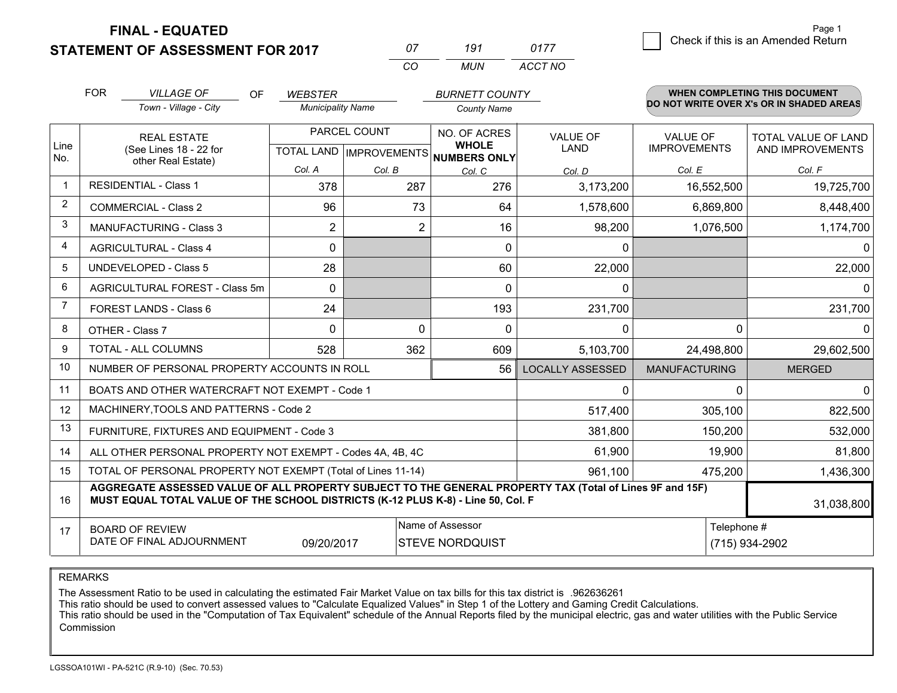# FINAL - EQUATED
## STATEMENT OF ASSESSMENT FOR 2017

| 07 | 191 | 0177 |
|---|---|---|
| CO | MUN | ACCT NO |

Check if this is an Amended Return

FOR *VILLAGE OF* (Town - Village - City) OF *WEBSTER* (Municipality Name) *BURNETT COUNTY* (County Name)

**WHEN COMPLETING THIS DOCUMENT DO NOT WRITE OVER X's OR IN SHADED AREAS**

| Line No. | REAL ESTATE (See Lines 18 - 22 for other Real Estate) | PARCEL COUNT | | NO. OF ACRES WHOLE NUMBERS ONLY | VALUE OF LAND | VALUE OF IMPROVEMENTS | TOTAL VALUE OF LAND AND IMPROVEMENTS |
|---|---|---|---|---|---|---|---|
| | | TOTAL LAND | IMPROVEMENTS | | | | |
| | | Col. A | Col. B | Col. C | Col. D | Col. E | Col. F |
| 1 | RESIDENTIAL - Class 1 | 378 | 287 | 276 | 3,173,200 | 16,552,500 | 19,725,700 |
| 2 | COMMERCIAL - Class 2 | 96 | 73 | 64 | 1,578,600 | 6,869,800 | 8,448,400 |
| 3 | MANUFACTURING - Class 3 | 2 | 2 | 16 | 98,200 | 1,076,500 | 1,174,700 |
| 4 | AGRICULTURAL - Class 4 | 0 | | 0 | 0 | | 0 |
| 5 | UNDEVELOPED - Class 5 | 28 | | 60 | 22,000 | | 22,000 |
| 6 | AGRICULTURAL FOREST - Class 5m | 0 | | 0 | 0 | | 0 |
| 7 | FOREST LANDS - Class 6 | 24 | | 193 | 231,700 | | 231,700 |
| 8 | OTHER - Class 7 | 0 | 0 | 0 | 0 | 0 | 0 |
| 9 | TOTAL - ALL COLUMNS | 528 | 362 | 609 | 5,103,700 | 24,498,800 | 29,602,500 |
| 10 | NUMBER OF PERSONAL PROPERTY ACCOUNTS IN ROLL | | | 56 | LOCALLY ASSESSED | MANUFACTURING | MERGED |
| 11 | BOATS AND OTHER WATERCRAFT NOT EXEMPT - Code 1 | | | | 0 | 0 | 0 |
| 12 | MACHINERY,TOOLS AND PATTERNS - Code 2 | | | | 517,400 | 305,100 | 822,500 |
| 13 | FURNITURE, FIXTURES AND EQUIPMENT - Code 3 | | | | 381,800 | 150,200 | 532,000 |
| 14 | ALL OTHER PERSONAL PROPERTY NOT EXEMPT - Codes 4A, 4B, 4C | | | | 61,900 | 19,900 | 81,800 |
| 15 | TOTAL OF PERSONAL PROPERTY NOT EXEMPT (Total of Lines 11-14) | | | | 961,100 | 475,200 | 1,436,300 |
| 16 | **AGGREGATE ASSESSED VALUE OF ALL PROPERTY SUBJECT TO THE GENERAL PROPERTY TAX (Total of Lines 9F and 15F) MUST EQUAL TOTAL VALUE OF THE SCHOOL DISTRICTS (K-12 PLUS K-8) - Line 50, Col. F** | | | | | | 31,038,800 |
| 17 | BOARD OF REVIEW DATE OF FINAL ADJOURNMENT | 09/20/2017 | Name of Assessor: STEVE NORDQUIST | | | Telephone #: (715) 934-2902 | |

REMARKS

The Assessment Ratio to be used in calculating the estimated Fair Market Value on tax bills for this tax district is .962636261
This ratio should be used to convert assessed values to "Calculate Equalized Values" in Step 1 of the Lottery and Gaming Credit Calculations.
This ratio should be used in the "Computation of Tax Equivalent" schedule of the Annual Reports filed by the municipal electric, gas and water utilities with the Public Service Commission

LGSSOA101WI - PA-521C (R.9-10) (Sec. 70.53)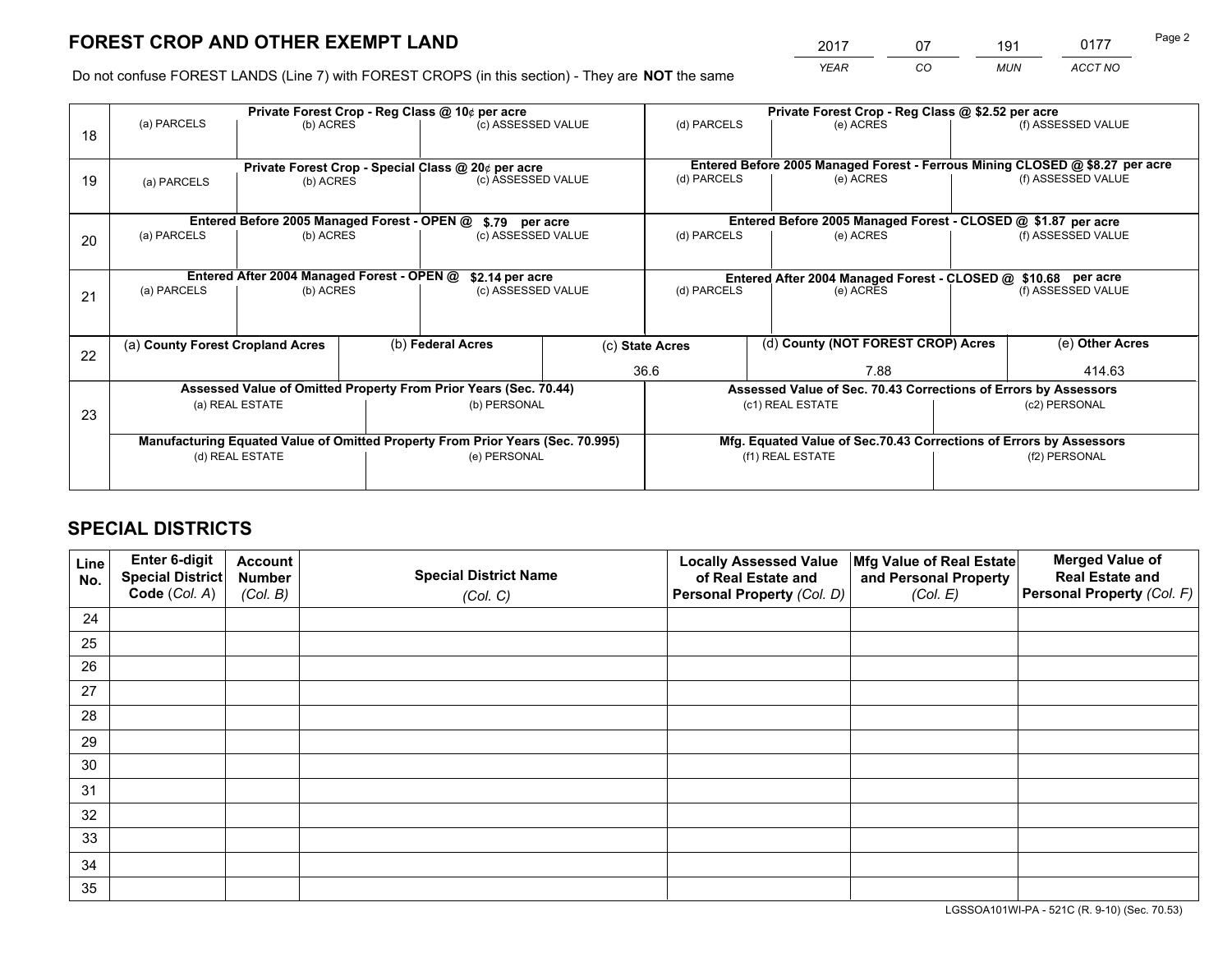# FOREST CROP AND OTHER EXEMPT LAND

| 2017 | 07 | 191 | 0177 |
|---|---|---|---|
| *YEAR* | *CO* | *MUN* | *ACCT NO* |

Do not confuse FOREST LANDS (Line 7) with FOREST CROPS (in this section) - They are **NOT** the same

| Line | | | | | | |
|---|---|---|---|---|---|---|
| 18 | **Private Forest Crop - Reg Class @ 10¢ per acre** | | | **Private Forest Crop - Reg Class @ $2.52 per acre** | | |
| | (a) PARCELS | (b) ACRES | (c) ASSESSED VALUE | (d) PARCELS | (e) ACRES | (f) ASSESSED VALUE |
| | | | | | | |
| 19 | **Private Forest Crop - Special Class @ 20¢ per acre** | | | **Entered Before 2005 Managed Forest - Ferrous Mining CLOSED @ $8.27 per acre** | | |
| | (a) PARCELS | (b) ACRES | (c) ASSESSED VALUE | (d) PARCELS | (e) ACRES | (f) ASSESSED VALUE |
| | | | | | | |
| 20 | **Entered Before 2005 Managed Forest - OPEN @ $.79 per acre** | | | **Entered Before 2005 Managed Forest - CLOSED @ $1.87 per acre** | | |
| | (a) PARCELS | (b) ACRES | (c) ASSESSED VALUE | (d) PARCELS | (e) ACRES | (f) ASSESSED VALUE |
| | | | | | | |
| 21 | **Entered After 2004 Managed Forest - OPEN @ $2.14 per acre** | | | **Entered After 2004 Managed Forest - CLOSED @ $10.68 per acre** | | |
| | (a) PARCELS | (b) ACRES | (c) ASSESSED VALUE | (d) PARCELS | (e) ACRES | (f) ASSESSED VALUE |
| | | | | | | |

| Line | (a) County Forest Cropland Acres | (b) Federal Acres | (c) State Acres | (d) County (NOT FOREST CROP) Acres | (e) Other Acres |
|---|---|---|---|---|---|
| 22 | | | 36.6 | 7.88 | 414.63 |

| Line | | | | |
|---|---|---|---|---|
| 23 | **Assessed Value of Omitted Property From Prior Years (Sec. 70.44)** | | **Assessed Value of Sec. 70.43 Corrections of Errors by Assessors** | |
| | (a) REAL ESTATE | (b) PERSONAL | (c1) REAL ESTATE | (c2) PERSONAL |
| | | | | |
| | **Manufacturing Equated Value of Omitted Property From Prior Years (Sec. 70.995)** | | **Mfg. Equated Value of Sec.70.43 Corrections of Errors by Assessors** | |
| | (d) REAL ESTATE | (e) PERSONAL | (f1) REAL ESTATE | (f2) PERSONAL |
| | | | | |

# SPECIAL DISTRICTS

| Line No. | Enter 6-digit Special District Code (*Col. A*) | Account Number (*Col. B*) | Special District Name (*Col. C*) | Locally Assessed Value of Real Estate and Personal Property (*Col. D*) | Mfg Value of Real Estate and Personal Property (*Col. E*) | Merged Value of Real Estate and Personal Property (*Col. F*) |
|---|---|---|---|---|---|---|
| 24 | | | | | | |
| 25 | | | | | | |
| 26 | | | | | | |
| 27 | | | | | | |
| 28 | | | | | | |
| 29 | | | | | | |
| 30 | | | | | | |
| 31 | | | | | | |
| 32 | | | | | | |
| 33 | | | | | | |
| 34 | | | | | | |
| 35 | | | | | | |

LGSSOA101WI-PA - 521C (R. 9-10) (Sec. 70.53)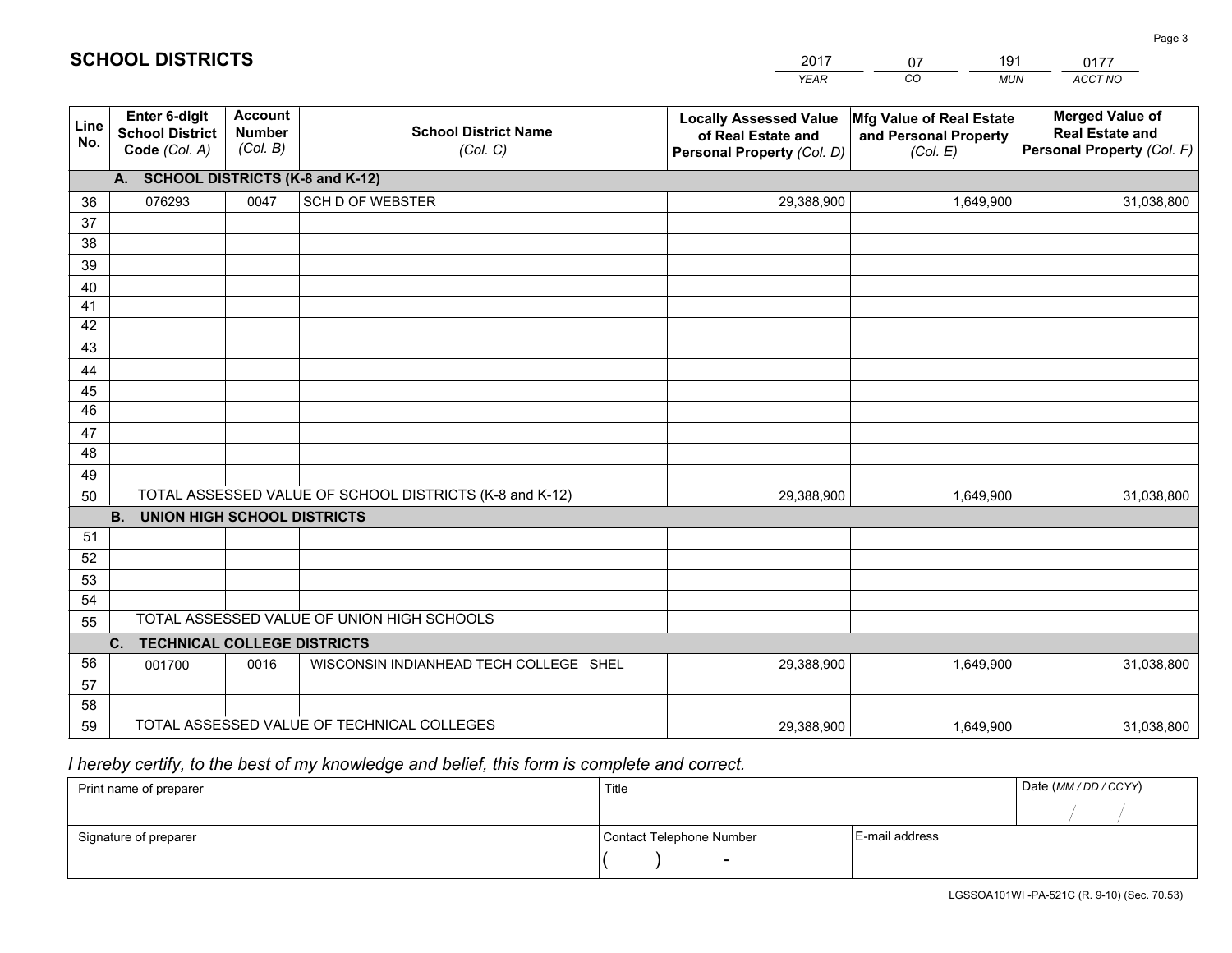# SCHOOL DISTRICTS

| 2017 | 07 | 191 | 0177 |
|---|---|---|---|
| YEAR | CO | MUN | ACCT NO |

| Line No. | Enter 6-digit School District Code (Col. A) | Account Number (Col. B) | School District Name (Col. C) | Locally Assessed Value of Real Estate and Personal Property (Col. D) | Mfg Value of Real Estate and Personal Property (Col. E) | Merged Value of Real Estate and Personal Property (Col. F) |
|---|---|---|---|---|---|---|
| | **A. SCHOOL DISTRICTS (K-8 and K-12)** | | | | | |
| 36 | 076293 | 0047 | SCH D OF WEBSTER | 29,388,900 | 1,649,900 | 31,038,800 |
| 37 | | | | | | |
| 38 | | | | | | |
| 39 | | | | | | |
| 40 | | | | | | |
| 41 | | | | | | |
| 42 | | | | | | |
| 43 | | | | | | |
| 44 | | | | | | |
| 45 | | | | | | |
| 46 | | | | | | |
| 47 | | | | | | |
| 48 | | | | | | |
| 49 | | | | | | |
| 50 | TOTAL ASSESSED VALUE OF SCHOOL DISTRICTS (K-8 and K-12) | | | 29,388,900 | 1,649,900 | 31,038,800 |
| | **B. UNION HIGH SCHOOL DISTRICTS** | | | | | |
| 51 | | | | | | |
| 52 | | | | | | |
| 53 | | | | | | |
| 54 | | | | | | |
| 55 | TOTAL ASSESSED VALUE OF UNION HIGH SCHOOLS | | | | | |
| | **C. TECHNICAL COLLEGE DISTRICTS** | | | | | |
| 56 | 001700 | 0016 | WISCONSIN INDIANHEAD TECH COLLEGE SHEL | 29,388,900 | 1,649,900 | 31,038,800 |
| 57 | | | | | | |
| 58 | | | | | | |
| 59 | TOTAL ASSESSED VALUE OF TECHNICAL COLLEGES | | | 29,388,900 | 1,649,900 | 31,038,800 |

*I hereby certify, to the best of my knowledge and belief, this form is complete and correct.*

| Print name of preparer | Title | | Date (MM / DD / CCYY) |
|---|---|---|---|
| | | | / / |
| Signature of preparer | Contact Telephone Number | E-mail address | |
| | ( ) - | | |

LGSSOA101WI -PA-521C (R. 9-10) (Sec. 70.53)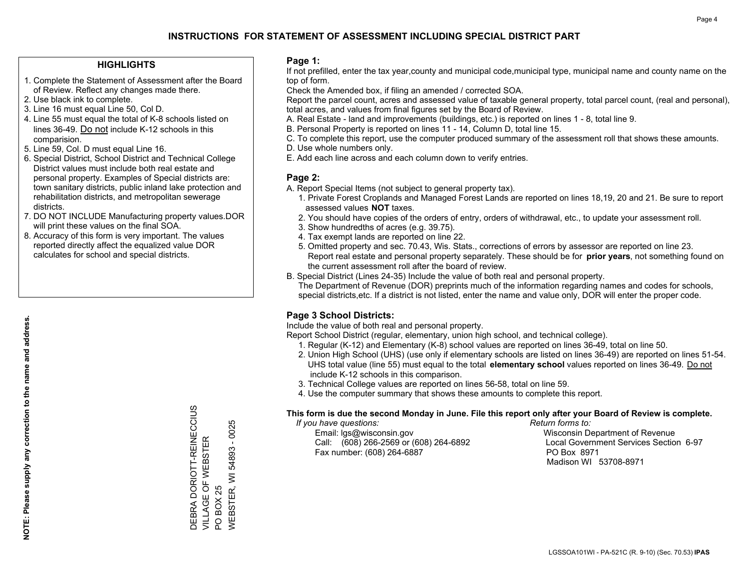# INSTRUCTIONS FOR STATEMENT OF ASSESSMENT INCLUDING SPECIAL DISTRICT PART

## HIGHLIGHTS

1. Complete the Statement of Assessment after the Board of Review. Reflect any changes made there.
2. Use black ink to complete.
3. Line 16 must equal Line 50, Col D.
4. Line 55 must equal the total of K-8 schools listed on lines 36-49. Do not include K-12 schools in this comparision.
5. Line 59, Col. D must equal Line 16.
6. Special District, School District and Technical College District values must include both real estate and personal property. Examples of Special districts are: town sanitary districts, public inland lake protection and rehabilitation districts, and metropolitan sewerage districts.
7. DO NOT INCLUDE Manufacturing property values.DOR will print these values on the final SOA.
8. Accuracy of this form is very important. The values reported directly affect the equalized value DOR calculates for school and special districts.

**NOTE: Please supply any correction to the name and address.**

DEBRA DORIOTT-REINECCIUS
VILLAGE OF WEBSTER
PO BOX 25
WEBSTER, WI 54893 - 0025

## Page 1:

If not prefilled, enter the tax year,county and municipal code,municipal type, municipal name and county name on the top of form.

Check the Amended box, if filing an amended / corrected SOA.

Report the parcel count, acres and assessed value of taxable general property, total parcel count, (real and personal), total acres, and values from final figures set by the Board of Review.

A. Real Estate - land and improvements (buildings, etc.) is reported on lines 1 - 8, total line 9.
B. Personal Property is reported on lines 11 - 14, Column D, total line 15.
C. To complete this report, use the computer produced summary of the assessment roll that shows these amounts.
D. Use whole numbers only.
E. Add each line across and each column down to verify entries.

## Page 2:

A. Report Special Items (not subject to general property tax).
   1. Private Forest Croplands and Managed Forest Lands are reported on lines 18,19, 20 and 21. Be sure to report assessed values **NOT** taxes.
   2. You should have copies of the orders of entry, orders of withdrawal, etc., to update your assessment roll.
   3. Show hundredths of acres (e.g. 39.75).
   4. Tax exempt lands are reported on line 22.
   5. Omitted property and sec. 70.43, Wis. Stats., corrections of errors by assessor are reported on line 23. Report real estate and personal property separately. These should be for **prior years**, not something found on the current assessment roll after the board of review.

B. Special District (Lines 24-35) Include the value of both real and personal property.
   The Department of Revenue (DOR) preprints much of the information regarding names and codes for schools, special districts,etc. If a district is not listed, enter the name and value only, DOR will enter the proper code.

## Page 3 School Districts:

Include the value of both real and personal property.

Report School District (regular, elementary, union high school, and technical college).

1. Regular (K-12) and Elementary (K-8) school values are reported on lines 36-49, total on line 50.
2. Union High School (UHS) (use only if elementary schools are listed on lines 36-49) are reported on lines 51-54. UHS total value (line 55) must equal to the total **elementary school** values reported on lines 36-49. Do not include K-12 schools in this comparison.
3. Technical College values are reported on lines 56-58, total on line 59.
4. Use the computer summary that shows these amounts to complete this report.

**This form is due the second Monday in June. File this report only after your Board of Review is complete.**

*If you have questions:*
Email: lgs@wisconsin.gov
Call: (608) 266-2569 or (608) 264-6892
Fax number: (608) 264-6887

*Return forms to:*
Wisconsin Department of Revenue
Local Government Services Section 6-97
PO Box 8971
Madison WI 53708-8971

LGSSOA101WI - PA-521C (R. 9-10) (Sec. 70.53) **IPAS**